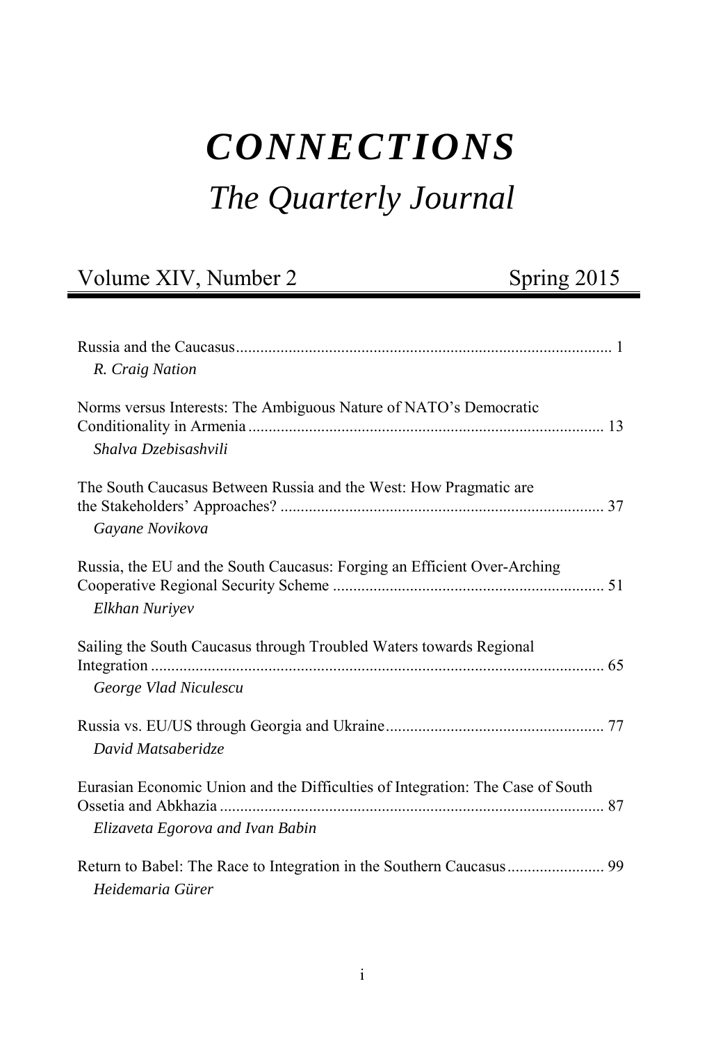# *CONNECTIONS*

## *The Quarterly Journal*

Volume XIV, Number 2 Spring 2015

Russia and the Caucasus ............................................................................................ 1
*R. Craig Nation*

Norms versus Interests: The Ambiguous Nature of NATO's Democratic Conditionality in Armenia ....................................................................................... 13
*Shalva Dzebisashvili*

The South Caucasus Between Russia and the West: How Pragmatic are the Stakeholders' Approaches? ................................................................................ 37
*Gayane Novikova*

Russia, the EU and the South Caucasus: Forging an Efficient Over-Arching Cooperative Regional Security Scheme .................................................................. 51
*Elkhan Nuriyev*

Sailing the South Caucasus through Troubled Waters towards Regional Integration ................................................................................................................ 65
*George Vlad Niculescu*

Russia vs. EU/US through Georgia and Ukraine ...................................................... 77
*David Matsaberidze*

Eurasian Economic Union and the Difficulties of Integration: The Case of South Ossetia and Abkhazia .............................................................................................. 87
*Elizaveta Egorova and Ivan Babin*

Return to Babel: The Race to Integration in the Southern Caucasus ........................ 99
*Heidemaria Gürer*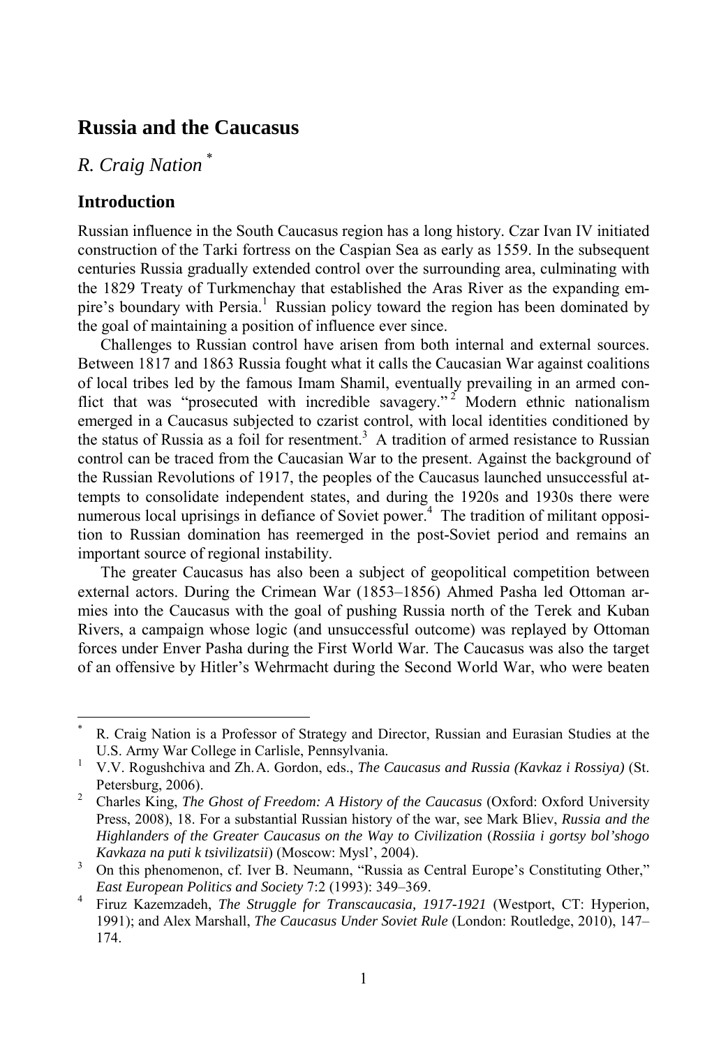# Russia and the Caucasus

## *R. Craig Nation* [*]

## Introduction

Russian influence in the South Caucasus region has a long history. Czar Ivan IV initiated construction of the Tarki fortress on the Caspian Sea as early as 1559. In the subsequent centuries Russia gradually extended control over the surrounding area, culminating with the 1829 Treaty of Turkmenchay that established the Aras River as the expanding empire's boundary with Persia.[1] Russian policy toward the region has been dominated by the goal of maintaining a position of influence ever since.

Challenges to Russian control have arisen from both internal and external sources. Between 1817 and 1863 Russia fought what it calls the Caucasian War against coalitions of local tribes led by the famous Imam Shamil, eventually prevailing in an armed conflict that was "prosecuted with incredible savagery."[2] Modern ethnic nationalism emerged in a Caucasus subjected to czarist control, with local identities conditioned by the status of Russia as a foil for resentment.[3] A tradition of armed resistance to Russian control can be traced from the Caucasian War to the present. Against the background of the Russian Revolutions of 1917, the peoples of the Caucasus launched unsuccessful attempts to consolidate independent states, and during the 1920s and 1930s there were numerous local uprisings in defiance of Soviet power.[4] The tradition of militant opposition to Russian domination has reemerged in the post-Soviet period and remains an important source of regional instability.

The greater Caucasus has also been a subject of geopolitical competition between external actors. During the Crimean War (1853–1856) Ahmed Pasha led Ottoman armies into the Caucasus with the goal of pushing Russia north of the Terek and Kuban Rivers, a campaign whose logic (and unsuccessful outcome) was replayed by Ottoman forces under Enver Pasha during the First World War. The Caucasus was also the target of an offensive by Hitler's Wehrmacht during the Second World War, who were beaten

---

[*] R. Craig Nation is a Professor of Strategy and Director, Russian and Eurasian Studies at the U.S. Army War College in Carlisle, Pennsylvania.

[1] V.V. Rogushchiva and Zh. A. Gordon, eds., *The Caucasus and Russia (Kavkaz i Rossiya)* (St. Petersburg, 2006).

[2] Charles King, *The Ghost of Freedom: A History of the Caucasus* (Oxford: Oxford University Press, 2008), 18. For a substantial Russian history of the war, see Mark Bliev, *Russia and the Highlanders of the Greater Caucasus on the Way to Civilization* (*Rossiia i gortsy bol'shogo Kavkaza na puti k tsivilizatsii*) (Moscow: Mysl', 2004).

[3] On this phenomenon, cf. Iver B. Neumann, "Russia as Central Europe's Constituting Other," *East European Politics and Society* 7:2 (1993): 349–369.

[4] Firuz Kazemzadeh, *The Struggle for Transcaucasia, 1917-1921* (Westport, CT: Hyperion, 1991); and Alex Marshall, *The Caucasus Under Soviet Rule* (London: Routledge, 2010), 147–174.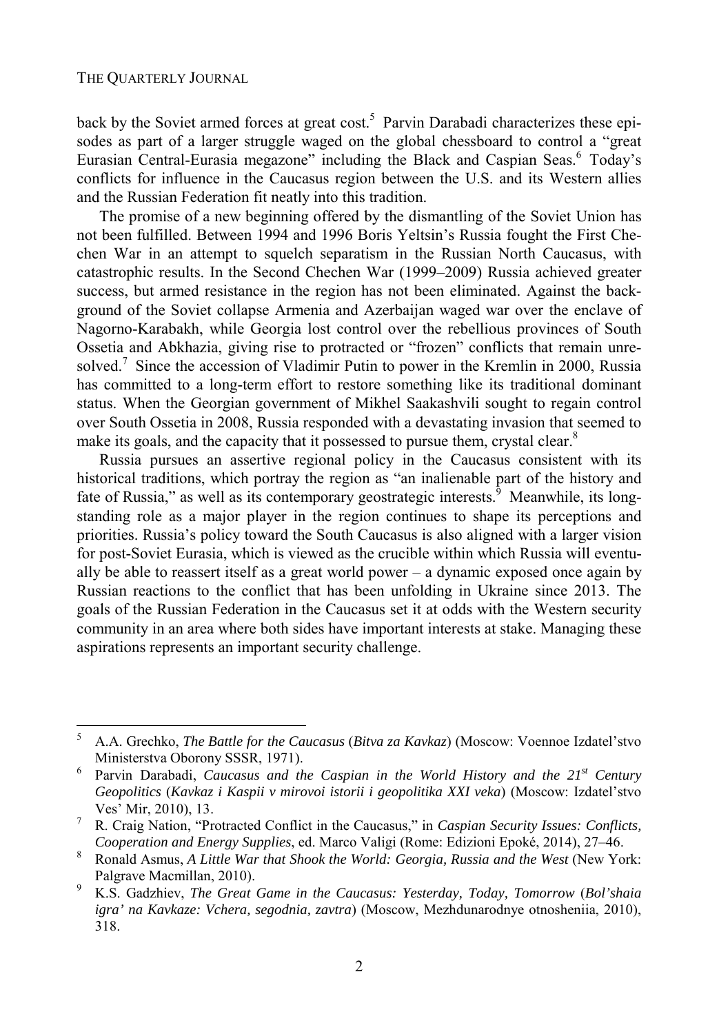back by the Soviet armed forces at great cost.[5] Parvin Darabadi characterizes these episodes as part of a larger struggle waged on the global chessboard to control a "great Eurasian Central-Eurasia megazone" including the Black and Caspian Seas.[6] Today's conflicts for influence in the Caucasus region between the U.S. and its Western allies and the Russian Federation fit neatly into this tradition.

The promise of a new beginning offered by the dismantling of the Soviet Union has not been fulfilled. Between 1994 and 1996 Boris Yeltsin's Russia fought the First Chechen War in an attempt to squelch separatism in the Russian North Caucasus, with catastrophic results. In the Second Chechen War (1999–2009) Russia achieved greater success, but armed resistance in the region has not been eliminated. Against the background of the Soviet collapse Armenia and Azerbaijan waged war over the enclave of Nagorno-Karabakh, while Georgia lost control over the rebellious provinces of South Ossetia and Abkhazia, giving rise to protracted or "frozen" conflicts that remain unresolved.[7] Since the accession of Vladimir Putin to power in the Kremlin in 2000, Russia has committed to a long-term effort to restore something like its traditional dominant status. When the Georgian government of Mikhel Saakashvili sought to regain control over South Ossetia in 2008, Russia responded with a devastating invasion that seemed to make its goals, and the capacity that it possessed to pursue them, crystal clear.[8]

Russia pursues an assertive regional policy in the Caucasus consistent with its historical traditions, which portray the region as "an inalienable part of the history and fate of Russia," as well as its contemporary geostrategic interests.[9] Meanwhile, its longstanding role as a major player in the region continues to shape its perceptions and priorities. Russia's policy toward the South Caucasus is also aligned with a larger vision for post-Soviet Eurasia, which is viewed as the crucible within which Russia will eventually be able to reassert itself as a great world power – a dynamic exposed once again by Russian reactions to the conflict that has been unfolding in Ukraine since 2013. The goals of the Russian Federation in the Caucasus set it at odds with the Western security community in an area where both sides have important interests at stake. Managing these aspirations represents an important security challenge.

---

[5] A.A. Grechko, *The Battle for the Caucasus* (*Bitva za Kavkaz*) (Moscow: Voennoe Izdatel'stvo Ministerstva Oborony SSSR, 1971).

[6] Parvin Darabadi, *Caucasus and the Caspian in the World History and the 21st Century Geopolitics* (*Kavkaz i Kaspii v mirovoi istorii i geopolitika XXI veka*) (Moscow: Izdatel'stvo Ves' Mir, 2010), 13.

[7] R. Craig Nation, "Protracted Conflict in the Caucasus," in *Caspian Security Issues: Conflicts, Cooperation and Energy Supplies*, ed. Marco Valigi (Rome: Edizioni Epoké, 2014), 27–46.

[8] Ronald Asmus, *A Little War that Shook the World: Georgia, Russia and the West* (New York: Palgrave Macmillan, 2010).

[9] K.S. Gadzhiev, *The Great Game in the Caucasus: Yesterday, Today, Tomorrow* (*Bol'shaia igra' na Kavkaze: Vchera, segodnia, zavtra*) (Moscow, Mezhdunarodnye otnosheniia, 2010), 318.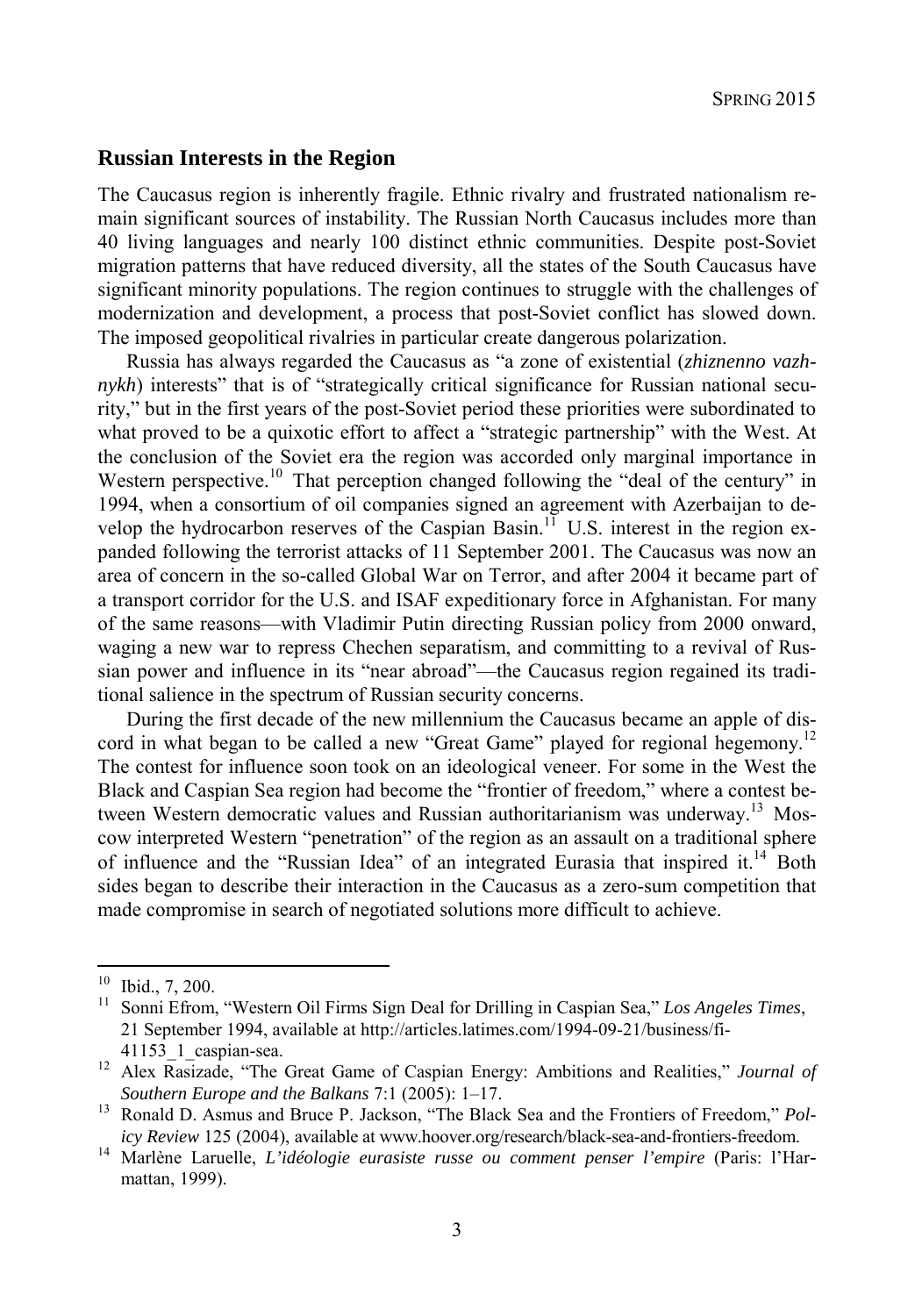## Russian Interests in the Region

The Caucasus region is inherently fragile. Ethnic rivalry and frustrated nationalism remain significant sources of instability. The Russian North Caucasus includes more than 40 living languages and nearly 100 distinct ethnic communities. Despite post-Soviet migration patterns that have reduced diversity, all the states of the South Caucasus have significant minority populations. The region continues to struggle with the challenges of modernization and development, a process that post-Soviet conflict has slowed down. The imposed geopolitical rivalries in particular create dangerous polarization.

Russia has always regarded the Caucasus as "a zone of existential (*zhiznenno vazhnykh*) interests" that is of "strategically critical significance for Russian national security," but in the first years of the post-Soviet period these priorities were subordinated to what proved to be a quixotic effort to affect a "strategic partnership" with the West. At the conclusion of the Soviet era the region was accorded only marginal importance in Western perspective.[10] That perception changed following the "deal of the century" in 1994, when a consortium of oil companies signed an agreement with Azerbaijan to develop the hydrocarbon reserves of the Caspian Basin.[11] U.S. interest in the region expanded following the terrorist attacks of 11 September 2001. The Caucasus was now an area of concern in the so-called Global War on Terror, and after 2004 it became part of a transport corridor for the U.S. and ISAF expeditionary force in Afghanistan. For many of the same reasons—with Vladimir Putin directing Russian policy from 2000 onward, waging a new war to repress Chechen separatism, and committing to a revival of Russian power and influence in its "near abroad"—the Caucasus region regained its traditional salience in the spectrum of Russian security concerns.

During the first decade of the new millennium the Caucasus became an apple of discord in what began to be called a new "Great Game" played for regional hegemony.[12] The contest for influence soon took on an ideological veneer. For some in the West the Black and Caspian Sea region had become the "frontier of freedom," where a contest between Western democratic values and Russian authoritarianism was underway.[13] Moscow interpreted Western "penetration" of the region as an assault on a traditional sphere of influence and the "Russian Idea" of an integrated Eurasia that inspired it.[14] Both sides began to describe their interaction in the Caucasus as a zero-sum competition that made compromise in search of negotiated solutions more difficult to achieve.

---

[10] Ibid., 7, 200.

[11] Sonni Efrom, "Western Oil Firms Sign Deal for Drilling in Caspian Sea," *Los Angeles Times*, 21 September 1994, available at http://articles.latimes.com/1994-09-21/business/fi-41153_1_caspian-sea.

[12] Alex Rasizade, "The Great Game of Caspian Energy: Ambitions and Realities," *Journal of Southern Europe and the Balkans* 7:1 (2005): 1–17.

[13] Ronald D. Asmus and Bruce P. Jackson, "The Black Sea and the Frontiers of Freedom," *Policy Review* 125 (2004), available at www.hoover.org/research/black-sea-and-frontiers-freedom.

[14] Marlène Laruelle, *L'idéologie eurasiste russe ou comment penser l'empire* (Paris: l'Harmattan, 1999).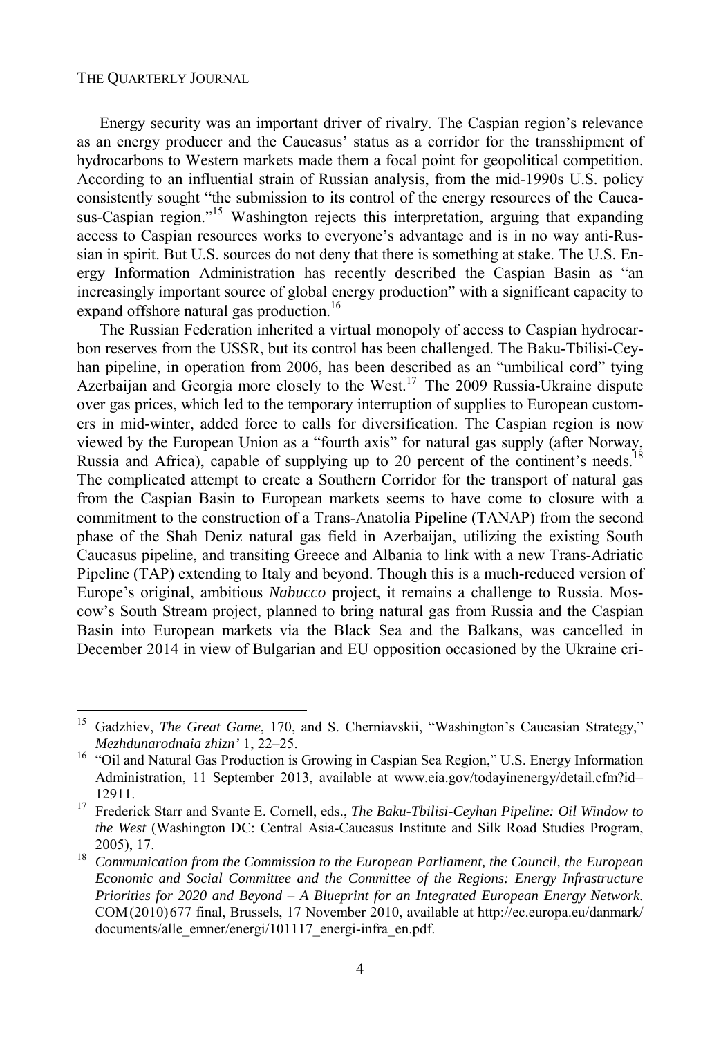Energy security was an important driver of rivalry. The Caspian region's relevance as an energy producer and the Caucasus' status as a corridor for the transshipment of hydrocarbons to Western markets made them a focal point for geopolitical competition. According to an influential strain of Russian analysis, from the mid-1990s U.S. policy consistently sought "the submission to its control of the energy resources of the Caucasus-Caspian region."[15] Washington rejects this interpretation, arguing that expanding access to Caspian resources works to everyone's advantage and is in no way anti-Russian in spirit. But U.S. sources do not deny that there is something at stake. The U.S. Energy Information Administration has recently described the Caspian Basin as "an increasingly important source of global energy production" with a significant capacity to expand offshore natural gas production.[16]

The Russian Federation inherited a virtual monopoly of access to Caspian hydrocarbon reserves from the USSR, but its control has been challenged. The Baku-Tbilisi-Ceyhan pipeline, in operation from 2006, has been described as an "umbilical cord" tying Azerbaijan and Georgia more closely to the West.[17] The 2009 Russia-Ukraine dispute over gas prices, which led to the temporary interruption of supplies to European customers in mid-winter, added force to calls for diversification. The Caspian region is now viewed by the European Union as a "fourth axis" for natural gas supply (after Norway, Russia and Africa), capable of supplying up to 20 percent of the continent's needs.[18] The complicated attempt to create a Southern Corridor for the transport of natural gas from the Caspian Basin to European markets seems to have come to closure with a commitment to the construction of a Trans-Anatolia Pipeline (TANAP) from the second phase of the Shah Deniz natural gas field in Azerbaijan, utilizing the existing South Caucasus pipeline, and transiting Greece and Albania to link with a new Trans-Adriatic Pipeline (TAP) extending to Italy and beyond. Though this is a much-reduced version of Europe's original, ambitious *Nabucco* project, it remains a challenge to Russia. Moscow's South Stream project, planned to bring natural gas from Russia and the Caspian Basin into European markets via the Black Sea and the Balkans, was cancelled in December 2014 in view of Bulgarian and EU opposition occasioned by the Ukraine cri-

---

[15] Gadzhiev, *The Great Game*, 170, and S. Cherniavskii, "Washington's Caucasian Strategy," *Mezhdunarodnaia zhizn'* 1, 22–25.

[16] "Oil and Natural Gas Production is Growing in Caspian Sea Region," U.S. Energy Information Administration, 11 September 2013, available at www.eia.gov/todayinenergy/detail.cfm?id=12911.

[17] Frederick Starr and Svante E. Cornell, eds., *The Baku-Tbilisi-Ceyhan Pipeline: Oil Window to the West* (Washington DC: Central Asia-Caucasus Institute and Silk Road Studies Program, 2005), 17.

[18] *Communication from the Commission to the European Parliament, the Council, the European Economic and Social Committee and the Committee of the Regions: Energy Infrastructure Priorities for 2020 and Beyond – A Blueprint for an Integrated European Energy Network.* COM(2010)677 final, Brussels, 17 November 2010, available at http://ec.europa.eu/danmark/documents/alle_emner/energi/101117_energi-infra_en.pdf.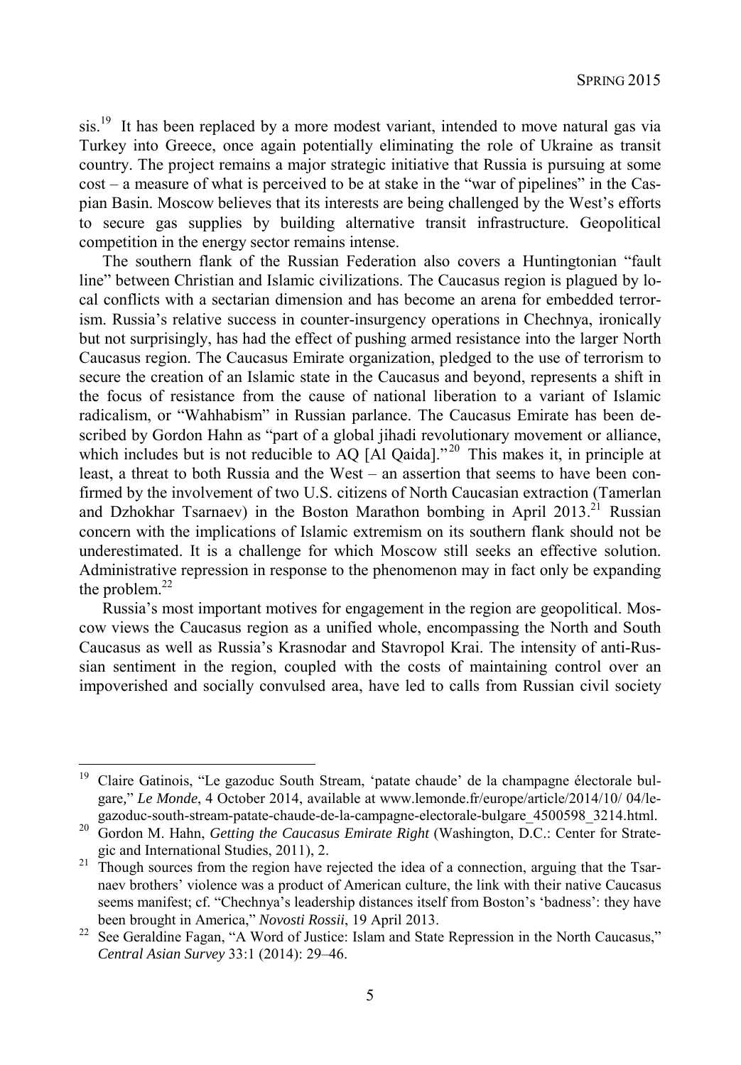sis.[19] It has been replaced by a more modest variant, intended to move natural gas via Turkey into Greece, once again potentially eliminating the role of Ukraine as transit country. The project remains a major strategic initiative that Russia is pursuing at some cost – a measure of what is perceived to be at stake in the "war of pipelines" in the Caspian Basin. Moscow believes that its interests are being challenged by the West's efforts to secure gas supplies by building alternative transit infrastructure. Geopolitical competition in the energy sector remains intense.

The southern flank of the Russian Federation also covers a Huntingtonian "fault line" between Christian and Islamic civilizations. The Caucasus region is plagued by local conflicts with a sectarian dimension and has become an arena for embedded terrorism. Russia's relative success in counter-insurgency operations in Chechnya, ironically but not surprisingly, has had the effect of pushing armed resistance into the larger North Caucasus region. The Caucasus Emirate organization, pledged to the use of terrorism to secure the creation of an Islamic state in the Caucasus and beyond, represents a shift in the focus of resistance from the cause of national liberation to a variant of Islamic radicalism, or "Wahhabism" in Russian parlance. The Caucasus Emirate has been described by Gordon Hahn as "part of a global jihadi revolutionary movement or alliance, which includes but is not reducible to AQ [Al Qaida]."[20] This makes it, in principle at least, a threat to both Russia and the West – an assertion that seems to have been confirmed by the involvement of two U.S. citizens of North Caucasian extraction (Tamerlan and Dzhokhar Tsarnaev) in the Boston Marathon bombing in April 2013.[21] Russian concern with the implications of Islamic extremism on its southern flank should not be underestimated. It is a challenge for which Moscow still seeks an effective solution. Administrative repression in response to the phenomenon may in fact only be expanding the problem.[22]

Russia's most important motives for engagement in the region are geopolitical. Moscow views the Caucasus region as a unified whole, encompassing the North and South Caucasus as well as Russia's Krasnodar and Stavropol Krai. The intensity of anti-Russian sentiment in the region, coupled with the costs of maintaining control over an impoverished and socially convulsed area, have led to calls from Russian civil society

---

[19] Claire Gatinois, "Le gazoduc South Stream, 'patate chaude' de la champagne électorale bulgare," *Le Monde*, 4 October 2014, available at www.lemonde.fr/europe/article/2014/10/ 04/le-gazoduc-south-stream-patate-chaude-de-la-campagne-electorale-bulgare_4500598_3214.html.

[20] Gordon M. Hahn, *Getting the Caucasus Emirate Right* (Washington, D.C.: Center for Strategic and International Studies, 2011), 2.

[21] Though sources from the region have rejected the idea of a connection, arguing that the Tsarnaev brothers' violence was a product of American culture, the link with their native Caucasus seems manifest; cf. "Chechnya's leadership distances itself from Boston's 'badness': they have been brought in America," *Novosti Rossii*, 19 April 2013.

[22] See Geraldine Fagan, "A Word of Justice: Islam and State Repression in the North Caucasus," *Central Asian Survey* 33:1 (2014): 29–46.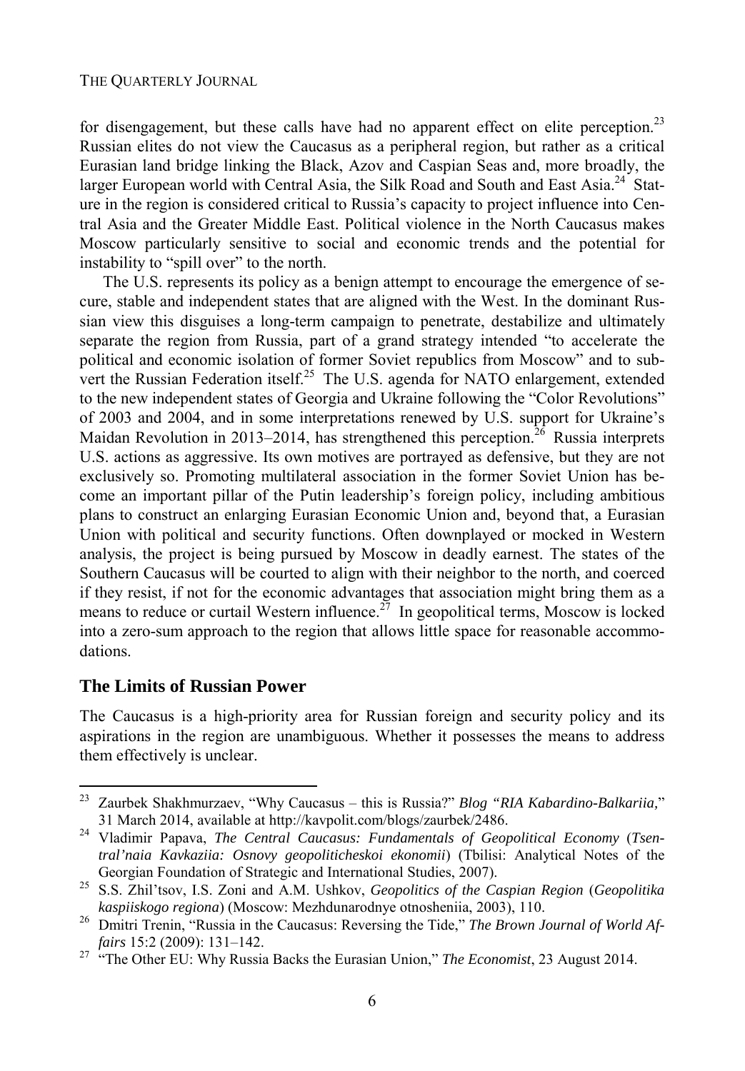for disengagement, but these calls have had no apparent effect on elite perception.[23] Russian elites do not view the Caucasus as a peripheral region, but rather as a critical Eurasian land bridge linking the Black, Azov and Caspian Seas and, more broadly, the larger European world with Central Asia, the Silk Road and South and East Asia.[24] Stature in the region is considered critical to Russia's capacity to project influence into Central Asia and the Greater Middle East. Political violence in the North Caucasus makes Moscow particularly sensitive to social and economic trends and the potential for instability to "spill over" to the north.

The U.S. represents its policy as a benign attempt to encourage the emergence of secure, stable and independent states that are aligned with the West. In the dominant Russian view this disguises a long-term campaign to penetrate, destabilize and ultimately separate the region from Russia, part of a grand strategy intended "to accelerate the political and economic isolation of former Soviet republics from Moscow" and to subvert the Russian Federation itself.[25] The U.S. agenda for NATO enlargement, extended to the new independent states of Georgia and Ukraine following the "Color Revolutions" of 2003 and 2004, and in some interpretations renewed by U.S. support for Ukraine's Maidan Revolution in 2013–2014, has strengthened this perception.[26] Russia interprets U.S. actions as aggressive. Its own motives are portrayed as defensive, but they are not exclusively so. Promoting multilateral association in the former Soviet Union has become an important pillar of the Putin leadership's foreign policy, including ambitious plans to construct an enlarging Eurasian Economic Union and, beyond that, a Eurasian Union with political and security functions. Often downplayed or mocked in Western analysis, the project is being pursued by Moscow in deadly earnest. The states of the Southern Caucasus will be courted to align with their neighbor to the north, and coerced if they resist, if not for the economic advantages that association might bring them as a means to reduce or curtail Western influence.[27] In geopolitical terms, Moscow is locked into a zero-sum approach to the region that allows little space for reasonable accommodations.

## The Limits of Russian Power

The Caucasus is a high-priority area for Russian foreign and security policy and its aspirations in the region are unambiguous. Whether it possesses the means to address them effectively is unclear.

---

[23] Zaurbek Shakhmurzaev, "Why Caucasus – this is Russia?" *Blog "RIA Kabardino-Balkariia,"* 31 March 2014, available at http://kavpolit.com/blogs/zaurbek/2486.

[24] Vladimir Papava, *The Central Caucasus: Fundamentals of Geopolitical Economy* (*Tsentral'naia Kavkaziia: Osnovy geopoliticheskoi ekonomii*) (Tbilisi: Analytical Notes of the Georgian Foundation of Strategic and International Studies, 2007).

[25] S.S. Zhil'tsov, I.S. Zoni and A.M. Ushkov, *Geopolitics of the Caspian Region* (*Geopolitika kaspiiskogo regiona*) (Moscow: Mezhdunarodnye otnosheniia, 2003), 110.

[26] Dmitri Trenin, "Russia in the Caucasus: Reversing the Tide," *The Brown Journal of World Affairs* 15:2 (2009): 131–142.

[27] "The Other EU: Why Russia Backs the Eurasian Union," *The Economist*, 23 August 2014.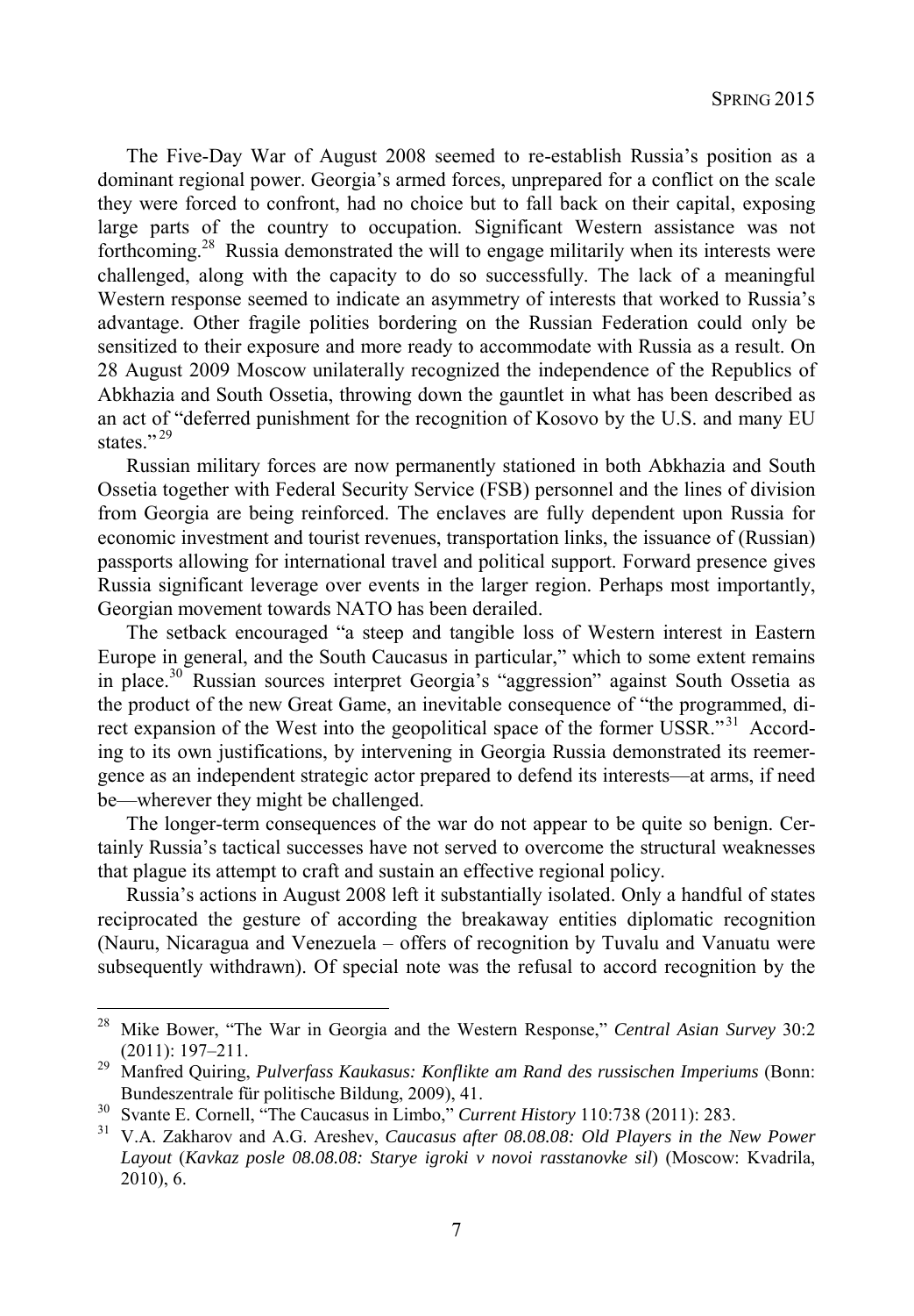The Five-Day War of August 2008 seemed to re-establish Russia's position as a dominant regional power. Georgia's armed forces, unprepared for a conflict on the scale they were forced to confront, had no choice but to fall back on their capital, exposing large parts of the country to occupation. Significant Western assistance was not forthcoming.[28] Russia demonstrated the will to engage militarily when its interests were challenged, along with the capacity to do so successfully. The lack of a meaningful Western response seemed to indicate an asymmetry of interests that worked to Russia's advantage. Other fragile polities bordering on the Russian Federation could only be sensitized to their exposure and more ready to accommodate with Russia as a result. On 28 August 2009 Moscow unilaterally recognized the independence of the Republics of Abkhazia and South Ossetia, throwing down the gauntlet in what has been described as an act of "deferred punishment for the recognition of Kosovo by the U.S. and many EU states."[29]

Russian military forces are now permanently stationed in both Abkhazia and South Ossetia together with Federal Security Service (FSB) personnel and the lines of division from Georgia are being reinforced. The enclaves are fully dependent upon Russia for economic investment and tourist revenues, transportation links, the issuance of (Russian) passports allowing for international travel and political support. Forward presence gives Russia significant leverage over events in the larger region. Perhaps most importantly, Georgian movement towards NATO has been derailed.

The setback encouraged "a steep and tangible loss of Western interest in Eastern Europe in general, and the South Caucasus in particular," which to some extent remains in place.[30] Russian sources interpret Georgia's "aggression" against South Ossetia as the product of the new Great Game, an inevitable consequence of "the programmed, direct expansion of the West into the geopolitical space of the former USSR."[31] According to its own justifications, by intervening in Georgia Russia demonstrated its reemergence as an independent strategic actor prepared to defend its interests—at arms, if need be—wherever they might be challenged.

The longer-term consequences of the war do not appear to be quite so benign. Certainly Russia's tactical successes have not served to overcome the structural weaknesses that plague its attempt to craft and sustain an effective regional policy.

Russia's actions in August 2008 left it substantially isolated. Only a handful of states reciprocated the gesture of according the breakaway entities diplomatic recognition (Nauru, Nicaragua and Venezuela – offers of recognition by Tuvalu and Vanuatu were subsequently withdrawn). Of special note was the refusal to accord recognition by the

---

[28] Mike Bower, "The War in Georgia and the Western Response," *Central Asian Survey* 30:2 (2011): 197–211.

[29] Manfred Quiring, *Pulverfass Kaukasus: Konflikte am Rand des russischen Imperiums* (Bonn: Bundeszentrale für politische Bildung, 2009), 41.

[30] Svante E. Cornell, "The Caucasus in Limbo," *Current History* 110:738 (2011): 283.

[31] V.A. Zakharov and A.G. Areshev, *Caucasus after 08.08.08: Old Players in the New Power Layout* (*Kavkaz posle 08.08.08: Starye igroki v novoi rasstanovke sil*) (Moscow: Kvadrila, 2010), 6.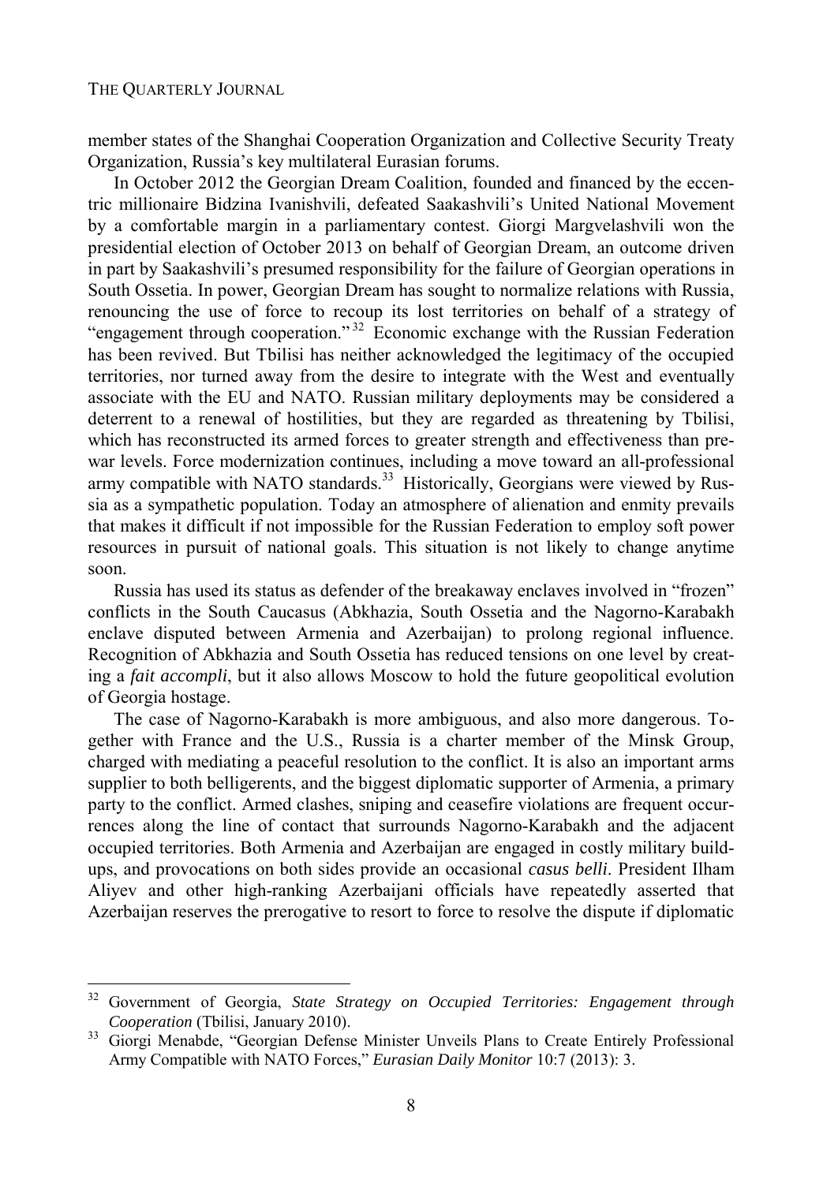member states of the Shanghai Cooperation Organization and Collective Security Treaty Organization, Russia's key multilateral Eurasian forums.

In October 2012 the Georgian Dream Coalition, founded and financed by the eccentric millionaire Bidzina Ivanishvili, defeated Saakashvili's United National Movement by a comfortable margin in a parliamentary contest. Giorgi Margvelashvili won the presidential election of October 2013 on behalf of Georgian Dream, an outcome driven in part by Saakashvili's presumed responsibility for the failure of Georgian operations in South Ossetia. In power, Georgian Dream has sought to normalize relations with Russia, renouncing the use of force to recoup its lost territories on behalf of a strategy of "engagement through cooperation."[32] Economic exchange with the Russian Federation has been revived. But Tbilisi has neither acknowledged the legitimacy of the occupied territories, nor turned away from the desire to integrate with the West and eventually associate with the EU and NATO. Russian military deployments may be considered a deterrent to a renewal of hostilities, but they are regarded as threatening by Tbilisi, which has reconstructed its armed forces to greater strength and effectiveness than pre-war levels. Force modernization continues, including a move toward an all-professional army compatible with NATO standards.[33] Historically, Georgians were viewed by Russia as a sympathetic population. Today an atmosphere of alienation and enmity prevails that makes it difficult if not impossible for the Russian Federation to employ soft power resources in pursuit of national goals. This situation is not likely to change anytime soon.

Russia has used its status as defender of the breakaway enclaves involved in "frozen" conflicts in the South Caucasus (Abkhazia, South Ossetia and the Nagorno-Karabakh enclave disputed between Armenia and Azerbaijan) to prolong regional influence. Recognition of Abkhazia and South Ossetia has reduced tensions on one level by creating a *fait accompli*, but it also allows Moscow to hold the future geopolitical evolution of Georgia hostage.

The case of Nagorno-Karabakh is more ambiguous, and also more dangerous. Together with France and the U.S., Russia is a charter member of the Minsk Group, charged with mediating a peaceful resolution to the conflict. It is also an important arms supplier to both belligerents, and the biggest diplomatic supporter of Armenia, a primary party to the conflict. Armed clashes, sniping and ceasefire violations are frequent occurrences along the line of contact that surrounds Nagorno-Karabakh and the adjacent occupied territories. Both Armenia and Azerbaijan are engaged in costly military build-ups, and provocations on both sides provide an occasional *casus belli*. President Ilham Aliyev and other high-ranking Azerbaijani officials have repeatedly asserted that Azerbaijan reserves the prerogative to resort to force to resolve the dispute if diplomatic

---

[32] Government of Georgia, *State Strategy on Occupied Territories: Engagement through Cooperation* (Tbilisi, January 2010).

[33] Giorgi Menabde, "Georgian Defense Minister Unveils Plans to Create Entirely Professional Army Compatible with NATO Forces," *Eurasian Daily Monitor* 10:7 (2013): 3.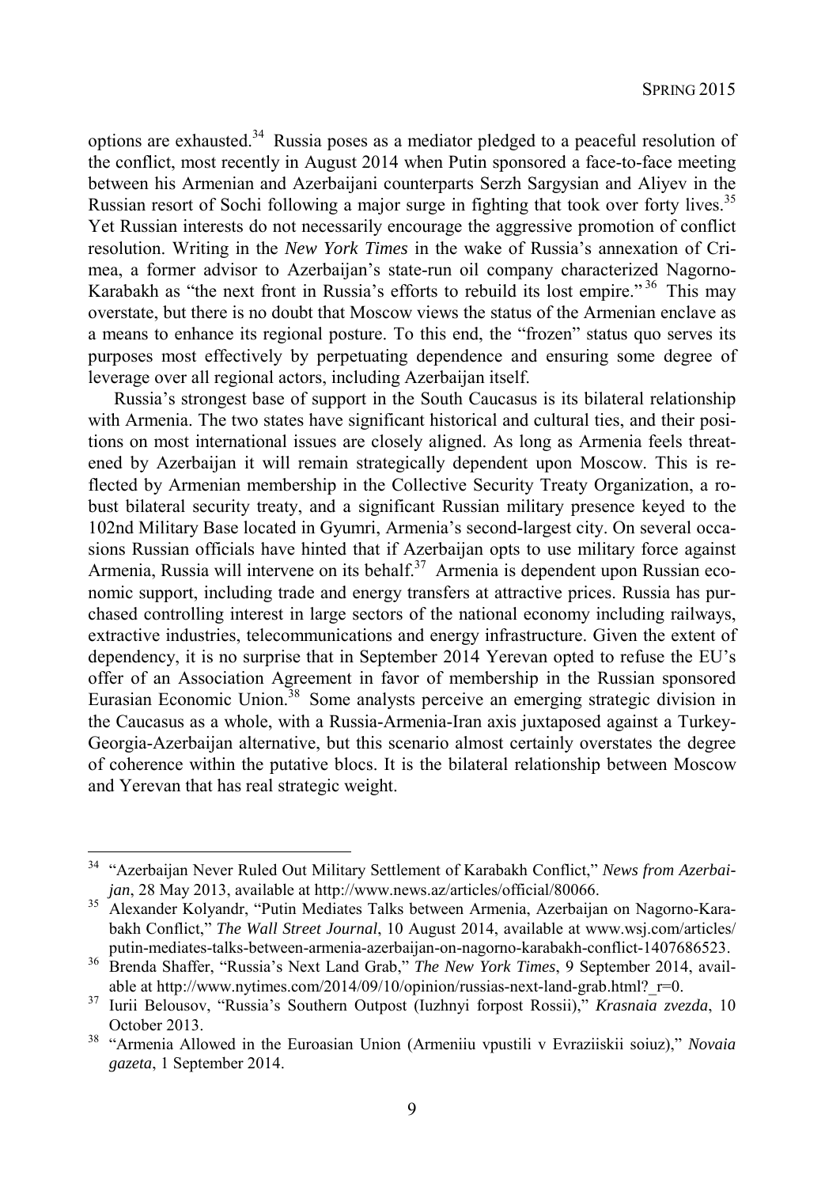options are exhausted.[34] Russia poses as a mediator pledged to a peaceful resolution of the conflict, most recently in August 2014 when Putin sponsored a face-to-face meeting between his Armenian and Azerbaijani counterparts Serzh Sargysian and Aliyev in the Russian resort of Sochi following a major surge in fighting that took over forty lives.[35] Yet Russian interests do not necessarily encourage the aggressive promotion of conflict resolution. Writing in the *New York Times* in the wake of Russia's annexation of Crimea, a former advisor to Azerbaijan's state-run oil company characterized Nagorno-Karabakh as "the next front in Russia's efforts to rebuild its lost empire."[36] This may overstate, but there is no doubt that Moscow views the status of the Armenian enclave as a means to enhance its regional posture. To this end, the "frozen" status quo serves its purposes most effectively by perpetuating dependence and ensuring some degree of leverage over all regional actors, including Azerbaijan itself.

Russia's strongest base of support in the South Caucasus is its bilateral relationship with Armenia. The two states have significant historical and cultural ties, and their positions on most international issues are closely aligned. As long as Armenia feels threatened by Azerbaijan it will remain strategically dependent upon Moscow. This is reflected by Armenian membership in the Collective Security Treaty Organization, a robust bilateral security treaty, and a significant Russian military presence keyed to the 102nd Military Base located in Gyumri, Armenia's second-largest city. On several occasions Russian officials have hinted that if Azerbaijan opts to use military force against Armenia, Russia will intervene on its behalf.[37] Armenia is dependent upon Russian economic support, including trade and energy transfers at attractive prices. Russia has purchased controlling interest in large sectors of the national economy including railways, extractive industries, telecommunications and energy infrastructure. Given the extent of dependency, it is no surprise that in September 2014 Yerevan opted to refuse the EU's offer of an Association Agreement in favor of membership in the Russian sponsored Eurasian Economic Union.[38] Some analysts perceive an emerging strategic division in the Caucasus as a whole, with a Russia-Armenia-Iran axis juxtaposed against a Turkey-Georgia-Azerbaijan alternative, but this scenario almost certainly overstates the degree of coherence within the putative blocs. It is the bilateral relationship between Moscow and Yerevan that has real strategic weight.

---

[34] "Azerbaijan Never Ruled Out Military Settlement of Karabakh Conflict," *News from Azerbaijan*, 28 May 2013, available at http://www.news.az/articles/official/80066.

[35] Alexander Kolyandr, "Putin Mediates Talks between Armenia, Azerbaijan on Nagorno-Karabakh Conflict," *The Wall Street Journal*, 10 August 2014, available at www.wsj.com/articles/putin-mediates-talks-between-armenia-azerbaijan-on-nagorno-karabakh-conflict-1407686523.

[36] Brenda Shaffer, "Russia's Next Land Grab," *The New York Times*, 9 September 2014, available at http://www.nytimes.com/2014/09/10/opinion/russias-next-land-grab.html?_r=0.

[37] Iurii Belousov, "Russia's Southern Outpost (Iuzhnyi forpost Rossii)," *Krasnaia zvezda*, 10 October 2013.

[38] "Armenia Allowed in the Euroasian Union (Armeniiu vpustili v Evraziiskii soiuz)," *Novaia gazeta*, 1 September 2014.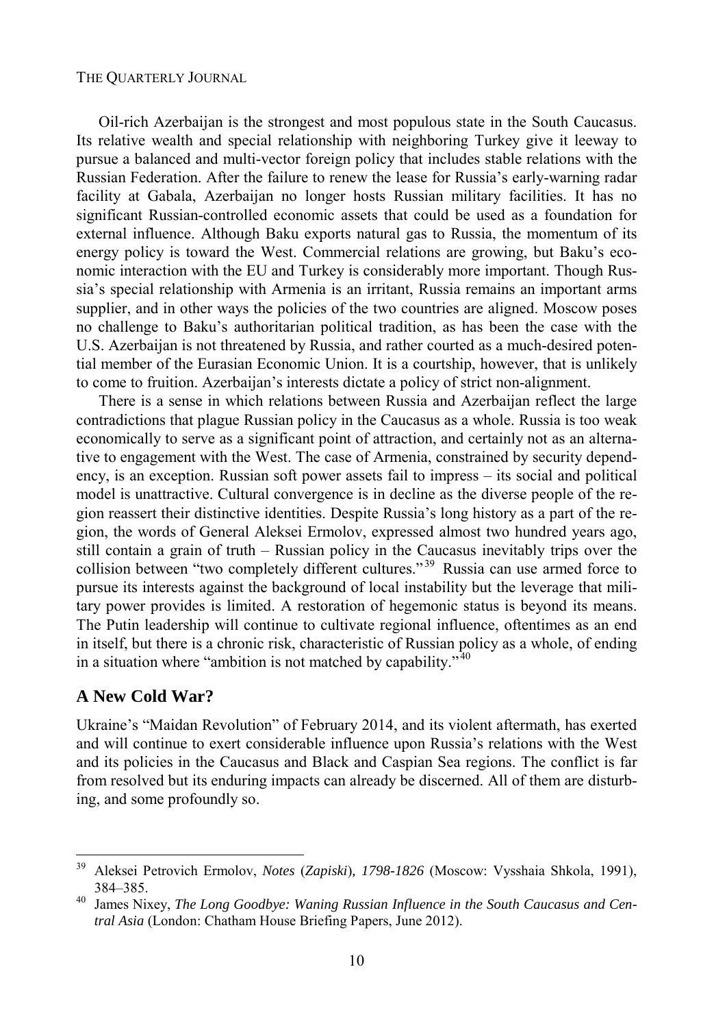Oil-rich Azerbaijan is the strongest and most populous state in the South Caucasus. Its relative wealth and special relationship with neighboring Turkey give it leeway to pursue a balanced and multi-vector foreign policy that includes stable relations with the Russian Federation. After the failure to renew the lease for Russia's early-warning radar facility at Gabala, Azerbaijan no longer hosts Russian military facilities. It has no significant Russian-controlled economic assets that could be used as a foundation for external influence. Although Baku exports natural gas to Russia, the momentum of its energy policy is toward the West. Commercial relations are growing, but Baku's economic interaction with the EU and Turkey is considerably more important. Though Russia's special relationship with Armenia is an irritant, Russia remains an important arms supplier, and in other ways the policies of the two countries are aligned. Moscow poses no challenge to Baku's authoritarian political tradition, as has been the case with the U.S. Azerbaijan is not threatened by Russia, and rather courted as a much-desired potential member of the Eurasian Economic Union. It is a courtship, however, that is unlikely to come to fruition. Azerbaijan's interests dictate a policy of strict non-alignment.

There is a sense in which relations between Russia and Azerbaijan reflect the large contradictions that plague Russian policy in the Caucasus as a whole. Russia is too weak economically to serve as a significant point of attraction, and certainly not as an alternative to engagement with the West. The case of Armenia, constrained by security dependency, is an exception. Russian soft power assets fail to impress – its social and political model is unattractive. Cultural convergence is in decline as the diverse people of the region reassert their distinctive identities. Despite Russia's long history as a part of the region, the words of General Aleksei Ermolov, expressed almost two hundred years ago, still contain a grain of truth – Russian policy in the Caucasus inevitably trips over the collision between "two completely different cultures."[39] Russia can use armed force to pursue its interests against the background of local instability but the leverage that military power provides is limited. A restoration of hegemonic status is beyond its means. The Putin leadership will continue to cultivate regional influence, oftentimes as an end in itself, but there is a chronic risk, characteristic of Russian policy as a whole, of ending in a situation where "ambition is not matched by capability."[40]

## A New Cold War?

Ukraine's "Maidan Revolution" of February 2014, and its violent aftermath, has exerted and will continue to exert considerable influence upon Russia's relations with the West and its policies in the Caucasus and Black and Caspian Sea regions. The conflict is far from resolved but its enduring impacts can already be discerned. All of them are disturbing, and some profoundly so.

---

[39] Aleksei Petrovich Ermolov, *Notes* (*Zapiski*), *1798-1826* (Moscow: Vysshaia Shkola, 1991), 384–385.

[40] James Nixey, *The Long Goodbye: Waning Russian Influence in the South Caucasus and Central Asia* (London: Chatham House Briefing Papers, June 2012).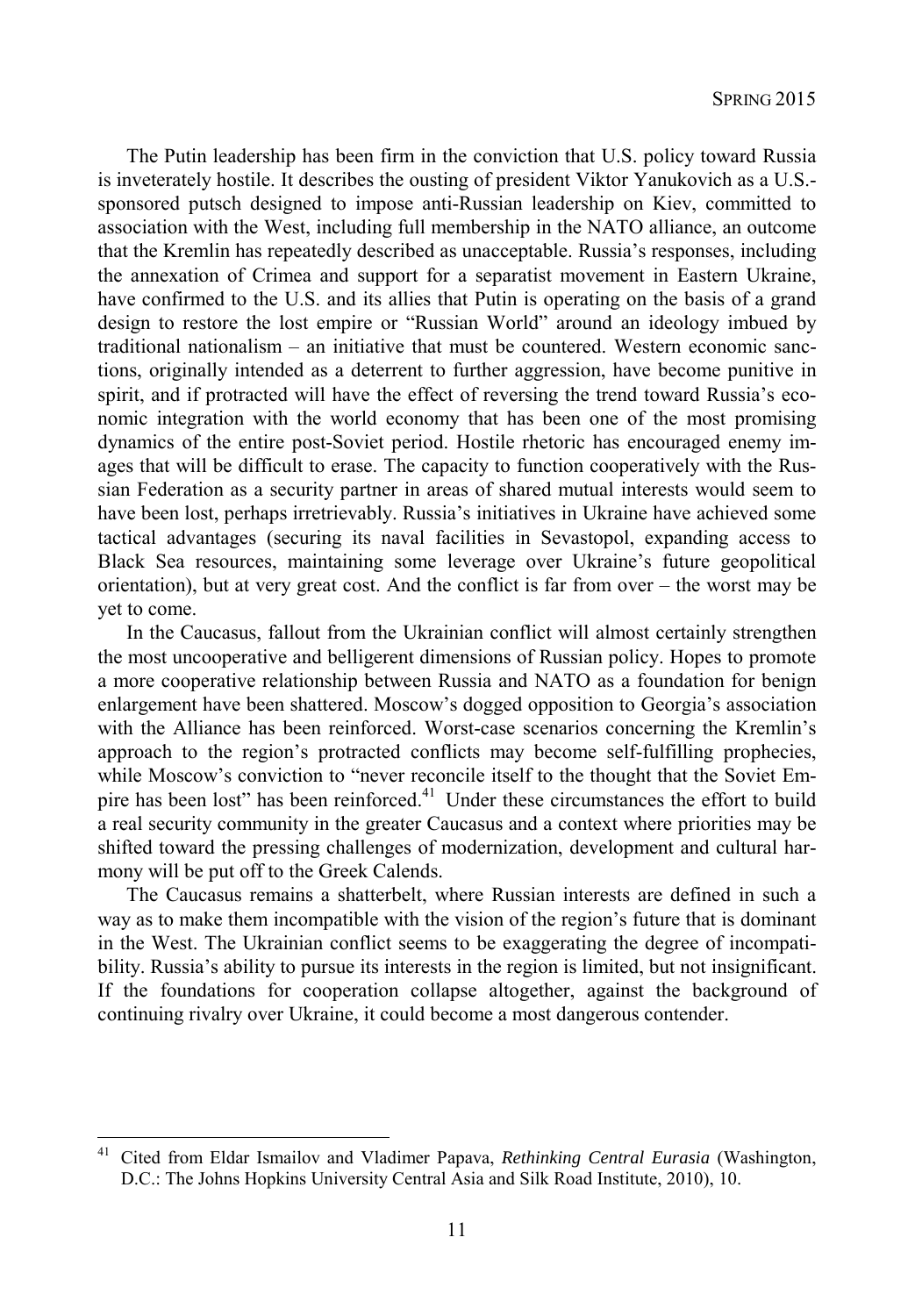The Putin leadership has been firm in the conviction that U.S. policy toward Russia is inveterately hostile. It describes the ousting of president Viktor Yanukovich as a U.S.-sponsored putsch designed to impose anti-Russian leadership on Kiev, committed to association with the West, including full membership in the NATO alliance, an outcome that the Kremlin has repeatedly described as unacceptable. Russia's responses, including the annexation of Crimea and support for a separatist movement in Eastern Ukraine, have confirmed to the U.S. and its allies that Putin is operating on the basis of a grand design to restore the lost empire or "Russian World" around an ideology imbued by traditional nationalism – an initiative that must be countered. Western economic sanctions, originally intended as a deterrent to further aggression, have become punitive in spirit, and if protracted will have the effect of reversing the trend toward Russia's economic integration with the world economy that has been one of the most promising dynamics of the entire post-Soviet period. Hostile rhetoric has encouraged enemy images that will be difficult to erase. The capacity to function cooperatively with the Russian Federation as a security partner in areas of shared mutual interests would seem to have been lost, perhaps irretrievably. Russia's initiatives in Ukraine have achieved some tactical advantages (securing its naval facilities in Sevastopol, expanding access to Black Sea resources, maintaining some leverage over Ukraine's future geopolitical orientation), but at very great cost. And the conflict is far from over – the worst may be yet to come.

In the Caucasus, fallout from the Ukrainian conflict will almost certainly strengthen the most uncooperative and belligerent dimensions of Russian policy. Hopes to promote a more cooperative relationship between Russia and NATO as a foundation for benign enlargement have been shattered. Moscow's dogged opposition to Georgia's association with the Alliance has been reinforced. Worst-case scenarios concerning the Kremlin's approach to the region's protracted conflicts may become self-fulfilling prophecies, while Moscow's conviction to "never reconcile itself to the thought that the Soviet Empire has been lost" has been reinforced.[41] Under these circumstances the effort to build a real security community in the greater Caucasus and a context where priorities may be shifted toward the pressing challenges of modernization, development and cultural harmony will be put off to the Greek Calends.

The Caucasus remains a shatterbelt, where Russian interests are defined in such a way as to make them incompatible with the vision of the region's future that is dominant in the West. The Ukrainian conflict seems to be exaggerating the degree of incompatibility. Russia's ability to pursue its interests in the region is limited, but not insignificant. If the foundations for cooperation collapse altogether, against the background of continuing rivalry over Ukraine, it could become a most dangerous contender.

---

[41] Cited from Eldar Ismailov and Vladimer Papava, *Rethinking Central Eurasia* (Washington, D.C.: The Johns Hopkins University Central Asia and Silk Road Institute, 2010), 10.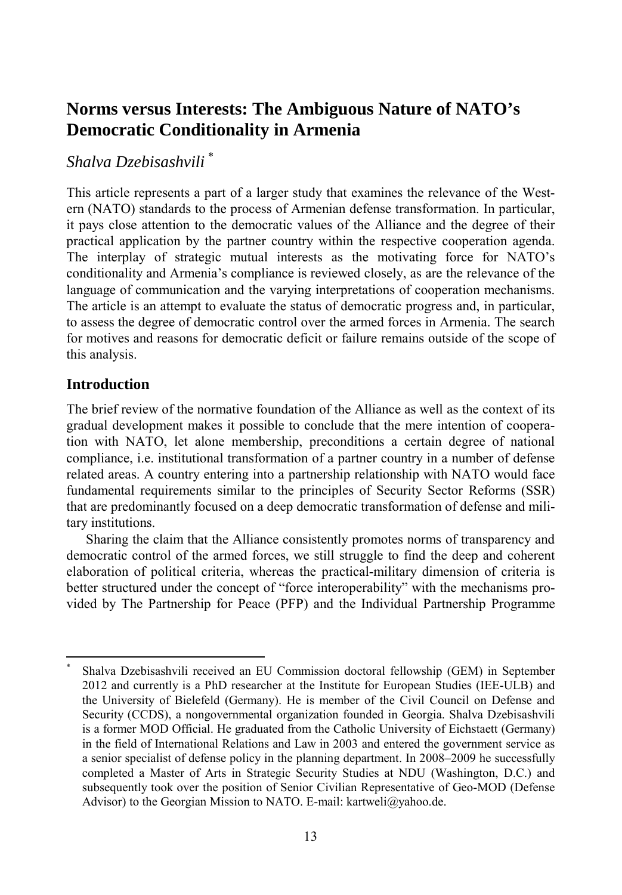# Norms versus Interests: The Ambiguous Nature of NATO's Democratic Conditionality in Armenia

*Shalva Dzebisashvili* *

This article represents a part of a larger study that examines the relevance of the Western (NATO) standards to the process of Armenian defense transformation. In particular, it pays close attention to the democratic values of the Alliance and the degree of their practical application by the partner country within the respective cooperation agenda. The interplay of strategic mutual interests as the motivating force for NATO's conditionality and Armenia's compliance is reviewed closely, as are the relevance of the language of communication and the varying interpretations of cooperation mechanisms. The article is an attempt to evaluate the status of democratic progress and, in particular, to assess the degree of democratic control over the armed forces in Armenia. The search for motives and reasons for democratic deficit or failure remains outside of the scope of this analysis.

## Introduction

The brief review of the normative foundation of the Alliance as well as the context of its gradual development makes it possible to conclude that the mere intention of cooperation with NATO, let alone membership, preconditions a certain degree of national compliance, i.e. institutional transformation of a partner country in a number of defense related areas. A country entering into a partnership relationship with NATO would face fundamental requirements similar to the principles of Security Sector Reforms (SSR) that are predominantly focused on a deep democratic transformation of defense and military institutions.

Sharing the claim that the Alliance consistently promotes norms of transparency and democratic control of the armed forces, we still struggle to find the deep and coherent elaboration of political criteria, whereas the practical-military dimension of criteria is better structured under the concept of "force interoperability" with the mechanisms provided by The Partnership for Peace (PFP) and the Individual Partnership Programme

---

\* Shalva Dzebisashvili received an EU Commission doctoral fellowship (GEM) in September 2012 and currently is a PhD researcher at the Institute for European Studies (IEE-ULB) and the University of Bielefeld (Germany). He is member of the Civil Council on Defense and Security (CCDS), a nongovernmental organization founded in Georgia. Shalva Dzebisashvili is a former MOD Official. He graduated from the Catholic University of Eichstaett (Germany) in the field of International Relations and Law in 2003 and entered the government service as a senior specialist of defense policy in the planning department. In 2008–2009 he successfully completed a Master of Arts in Strategic Security Studies at NDU (Washington, D.C.) and subsequently took over the position of Senior Civilian Representative of Geo-MOD (Defense Advisor) to the Georgian Mission to NATO. E-mail: kartweli@yahoo.de.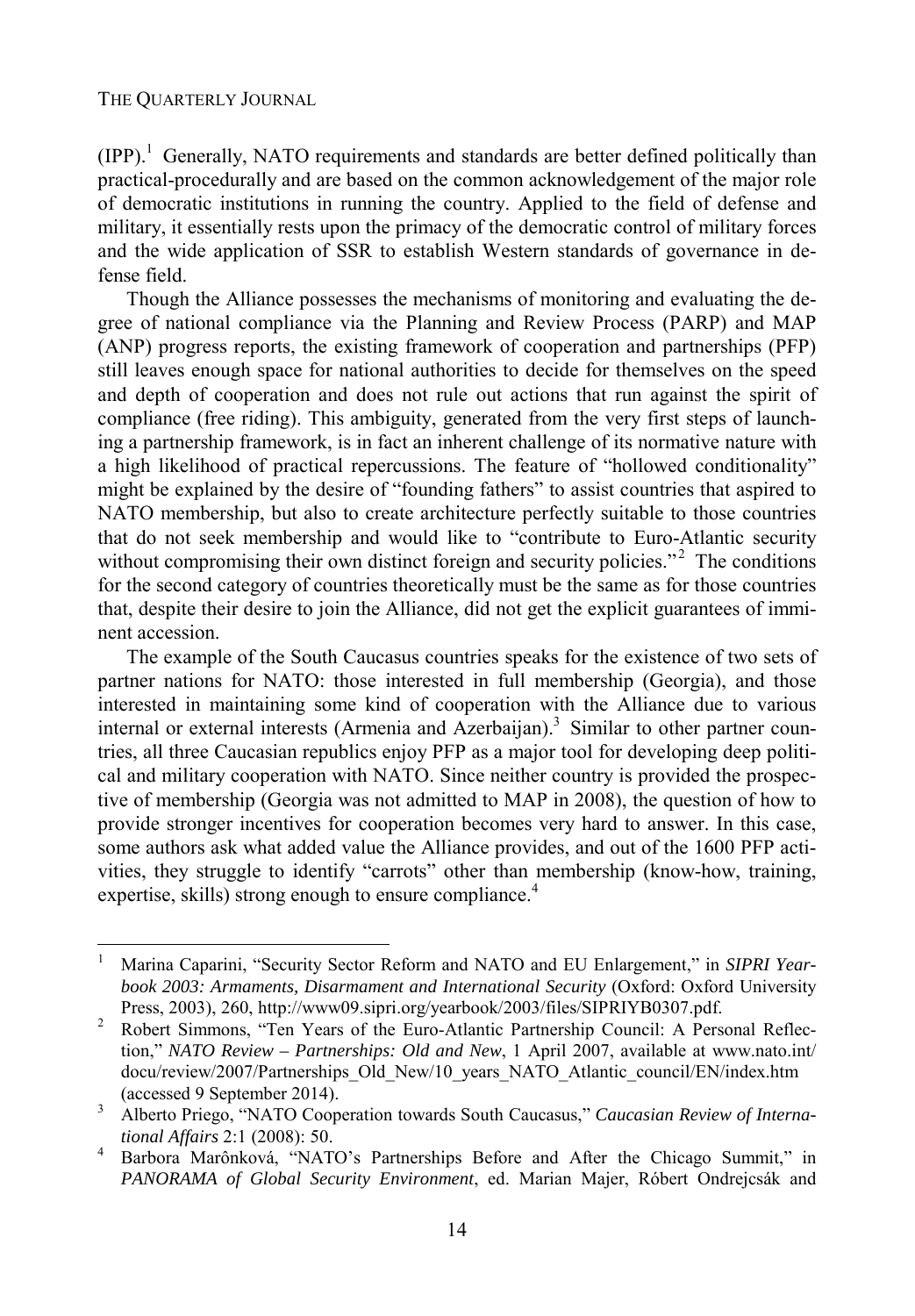(IPP).[1] Generally, NATO requirements and standards are better defined politically than practical-procedurally and are based on the common acknowledgement of the major role of democratic institutions in running the country. Applied to the field of defense and military, it essentially rests upon the primacy of the democratic control of military forces and the wide application of SSR to establish Western standards of governance in defense field.

Though the Alliance possesses the mechanisms of monitoring and evaluating the degree of national compliance via the Planning and Review Process (PARP) and MAP (ANP) progress reports, the existing framework of cooperation and partnerships (PFP) still leaves enough space for national authorities to decide for themselves on the speed and depth of cooperation and does not rule out actions that run against the spirit of compliance (free riding). This ambiguity, generated from the very first steps of launching a partnership framework, is in fact an inherent challenge of its normative nature with a high likelihood of practical repercussions. The feature of "hollowed conditionality" might be explained by the desire of "founding fathers" to assist countries that aspired to NATO membership, but also to create architecture perfectly suitable to those countries that do not seek membership and would like to "contribute to Euro-Atlantic security without compromising their own distinct foreign and security policies."[2] The conditions for the second category of countries theoretically must be the same as for those countries that, despite their desire to join the Alliance, did not get the explicit guarantees of imminent accession.

The example of the South Caucasus countries speaks for the existence of two sets of partner nations for NATO: those interested in full membership (Georgia), and those interested in maintaining some kind of cooperation with the Alliance due to various internal or external interests (Armenia and Azerbaijan).[3] Similar to other partner countries, all three Caucasian republics enjoy PFP as a major tool for developing deep political and military cooperation with NATO. Since neither country is provided the prospective of membership (Georgia was not admitted to MAP in 2008), the question of how to provide stronger incentives for cooperation becomes very hard to answer. In this case, some authors ask what added value the Alliance provides, and out of the 1600 PFP activities, they struggle to identify "carrots" other than membership (know-how, training, expertise, skills) strong enough to ensure compliance.[4]

---

[1] Marina Caparini, "Security Sector Reform and NATO and EU Enlargement," in *SIPRI Yearbook 2003: Armaments, Disarmament and International Security* (Oxford: Oxford University Press, 2003), 260, http://www09.sipri.org/yearbook/2003/files/SIPRIYB0307.pdf.

[2] Robert Simmons, "Ten Years of the Euro-Atlantic Partnership Council: A Personal Reflection," *NATO Review – Partnerships: Old and New*, 1 April 2007, available at www.nato.int/docu/review/2007/Partnerships_Old_New/10_years_NATO_Atlantic_council/EN/index.htm (accessed 9 September 2014).

[3] Alberto Priego, "NATO Cooperation towards South Caucasus," *Caucasian Review of International Affairs* 2:1 (2008): 50.

[4] Barbora Marônková, "NATO's Partnerships Before and After the Chicago Summit," in *PANORAMA of Global Security Environment*, ed. Marian Majer, Róbert Ondrejcsák and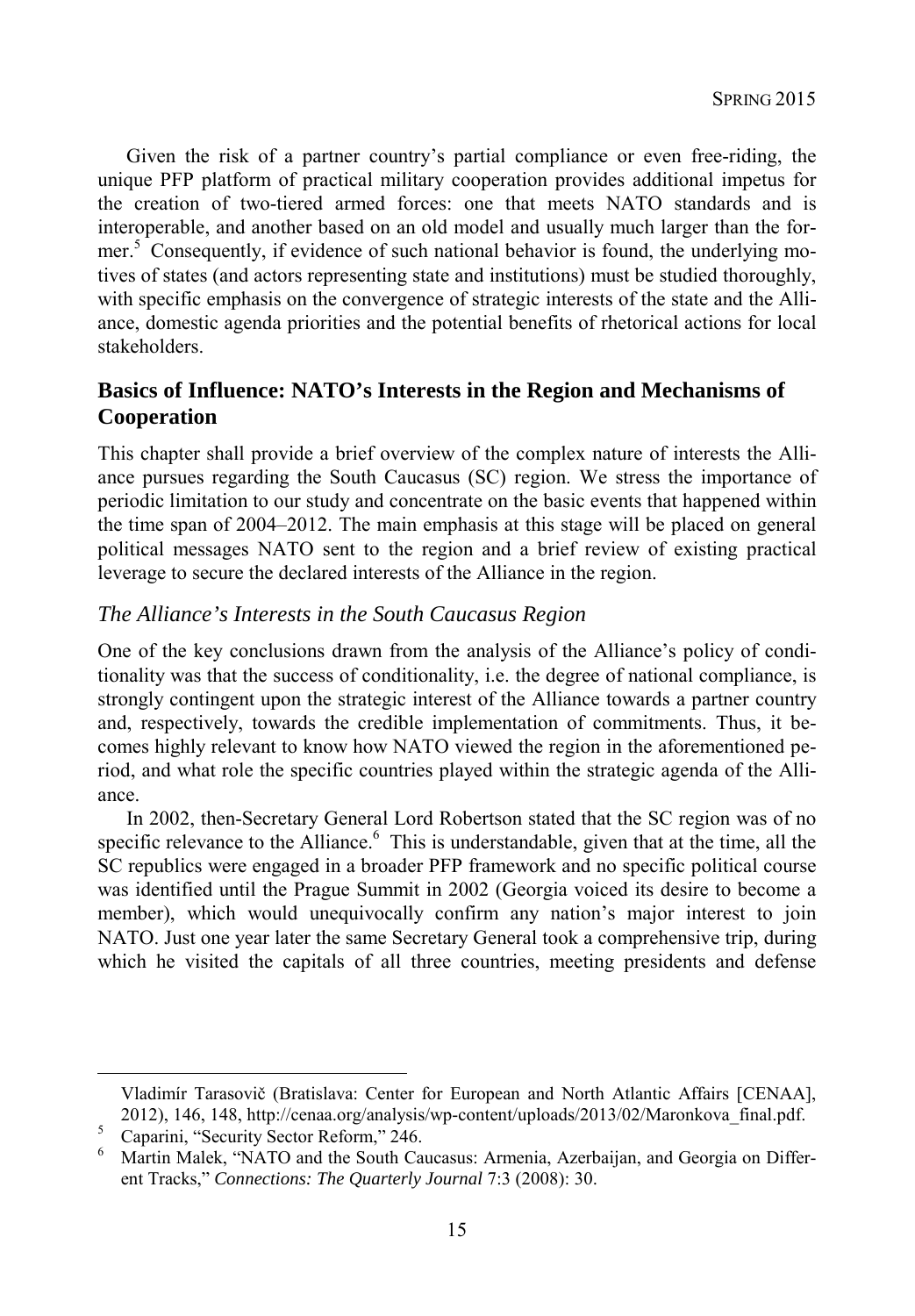Given the risk of a partner country's partial compliance or even free-riding, the unique PFP platform of practical military cooperation provides additional impetus for the creation of two-tiered armed forces: one that meets NATO standards and is interoperable, and another based on an old model and usually much larger than the former.[5] Consequently, if evidence of such national behavior is found, the underlying motives of states (and actors representing state and institutions) must be studied thoroughly, with specific emphasis on the convergence of strategic interests of the state and the Alliance, domestic agenda priorities and the potential benefits of rhetorical actions for local stakeholders.

## Basics of Influence: NATO's Interests in the Region and Mechanisms of Cooperation

This chapter shall provide a brief overview of the complex nature of interests the Alliance pursues regarding the South Caucasus (SC) region. We stress the importance of periodic limitation to our study and concentrate on the basic events that happened within the time span of 2004–2012. The main emphasis at this stage will be placed on general political messages NATO sent to the region and a brief review of existing practical leverage to secure the declared interests of the Alliance in the region.

### *The Alliance's Interests in the South Caucasus Region*

One of the key conclusions drawn from the analysis of the Alliance's policy of conditionality was that the success of conditionality, i.e. the degree of national compliance, is strongly contingent upon the strategic interest of the Alliance towards a partner country and, respectively, towards the credible implementation of commitments. Thus, it becomes highly relevant to know how NATO viewed the region in the aforementioned period, and what role the specific countries played within the strategic agenda of the Alliance.

In 2002, then-Secretary General Lord Robertson stated that the SC region was of no specific relevance to the Alliance.[6] This is understandable, given that at the time, all the SC republics were engaged in a broader PFP framework and no specific political course was identified until the Prague Summit in 2002 (Georgia voiced its desire to become a member), which would unequivocally confirm any nation's major interest to join NATO. Just one year later the same Secretary General took a comprehensive trip, during which he visited the capitals of all three countries, meeting presidents and defense

---

Vladimír Tarasovič (Bratislava: Center for European and North Atlantic Affairs [CENAA], 2012), 146, 148, http://cenaa.org/analysis/wp-content/uploads/2013/02/Maronkova_final.pdf.

[5] Caparini, "Security Sector Reform," 246.

[6] Martin Malek, "NATO and the South Caucasus: Armenia, Azerbaijan, and Georgia on Different Tracks," *Connections: The Quarterly Journal* 7:3 (2008): 30.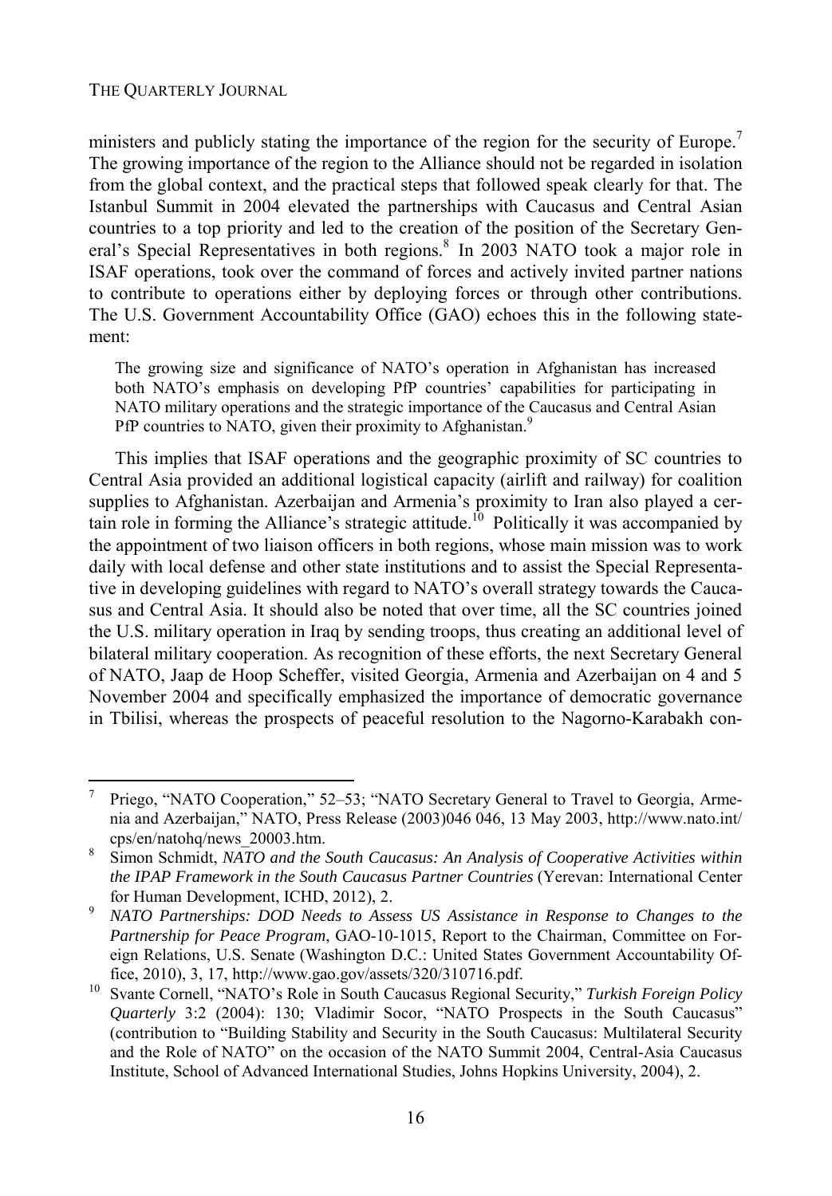ministers and publicly stating the importance of the region for the security of Europe.[7] The growing importance of the region to the Alliance should not be regarded in isolation from the global context, and the practical steps that followed speak clearly for that. The Istanbul Summit in 2004 elevated the partnerships with Caucasus and Central Asian countries to a top priority and led to the creation of the position of the Secretary General's Special Representatives in both regions.[8] In 2003 NATO took a major role in ISAF operations, took over the command of forces and actively invited partner nations to contribute to operations either by deploying forces or through other contributions. The U.S. Government Accountability Office (GAO) echoes this in the following statement:

> The growing size and significance of NATO's operation in Afghanistan has increased both NATO's emphasis on developing PfP countries' capabilities for participating in NATO military operations and the strategic importance of the Caucasus and Central Asian PfP countries to NATO, given their proximity to Afghanistan.[9]

This implies that ISAF operations and the geographic proximity of SC countries to Central Asia provided an additional logistical capacity (airlift and railway) for coalition supplies to Afghanistan. Azerbaijan and Armenia's proximity to Iran also played a certain role in forming the Alliance's strategic attitude.[10] Politically it was accompanied by the appointment of two liaison officers in both regions, whose main mission was to work daily with local defense and other state institutions and to assist the Special Representative in developing guidelines with regard to NATO's overall strategy towards the Caucasus and Central Asia. It should also be noted that over time, all the SC countries joined the U.S. military operation in Iraq by sending troops, thus creating an additional level of bilateral military cooperation. As recognition of these efforts, the next Secretary General of NATO, Jaap de Hoop Scheffer, visited Georgia, Armenia and Azerbaijan on 4 and 5 November 2004 and specifically emphasized the importance of democratic governance in Tbilisi, whereas the prospects of peaceful resolution to the Nagorno-Karabakh con-

---

7 Priego, "NATO Cooperation," 52–53; "NATO Secretary General to Travel to Georgia, Armenia and Azerbaijan," NATO, Press Release (2003)046 046, 13 May 2003, http://www.nato.int/cps/en/natohq/news_20003.htm.

8 Simon Schmidt, *NATO and the South Caucasus: An Analysis of Cooperative Activities within the IPAP Framework in the South Caucasus Partner Countries* (Yerevan: International Center for Human Development, ICHD, 2012), 2.

9 *NATO Partnerships: DOD Needs to Assess US Assistance in Response to Changes to the Partnership for Peace Program*, GAO-10-1015, Report to the Chairman, Committee on Foreign Relations, U.S. Senate (Washington D.C.: United States Government Accountability Office, 2010), 3, 17, http://www.gao.gov/assets/320/310716.pdf.

10 Svante Cornell, "NATO's Role in South Caucasus Regional Security," *Turkish Foreign Policy Quarterly* 3:2 (2004): 130; Vladimir Socor, "NATO Prospects in the South Caucasus" (contribution to "Building Stability and Security in the South Caucasus: Multilateral Security and the Role of NATO" on the occasion of the NATO Summit 2004, Central-Asia Caucasus Institute, School of Advanced International Studies, Johns Hopkins University, 2004), 2.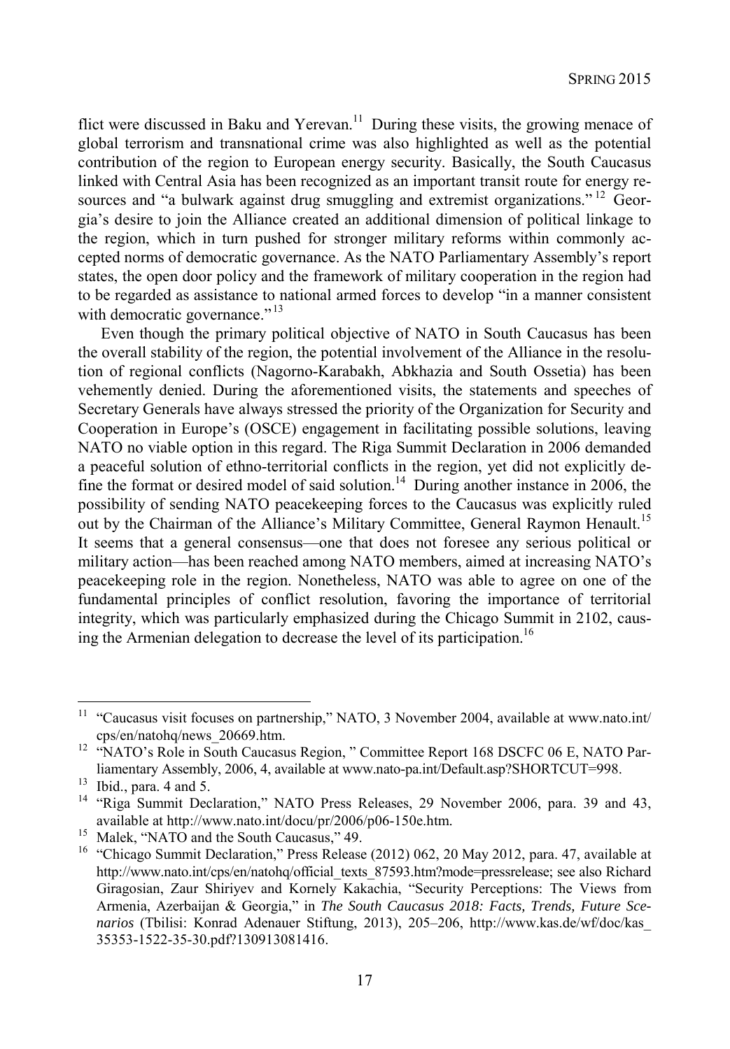flict were discussed in Baku and Yerevan.[11] During these visits, the growing menace of global terrorism and transnational crime was also highlighted as well as the potential contribution of the region to European energy security. Basically, the South Caucasus linked with Central Asia has been recognized as an important transit route for energy resources and "a bulwark against drug smuggling and extremist organizations."[12] Georgia's desire to join the Alliance created an additional dimension of political linkage to the region, which in turn pushed for stronger military reforms within commonly accepted norms of democratic governance. As the NATO Parliamentary Assembly's report states, the open door policy and the framework of military cooperation in the region had to be regarded as assistance to national armed forces to develop "in a manner consistent with democratic governance."[13]

Even though the primary political objective of NATO in South Caucasus has been the overall stability of the region, the potential involvement of the Alliance in the resolution of regional conflicts (Nagorno-Karabakh, Abkhazia and South Ossetia) has been vehemently denied. During the aforementioned visits, the statements and speeches of Secretary Generals have always stressed the priority of the Organization for Security and Cooperation in Europe's (OSCE) engagement in facilitating possible solutions, leaving NATO no viable option in this regard. The Riga Summit Declaration in 2006 demanded a peaceful solution of ethno-territorial conflicts in the region, yet did not explicitly define the format or desired model of said solution.[14] During another instance in 2006, the possibility of sending NATO peacekeeping forces to the Caucasus was explicitly ruled out by the Chairman of the Alliance's Military Committee, General Raymon Henault.[15] It seems that a general consensus—one that does not foresee any serious political or military action—has been reached among NATO members, aimed at increasing NATO's peacekeeping role in the region. Nonetheless, NATO was able to agree on one of the fundamental principles of conflict resolution, favoring the importance of territorial integrity, which was particularly emphasized during the Chicago Summit in 2102, causing the Armenian delegation to decrease the level of its participation.[16]

---

[11] "Caucasus visit focuses on partnership," NATO, 3 November 2004, available at www.nato.int/cps/en/natohq/news_20669.htm.

[12] "NATO's Role in South Caucasus Region, " Committee Report 168 DSCFC 06 E, NATO Parliamentary Assembly, 2006, 4, available at www.nato-pa.int/Default.asp?SHORTCUT=998.

[13] Ibid., para. 4 and 5.

[14] "Riga Summit Declaration," NATO Press Releases, 29 November 2006, para. 39 and 43, available at http://www.nato.int/docu/pr/2006/p06-150e.htm.

[15] Malek, "NATO and the South Caucasus," 49.

[16] "Chicago Summit Declaration," Press Release (2012) 062, 20 May 2012, para. 47, available at http://www.nato.int/cps/en/natohq/official_texts_87593.htm?mode=pressrelease; see also Richard Giragosian, Zaur Shiriyev and Kornely Kakachia, "Security Perceptions: The Views from Armenia, Azerbaijan & Georgia," in *The South Caucasus 2018: Facts, Trends, Future Scenarios* (Tbilisi: Konrad Adenauer Stiftung, 2013), 205–206, http://www.kas.de/wf/doc/kas_35353-1522-35-30.pdf?130913081416.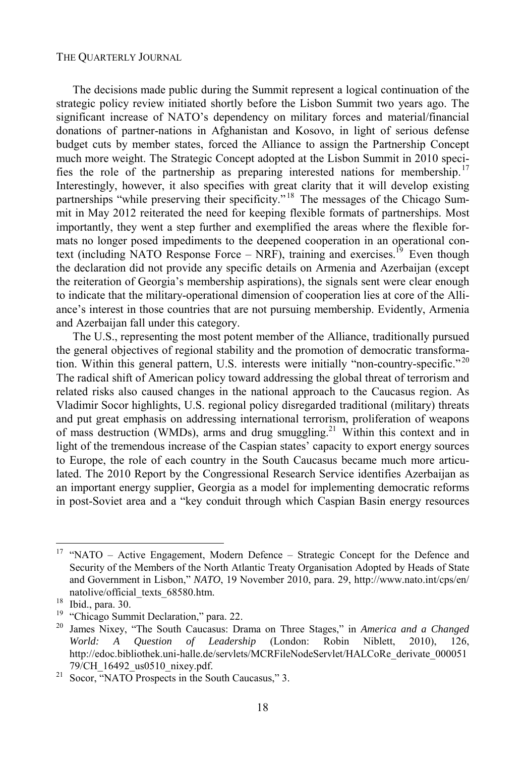The decisions made public during the Summit represent a logical continuation of the strategic policy review initiated shortly before the Lisbon Summit two years ago. The significant increase of NATO's dependency on military forces and material/financial donations of partner-nations in Afghanistan and Kosovo, in light of serious defense budget cuts by member states, forced the Alliance to assign the Partnership Concept much more weight. The Strategic Concept adopted at the Lisbon Summit in 2010 specifies the role of the partnership as preparing interested nations for membership.[17] Interestingly, however, it also specifies with great clarity that it will develop existing partnerships "while preserving their specificity."[18] The messages of the Chicago Summit in May 2012 reiterated the need for keeping flexible formats of partnerships. Most importantly, they went a step further and exemplified the areas where the flexible formats no longer posed impediments to the deepened cooperation in an operational context (including NATO Response Force – NRF), training and exercises.[19] Even though the declaration did not provide any specific details on Armenia and Azerbaijan (except the reiteration of Georgia's membership aspirations), the signals sent were clear enough to indicate that the military-operational dimension of cooperation lies at core of the Alliance's interest in those countries that are not pursuing membership. Evidently, Armenia and Azerbaijan fall under this category.

The U.S., representing the most potent member of the Alliance, traditionally pursued the general objectives of regional stability and the promotion of democratic transformation. Within this general pattern, U.S. interests were initially "non-country-specific."[20] The radical shift of American policy toward addressing the global threat of terrorism and related risks also caused changes in the national approach to the Caucasus region. As Vladimir Socor highlights, U.S. regional policy disregarded traditional (military) threats and put great emphasis on addressing international terrorism, proliferation of weapons of mass destruction (WMDs), arms and drug smuggling.[21] Within this context and in light of the tremendous increase of the Caspian states' capacity to export energy sources to Europe, the role of each country in the South Caucasus became much more articulated. The 2010 Report by the Congressional Research Service identifies Azerbaijan as an important energy supplier, Georgia as a model for implementing democratic reforms in post-Soviet area and a "key conduit through which Caspian Basin energy resources

---

[17] "NATO – Active Engagement, Modern Defence – Strategic Concept for the Defence and Security of the Members of the North Atlantic Treaty Organisation Adopted by Heads of State and Government in Lisbon," *NATO*, 19 November 2010, para. 29, http://www.nato.int/cps/en/natolive/official_texts_68580.htm.

[18] Ibid., para. 30.

[19] "Chicago Summit Declaration," para. 22.

[20] James Nixey, "The South Caucasus: Drama on Three Stages," in *America and a Changed World: A Question of Leadership* (London: Robin Niblett, 2010), 126, http://edoc.bibliothek.uni-halle.de/servlets/MCRFileNodeServlet/HALCoRe_derivate_00005179/CH_16492_us0510_nixey.pdf.

[21] Socor, "NATO Prospects in the South Caucasus," 3.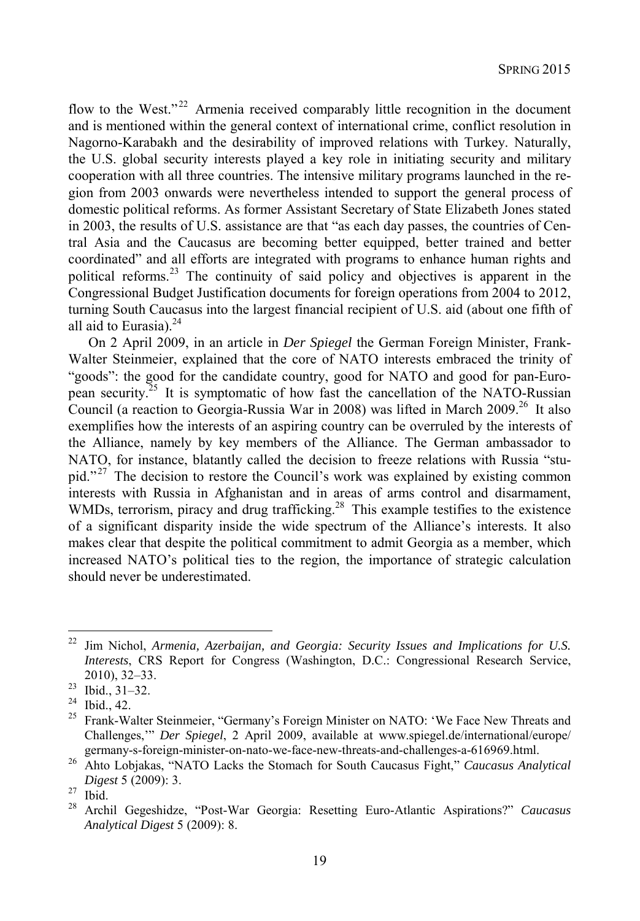flow to the West."[22] Armenia received comparably little recognition in the document and is mentioned within the general context of international crime, conflict resolution in Nagorno-Karabakh and the desirability of improved relations with Turkey. Naturally, the U.S. global security interests played a key role in initiating security and military cooperation with all three countries. The intensive military programs launched in the region from 2003 onwards were nevertheless intended to support the general process of domestic political reforms. As former Assistant Secretary of State Elizabeth Jones stated in 2003, the results of U.S. assistance are that "as each day passes, the countries of Central Asia and the Caucasus are becoming better equipped, better trained and better coordinated" and all efforts are integrated with programs to enhance human rights and political reforms.[23] The continuity of said policy and objectives is apparent in the Congressional Budget Justification documents for foreign operations from 2004 to 2012, turning South Caucasus into the largest financial recipient of U.S. aid (about one fifth of all aid to Eurasia).[24]

On 2 April 2009, in an article in *Der Spiegel* the German Foreign Minister, Frank-Walter Steinmeier, explained that the core of NATO interests embraced the trinity of "goods": the good for the candidate country, good for NATO and good for pan-European security.[25] It is symptomatic of how fast the cancellation of the NATO-Russian Council (a reaction to Georgia-Russia War in 2008) was lifted in March 2009.[26] It also exemplifies how the interests of an aspiring country can be overruled by the interests of the Alliance, namely by key members of the Alliance. The German ambassador to NATO, for instance, blatantly called the decision to freeze relations with Russia "stupid."[27] The decision to restore the Council's work was explained by existing common interests with Russia in Afghanistan and in areas of arms control and disarmament, WMDs, terrorism, piracy and drug trafficking.[28] This example testifies to the existence of a significant disparity inside the wide spectrum of the Alliance's interests. It also makes clear that despite the political commitment to admit Georgia as a member, which increased NATO's political ties to the region, the importance of strategic calculation should never be underestimated.

---

[22] Jim Nichol, *Armenia, Azerbaijan, and Georgia: Security Issues and Implications for U.S. Interests*, CRS Report for Congress (Washington, D.C.: Congressional Research Service, 2010), 32–33.

[23] Ibid., 31–32.

[24] Ibid., 42.

[25] Frank-Walter Steinmeier, "Germany's Foreign Minister on NATO: 'We Face New Threats and Challenges,'" *Der Spiegel*, 2 April 2009, available at www.spiegel.de/international/europe/germany-s-foreign-minister-on-nato-we-face-new-threats-and-challenges-a-616969.html.

[26] Ahto Lobjakas, "NATO Lacks the Stomach for South Caucasus Fight," *Caucasus Analytical Digest* 5 (2009): 3.

[27] Ibid.

[28] Archil Gegeshidze, "Post-War Georgia: Resetting Euro-Atlantic Aspirations?" *Caucasus Analytical Digest* 5 (2009): 8.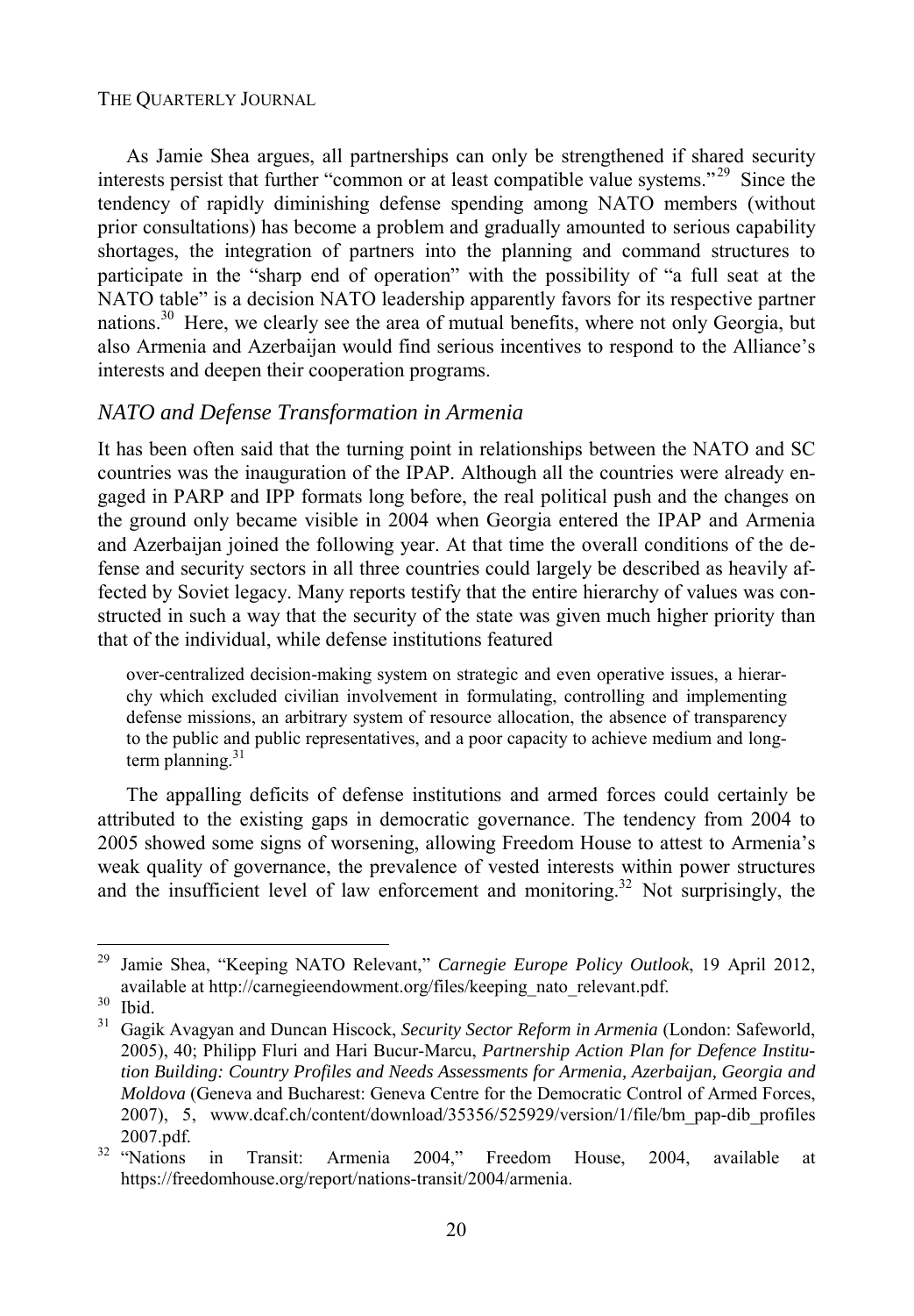As Jamie Shea argues, all partnerships can only be strengthened if shared security interests persist that further "common or at least compatible value systems."[29] Since the tendency of rapidly diminishing defense spending among NATO members (without prior consultations) has become a problem and gradually amounted to serious capability shortages, the integration of partners into the planning and command structures to participate in the "sharp end of operation" with the possibility of "a full seat at the NATO table" is a decision NATO leadership apparently favors for its respective partner nations.[30] Here, we clearly see the area of mutual benefits, where not only Georgia, but also Armenia and Azerbaijan would find serious incentives to respond to the Alliance's interests and deepen their cooperation programs.

### *NATO and Defense Transformation in Armenia*

It has been often said that the turning point in relationships between the NATO and SC countries was the inauguration of the IPAP. Although all the countries were already engaged in PARP and IPP formats long before, the real political push and the changes on the ground only became visible in 2004 when Georgia entered the IPAP and Armenia and Azerbaijan joined the following year. At that time the overall conditions of the defense and security sectors in all three countries could largely be described as heavily affected by Soviet legacy. Many reports testify that the entire hierarchy of values was constructed in such a way that the security of the state was given much higher priority than that of the individual, while defense institutions featured

> over-centralized decision-making system on strategic and even operative issues, a hierarchy which excluded civilian involvement in formulating, controlling and implementing defense missions, an arbitrary system of resource allocation, the absence of transparency to the public and public representatives, and a poor capacity to achieve medium and long-term planning.[31]

The appalling deficits of defense institutions and armed forces could certainly be attributed to the existing gaps in democratic governance. The tendency from 2004 to 2005 showed some signs of worsening, allowing Freedom House to attest to Armenia's weak quality of governance, the prevalence of vested interests within power structures and the insufficient level of law enforcement and monitoring.[32] Not surprisingly, the

---

[29] Jamie Shea, "Keeping NATO Relevant," *Carnegie Europe Policy Outlook*, 19 April 2012, available at http://carnegieendowment.org/files/keeping_nato_relevant.pdf.

[30] Ibid.

[31] Gagik Avagyan and Duncan Hiscock, *Security Sector Reform in Armenia* (London: Safeworld, 2005), 40; Philipp Fluri and Hari Bucur-Marcu, *Partnership Action Plan for Defence Institution Building: Country Profiles and Needs Assessments for Armenia, Azerbaijan, Georgia and Moldova* (Geneva and Bucharest: Geneva Centre for the Democratic Control of Armed Forces, 2007), 5, www.dcaf.ch/content/download/35356/525929/version/1/file/bm_pap-dib_profiles 2007.pdf.

[32] "Nations in Transit: Armenia 2004," Freedom House, 2004, available at https://freedomhouse.org/report/nations-transit/2004/armenia.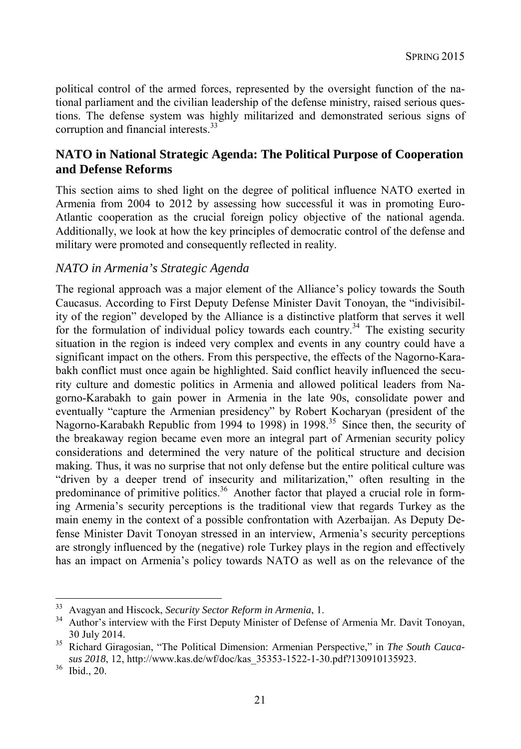political control of the armed forces, represented by the oversight function of the national parliament and the civilian leadership of the defense ministry, raised serious questions. The defense system was highly militarized and demonstrated serious signs of corruption and financial interests.[33]

## NATO in National Strategic Agenda: The Political Purpose of Cooperation and Defense Reforms

This section aims to shed light on the degree of political influence NATO exerted in Armenia from 2004 to 2012 by assessing how successful it was in promoting Euro-Atlantic cooperation as the crucial foreign policy objective of the national agenda. Additionally, we look at how the key principles of democratic control of the defense and military were promoted and consequently reflected in reality.

### *NATO in Armenia's Strategic Agenda*

The regional approach was a major element of the Alliance's policy towards the South Caucasus. According to First Deputy Defense Minister Davit Tonoyan, the "indivisibility of the region" developed by the Alliance is a distinctive platform that serves it well for the formulation of individual policy towards each country.[34] The existing security situation in the region is indeed very complex and events in any country could have a significant impact on the others. From this perspective, the effects of the Nagorno-Karabakh conflict must once again be highlighted. Said conflict heavily influenced the security culture and domestic politics in Armenia and allowed political leaders from Nagorno-Karabakh to gain power in Armenia in the late 90s, consolidate power and eventually "capture the Armenian presidency" by Robert Kocharyan (president of the Nagorno-Karabakh Republic from 1994 to 1998) in 1998.[35] Since then, the security of the breakaway region became even more an integral part of Armenian security policy considerations and determined the very nature of the political structure and decision making. Thus, it was no surprise that not only defense but the entire political culture was "driven by a deeper trend of insecurity and militarization," often resulting in the predominance of primitive politics.[36] Another factor that played a crucial role in forming Armenia's security perceptions is the traditional view that regards Turkey as the main enemy in the context of a possible confrontation with Azerbaijan. As Deputy Defense Minister Davit Tonoyan stressed in an interview, Armenia's security perceptions are strongly influenced by the (negative) role Turkey plays in the region and effectively has an impact on Armenia's policy towards NATO as well as on the relevance of the

---

[33] Avagyan and Hiscock, *Security Sector Reform in Armenia*, 1.

[34] Author's interview with the First Deputy Minister of Defense of Armenia Mr. Davit Tonoyan, 30 July 2014.

[35] Richard Giragosian, "The Political Dimension: Armenian Perspective," in *The South Caucasus 2018*, 12, http://www.kas.de/wf/doc/kas_35353-1522-1-30.pdf?130910135923.

[36] Ibid., 20.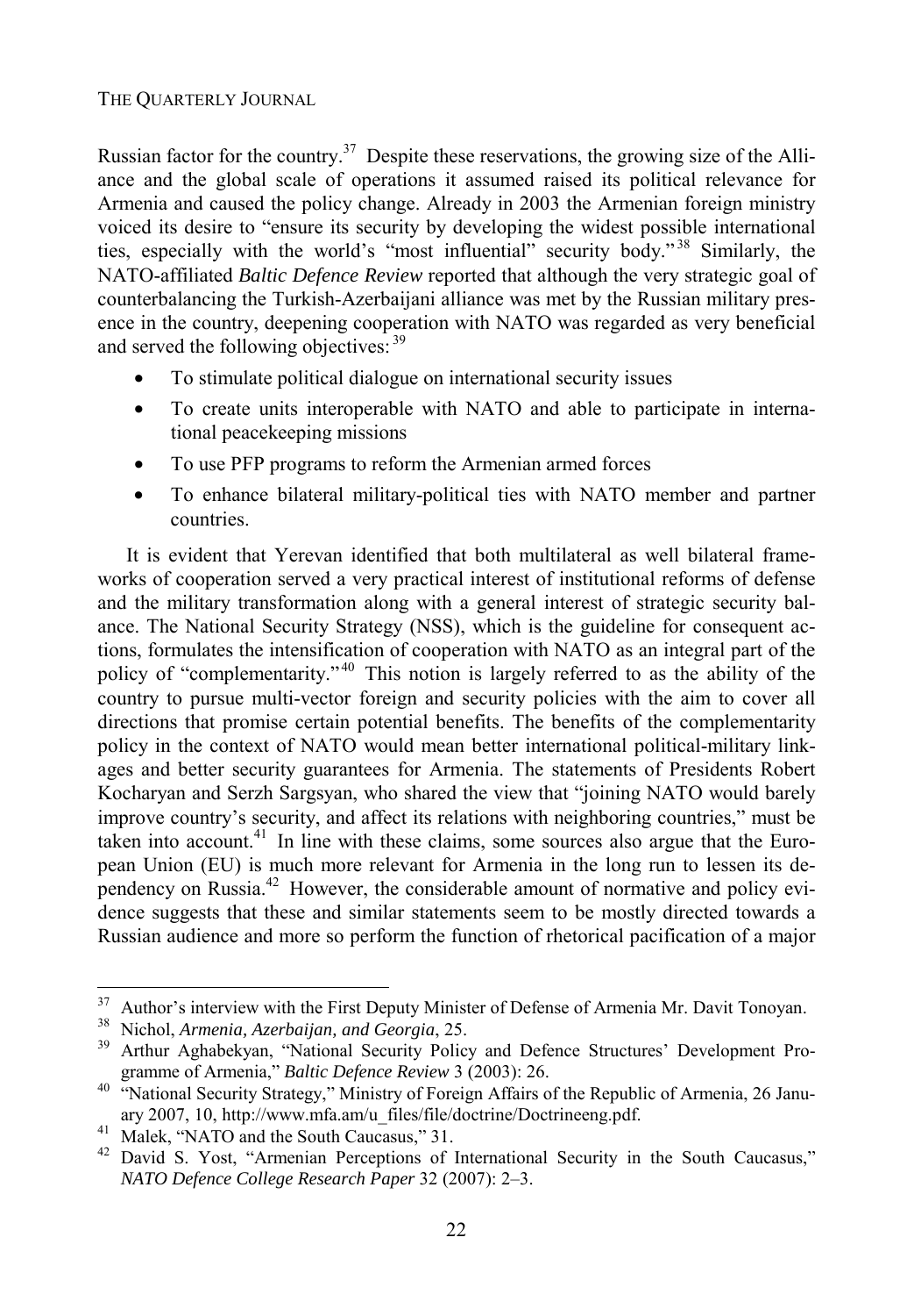Russian factor for the country.[37] Despite these reservations, the growing size of the Alliance and the global scale of operations it assumed raised its political relevance for Armenia and caused the policy change. Already in 2003 the Armenian foreign ministry voiced its desire to "ensure its security by developing the widest possible international ties, especially with the world's "most influential" security body."[38] Similarly, the NATO-affiliated *Baltic Defence Review* reported that although the very strategic goal of counterbalancing the Turkish-Azerbaijani alliance was met by the Russian military presence in the country, deepening cooperation with NATO was regarded as very beneficial and served the following objectives:[39]

- To stimulate political dialogue on international security issues
- To create units interoperable with NATO and able to participate in international peacekeeping missions
- To use PFP programs to reform the Armenian armed forces
- To enhance bilateral military-political ties with NATO member and partner countries.

It is evident that Yerevan identified that both multilateral as well bilateral frameworks of cooperation served a very practical interest of institutional reforms of defense and the military transformation along with a general interest of strategic security balance. The National Security Strategy (NSS), which is the guideline for consequent actions, formulates the intensification of cooperation with NATO as an integral part of the policy of "complementarity."[40] This notion is largely referred to as the ability of the country to pursue multi-vector foreign and security policies with the aim to cover all directions that promise certain potential benefits. The benefits of the complementarity policy in the context of NATO would mean better international political-military linkages and better security guarantees for Armenia. The statements of Presidents Robert Kocharyan and Serzh Sargsyan, who shared the view that "joining NATO would barely improve country's security, and affect its relations with neighboring countries," must be taken into account.[41] In line with these claims, some sources also argue that the European Union (EU) is much more relevant for Armenia in the long run to lessen its dependency on Russia.[42] However, the considerable amount of normative and policy evidence suggests that these and similar statements seem to be mostly directed towards a Russian audience and more so perform the function of rhetorical pacification of a major

---

[37] Author's interview with the First Deputy Minister of Defense of Armenia Mr. Davit Tonoyan.

[38] Nichol, *Armenia, Azerbaijan, and Georgia*, 25.

[39] Arthur Aghabekyan, "National Security Policy and Defence Structures' Development Programme of Armenia," *Baltic Defence Review* 3 (2003): 26.

[40] "National Security Strategy," Ministry of Foreign Affairs of the Republic of Armenia, 26 January 2007, 10, http://www.mfa.am/u_files/file/doctrine/Doctrineeng.pdf.

[41] Malek, "NATO and the South Caucasus," 31.

[42] David S. Yost, "Armenian Perceptions of International Security in the South Caucasus," *NATO Defence College Research Paper* 32 (2007): 2–3.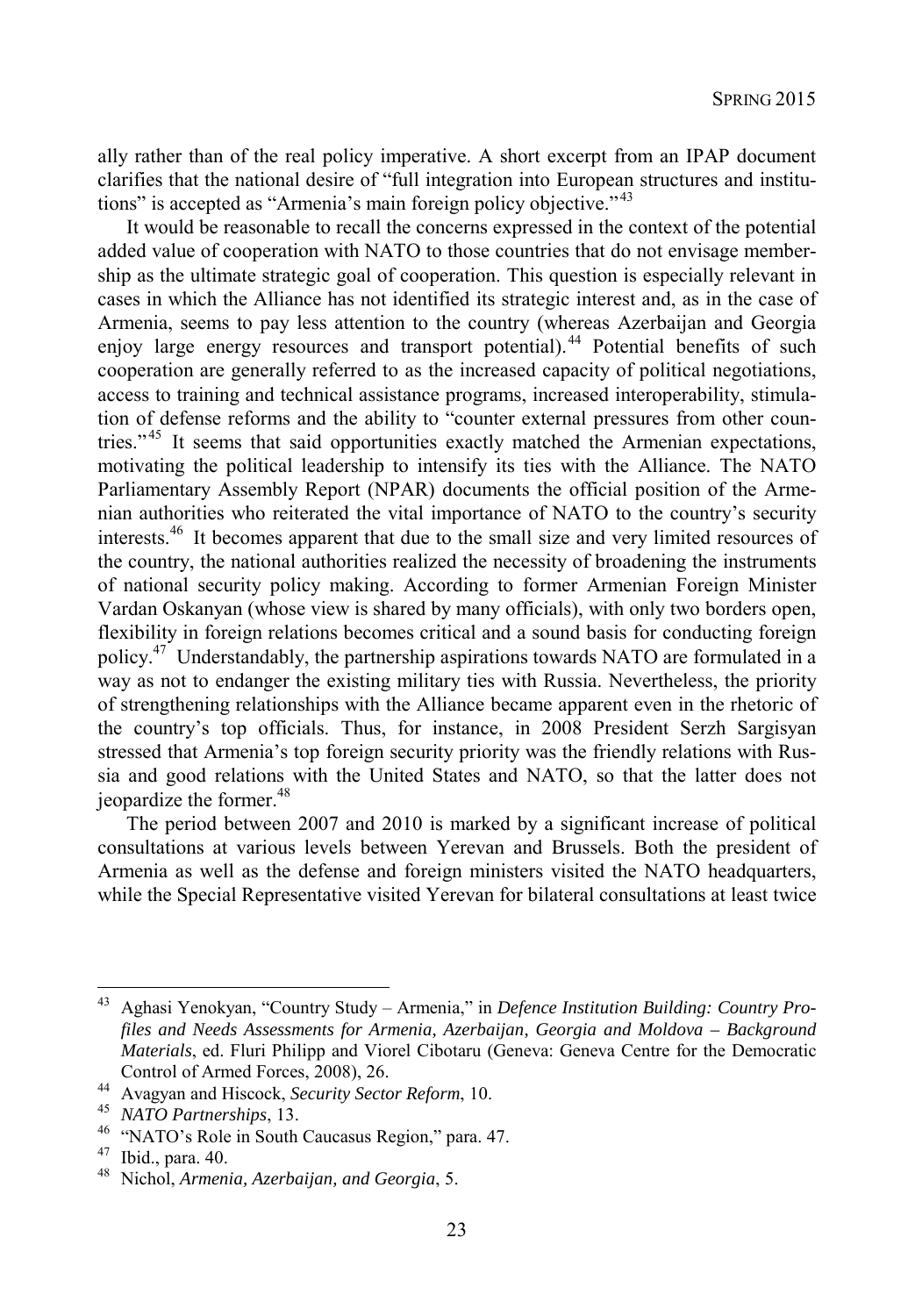ally rather than of the real policy imperative. A short excerpt from an IPAP document clarifies that the national desire of "full integration into European structures and institutions" is accepted as "Armenia's main foreign policy objective."[43]

It would be reasonable to recall the concerns expressed in the context of the potential added value of cooperation with NATO to those countries that do not envisage membership as the ultimate strategic goal of cooperation. This question is especially relevant in cases in which the Alliance has not identified its strategic interest and, as in the case of Armenia, seems to pay less attention to the country (whereas Azerbaijan and Georgia enjoy large energy resources and transport potential).[44] Potential benefits of such cooperation are generally referred to as the increased capacity of political negotiations, access to training and technical assistance programs, increased interoperability, stimulation of defense reforms and the ability to "counter external pressures from other countries."[45] It seems that said opportunities exactly matched the Armenian expectations, motivating the political leadership to intensify its ties with the Alliance. The NATO Parliamentary Assembly Report (NPAR) documents the official position of the Armenian authorities who reiterated the vital importance of NATO to the country's security interests.[46] It becomes apparent that due to the small size and very limited resources of the country, the national authorities realized the necessity of broadening the instruments of national security policy making. According to former Armenian Foreign Minister Vardan Oskanyan (whose view is shared by many officials), with only two borders open, flexibility in foreign relations becomes critical and a sound basis for conducting foreign policy.[47] Understandably, the partnership aspirations towards NATO are formulated in a way as not to endanger the existing military ties with Russia. Nevertheless, the priority of strengthening relationships with the Alliance became apparent even in the rhetoric of the country's top officials. Thus, for instance, in 2008 President Serzh Sargisyan stressed that Armenia's top foreign security priority was the friendly relations with Russia and good relations with the United States and NATO, so that the latter does not jeopardize the former.[48]

The period between 2007 and 2010 is marked by a significant increase of political consultations at various levels between Yerevan and Brussels. Both the president of Armenia as well as the defense and foreign ministers visited the NATO headquarters, while the Special Representative visited Yerevan for bilateral consultations at least twice

---

[43] Aghasi Yenokyan, "Country Study – Armenia," in *Defence Institution Building: Country Profiles and Needs Assessments for Armenia, Azerbaijan, Georgia and Moldova – Background Materials*, ed. Fluri Philipp and Viorel Cibotaru (Geneva: Geneva Centre for the Democratic Control of Armed Forces, 2008), 26.

[44] Avagyan and Hiscock, *Security Sector Reform*, 10.

[45] *NATO Partnerships*, 13.

[46] "NATO's Role in South Caucasus Region," para. 47.

[47] Ibid., para. 40.

[48] Nichol, *Armenia, Azerbaijan, and Georgia*, 5.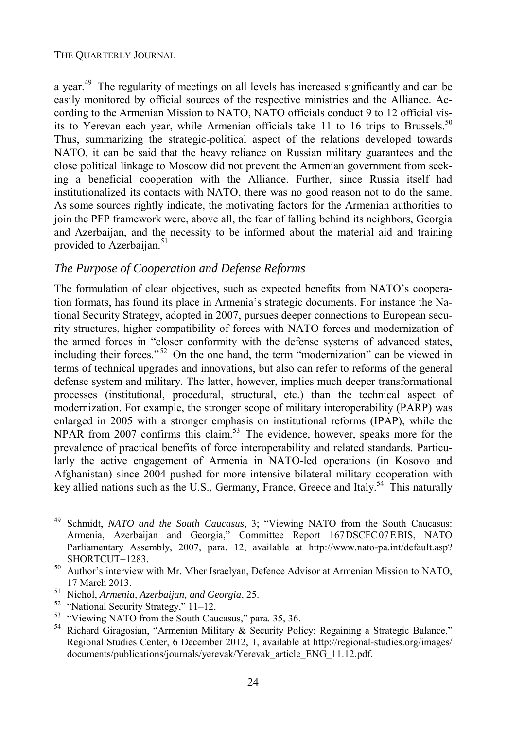a year.[49] The regularity of meetings on all levels has increased significantly and can be easily monitored by official sources of the respective ministries and the Alliance. According to the Armenian Mission to NATO, NATO officials conduct 9 to 12 official visits to Yerevan each year, while Armenian officials take 11 to 16 trips to Brussels.[50] Thus, summarizing the strategic-political aspect of the relations developed towards NATO, it can be said that the heavy reliance on Russian military guarantees and the close political linkage to Moscow did not prevent the Armenian government from seeking a beneficial cooperation with the Alliance. Further, since Russia itself had institutionalized its contacts with NATO, there was no good reason not to do the same. As some sources rightly indicate, the motivating factors for the Armenian authorities to join the PFP framework were, above all, the fear of falling behind its neighbors, Georgia and Azerbaijan, and the necessity to be informed about the material aid and training provided to Azerbaijan.[51]

### *The Purpose of Cooperation and Defense Reforms*

The formulation of clear objectives, such as expected benefits from NATO's cooperation formats, has found its place in Armenia's strategic documents. For instance the National Security Strategy, adopted in 2007, pursues deeper connections to European security structures, higher compatibility of forces with NATO forces and modernization of the armed forces in "closer conformity with the defense systems of advanced states, including their forces."[52] On the one hand, the term "modernization" can be viewed in terms of technical upgrades and innovations, but also can refer to reforms of the general defense system and military. The latter, however, implies much deeper transformational processes (institutional, procedural, structural, etc.) than the technical aspect of modernization. For example, the stronger scope of military interoperability (PARP) was enlarged in 2005 with a stronger emphasis on institutional reforms (IPAP), while the NPAR from 2007 confirms this claim.[53] The evidence, however, speaks more for the prevalence of practical benefits of force interoperability and related standards. Particularly the active engagement of Armenia in NATO-led operations (in Kosovo and Afghanistan) since 2004 pushed for more intensive bilateral military cooperation with key allied nations such as the U.S., Germany, France, Greece and Italy.[54] This naturally

---

[49] Schmidt, *NATO and the South Caucasus*, 3; "Viewing NATO from the South Caucasus: Armenia, Azerbaijan and Georgia," Committee Report 167 DSCFC 07 E BIS, NATO Parliamentary Assembly, 2007, para. 12, available at http://www.nato-pa.int/default.asp?SHORTCUT=1283.

[50] Author's interview with Mr. Mher Israelyan, Defence Advisor at Armenian Mission to NATO, 17 March 2013.

[51] Nichol, *Armenia, Azerbaijan, and Georgia*, 25.

[52] "National Security Strategy," 11–12.

[53] "Viewing NATO from the South Caucasus," para. 35, 36.

[54] Richard Giragosian, "Armenian Military & Security Policy: Regaining a Strategic Balance," Regional Studies Center, 6 December 2012, 1, available at http://regional-studies.org/images/documents/publications/journals/yerevak/Yerevak_article_ENG_11.12.pdf.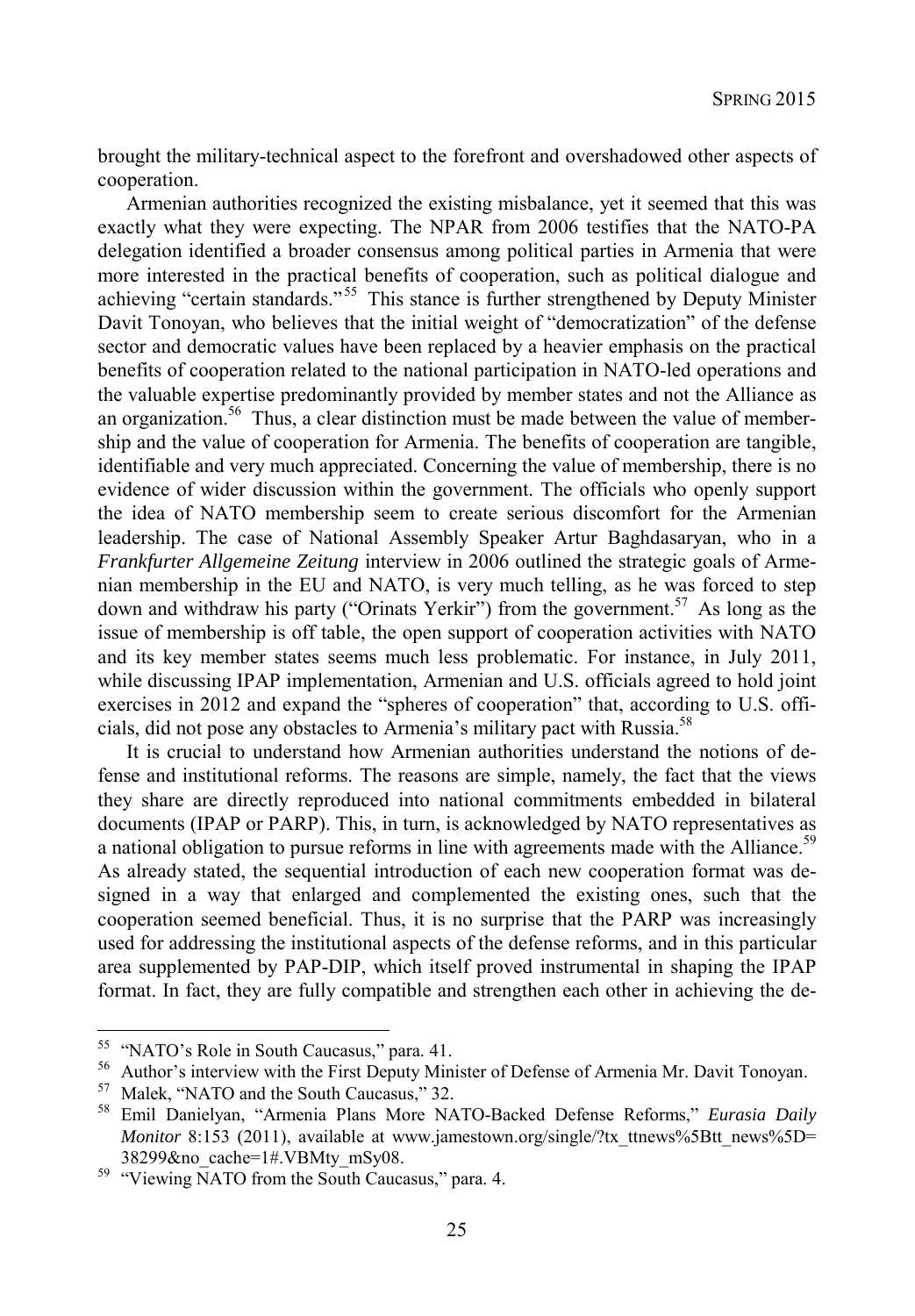brought the military-technical aspect to the forefront and overshadowed other aspects of cooperation.

Armenian authorities recognized the existing misbalance, yet it seemed that this was exactly what they were expecting. The NPAR from 2006 testifies that the NATO-PA delegation identified a broader consensus among political parties in Armenia that were more interested in the practical benefits of cooperation, such as political dialogue and achieving "certain standards."[55] This stance is further strengthened by Deputy Minister Davit Tonoyan, who believes that the initial weight of "democratization" of the defense sector and democratic values have been replaced by a heavier emphasis on the practical benefits of cooperation related to the national participation in NATO-led operations and the valuable expertise predominantly provided by member states and not the Alliance as an organization.[56] Thus, a clear distinction must be made between the value of membership and the value of cooperation for Armenia. The benefits of cooperation are tangible, identifiable and very much appreciated. Concerning the value of membership, there is no evidence of wider discussion within the government. The officials who openly support the idea of NATO membership seem to create serious discomfort for the Armenian leadership. The case of National Assembly Speaker Artur Baghdasaryan, who in a *Frankfurter Allgemeine Zeitung* interview in 2006 outlined the strategic goals of Armenian membership in the EU and NATO, is very much telling, as he was forced to step down and withdraw his party ("Orinats Yerkir") from the government.[57] As long as the issue of membership is off table, the open support of cooperation activities with NATO and its key member states seems much less problematic. For instance, in July 2011, while discussing IPAP implementation, Armenian and U.S. officials agreed to hold joint exercises in 2012 and expand the "spheres of cooperation" that, according to U.S. officials, did not pose any obstacles to Armenia's military pact with Russia.[58]

It is crucial to understand how Armenian authorities understand the notions of defense and institutional reforms. The reasons are simple, namely, the fact that the views they share are directly reproduced into national commitments embedded in bilateral documents (IPAP or PARP). This, in turn, is acknowledged by NATO representatives as a national obligation to pursue reforms in line with agreements made with the Alliance.[59] As already stated, the sequential introduction of each new cooperation format was designed in a way that enlarged and complemented the existing ones, such that the cooperation seemed beneficial. Thus, it is no surprise that the PARP was increasingly used for addressing the institutional aspects of the defense reforms, and in this particular area supplemented by PAP-DIP, which itself proved instrumental in shaping the IPAP format. In fact, they are fully compatible and strengthen each other in achieving the de-

---

[55] "NATO's Role in South Caucasus," para. 41.

[56] Author's interview with the First Deputy Minister of Defense of Armenia Mr. Davit Tonoyan.

[57] Malek, "NATO and the South Caucasus," 32.

[58] Emil Danielyan, "Armenia Plans More NATO-Backed Defense Reforms," *Eurasia Daily Monitor* 8:153 (2011), available at www.jamestown.org/single/?tx_ttnews%5Btt_news%5D=38299&no_cache=1#.VBMty_mSy08.

[59] "Viewing NATO from the South Caucasus," para. 4.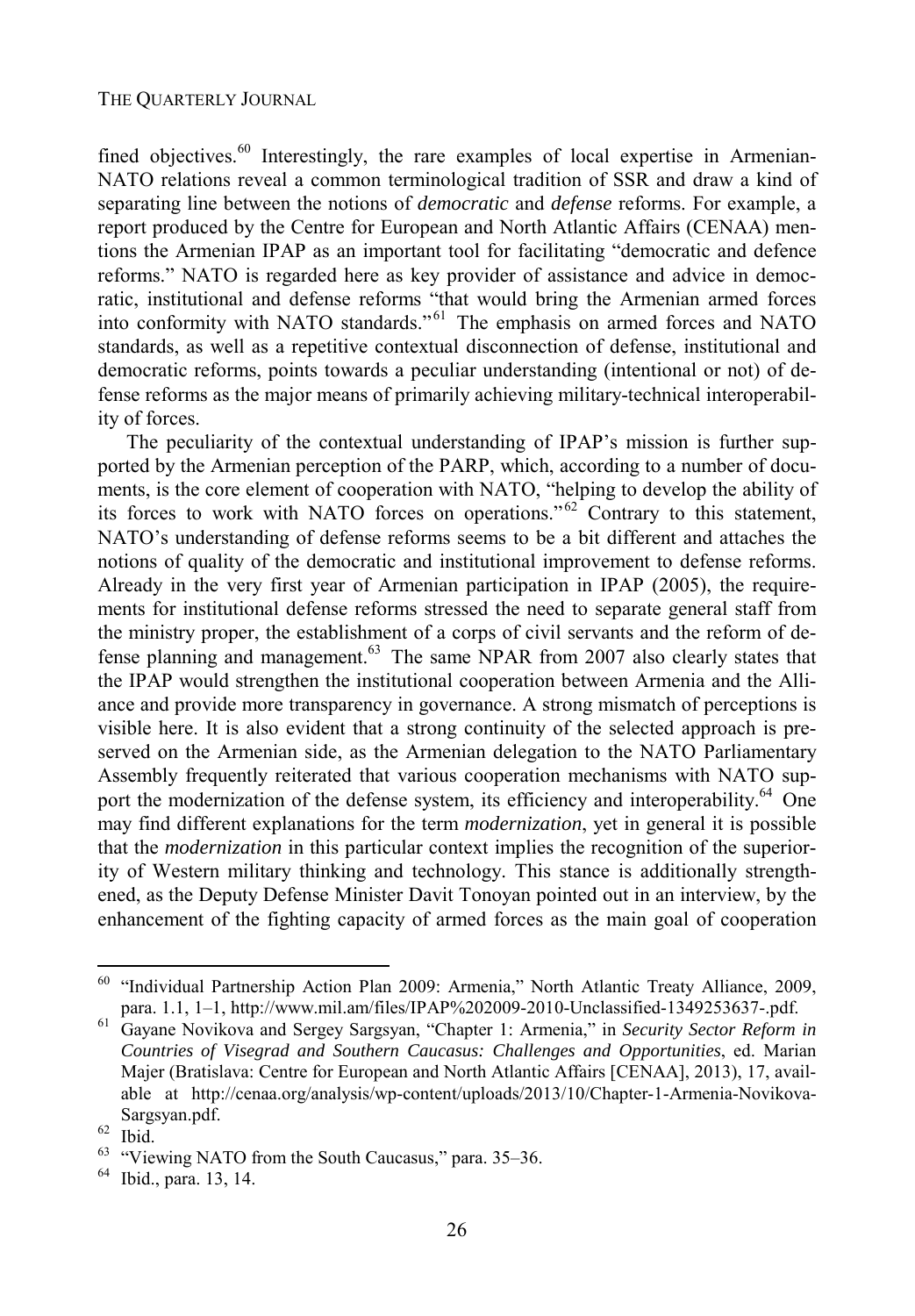fined objectives.[60] Interestingly, the rare examples of local expertise in Armenian-NATO relations reveal a common terminological tradition of SSR and draw a kind of separating line between the notions of *democratic* and *defense* reforms. For example, a report produced by the Centre for European and North Atlantic Affairs (CENAA) mentions the Armenian IPAP as an important tool for facilitating "democratic and defence reforms." NATO is regarded here as key provider of assistance and advice in democratic, institutional and defense reforms "that would bring the Armenian armed forces into conformity with NATO standards."[61] The emphasis on armed forces and NATO standards, as well as a repetitive contextual disconnection of defense, institutional and democratic reforms, points towards a peculiar understanding (intentional or not) of defense reforms as the major means of primarily achieving military-technical interoperability of forces.

The peculiarity of the contextual understanding of IPAP's mission is further supported by the Armenian perception of the PARP, which, according to a number of documents, is the core element of cooperation with NATO, "helping to develop the ability of its forces to work with NATO forces on operations."[62] Contrary to this statement, NATO's understanding of defense reforms seems to be a bit different and attaches the notions of quality of the democratic and institutional improvement to defense reforms. Already in the very first year of Armenian participation in IPAP (2005), the requirements for institutional defense reforms stressed the need to separate general staff from the ministry proper, the establishment of a corps of civil servants and the reform of defense planning and management.[63] The same NPAR from 2007 also clearly states that the IPAP would strengthen the institutional cooperation between Armenia and the Alliance and provide more transparency in governance. A strong mismatch of perceptions is visible here. It is also evident that a strong continuity of the selected approach is preserved on the Armenian side, as the Armenian delegation to the NATO Parliamentary Assembly frequently reiterated that various cooperation mechanisms with NATO support the modernization of the defense system, its efficiency and interoperability.[64] One may find different explanations for the term *modernization*, yet in general it is possible that the *modernization* in this particular context implies the recognition of the superiority of Western military thinking and technology. This stance is additionally strengthened, as the Deputy Defense Minister Davit Tonoyan pointed out in an interview, by the enhancement of the fighting capacity of armed forces as the main goal of cooperation

---

[60] "Individual Partnership Action Plan 2009: Armenia," North Atlantic Treaty Alliance, 2009, para. 1.1, 1–1, http://www.mil.am/files/IPAP%202009-2010-Unclassified-1349253637-.pdf.

[61] Gayane Novikova and Sergey Sargsyan, "Chapter 1: Armenia," in *Security Sector Reform in Countries of Visegrad and Southern Caucasus: Challenges and Opportunities*, ed. Marian Majer (Bratislava: Centre for European and North Atlantic Affairs [CENAA], 2013), 17, available at http://cenaa.org/analysis/wp-content/uploads/2013/10/Chapter-1-Armenia-Novikova-Sargsyan.pdf.

[62] Ibid.

[63] "Viewing NATO from the South Caucasus," para. 35–36.

[64] Ibid., para. 13, 14.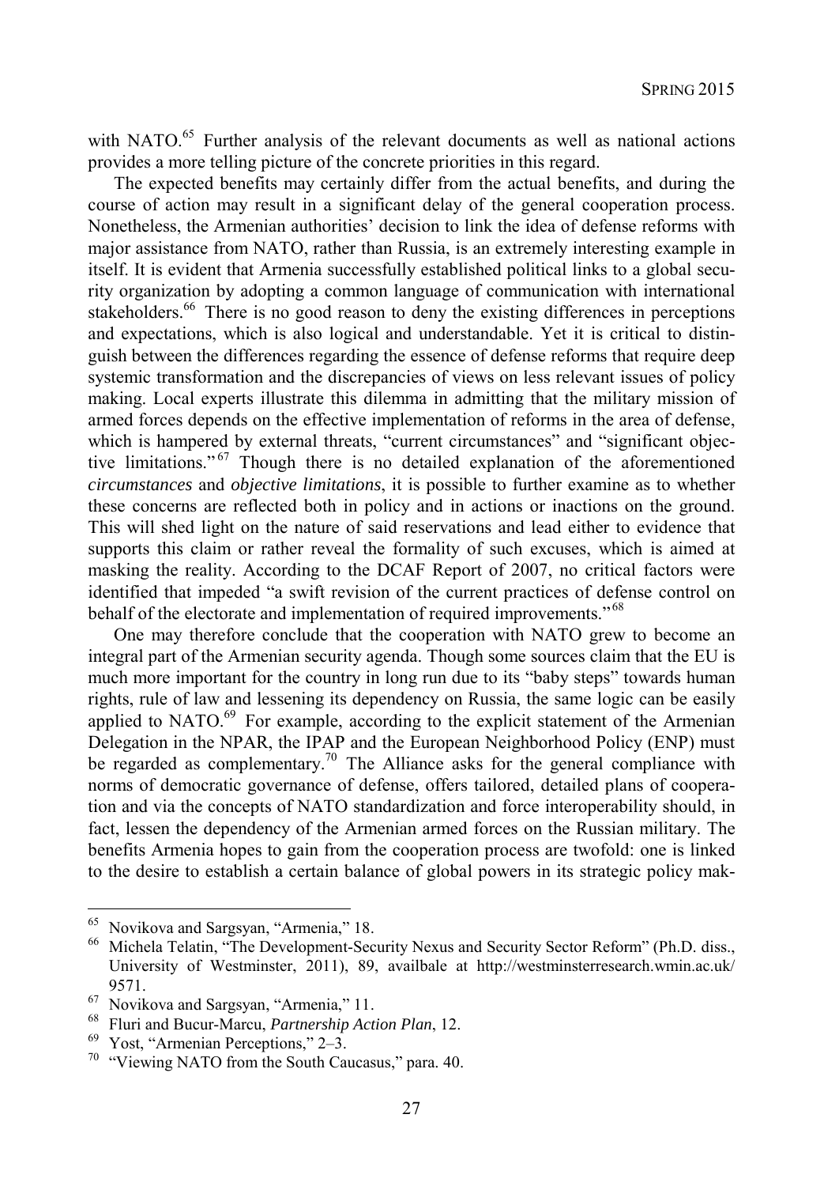with NATO.[65] Further analysis of the relevant documents as well as national actions provides a more telling picture of the concrete priorities in this regard.

The expected benefits may certainly differ from the actual benefits, and during the course of action may result in a significant delay of the general cooperation process. Nonetheless, the Armenian authorities' decision to link the idea of defense reforms with major assistance from NATO, rather than Russia, is an extremely interesting example in itself. It is evident that Armenia successfully established political links to a global security organization by adopting a common language of communication with international stakeholders.[66] There is no good reason to deny the existing differences in perceptions and expectations, which is also logical and understandable. Yet it is critical to distinguish between the differences regarding the essence of defense reforms that require deep systemic transformation and the discrepancies of views on less relevant issues of policy making. Local experts illustrate this dilemma in admitting that the military mission of armed forces depends on the effective implementation of reforms in the area of defense, which is hampered by external threats, "current circumstances" and "significant objective limitations."[67] Though there is no detailed explanation of the aforementioned *circumstances* and *objective limitations*, it is possible to further examine as to whether these concerns are reflected both in policy and in actions or inactions on the ground. This will shed light on the nature of said reservations and lead either to evidence that supports this claim or rather reveal the formality of such excuses, which is aimed at masking the reality. According to the DCAF Report of 2007, no critical factors were identified that impeded "a swift revision of the current practices of defense control on behalf of the electorate and implementation of required improvements."[68]

One may therefore conclude that the cooperation with NATO grew to become an integral part of the Armenian security agenda. Though some sources claim that the EU is much more important for the country in long run due to its "baby steps" towards human rights, rule of law and lessening its dependency on Russia, the same logic can be easily applied to NATO.[69] For example, according to the explicit statement of the Armenian Delegation in the NPAR, the IPAP and the European Neighborhood Policy (ENP) must be regarded as complementary.[70] The Alliance asks for the general compliance with norms of democratic governance of defense, offers tailored, detailed plans of cooperation and via the concepts of NATO standardization and force interoperability should, in fact, lessen the dependency of the Armenian armed forces on the Russian military. The benefits Armenia hopes to gain from the cooperation process are twofold: one is linked to the desire to establish a certain balance of global powers in its strategic policy mak-

---

[65] Novikova and Sargsyan, "Armenia," 18.

[66] Michela Telatin, "The Development-Security Nexus and Security Sector Reform" (Ph.D. diss., University of Westminster, 2011), 89, availbale at http://westminsterresearch.wmin.ac.uk/9571.

[67] Novikova and Sargsyan, "Armenia," 11.

[68] Fluri and Bucur-Marcu, *Partnership Action Plan*, 12.

[69] Yost, "Armenian Perceptions," 2–3.

[70] "Viewing NATO from the South Caucasus," para. 40.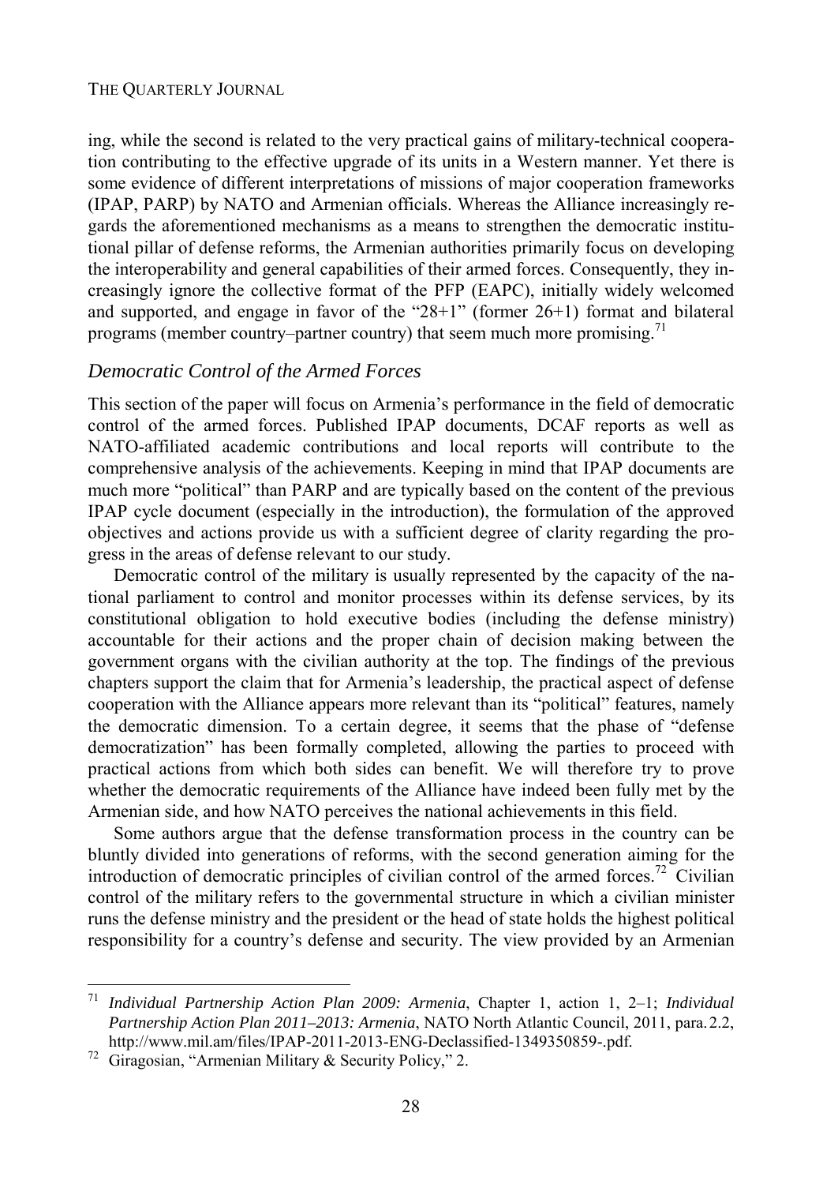ing, while the second is related to the very practical gains of military-technical cooperation contributing to the effective upgrade of its units in a Western manner. Yet there is some evidence of different interpretations of missions of major cooperation frameworks (IPAP, PARP) by NATO and Armenian officials. Whereas the Alliance increasingly regards the aforementioned mechanisms as a means to strengthen the democratic institutional pillar of defense reforms, the Armenian authorities primarily focus on developing the interoperability and general capabilities of their armed forces. Consequently, they increasingly ignore the collective format of the PFP (EAPC), initially widely welcomed and supported, and engage in favor of the "28+1" (former 26+1) format and bilateral programs (member country–partner country) that seem much more promising.[71]

### *Democratic Control of the Armed Forces*

This section of the paper will focus on Armenia's performance in the field of democratic control of the armed forces. Published IPAP documents, DCAF reports as well as NATO-affiliated academic contributions and local reports will contribute to the comprehensive analysis of the achievements. Keeping in mind that IPAP documents are much more "political" than PARP and are typically based on the content of the previous IPAP cycle document (especially in the introduction), the formulation of the approved objectives and actions provide us with a sufficient degree of clarity regarding the progress in the areas of defense relevant to our study.

Democratic control of the military is usually represented by the capacity of the national parliament to control and monitor processes within its defense services, by its constitutional obligation to hold executive bodies (including the defense ministry) accountable for their actions and the proper chain of decision making between the government organs with the civilian authority at the top. The findings of the previous chapters support the claim that for Armenia's leadership, the practical aspect of defense cooperation with the Alliance appears more relevant than its "political" features, namely the democratic dimension. To a certain degree, it seems that the phase of "defense democratization" has been formally completed, allowing the parties to proceed with practical actions from which both sides can benefit. We will therefore try to prove whether the democratic requirements of the Alliance have indeed been fully met by the Armenian side, and how NATO perceives the national achievements in this field.

Some authors argue that the defense transformation process in the country can be bluntly divided into generations of reforms, with the second generation aiming for the introduction of democratic principles of civilian control of the armed forces.[72] Civilian control of the military refers to the governmental structure in which a civilian minister runs the defense ministry and the president or the head of state holds the highest political responsibility for a country's defense and security. The view provided by an Armenian

---

[71] *Individual Partnership Action Plan 2009: Armenia*, Chapter 1, action 1, 2–1; *Individual Partnership Action Plan 2011–2013: Armenia*, NATO North Atlantic Council, 2011, para. 2.2, http://www.mil.am/files/IPAP-2011-2013-ENG-Declassified-1349350859-.pdf.

[72] Giragosian, "Armenian Military & Security Policy," 2.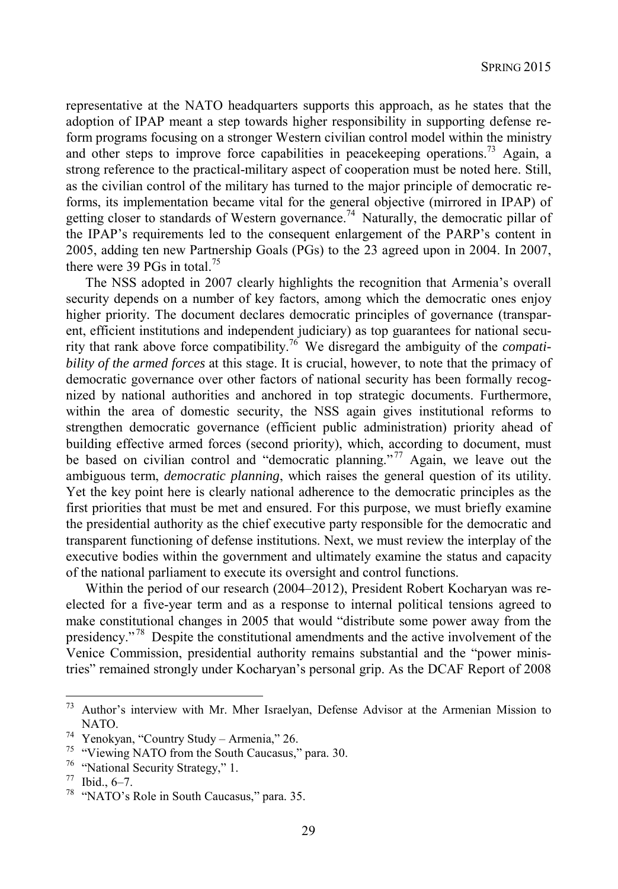representative at the NATO headquarters supports this approach, as he states that the adoption of IPAP meant a step towards higher responsibility in supporting defense reform programs focusing on a stronger Western civilian control model within the ministry and other steps to improve force capabilities in peacekeeping operations.[73] Again, a strong reference to the practical-military aspect of cooperation must be noted here. Still, as the civilian control of the military has turned to the major principle of democratic reforms, its implementation became vital for the general objective (mirrored in IPAP) of getting closer to standards of Western governance.[74] Naturally, the democratic pillar of the IPAP's requirements led to the consequent enlargement of the PARP's content in 2005, adding ten new Partnership Goals (PGs) to the 23 agreed upon in 2004. In 2007, there were 39 PGs in total.[75]

The NSS adopted in 2007 clearly highlights the recognition that Armenia's overall security depends on a number of key factors, among which the democratic ones enjoy higher priority. The document declares democratic principles of governance (transparent, efficient institutions and independent judiciary) as top guarantees for national security that rank above force compatibility.[76] We disregard the ambiguity of the *compatibility of the armed forces* at this stage. It is crucial, however, to note that the primacy of democratic governance over other factors of national security has been formally recognized by national authorities and anchored in top strategic documents. Furthermore, within the area of domestic security, the NSS again gives institutional reforms to strengthen democratic governance (efficient public administration) priority ahead of building effective armed forces (second priority), which, according to document, must be based on civilian control and "democratic planning."[77] Again, we leave out the ambiguous term, *democratic planning*, which raises the general question of its utility. Yet the key point here is clearly national adherence to the democratic principles as the first priorities that must be met and ensured. For this purpose, we must briefly examine the presidential authority as the chief executive party responsible for the democratic and transparent functioning of defense institutions. Next, we must review the interplay of the executive bodies within the government and ultimately examine the status and capacity of the national parliament to execute its oversight and control functions.

Within the period of our research (2004–2012), President Robert Kocharyan was reelected for a five-year term and as a response to internal political tensions agreed to make constitutional changes in 2005 that would "distribute some power away from the presidency."[78] Despite the constitutional amendments and the active involvement of the Venice Commission, presidential authority remains substantial and the "power ministries" remained strongly under Kocharyan's personal grip. As the DCAF Report of 2008

---

[73] Author's interview with Mr. Mher Israelyan, Defense Advisor at the Armenian Mission to NATO.

[74] Yenokyan, "Country Study – Armenia," 26.

[75] "Viewing NATO from the South Caucasus," para. 30.

[76] "National Security Strategy," 1.

[77] Ibid., 6–7.

[78] "NATO's Role in South Caucasus," para. 35.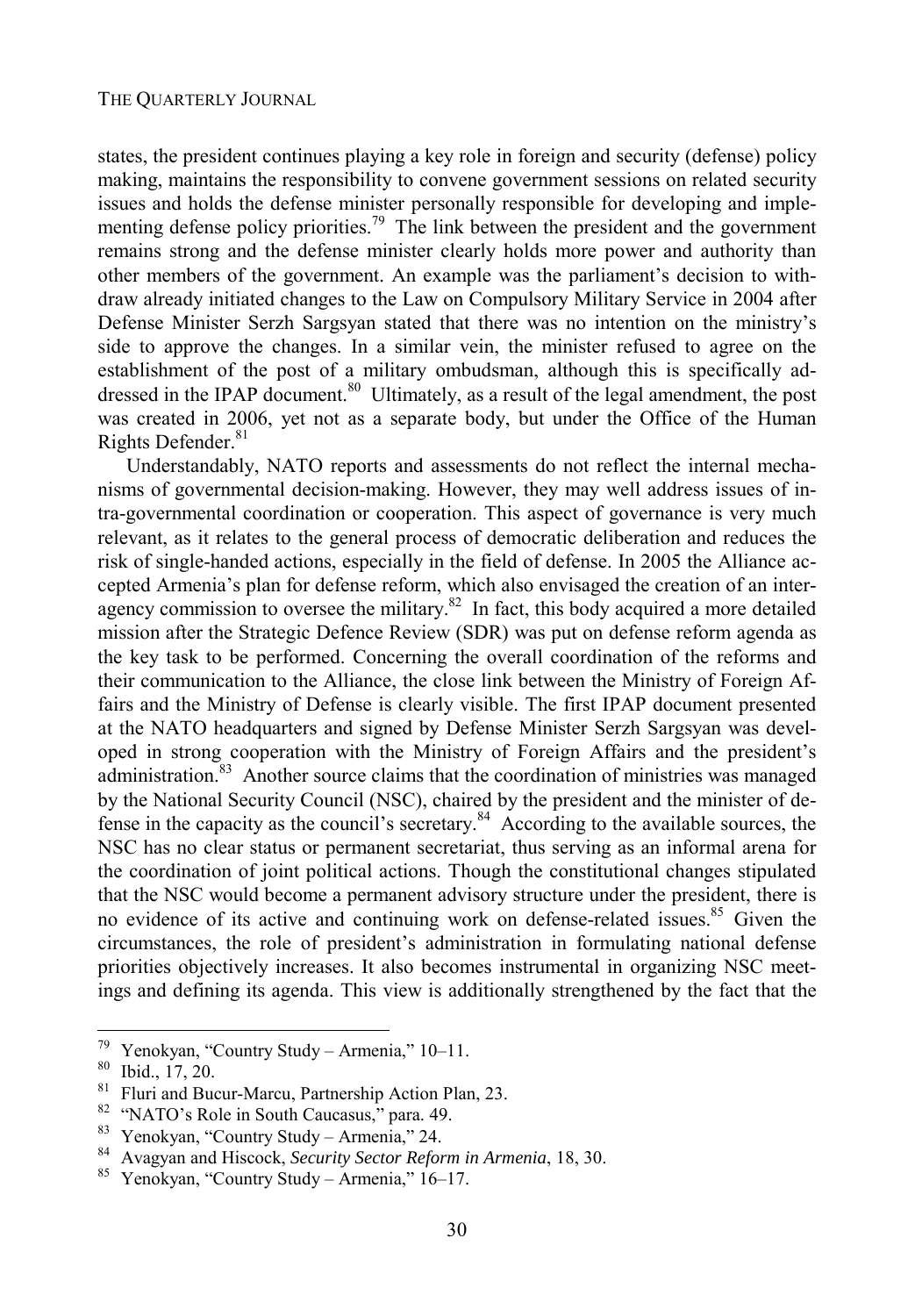states, the president continues playing a key role in foreign and security (defense) policy making, maintains the responsibility to convene government sessions on related security issues and holds the defense minister personally responsible for developing and implementing defense policy priorities.[79] The link between the president and the government remains strong and the defense minister clearly holds more power and authority than other members of the government. An example was the parliament's decision to withdraw already initiated changes to the Law on Compulsory Military Service in 2004 after Defense Minister Serzh Sargsyan stated that there was no intention on the ministry's side to approve the changes. In a similar vein, the minister refused to agree on the establishment of the post of a military ombudsman, although this is specifically addressed in the IPAP document.[80] Ultimately, as a result of the legal amendment, the post was created in 2006, yet not as a separate body, but under the Office of the Human Rights Defender.[81]

Understandably, NATO reports and assessments do not reflect the internal mechanisms of governmental decision-making. However, they may well address issues of intra-governmental coordination or cooperation. This aspect of governance is very much relevant, as it relates to the general process of democratic deliberation and reduces the risk of single-handed actions, especially in the field of defense. In 2005 the Alliance accepted Armenia's plan for defense reform, which also envisaged the creation of an interagency commission to oversee the military.[82] In fact, this body acquired a more detailed mission after the Strategic Defence Review (SDR) was put on defense reform agenda as the key task to be performed. Concerning the overall coordination of the reforms and their communication to the Alliance, the close link between the Ministry of Foreign Affairs and the Ministry of Defense is clearly visible. The first IPAP document presented at the NATO headquarters and signed by Defense Minister Serzh Sargsyan was developed in strong cooperation with the Ministry of Foreign Affairs and the president's administration.[83] Another source claims that the coordination of ministries was managed by the National Security Council (NSC), chaired by the president and the minister of defense in the capacity as the council's secretary.[84] According to the available sources, the NSC has no clear status or permanent secretariat, thus serving as an informal arena for the coordination of joint political actions. Though the constitutional changes stipulated that the NSC would become a permanent advisory structure under the president, there is no evidence of its active and continuing work on defense-related issues.[85] Given the circumstances, the role of president's administration in formulating national defense priorities objectively increases. It also becomes instrumental in organizing NSC meetings and defining its agenda. This view is additionally strengthened by the fact that the

---

79 Yenokyan, "Country Study – Armenia," 10–11.

80 Ibid., 17, 20.

81 Fluri and Bucur-Marcu, Partnership Action Plan, 23.

82 "NATO's Role in South Caucasus," para. 49.

83 Yenokyan, "Country Study – Armenia," 24.

84 Avagyan and Hiscock, *Security Sector Reform in Armenia*, 18, 30.

85 Yenokyan, "Country Study – Armenia," 16–17.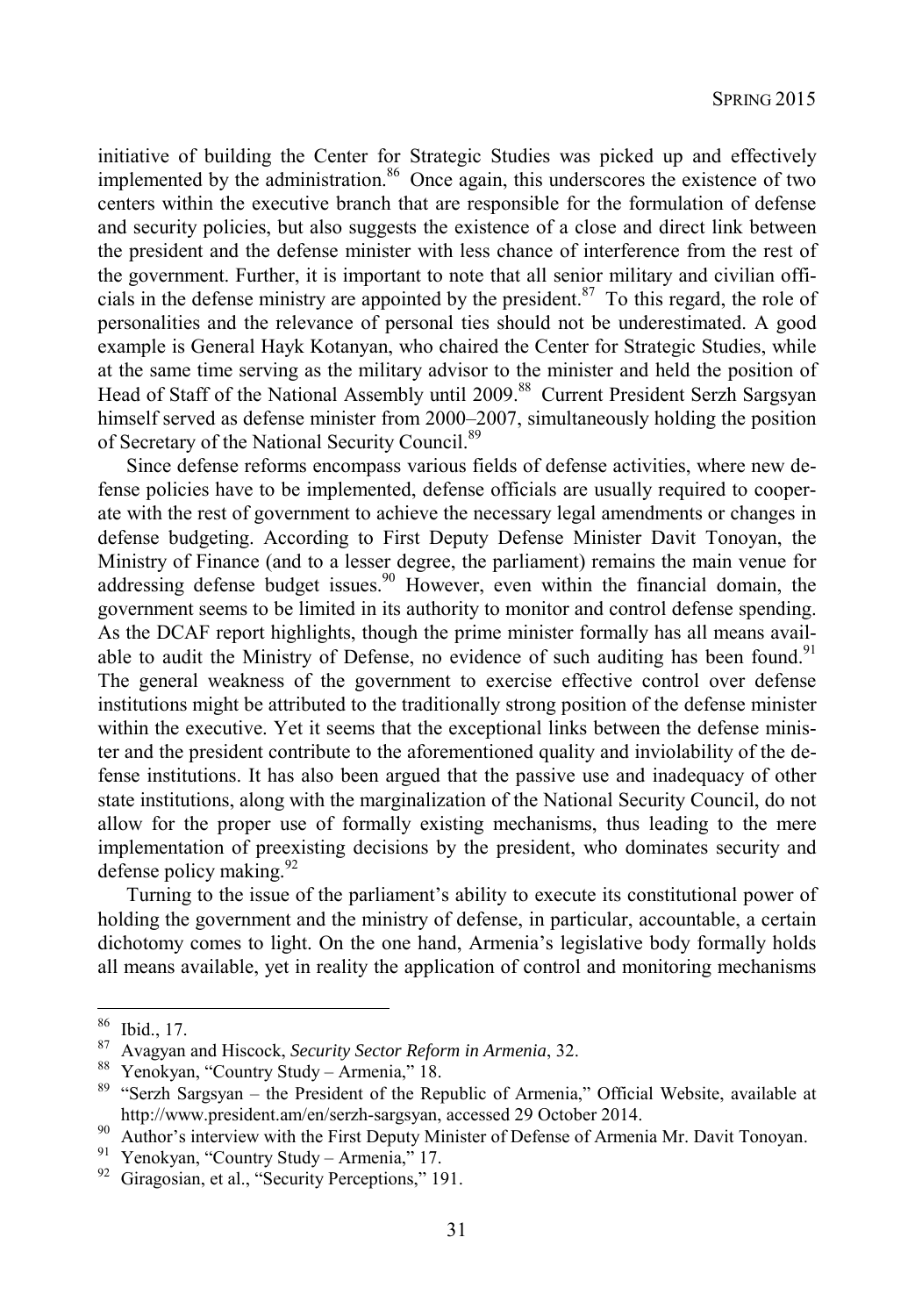initiative of building the Center for Strategic Studies was picked up and effectively implemented by the administration.[86] Once again, this underscores the existence of two centers within the executive branch that are responsible for the formulation of defense and security policies, but also suggests the existence of a close and direct link between the president and the defense minister with less chance of interference from the rest of the government. Further, it is important to note that all senior military and civilian officials in the defense ministry are appointed by the president.[87] To this regard, the role of personalities and the relevance of personal ties should not be underestimated. A good example is General Hayk Kotanyan, who chaired the Center for Strategic Studies, while at the same time serving as the military advisor to the minister and held the position of Head of Staff of the National Assembly until 2009.[88] Current President Serzh Sargsyan himself served as defense minister from 2000–2007, simultaneously holding the position of Secretary of the National Security Council.[89]

Since defense reforms encompass various fields of defense activities, where new defense policies have to be implemented, defense officials are usually required to cooperate with the rest of government to achieve the necessary legal amendments or changes in defense budgeting. According to First Deputy Defense Minister Davit Tonoyan, the Ministry of Finance (and to a lesser degree, the parliament) remains the main venue for addressing defense budget issues.[90] However, even within the financial domain, the government seems to be limited in its authority to monitor and control defense spending. As the DCAF report highlights, though the prime minister formally has all means available to audit the Ministry of Defense, no evidence of such auditing has been found.[91] The general weakness of the government to exercise effective control over defense institutions might be attributed to the traditionally strong position of the defense minister within the executive. Yet it seems that the exceptional links between the defense minister and the president contribute to the aforementioned quality and inviolability of the defense institutions. It has also been argued that the passive use and inadequacy of other state institutions, along with the marginalization of the National Security Council, do not allow for the proper use of formally existing mechanisms, thus leading to the mere implementation of preexisting decisions by the president, who dominates security and defense policy making.[92]

Turning to the issue of the parliament's ability to execute its constitutional power of holding the government and the ministry of defense, in particular, accountable, a certain dichotomy comes to light. On the one hand, Armenia's legislative body formally holds all means available, yet in reality the application of control and monitoring mechanisms

---

[86] Ibid., 17.

[87] Avagyan and Hiscock, *Security Sector Reform in Armenia*, 32.

[88] Yenokyan, "Country Study – Armenia," 18.

[89] "Serzh Sargsyan – the President of the Republic of Armenia," Official Website, available at http://www.president.am/en/serzh-sargsyan, accessed 29 October 2014.

[90] Author's interview with the First Deputy Minister of Defense of Armenia Mr. Davit Tonoyan.

[91] Yenokyan, "Country Study – Armenia," 17.

[92] Giragosian, et al., "Security Perceptions," 191.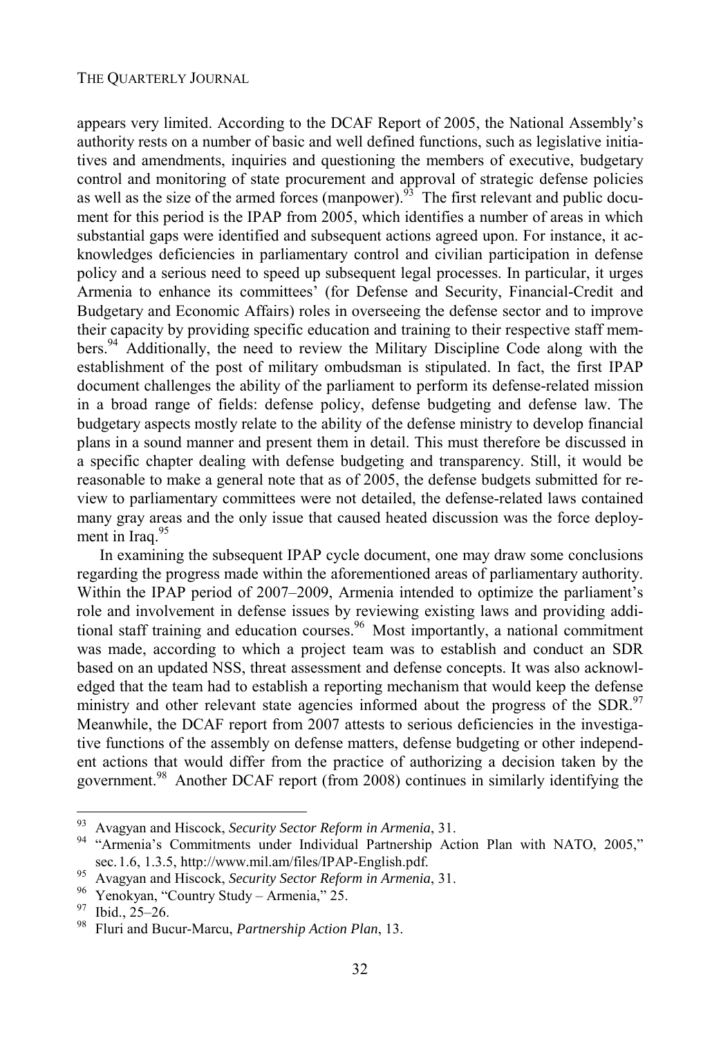appears very limited. According to the DCAF Report of 2005, the National Assembly's authority rests on a number of basic and well defined functions, such as legislative initiatives and amendments, inquiries and questioning the members of executive, budgetary control and monitoring of state procurement and approval of strategic defense policies as well as the size of the armed forces (manpower).[93] The first relevant and public document for this period is the IPAP from 2005, which identifies a number of areas in which substantial gaps were identified and subsequent actions agreed upon. For instance, it acknowledges deficiencies in parliamentary control and civilian participation in defense policy and a serious need to speed up subsequent legal processes. In particular, it urges Armenia to enhance its committees' (for Defense and Security, Financial-Credit and Budgetary and Economic Affairs) roles in overseeing the defense sector and to improve their capacity by providing specific education and training to their respective staff members.[94] Additionally, the need to review the Military Discipline Code along with the establishment of the post of military ombudsman is stipulated. In fact, the first IPAP document challenges the ability of the parliament to perform its defense-related mission in a broad range of fields: defense policy, defense budgeting and defense law. The budgetary aspects mostly relate to the ability of the defense ministry to develop financial plans in a sound manner and present them in detail. This must therefore be discussed in a specific chapter dealing with defense budgeting and transparency. Still, it would be reasonable to make a general note that as of 2005, the defense budgets submitted for review to parliamentary committees were not detailed, the defense-related laws contained many gray areas and the only issue that caused heated discussion was the force deployment in Iraq.[95]

In examining the subsequent IPAP cycle document, one may draw some conclusions regarding the progress made within the aforementioned areas of parliamentary authority. Within the IPAP period of 2007–2009, Armenia intended to optimize the parliament's role and involvement in defense issues by reviewing existing laws and providing additional staff training and education courses.[96] Most importantly, a national commitment was made, according to which a project team was to establish and conduct an SDR based on an updated NSS, threat assessment and defense concepts. It was also acknowledged that the team had to establish a reporting mechanism that would keep the defense ministry and other relevant state agencies informed about the progress of the SDR.[97] Meanwhile, the DCAF report from 2007 attests to serious deficiencies in the investigative functions of the assembly on defense matters, defense budgeting or other independent actions that would differ from the practice of authorizing a decision taken by the government.[98] Another DCAF report (from 2008) continues in similarly identifying the

---

[93] Avagyan and Hiscock, *Security Sector Reform in Armenia*, 31.

[94] "Armenia's Commitments under Individual Partnership Action Plan with NATO, 2005," sec. 1.6, 1.3.5, http://www.mil.am/files/IPAP-English.pdf.

[95] Avagyan and Hiscock, *Security Sector Reform in Armenia*, 31.

[96] Yenokyan, "Country Study – Armenia," 25.

[97] Ibid., 25–26.

[98] Fluri and Bucur-Marcu, *Partnership Action Plan*, 13.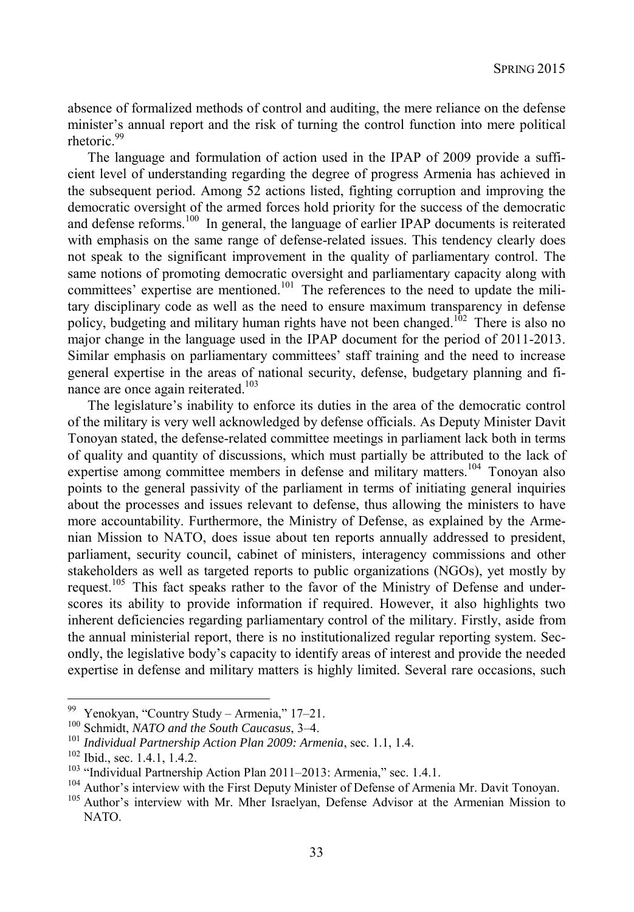absence of formalized methods of control and auditing, the mere reliance on the defense minister's annual report and the risk of turning the control function into mere political rhetoric.[99]

The language and formulation of action used in the IPAP of 2009 provide a sufficient level of understanding regarding the degree of progress Armenia has achieved in the subsequent period. Among 52 actions listed, fighting corruption and improving the democratic oversight of the armed forces hold priority for the success of the democratic and defense reforms.[100] In general, the language of earlier IPAP documents is reiterated with emphasis on the same range of defense-related issues. This tendency clearly does not speak to the significant improvement in the quality of parliamentary control. The same notions of promoting democratic oversight and parliamentary capacity along with committees' expertise are mentioned.[101] The references to the need to update the military disciplinary code as well as the need to ensure maximum transparency in defense policy, budgeting and military human rights have not been changed.[102] There is also no major change in the language used in the IPAP document for the period of 2011-2013. Similar emphasis on parliamentary committees' staff training and the need to increase general expertise in the areas of national security, defense, budgetary planning and finance are once again reiterated.[103]

The legislature's inability to enforce its duties in the area of the democratic control of the military is very well acknowledged by defense officials. As Deputy Minister Davit Tonoyan stated, the defense-related committee meetings in parliament lack both in terms of quality and quantity of discussions, which must partially be attributed to the lack of expertise among committee members in defense and military matters.[104] Tonoyan also points to the general passivity of the parliament in terms of initiating general inquiries about the processes and issues relevant to defense, thus allowing the ministers to have more accountability. Furthermore, the Ministry of Defense, as explained by the Armenian Mission to NATO, does issue about ten reports annually addressed to president, parliament, security council, cabinet of ministers, interagency commissions and other stakeholders as well as targeted reports to public organizations (NGOs), yet mostly by request.[105] This fact speaks rather to the favor of the Ministry of Defense and underscores its ability to provide information if required. However, it also highlights two inherent deficiencies regarding parliamentary control of the military. Firstly, aside from the annual ministerial report, there is no institutionalized regular reporting system. Secondly, the legislative body's capacity to identify areas of interest and provide the needed expertise in defense and military matters is highly limited. Several rare occasions, such

---

[99] Yenokyan, "Country Study – Armenia," 17–21.

[100] Schmidt, *NATO and the South Caucasus*, 3–4.

[101] *Individual Partnership Action Plan 2009: Armenia*, sec. 1.1, 1.4.

[102] Ibid., sec. 1.4.1, 1.4.2.

[103] "Individual Partnership Action Plan 2011–2013: Armenia," sec. 1.4.1.

[104] Author's interview with the First Deputy Minister of Defense of Armenia Mr. Davit Tonoyan.

[105] Author's interview with Mr. Mher Israelyan, Defense Advisor at the Armenian Mission to NATO.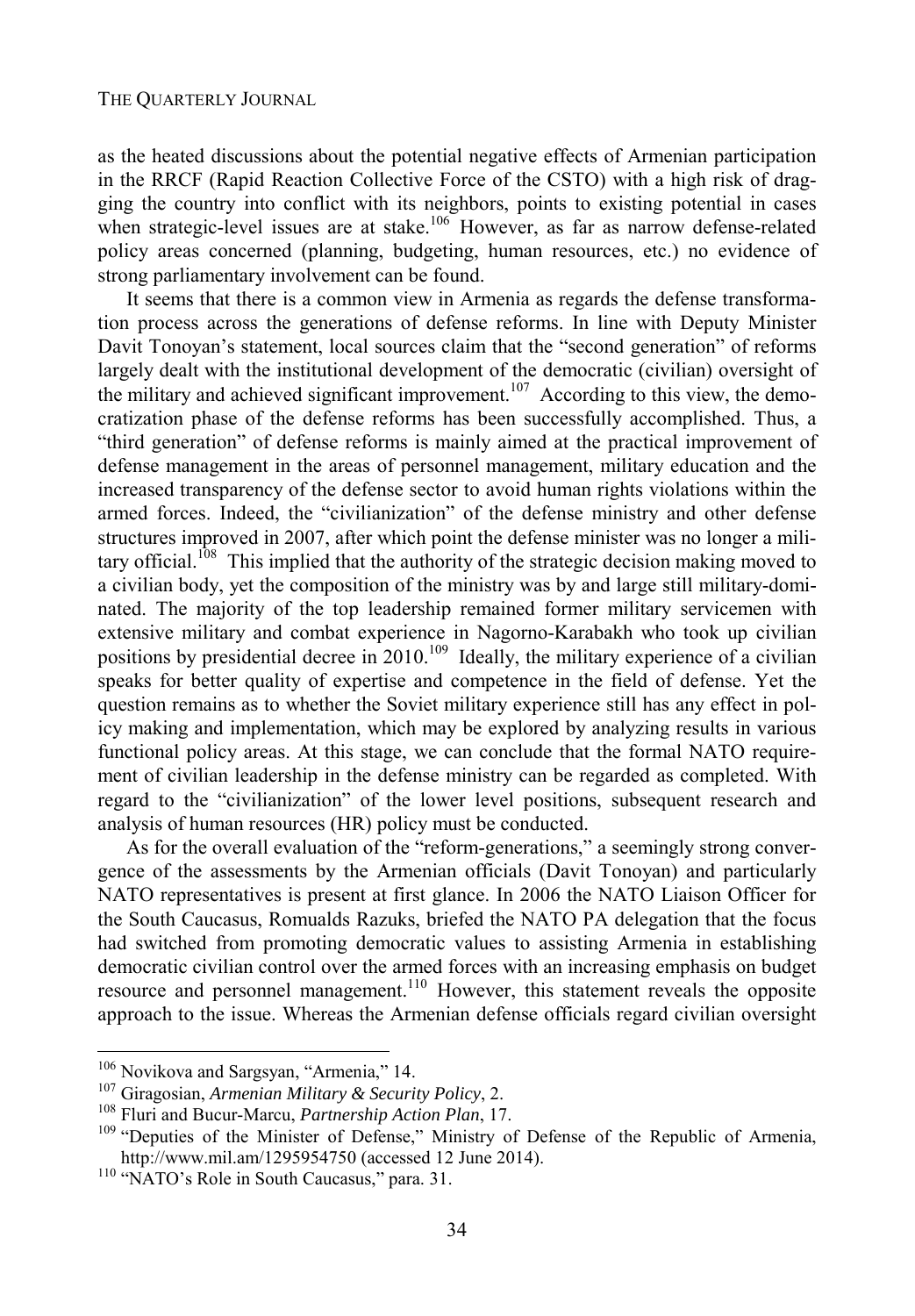as the heated discussions about the potential negative effects of Armenian participation in the RRCF (Rapid Reaction Collective Force of the CSTO) with a high risk of dragging the country into conflict with its neighbors, points to existing potential in cases when strategic-level issues are at stake.[106] However, as far as narrow defense-related policy areas concerned (planning, budgeting, human resources, etc.) no evidence of strong parliamentary involvement can be found.

It seems that there is a common view in Armenia as regards the defense transformation process across the generations of defense reforms. In line with Deputy Minister Davit Tonoyan's statement, local sources claim that the "second generation" of reforms largely dealt with the institutional development of the democratic (civilian) oversight of the military and achieved significant improvement.[107] According to this view, the democratization phase of the defense reforms has been successfully accomplished. Thus, a "third generation" of defense reforms is mainly aimed at the practical improvement of defense management in the areas of personnel management, military education and the increased transparency of the defense sector to avoid human rights violations within the armed forces. Indeed, the "civilianization" of the defense ministry and other defense structures improved in 2007, after which point the defense minister was no longer a military official.[108] This implied that the authority of the strategic decision making moved to a civilian body, yet the composition of the ministry was by and large still military-dominated. The majority of the top leadership remained former military servicemen with extensive military and combat experience in Nagorno-Karabakh who took up civilian positions by presidential decree in 2010.[109] Ideally, the military experience of a civilian speaks for better quality of expertise and competence in the field of defense. Yet the question remains as to whether the Soviet military experience still has any effect in policy making and implementation, which may be explored by analyzing results in various functional policy areas. At this stage, we can conclude that the formal NATO requirement of civilian leadership in the defense ministry can be regarded as completed. With regard to the "civilianization" of the lower level positions, subsequent research and analysis of human resources (HR) policy must be conducted.

As for the overall evaluation of the "reform-generations," a seemingly strong convergence of the assessments by the Armenian officials (Davit Tonoyan) and particularly NATO representatives is present at first glance. In 2006 the NATO Liaison Officer for the South Caucasus, Romualds Razuks, briefed the NATO PA delegation that the focus had switched from promoting democratic values to assisting Armenia in establishing democratic civilian control over the armed forces with an increasing emphasis on budget resource and personnel management.[110] However, this statement reveals the opposite approach to the issue. Whereas the Armenian defense officials regard civilian oversight

---

[106] Novikova and Sargsyan, "Armenia," 14.

[107] Giragosian, *Armenian Military & Security Policy*, 2.

[108] Fluri and Bucur-Marcu, *Partnership Action Plan*, 17.

[109] "Deputies of the Minister of Defense," Ministry of Defense of the Republic of Armenia, http://www.mil.am/1295954750 (accessed 12 June 2014).

[110] "NATO's Role in South Caucasus," para. 31.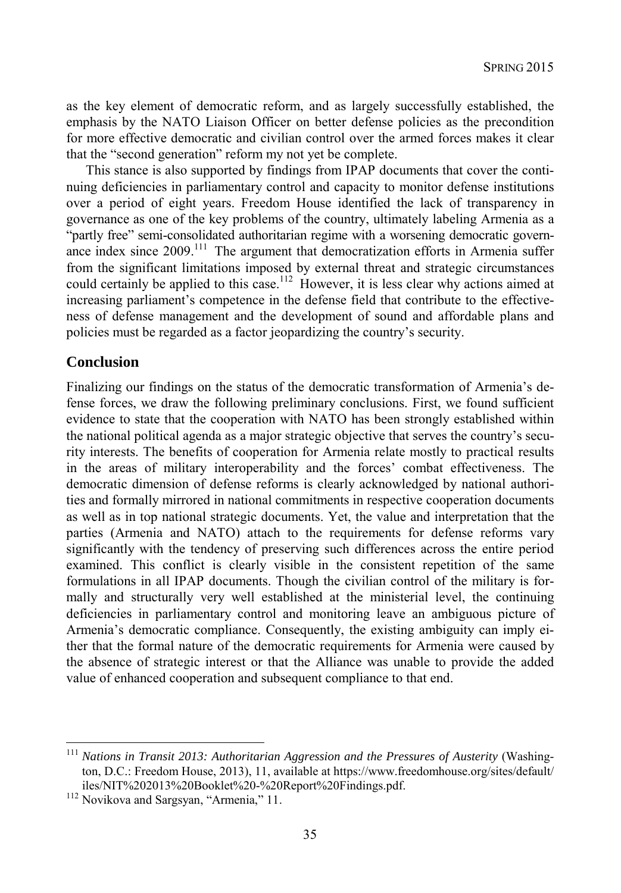as the key element of democratic reform, and as largely successfully established, the emphasis by the NATO Liaison Officer on better defense policies as the precondition for more effective democratic and civilian control over the armed forces makes it clear that the "second generation" reform my not yet be complete.

This stance is also supported by findings from IPAP documents that cover the continuing deficiencies in parliamentary control and capacity to monitor defense institutions over a period of eight years. Freedom House identified the lack of transparency in governance as one of the key problems of the country, ultimately labeling Armenia as a "partly free" semi-consolidated authoritarian regime with a worsening democratic governance index since 2009.[111] The argument that democratization efforts in Armenia suffer from the significant limitations imposed by external threat and strategic circumstances could certainly be applied to this case.[112] However, it is less clear why actions aimed at increasing parliament's competence in the defense field that contribute to the effectiveness of defense management and the development of sound and affordable plans and policies must be regarded as a factor jeopardizing the country's security.

## Conclusion

Finalizing our findings on the status of the democratic transformation of Armenia's defense forces, we draw the following preliminary conclusions. First, we found sufficient evidence to state that the cooperation with NATO has been strongly established within the national political agenda as a major strategic objective that serves the country's security interests. The benefits of cooperation for Armenia relate mostly to practical results in the areas of military interoperability and the forces' combat effectiveness. The democratic dimension of defense reforms is clearly acknowledged by national authorities and formally mirrored in national commitments in respective cooperation documents as well as in top national strategic documents. Yet, the value and interpretation that the parties (Armenia and NATO) attach to the requirements for defense reforms vary significantly with the tendency of preserving such differences across the entire period examined. This conflict is clearly visible in the consistent repetition of the same formulations in all IPAP documents. Though the civilian control of the military is formally and structurally very well established at the ministerial level, the continuing deficiencies in parliamentary control and monitoring leave an ambiguous picture of Armenia's democratic compliance. Consequently, the existing ambiguity can imply either that the formal nature of the democratic requirements for Armenia were caused by the absence of strategic interest or that the Alliance was unable to provide the added value of enhanced cooperation and subsequent compliance to that end.

---

[111] *Nations in Transit 2013: Authoritarian Aggression and the Pressures of Austerity* (Washington, D.C.: Freedom House, 2013), 11, available at https://www.freedomhouse.org/sites/default/iles/NIT%202013%20Booklet%20-%20Report%20Findings.pdf.

[112] Novikova and Sargsyan, "Armenia," 11.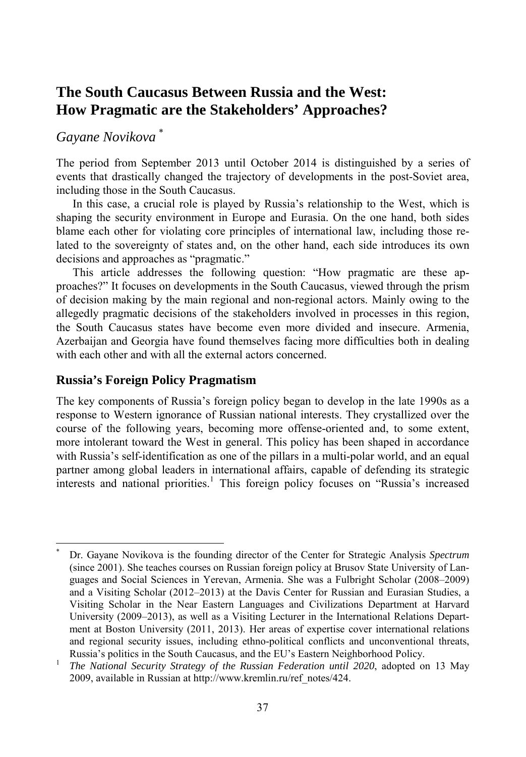# The South Caucasus Between Russia and the West: How Pragmatic are the Stakeholders' Approaches?

*Gayane Novikova* [*]

The period from September 2013 until October 2014 is distinguished by a series of events that drastically changed the trajectory of developments in the post-Soviet area, including those in the South Caucasus.

In this case, a crucial role is played by Russia's relationship to the West, which is shaping the security environment in Europe and Eurasia. On the one hand, both sides blame each other for violating core principles of international law, including those related to the sovereignty of states and, on the other hand, each side introduces its own decisions and approaches as "pragmatic."

This article addresses the following question: "How pragmatic are these approaches?" It focuses on developments in the South Caucasus, viewed through the prism of decision making by the main regional and non-regional actors. Mainly owing to the allegedly pragmatic decisions of the stakeholders involved in processes in this region, the South Caucasus states have become even more divided and insecure. Armenia, Azerbaijan and Georgia have found themselves facing more difficulties both in dealing with each other and with all the external actors concerned.

## Russia's Foreign Policy Pragmatism

The key components of Russia's foreign policy began to develop in the late 1990s as a response to Western ignorance of Russian national interests. They crystallized over the course of the following years, becoming more offense-oriented and, to some extent, more intolerant toward the West in general. This policy has been shaped in accordance with Russia's self-identification as one of the pillars in a multi-polar world, and an equal partner among global leaders in international affairs, capable of defending its strategic interests and national priorities.[1] This foreign policy focuses on "Russia's increased

---

[*] Dr. Gayane Novikova is the founding director of the Center for Strategic Analysis *Spectrum* (since 2001). She teaches courses on Russian foreign policy at Brusov State University of Languages and Social Sciences in Yerevan, Armenia. She was a Fulbright Scholar (2008–2009) and a Visiting Scholar (2012–2013) at the Davis Center for Russian and Eurasian Studies, a Visiting Scholar in the Near Eastern Languages and Civilizations Department at Harvard University (2009–2013), as well as a Visiting Lecturer in the International Relations Department at Boston University (2011, 2013). Her areas of expertise cover international relations and regional security issues, including ethno-political conflicts and unconventional threats, Russia's politics in the South Caucasus, and the EU's Eastern Neighborhood Policy.

[1] *The National Security Strategy of the Russian Federation until 2020*, adopted on 13 May 2009, available in Russian at http://www.kremlin.ru/ref_notes/424.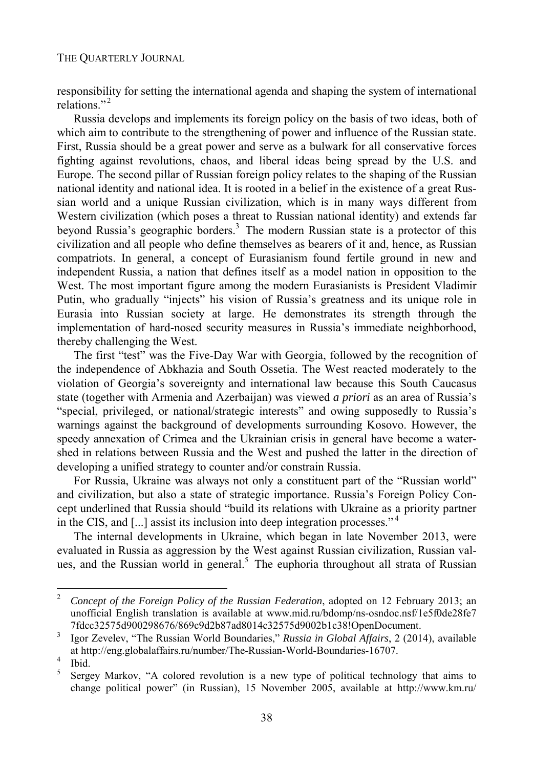responsibility for setting the international agenda and shaping the system of international relations."[2]

Russia develops and implements its foreign policy on the basis of two ideas, both of which aim to contribute to the strengthening of power and influence of the Russian state. First, Russia should be a great power and serve as a bulwark for all conservative forces fighting against revolutions, chaos, and liberal ideas being spread by the U.S. and Europe. The second pillar of Russian foreign policy relates to the shaping of the Russian national identity and national idea. It is rooted in a belief in the existence of a great Russian world and a unique Russian civilization, which is in many ways different from Western civilization (which poses a threat to Russian national identity) and extends far beyond Russia's geographic borders.[3] The modern Russian state is a protector of this civilization and all people who define themselves as bearers of it and, hence, as Russian compatriots. In general, a concept of Eurasianism found fertile ground in new and independent Russia, a nation that defines itself as a model nation in opposition to the West. The most important figure among the modern Eurasianists is President Vladimir Putin, who gradually "injects" his vision of Russia's greatness and its unique role in Eurasia into Russian society at large. He demonstrates its strength through the implementation of hard-nosed security measures in Russia's immediate neighborhood, thereby challenging the West.

The first "test" was the Five-Day War with Georgia, followed by the recognition of the independence of Abkhazia and South Ossetia. The West reacted moderately to the violation of Georgia's sovereignty and international law because this South Caucasus state (together with Armenia and Azerbaijan) was viewed *a priori* as an area of Russia's "special, privileged, or national/strategic interests" and owing supposedly to Russia's warnings against the background of developments surrounding Kosovo. However, the speedy annexation of Crimea and the Ukrainian crisis in general have become a watershed in relations between Russia and the West and pushed the latter in the direction of developing a unified strategy to counter and/or constrain Russia.

For Russia, Ukraine was always not only a constituent part of the "Russian world" and civilization, but also a state of strategic importance. Russia's Foreign Policy Concept underlined that Russia should "build its relations with Ukraine as a priority partner in the CIS, and [...] assist its inclusion into deep integration processes."[4]

The internal developments in Ukraine, which began in late November 2013, were evaluated in Russia as aggression by the West against Russian civilization, Russian values, and the Russian world in general.[5] The euphoria throughout all strata of Russian

---

2 *Concept of the Foreign Policy of the Russian Federation*, adopted on 12 February 2013; an unofficial English translation is available at www.mid.ru/bdomp/ns-osndoc.nsf/1e5f0de28fe77fdcc32575d900298676/869c9d2b87ad8014c32575d9002b1c38!OpenDocument.

3 Igor Zevelev, "The Russian World Boundaries," *Russia in Global Affairs*, 2 (2014), available at http://eng.globalaffairs.ru/number/The-Russian-World-Boundaries-16707.

4 Ibid.

5 Sergey Markov, "A colored revolution is a new type of political technology that aims to change political power" (in Russian), 15 November 2005, available at http://www.km.ru/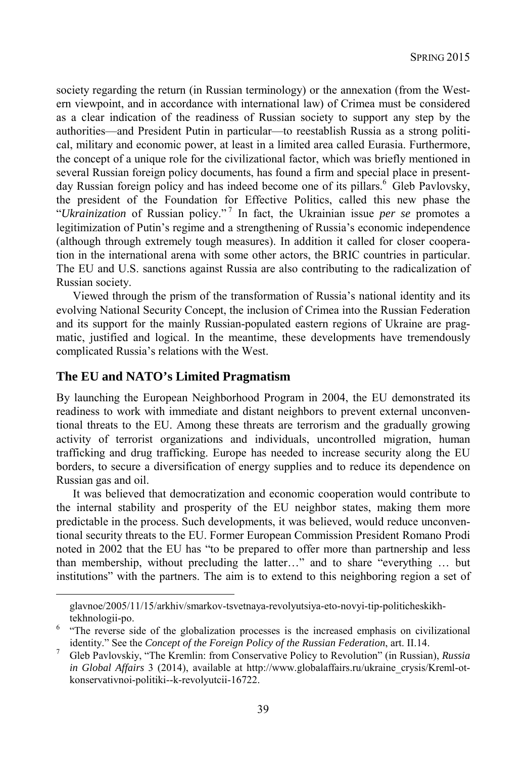society regarding the return (in Russian terminology) or the annexation (from the Western viewpoint, and in accordance with international law) of Crimea must be considered as a clear indication of the readiness of Russian society to support any step by the authorities—and President Putin in particular—to reestablish Russia as a strong political, military and economic power, at least in a limited area called Eurasia. Furthermore, the concept of a unique role for the civilizational factor, which was briefly mentioned in several Russian foreign policy documents, has found a firm and special place in present-day Russian foreign policy and has indeed become one of its pillars.[6] Gleb Pavlovsky, the president of the Foundation for Effective Politics, called this new phase the "*Ukrainization* of Russian policy."[7] In fact, the Ukrainian issue *per se* promotes a legitimization of Putin's regime and a strengthening of Russia's economic independence (although through extremely tough measures). In addition it called for closer cooperation in the international arena with some other actors, the BRIC countries in particular. The EU and U.S. sanctions against Russia are also contributing to the radicalization of Russian society.

Viewed through the prism of the transformation of Russia's national identity and its evolving National Security Concept, the inclusion of Crimea into the Russian Federation and its support for the mainly Russian-populated eastern regions of Ukraine are pragmatic, justified and logical. In the meantime, these developments have tremendously complicated Russia's relations with the West.

## The EU and NATO's Limited Pragmatism

By launching the European Neighborhood Program in 2004, the EU demonstrated its readiness to work with immediate and distant neighbors to prevent external unconventional threats to the EU. Among these threats are terrorism and the gradually growing activity of terrorist organizations and individuals, uncontrolled migration, human trafficking and drug trafficking. Europe has needed to increase security along the EU borders, to secure a diversification of energy supplies and to reduce its dependence on Russian gas and oil.

It was believed that democratization and economic cooperation would contribute to the internal stability and prosperity of the EU neighbor states, making them more predictable in the process. Such developments, it was believed, would reduce unconventional security threats to the EU. Former European Commission President Romano Prodi noted in 2002 that the EU has "to be prepared to offer more than partnership and less than membership, without precluding the latter…" and to share "everything … but institutions" with the partners. The aim is to extend to this neighboring region a set of

---

glavnoe/2005/11/15/arkhiv/smarkov-tsvetnaya-revolyutsiya-eto-novyi-tip-politicheskikh-tekhnologii-po.

[6] "The reverse side of the globalization processes is the increased emphasis on civilizational identity." See the *Concept of the Foreign Policy of the Russian Federation*, art. II.14.

[7] Gleb Pavlovskiy, "The Kremlin: from Conservative Policy to Revolution" (in Russian), *Russia in Global Affairs* 3 (2014), available at http://www.globalaffairs.ru/ukraine_crysis/Kreml-ot-konservativnoi-politiki--k-revolyutcii-16722.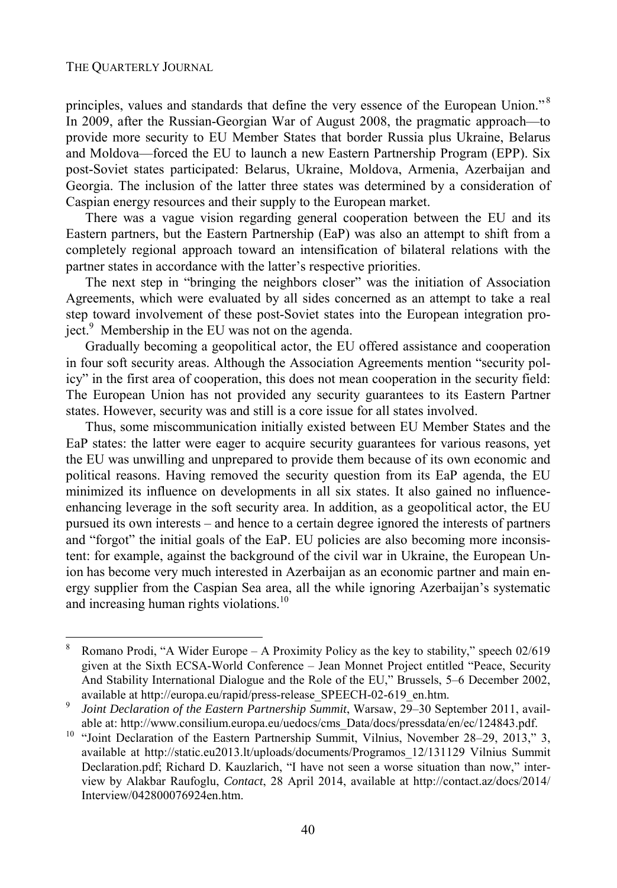principles, values and standards that define the very essence of the European Union."[8] In 2009, after the Russian-Georgian War of August 2008, the pragmatic approach—to provide more security to EU Member States that border Russia plus Ukraine, Belarus and Moldova—forced the EU to launch a new Eastern Partnership Program (EPP). Six post-Soviet states participated: Belarus, Ukraine, Moldova, Armenia, Azerbaijan and Georgia. The inclusion of the latter three states was determined by a consideration of Caspian energy resources and their supply to the European market.

There was a vague vision regarding general cooperation between the EU and its Eastern partners, but the Eastern Partnership (EaP) was also an attempt to shift from a completely regional approach toward an intensification of bilateral relations with the partner states in accordance with the latter's respective priorities.

The next step in "bringing the neighbors closer" was the initiation of Association Agreements, which were evaluated by all sides concerned as an attempt to take a real step toward involvement of these post-Soviet states into the European integration project.[9] Membership in the EU was not on the agenda.

Gradually becoming a geopolitical actor, the EU offered assistance and cooperation in four soft security areas. Although the Association Agreements mention "security policy" in the first area of cooperation, this does not mean cooperation in the security field: The European Union has not provided any security guarantees to its Eastern Partner states. However, security was and still is a core issue for all states involved.

Thus, some miscommunication initially existed between EU Member States and the EaP states: the latter were eager to acquire security guarantees for various reasons, yet the EU was unwilling and unprepared to provide them because of its own economic and political reasons. Having removed the security question from its EaP agenda, the EU minimized its influence on developments in all six states. It also gained no influence-enhancing leverage in the soft security area. In addition, as a geopolitical actor, the EU pursued its own interests – and hence to a certain degree ignored the interests of partners and "forgot" the initial goals of the EaP. EU policies are also becoming more inconsistent: for example, against the background of the civil war in Ukraine, the European Union has become very much interested in Azerbaijan as an economic partner and main energy supplier from the Caspian Sea area, all the while ignoring Azerbaijan's systematic and increasing human rights violations.[10]

---

[8] Romano Prodi, "A Wider Europe – A Proximity Policy as the key to stability," speech 02/619 given at the Sixth ECSA-World Conference – Jean Monnet Project entitled "Peace, Security And Stability International Dialogue and the Role of the EU," Brussels, 5–6 December 2002, available at http://europa.eu/rapid/press-release_SPEECH-02-619_en.htm.

[9] *Joint Declaration of the Eastern Partnership Summit*, Warsaw, 29–30 September 2011, available at: http://www.consilium.europa.eu/uedocs/cms_Data/docs/pressdata/en/ec/124843.pdf.

[10] "Joint Declaration of the Eastern Partnership Summit, Vilnius, November 28–29, 2013," 3, available at http://static.eu2013.lt/uploads/documents/Programos_12/131129 Vilnius Summit Declaration.pdf; Richard D. Kauzlarich, "I have not seen a worse situation than now," interview by Alakbar Raufoglu, *Contact*, 28 April 2014, available at http://contact.az/docs/2014/Interview/042800076924en.htm.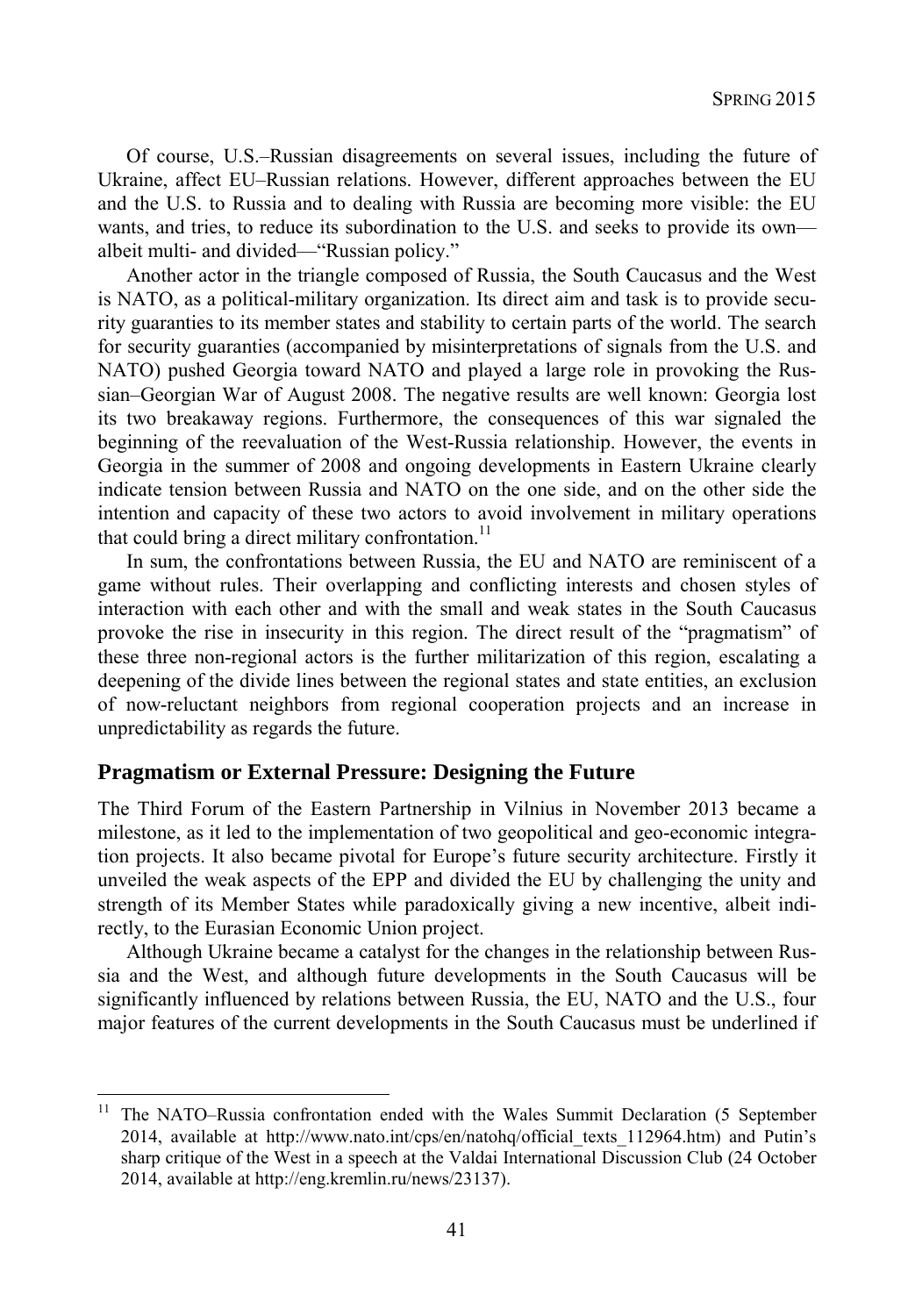Of course, U.S.–Russian disagreements on several issues, including the future of Ukraine, affect EU–Russian relations. However, different approaches between the EU and the U.S. to Russia and to dealing with Russia are becoming more visible: the EU wants, and tries, to reduce its subordination to the U.S. and seeks to provide its own—albeit multi- and divided—"Russian policy."

Another actor in the triangle composed of Russia, the South Caucasus and the West is NATO, as a political-military organization. Its direct aim and task is to provide security guaranties to its member states and stability to certain parts of the world. The search for security guaranties (accompanied by misinterpretations of signals from the U.S. and NATO) pushed Georgia toward NATO and played a large role in provoking the Russian–Georgian War of August 2008. The negative results are well known: Georgia lost its two breakaway regions. Furthermore, the consequences of this war signaled the beginning of the reevaluation of the West-Russia relationship. However, the events in Georgia in the summer of 2008 and ongoing developments in Eastern Ukraine clearly indicate tension between Russia and NATO on the one side, and on the other side the intention and capacity of these two actors to avoid involvement in military operations that could bring a direct military confrontation.[11]

In sum, the confrontations between Russia, the EU and NATO are reminiscent of a game without rules. Their overlapping and conflicting interests and chosen styles of interaction with each other and with the small and weak states in the South Caucasus provoke the rise in insecurity in this region. The direct result of the "pragmatism" of these three non-regional actors is the further militarization of this region, escalating a deepening of the divide lines between the regional states and state entities, an exclusion of now-reluctant neighbors from regional cooperation projects and an increase in unpredictability as regards the future.

## Pragmatism or External Pressure: Designing the Future

The Third Forum of the Eastern Partnership in Vilnius in November 2013 became a milestone, as it led to the implementation of two geopolitical and geo-economic integration projects. It also became pivotal for Europe's future security architecture. Firstly it unveiled the weak aspects of the EPP and divided the EU by challenging the unity and strength of its Member States while paradoxically giving a new incentive, albeit indirectly, to the Eurasian Economic Union project.

Although Ukraine became a catalyst for the changes in the relationship between Russia and the West, and although future developments in the South Caucasus will be significantly influenced by relations between Russia, the EU, NATO and the U.S., four major features of the current developments in the South Caucasus must be underlined if

---

[11] The NATO–Russia confrontation ended with the Wales Summit Declaration (5 September 2014, available at http://www.nato.int/cps/en/natohq/official_texts_112964.htm) and Putin's sharp critique of the West in a speech at the Valdai International Discussion Club (24 October 2014, available at http://eng.kremlin.ru/news/23137).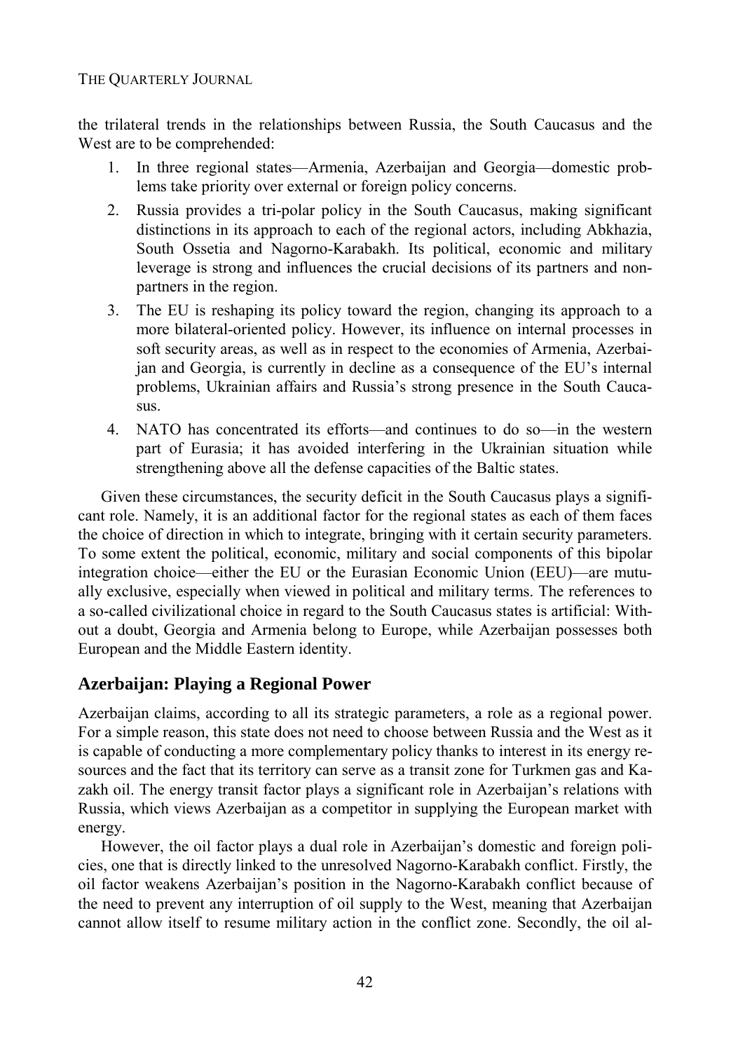the trilateral trends in the relationships between Russia, the South Caucasus and the West are to be comprehended:

1. In three regional states—Armenia, Azerbaijan and Georgia—domestic problems take priority over external or foreign policy concerns.
2. Russia provides a tri-polar policy in the South Caucasus, making significant distinctions in its approach to each of the regional actors, including Abkhazia, South Ossetia and Nagorno-Karabakh. Its political, economic and military leverage is strong and influences the crucial decisions of its partners and non-partners in the region.
3. The EU is reshaping its policy toward the region, changing its approach to a more bilateral-oriented policy. However, its influence on internal processes in soft security areas, as well as in respect to the economies of Armenia, Azerbaijan and Georgia, is currently in decline as a consequence of the EU's internal problems, Ukrainian affairs and Russia's strong presence in the South Caucasus.
4. NATO has concentrated its efforts—and continues to do so—in the western part of Eurasia; it has avoided interfering in the Ukrainian situation while strengthening above all the defense capacities of the Baltic states.

Given these circumstances, the security deficit in the South Caucasus plays a significant role. Namely, it is an additional factor for the regional states as each of them faces the choice of direction in which to integrate, bringing with it certain security parameters. To some extent the political, economic, military and social components of this bipolar integration choice—either the EU or the Eurasian Economic Union (EEU)—are mutually exclusive, especially when viewed in political and military terms. The references to a so-called civilizational choice in regard to the South Caucasus states is artificial: Without a doubt, Georgia and Armenia belong to Europe, while Azerbaijan possesses both European and the Middle Eastern identity.

## Azerbaijan: Playing a Regional Power

Azerbaijan claims, according to all its strategic parameters, a role as a regional power. For a simple reason, this state does not need to choose between Russia and the West as it is capable of conducting a more complementary policy thanks to interest in its energy resources and the fact that its territory can serve as a transit zone for Turkmen gas and Kazakh oil. The energy transit factor plays a significant role in Azerbaijan's relations with Russia, which views Azerbaijan as a competitor in supplying the European market with energy.

However, the oil factor plays a dual role in Azerbaijan's domestic and foreign policies, one that is directly linked to the unresolved Nagorno-Karabakh conflict. Firstly, the oil factor weakens Azerbaijan's position in the Nagorno-Karabakh conflict because of the need to prevent any interruption of oil supply to the West, meaning that Azerbaijan cannot allow itself to resume military action in the conflict zone. Secondly, the oil al-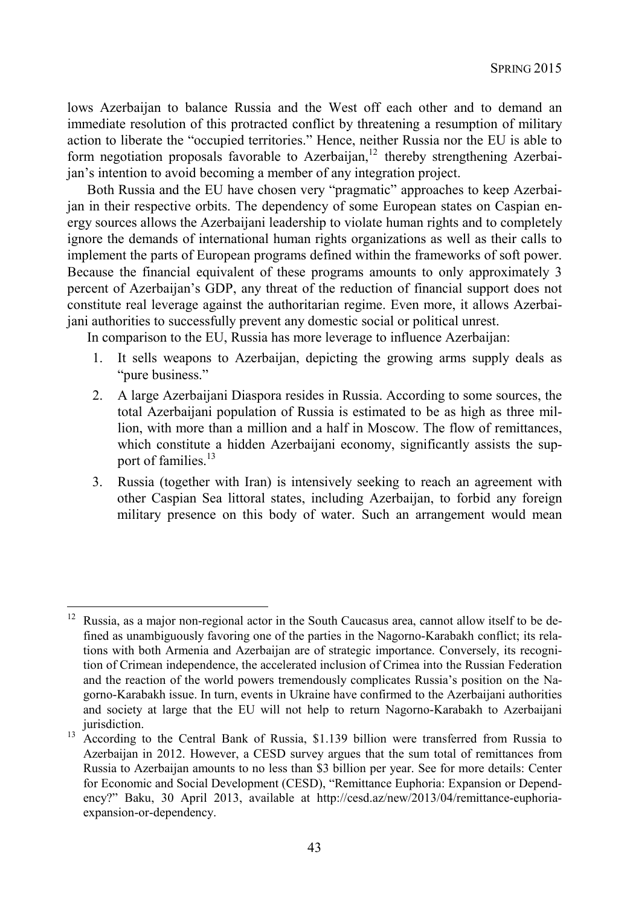lows Azerbaijan to balance Russia and the West off each other and to demand an immediate resolution of this protracted conflict by threatening a resumption of military action to liberate the "occupied territories." Hence, neither Russia nor the EU is able to form negotiation proposals favorable to Azerbaijan,[12] thereby strengthening Azerbaijan's intention to avoid becoming a member of any integration project.

Both Russia and the EU have chosen very "pragmatic" approaches to keep Azerbaijan in their respective orbits. The dependency of some European states on Caspian energy sources allows the Azerbaijani leadership to violate human rights and to completely ignore the demands of international human rights organizations as well as their calls to implement the parts of European programs defined within the frameworks of soft power. Because the financial equivalent of these programs amounts to only approximately 3 percent of Azerbaijan's GDP, any threat of the reduction of financial support does not constitute real leverage against the authoritarian regime. Even more, it allows Azerbaijani authorities to successfully prevent any domestic social or political unrest.

In comparison to the EU, Russia has more leverage to influence Azerbaijan:

1. It sells weapons to Azerbaijan, depicting the growing arms supply deals as "pure business."
2. A large Azerbaijani Diaspora resides in Russia. According to some sources, the total Azerbaijani population of Russia is estimated to be as high as three million, with more than a million and a half in Moscow. The flow of remittances, which constitute a hidden Azerbaijani economy, significantly assists the support of families.[13]
3. Russia (together with Iran) is intensively seeking to reach an agreement with other Caspian Sea littoral states, including Azerbaijan, to forbid any foreign military presence on this body of water. Such an arrangement would mean

---

[12] Russia, as a major non-regional actor in the South Caucasus area, cannot allow itself to be defined as unambiguously favoring one of the parties in the Nagorno-Karabakh conflict; its relations with both Armenia and Azerbaijan are of strategic importance. Conversely, its recognition of Crimean independence, the accelerated inclusion of Crimea into the Russian Federation and the reaction of the world powers tremendously complicates Russia's position on the Nagorno-Karabakh issue. In turn, events in Ukraine have confirmed to the Azerbaijani authorities and society at large that the EU will not help to return Nagorno-Karabakh to Azerbaijani jurisdiction.

[13] According to the Central Bank of Russia, $1.139 billion were transferred from Russia to Azerbaijan in 2012. However, a CESD survey argues that the sum total of remittances from Russia to Azerbaijan amounts to no less than $3 billion per year. See for more details: Center for Economic and Social Development (CESD), "Remittance Euphoria: Expansion or Dependency?" Baku, 30 April 2013, available at http://cesd.az/new/2013/04/remittance-euphoria-expansion-or-dependency.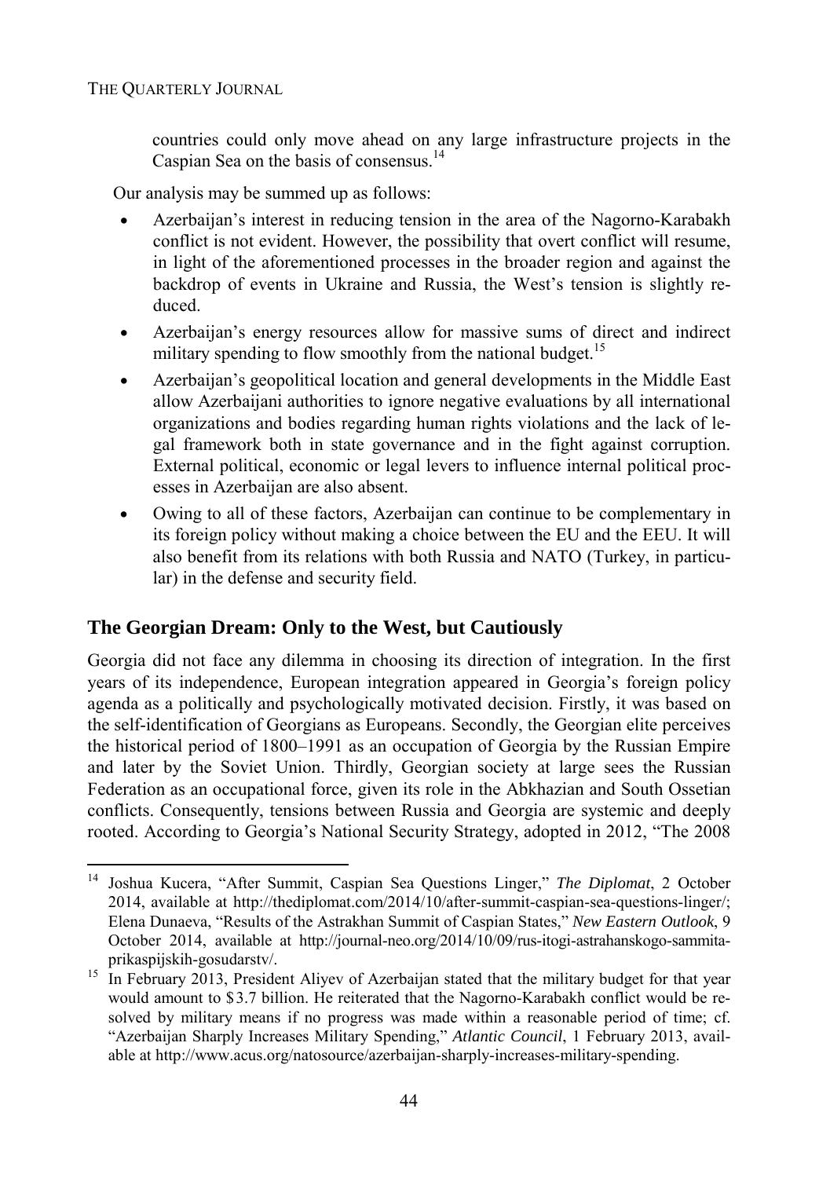countries could only move ahead on any large infrastructure projects in the Caspian Sea on the basis of consensus.[14]

Our analysis may be summed up as follows:

- Azerbaijan's interest in reducing tension in the area of the Nagorno-Karabakh conflict is not evident. However, the possibility that overt conflict will resume, in light of the aforementioned processes in the broader region and against the backdrop of events in Ukraine and Russia, the West's tension is slightly reduced.
- Azerbaijan's energy resources allow for massive sums of direct and indirect military spending to flow smoothly from the national budget.[15]
- Azerbaijan's geopolitical location and general developments in the Middle East allow Azerbaijani authorities to ignore negative evaluations by all international organizations and bodies regarding human rights violations and the lack of legal framework both in state governance and in the fight against corruption. External political, economic or legal levers to influence internal political processes in Azerbaijan are also absent.
- Owing to all of these factors, Azerbaijan can continue to be complementary in its foreign policy without making a choice between the EU and the EEU. It will also benefit from its relations with both Russia and NATO (Turkey, in particular) in the defense and security field.

## The Georgian Dream: Only to the West, but Cautiously

Georgia did not face any dilemma in choosing its direction of integration. In the first years of its independence, European integration appeared in Georgia's foreign policy agenda as a politically and psychologically motivated decision. Firstly, it was based on the self-identification of Georgians as Europeans. Secondly, the Georgian elite perceives the historical period of 1800–1991 as an occupation of Georgia by the Russian Empire and later by the Soviet Union. Thirdly, Georgian society at large sees the Russian Federation as an occupational force, given its role in the Abkhazian and South Ossetian conflicts. Consequently, tensions between Russia and Georgia are systemic and deeply rooted. According to Georgia's National Security Strategy, adopted in 2012, "The 2008

---

[14] Joshua Kucera, "After Summit, Caspian Sea Questions Linger," *The Diplomat*, 2 October 2014, available at http://thediplomat.com/2014/10/after-summit-caspian-sea-questions-linger/; Elena Dunaeva, "Results of the Astrakhan Summit of Caspian States," *New Eastern Outlook*, 9 October 2014, available at http://journal-neo.org/2014/10/09/rus-itogi-astrahanskogo-sammita-prikaspijskih-gosudarstv/.

[15] In February 2013, President Aliyev of Azerbaijan stated that the military budget for that year would amount to $3.7 billion. He reiterated that the Nagorno-Karabakh conflict would be resolved by military means if no progress was made within a reasonable period of time; cf. "Azerbaijan Sharply Increases Military Spending," *Atlantic Council*, 1 February 2013, available at http://www.acus.org/natosource/azerbaijan-sharply-increases-military-spending.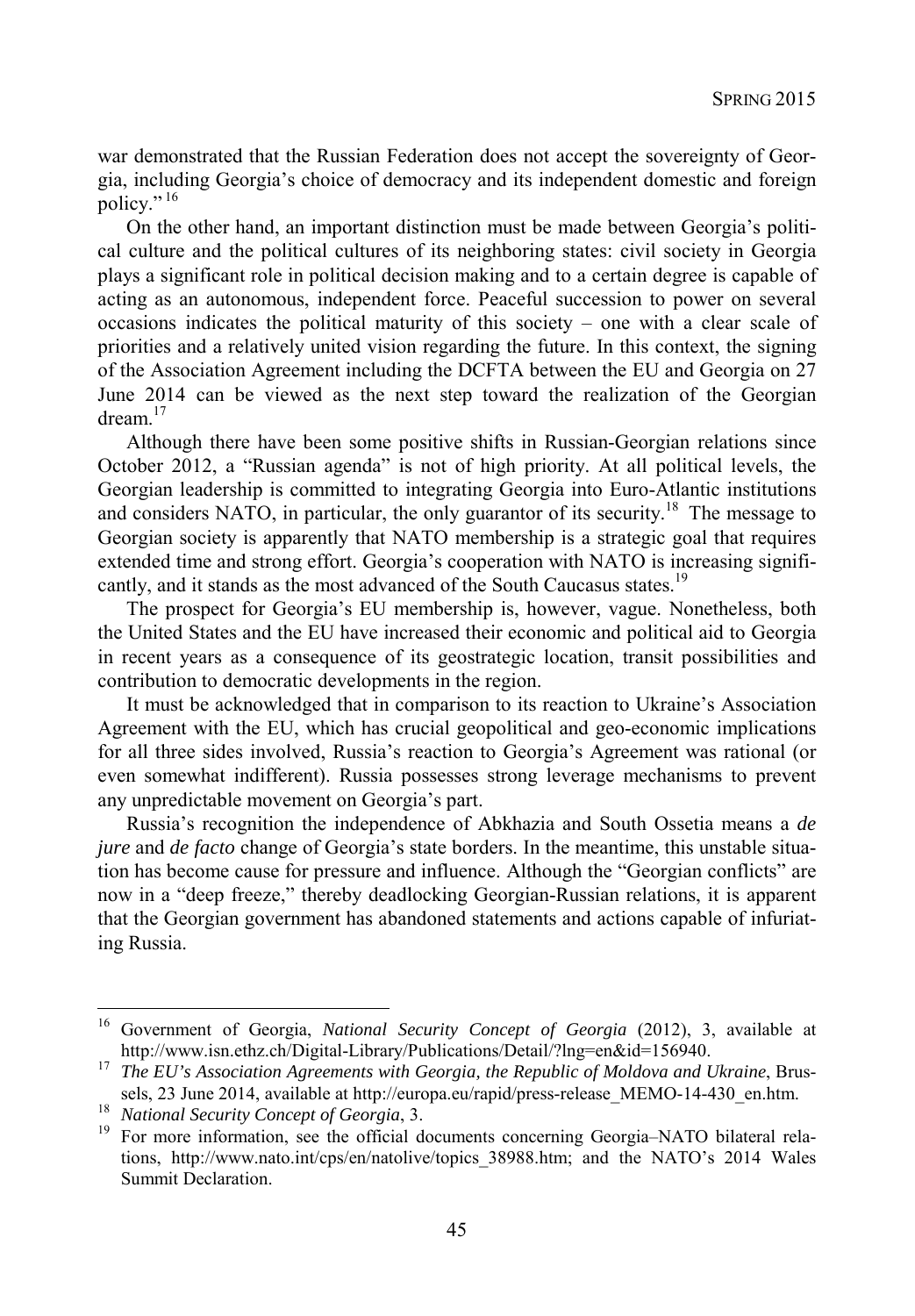war demonstrated that the Russian Federation does not accept the sovereignty of Georgia, including Georgia's choice of democracy and its independent domestic and foreign policy." [16]

On the other hand, an important distinction must be made between Georgia's political culture and the political cultures of its neighboring states: civil society in Georgia plays a significant role in political decision making and to a certain degree is capable of acting as an autonomous, independent force. Peaceful succession to power on several occasions indicates the political maturity of this society – one with a clear scale of priorities and a relatively united vision regarding the future. In this context, the signing of the Association Agreement including the DCFTA between the EU and Georgia on 27 June 2014 can be viewed as the next step toward the realization of the Georgian dream.[17]

Although there have been some positive shifts in Russian-Georgian relations since October 2012, a "Russian agenda" is not of high priority. At all political levels, the Georgian leadership is committed to integrating Georgia into Euro-Atlantic institutions and considers NATO, in particular, the only guarantor of its security.[18] The message to Georgian society is apparently that NATO membership is a strategic goal that requires extended time and strong effort. Georgia's cooperation with NATO is increasing significantly, and it stands as the most advanced of the South Caucasus states.[19]

The prospect for Georgia's EU membership is, however, vague. Nonetheless, both the United States and the EU have increased their economic and political aid to Georgia in recent years as a consequence of its geostrategic location, transit possibilities and contribution to democratic developments in the region.

It must be acknowledged that in comparison to its reaction to Ukraine's Association Agreement with the EU, which has crucial geopolitical and geo-economic implications for all three sides involved, Russia's reaction to Georgia's Agreement was rational (or even somewhat indifferent). Russia possesses strong leverage mechanisms to prevent any unpredictable movement on Georgia's part.

Russia's recognition the independence of Abkhazia and South Ossetia means a *de jure* and *de facto* change of Georgia's state borders. In the meantime, this unstable situation has become cause for pressure and influence. Although the "Georgian conflicts" are now in a "deep freeze," thereby deadlocking Georgian-Russian relations, it is apparent that the Georgian government has abandoned statements and actions capable of infuriating Russia.

---

[16] Government of Georgia, *National Security Concept of Georgia* (2012), 3, available at http://www.isn.ethz.ch/Digital-Library/Publications/Detail/?lng=en&id=156940.

[17] *The EU's Association Agreements with Georgia, the Republic of Moldova and Ukraine*, Brussels, 23 June 2014, available at http://europa.eu/rapid/press-release_MEMO-14-430_en.htm.

[18] *National Security Concept of Georgia*, 3.

[19] For more information, see the official documents concerning Georgia–NATO bilateral relations, http://www.nato.int/cps/en/natolive/topics_38988.htm; and the NATO's 2014 Wales Summit Declaration.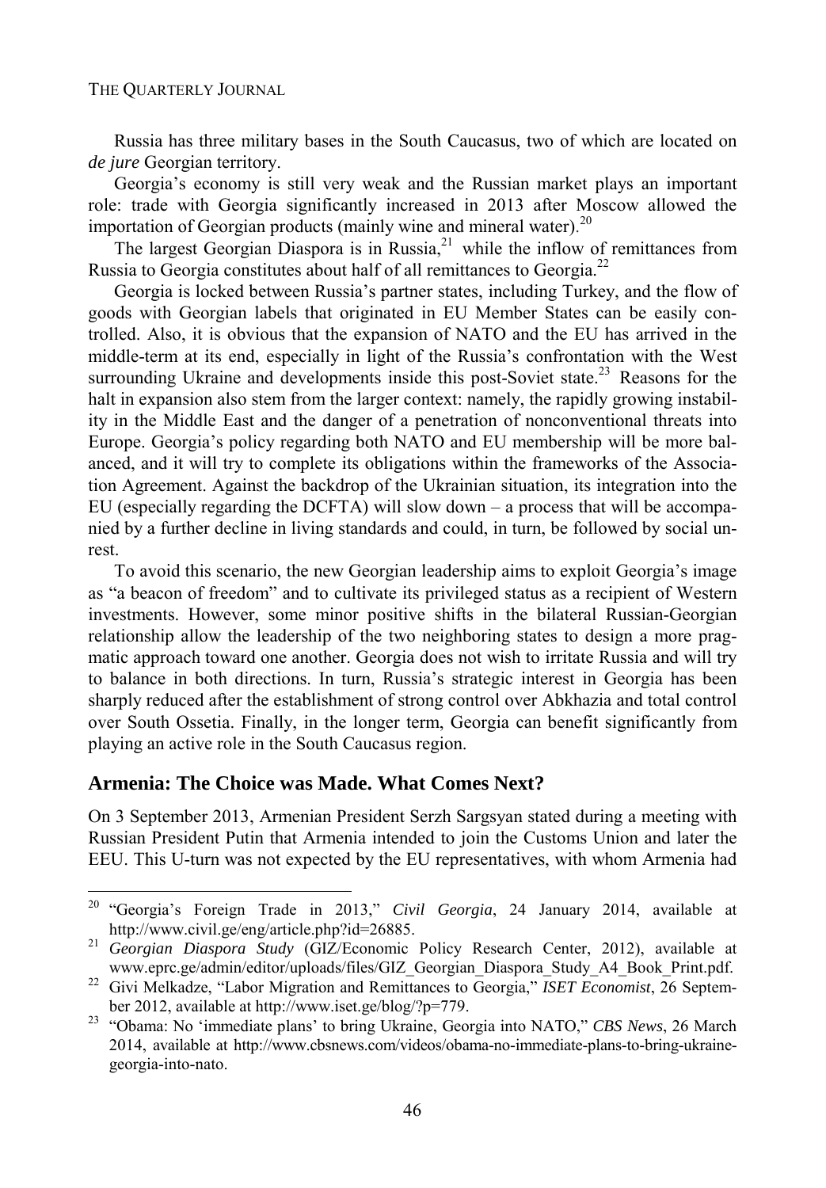Russia has three military bases in the South Caucasus, two of which are located on *de jure* Georgian territory.

Georgia's economy is still very weak and the Russian market plays an important role: trade with Georgia significantly increased in 2013 after Moscow allowed the importation of Georgian products (mainly wine and mineral water).[20]

The largest Georgian Diaspora is in Russia,[21] while the inflow of remittances from Russia to Georgia constitutes about half of all remittances to Georgia.[22]

Georgia is locked between Russia's partner states, including Turkey, and the flow of goods with Georgian labels that originated in EU Member States can be easily controlled. Also, it is obvious that the expansion of NATO and the EU has arrived in the middle-term at its end, especially in light of the Russia's confrontation with the West surrounding Ukraine and developments inside this post-Soviet state.[23] Reasons for the halt in expansion also stem from the larger context: namely, the rapidly growing instability in the Middle East and the danger of a penetration of nonconventional threats into Europe. Georgia's policy regarding both NATO and EU membership will be more balanced, and it will try to complete its obligations within the frameworks of the Association Agreement. Against the backdrop of the Ukrainian situation, its integration into the EU (especially regarding the DCFTA) will slow down – a process that will be accompanied by a further decline in living standards and could, in turn, be followed by social unrest.

To avoid this scenario, the new Georgian leadership aims to exploit Georgia's image as "a beacon of freedom" and to cultivate its privileged status as a recipient of Western investments. However, some minor positive shifts in the bilateral Russian-Georgian relationship allow the leadership of the two neighboring states to design a more pragmatic approach toward one another. Georgia does not wish to irritate Russia and will try to balance in both directions. In turn, Russia's strategic interest in Georgia has been sharply reduced after the establishment of strong control over Abkhazia and total control over South Ossetia. Finally, in the longer term, Georgia can benefit significantly from playing an active role in the South Caucasus region.

## Armenia: The Choice was Made. What Comes Next?

On 3 September 2013, Armenian President Serzh Sargsyan stated during a meeting with Russian President Putin that Armenia intended to join the Customs Union and later the EEU. This U-turn was not expected by the EU representatives, with whom Armenia had

---

[20] "Georgia's Foreign Trade in 2013," *Civil Georgia*, 24 January 2014, available at http://www.civil.ge/eng/article.php?id=26885.

[21] *Georgian Diaspora Study* (GIZ/Economic Policy Research Center, 2012), available at www.eprc.ge/admin/editor/uploads/files/GIZ_Georgian_Diaspora_Study_A4_Book_Print.pdf.

[22] Givi Melkadze, "Labor Migration and Remittances to Georgia," *ISET Economist*, 26 September 2012, available at http://www.iset.ge/blog/?p=779.

[23] "Obama: No 'immediate plans' to bring Ukraine, Georgia into NATO," *CBS News*, 26 March 2014, available at http://www.cbsnews.com/videos/obama-no-immediate-plans-to-bring-ukraine-georgia-into-nato.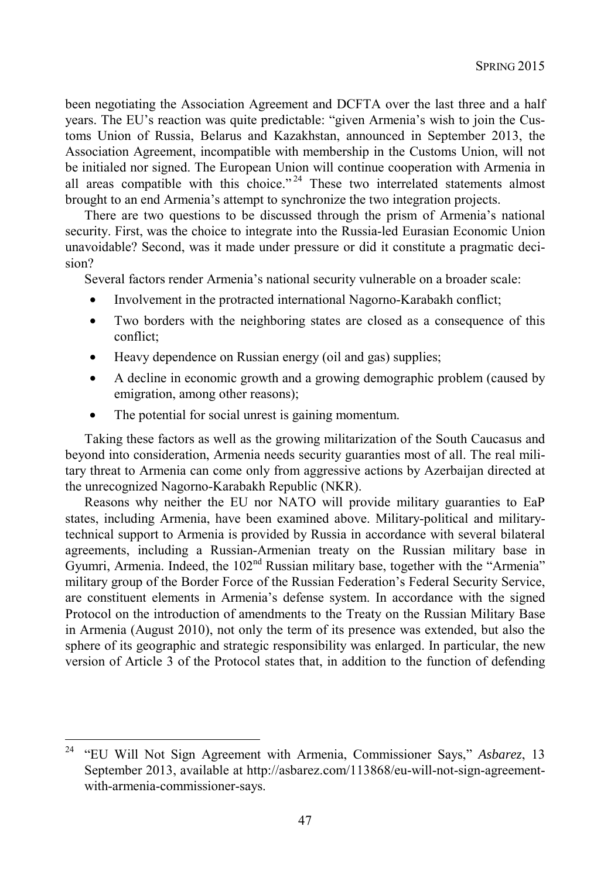been negotiating the Association Agreement and DCFTA over the last three and a half years. The EU's reaction was quite predictable: "given Armenia's wish to join the Customs Union of Russia, Belarus and Kazakhstan, announced in September 2013, the Association Agreement, incompatible with membership in the Customs Union, will not be initialed nor signed. The European Union will continue cooperation with Armenia in all areas compatible with this choice."[24] These two interrelated statements almost brought to an end Armenia's attempt to synchronize the two integration projects.

There are two questions to be discussed through the prism of Armenia's national security. First, was the choice to integrate into the Russia-led Eurasian Economic Union unavoidable? Second, was it made under pressure or did it constitute a pragmatic decision?

Several factors render Armenia's national security vulnerable on a broader scale:

- Involvement in the protracted international Nagorno-Karabakh conflict;
- Two borders with the neighboring states are closed as a consequence of this conflict;
- Heavy dependence on Russian energy (oil and gas) supplies;
- A decline in economic growth and a growing demographic problem (caused by emigration, among other reasons);
- The potential for social unrest is gaining momentum.

Taking these factors as well as the growing militarization of the South Caucasus and beyond into consideration, Armenia needs security guaranties most of all. The real military threat to Armenia can come only from aggressive actions by Azerbaijan directed at the unrecognized Nagorno-Karabakh Republic (NKR).

Reasons why neither the EU nor NATO will provide military guaranties to EaP states, including Armenia, have been examined above. Military-political and military-technical support to Armenia is provided by Russia in accordance with several bilateral agreements, including a Russian-Armenian treaty on the Russian military base in Gyumri, Armenia. Indeed, the 102nd Russian military base, together with the "Armenia" military group of the Border Force of the Russian Federation's Federal Security Service, are constituent elements in Armenia's defense system. In accordance with the signed Protocol on the introduction of amendments to the Treaty on the Russian Military Base in Armenia (August 2010), not only the term of its presence was extended, but also the sphere of its geographic and strategic responsibility was enlarged. In particular, the new version of Article 3 of the Protocol states that, in addition to the function of defending

---

[24] "EU Will Not Sign Agreement with Armenia, Commissioner Says," *Asbarez*, 13 September 2013, available at http://asbarez.com/113868/eu-will-not-sign-agreement-with-armenia-commissioner-says.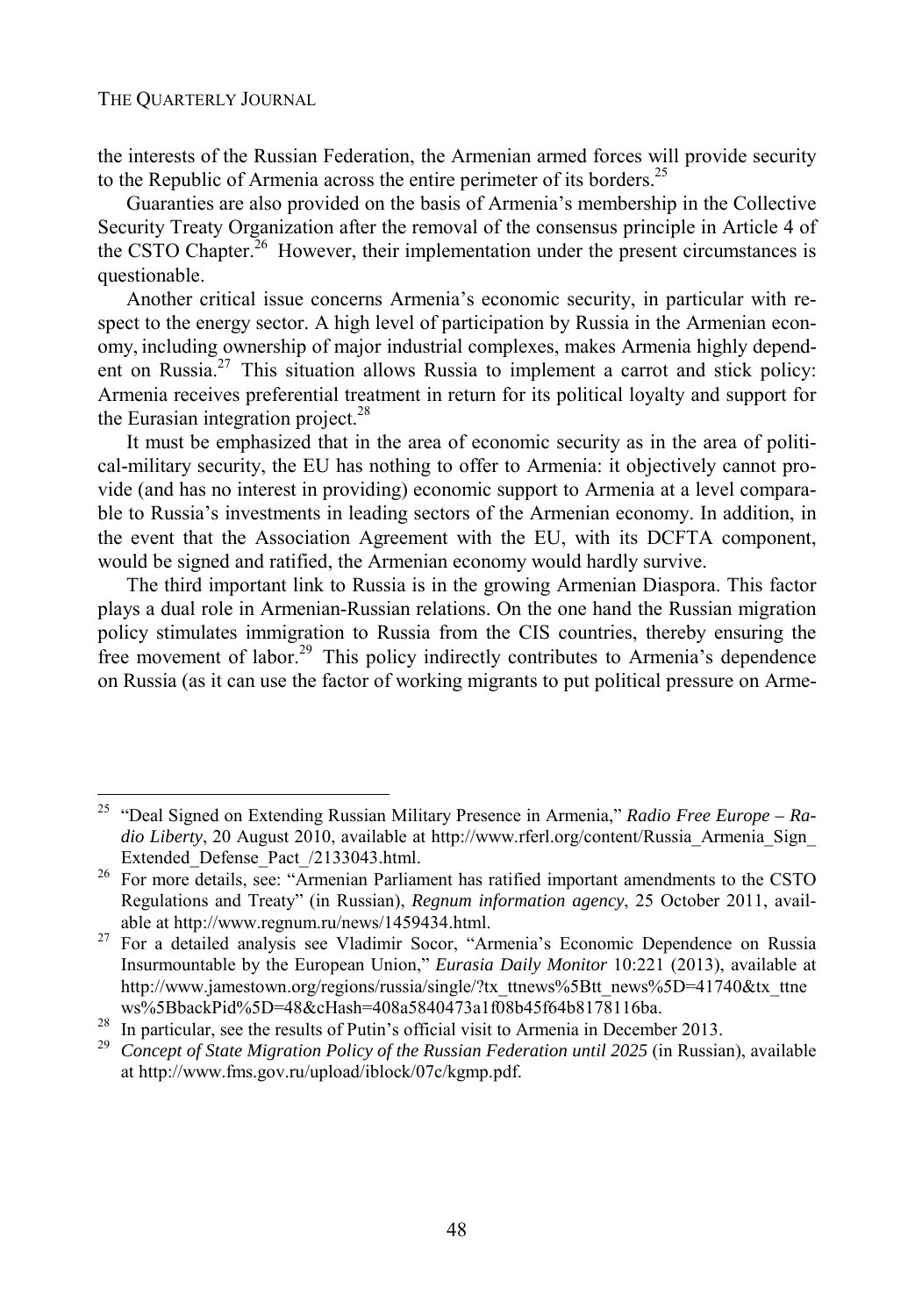the interests of the Russian Federation, the Armenian armed forces will provide security to the Republic of Armenia across the entire perimeter of its borders.[25]

Guaranties are also provided on the basis of Armenia's membership in the Collective Security Treaty Organization after the removal of the consensus principle in Article 4 of the CSTO Chapter.[26] However, their implementation under the present circumstances is questionable.

Another critical issue concerns Armenia's economic security, in particular with respect to the energy sector. A high level of participation by Russia in the Armenian economy, including ownership of major industrial complexes, makes Armenia highly dependent on Russia.[27] This situation allows Russia to implement a carrot and stick policy: Armenia receives preferential treatment in return for its political loyalty and support for the Eurasian integration project.[28]

It must be emphasized that in the area of economic security as in the area of political-military security, the EU has nothing to offer to Armenia: it objectively cannot provide (and has no interest in providing) economic support to Armenia at a level comparable to Russia's investments in leading sectors of the Armenian economy. In addition, in the event that the Association Agreement with the EU, with its DCFTA component, would be signed and ratified, the Armenian economy would hardly survive.

The third important link to Russia is in the growing Armenian Diaspora. This factor plays a dual role in Armenian-Russian relations. On the one hand the Russian migration policy stimulates immigration to Russia from the CIS countries, thereby ensuring the free movement of labor.[29] This policy indirectly contributes to Armenia's dependence on Russia (as it can use the factor of working migrants to put political pressure on Arme-

---

[25] "Deal Signed on Extending Russian Military Presence in Armenia," *Radio Free Europe – Radio Liberty*, 20 August 2010, available at http://www.rferl.org/content/Russia_Armenia_Sign_Extended_Defense_Pact_/2133043.html.

[26] For more details, see: "Armenian Parliament has ratified important amendments to the CSTO Regulations and Treaty" (in Russian), *Regnum information agency*, 25 October 2011, available at http://www.regnum.ru/news/1459434.html.

[27] For a detailed analysis see Vladimir Socor, "Armenia's Economic Dependence on Russia Insurmountable by the European Union," *Eurasia Daily Monitor* 10:221 (2013), available at http://www.jamestown.org/regions/russia/single/?tx_ttnews%5Btt_news%5D=41740&tx_ttnews%5BbackPid%5D=48&cHash=408a5840473a1f08b45f64b8178116ba.

[28] In particular, see the results of Putin's official visit to Armenia in December 2013.

[29] *Concept of State Migration Policy of the Russian Federation until 2025* (in Russian), available at http://www.fms.gov.ru/upload/iblock/07c/kgmp.pdf.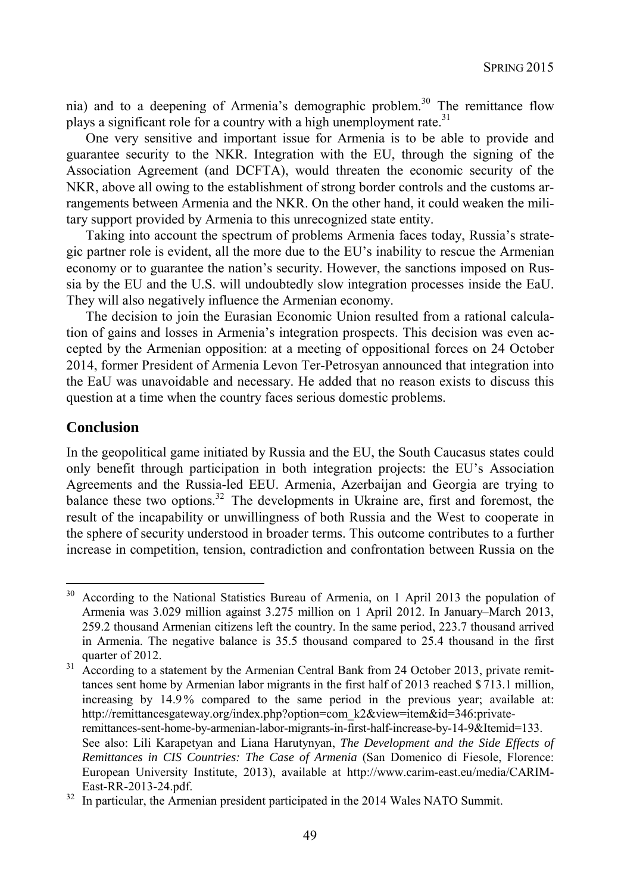nia) and to a deepening of Armenia's demographic problem.[30] The remittance flow plays a significant role for a country with a high unemployment rate.[31]

One very sensitive and important issue for Armenia is to be able to provide and guarantee security to the NKR. Integration with the EU, through the signing of the Association Agreement (and DCFTA), would threaten the economic security of the NKR, above all owing to the establishment of strong border controls and the customs arrangements between Armenia and the NKR. On the other hand, it could weaken the military support provided by Armenia to this unrecognized state entity.

Taking into account the spectrum of problems Armenia faces today, Russia's strategic partner role is evident, all the more due to the EU's inability to rescue the Armenian economy or to guarantee the nation's security. However, the sanctions imposed on Russia by the EU and the U.S. will undoubtedly slow integration processes inside the EaU. They will also negatively influence the Armenian economy.

The decision to join the Eurasian Economic Union resulted from a rational calculation of gains and losses in Armenia's integration prospects. This decision was even accepted by the Armenian opposition: at a meeting of oppositional forces on 24 October 2014, former President of Armenia Levon Ter-Petrosyan announced that integration into the EaU was unavoidable and necessary. He added that no reason exists to discuss this question at a time when the country faces serious domestic problems.

## Conclusion

In the geopolitical game initiated by Russia and the EU, the South Caucasus states could only benefit through participation in both integration projects: the EU's Association Agreements and the Russia-led EEU. Armenia, Azerbaijan and Georgia are trying to balance these two options.[32] The developments in Ukraine are, first and foremost, the result of the incapability or unwillingness of both Russia and the West to cooperate in the sphere of security understood in broader terms. This outcome contributes to a further increase in competition, tension, contradiction and confrontation between Russia on the

---

[30] According to the National Statistics Bureau of Armenia, on 1 April 2013 the population of Armenia was 3.029 million against 3.275 million on 1 April 2012. In January–March 2013, 259.2 thousand Armenian citizens left the country. In the same period, 223.7 thousand arrived in Armenia. The negative balance is 35.5 thousand compared to 25.4 thousand in the first quarter of 2012.

[31] According to a statement by the Armenian Central Bank from 24 October 2013, private remittances sent home by Armenian labor migrants in the first half of 2013 reached $ 713.1 million, increasing by 14.9 % compared to the same period in the previous year; available at: http://remittancesgateway.org/index.php?option=com_k2&view=item&id=346:private-remittances-sent-home-by-armenian-labor-migrants-in-first-half-increase-by-14-9&Itemid=133. See also: Lili Karapetyan and Liana Harutynyan, *The Development and the Side Effects of Remittances in CIS Countries: The Case of Armenia* (San Domenico di Fiesole, Florence: European University Institute, 2013), available at http://www.carim-east.eu/media/CARIM-East-RR-2013-24.pdf.

[32] In particular, the Armenian president participated in the 2014 Wales NATO Summit.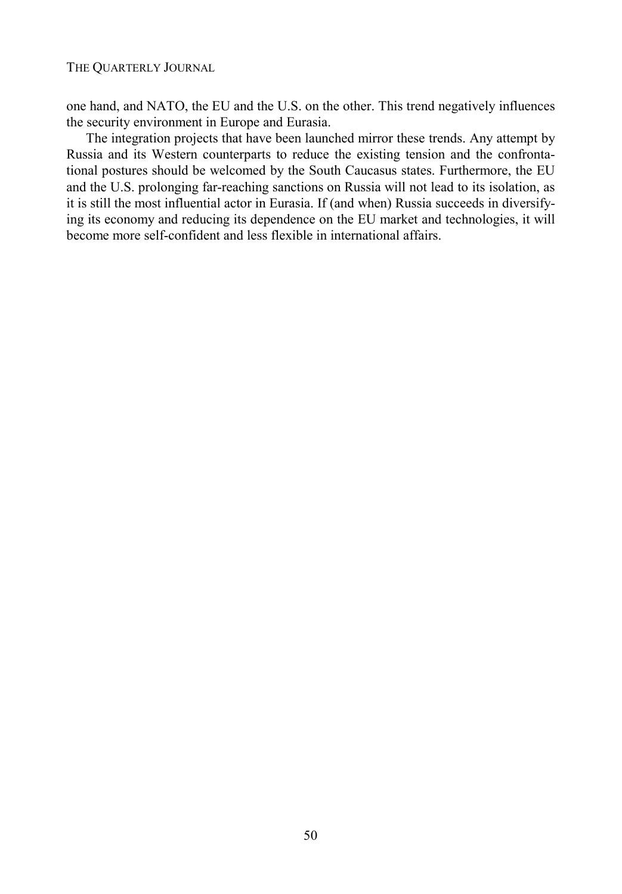one hand, and NATO, the EU and the U.S. on the other. This trend negatively influences the security environment in Europe and Eurasia.

The integration projects that have been launched mirror these trends. Any attempt by Russia and its Western counterparts to reduce the existing tension and the confrontational postures should be welcomed by the South Caucasus states. Furthermore, the EU and the U.S. prolonging far-reaching sanctions on Russia will not lead to its isolation, as it is still the most influential actor in Eurasia. If (and when) Russia succeeds in diversifying its economy and reducing its dependence on the EU market and technologies, it will become more self-confident and less flexible in international affairs.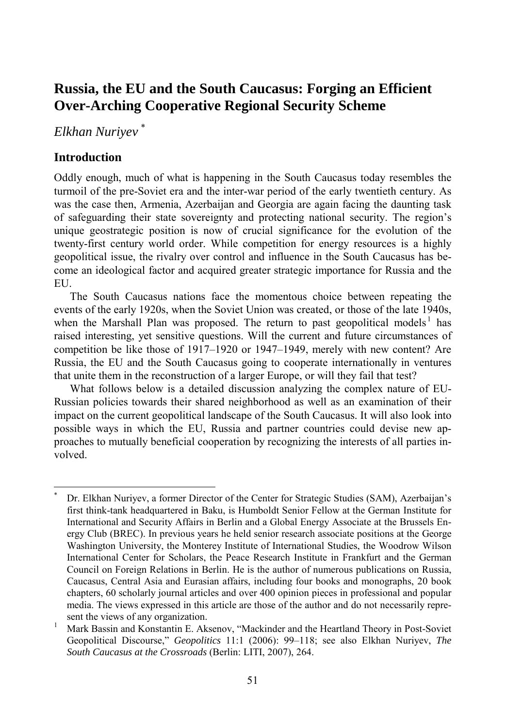# Russia, the EU and the South Caucasus: Forging an Efficient Over-Arching Cooperative Regional Security Scheme

*Elkhan Nuriyev* [*]

## Introduction

Oddly enough, much of what is happening in the South Caucasus today resembles the turmoil of the pre-Soviet era and the inter-war period of the early twentieth century. As was the case then, Armenia, Azerbaijan and Georgia are again facing the daunting task of safeguarding their state sovereignty and protecting national security. The region's unique geostrategic position is now of crucial significance for the evolution of the twenty-first century world order. While competition for energy resources is a highly geopolitical issue, the rivalry over control and influence in the South Caucasus has become an ideological factor and acquired greater strategic importance for Russia and the EU.

The South Caucasus nations face the momentous choice between repeating the events of the early 1920s, when the Soviet Union was created, or those of the late 1940s, when the Marshall Plan was proposed. The return to past geopolitical models [1] has raised interesting, yet sensitive questions. Will the current and future circumstances of competition be like those of 1917–1920 or 1947–1949, merely with new content? Are Russia, the EU and the South Caucasus going to cooperate internationally in ventures that unite them in the reconstruction of a larger Europe, or will they fail that test?

What follows below is a detailed discussion analyzing the complex nature of EU-Russian policies towards their shared neighborhood as well as an examination of their impact on the current geopolitical landscape of the South Caucasus. It will also look into possible ways in which the EU, Russia and partner countries could devise new approaches to mutually beneficial cooperation by recognizing the interests of all parties involved.

---

[*] Dr. Elkhan Nuriyev, a former Director of the Center for Strategic Studies (SAM), Azerbaijan's first think-tank headquartered in Baku, is Humboldt Senior Fellow at the German Institute for International and Security Affairs in Berlin and a Global Energy Associate at the Brussels Energy Club (BREC). In previous years he held senior research associate positions at the George Washington University, the Monterey Institute of International Studies, the Woodrow Wilson International Center for Scholars, the Peace Research Institute in Frankfurt and the German Council on Foreign Relations in Berlin. He is the author of numerous publications on Russia, Caucasus, Central Asia and Eurasian affairs, including four books and monographs, 20 book chapters, 60 scholarly journal articles and over 400 opinion pieces in professional and popular media. The views expressed in this article are those of the author and do not necessarily represent the views of any organization.

[1] Mark Bassin and Konstantin E. Aksenov, "Mackinder and the Heartland Theory in Post-Soviet Geopolitical Discourse," *Geopolitics* 11:1 (2006): 99–118; see also Elkhan Nuriyev, *The South Caucasus at the Crossroads* (Berlin: LITI, 2007), 264.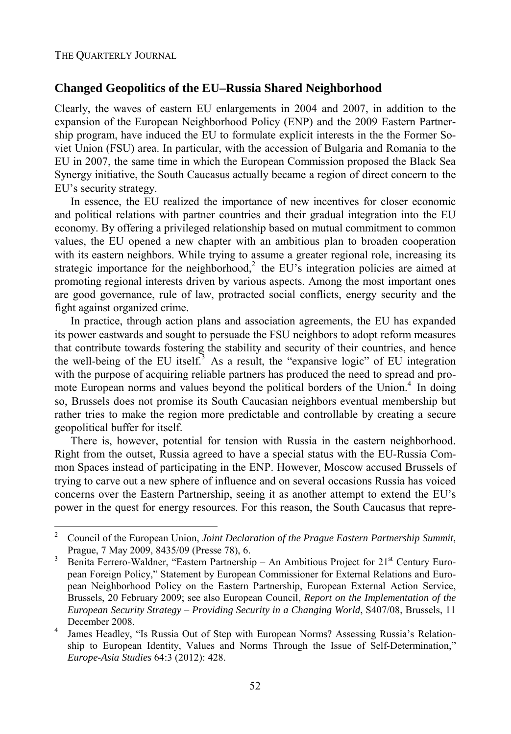## Changed Geopolitics of the EU–Russia Shared Neighborhood

Clearly, the waves of eastern EU enlargements in 2004 and 2007, in addition to the expansion of the European Neighborhood Policy (ENP) and the 2009 Eastern Partnership program, have induced the EU to formulate explicit interests in the the Former Soviet Union (FSU) area. In particular, with the accession of Bulgaria and Romania to the EU in 2007, the same time in which the European Commission proposed the Black Sea Synergy initiative, the South Caucasus actually became a region of direct concern to the EU's security strategy.

In essence, the EU realized the importance of new incentives for closer economic and political relations with partner countries and their gradual integration into the EU economy. By offering a privileged relationship based on mutual commitment to common values, the EU opened a new chapter with an ambitious plan to broaden cooperation with its eastern neighbors. While trying to assume a greater regional role, increasing its strategic importance for the neighborhood,[2] the EU's integration policies are aimed at promoting regional interests driven by various aspects. Among the most important ones are good governance, rule of law, protracted social conflicts, energy security and the fight against organized crime.

In practice, through action plans and association agreements, the EU has expanded its power eastwards and sought to persuade the FSU neighbors to adopt reform measures that contribute towards fostering the stability and security of their countries, and hence the well-being of the EU itself.[3] As a result, the "expansive logic" of EU integration with the purpose of acquiring reliable partners has produced the need to spread and promote European norms and values beyond the political borders of the Union.[4] In doing so, Brussels does not promise its South Caucasian neighbors eventual membership but rather tries to make the region more predictable and controllable by creating a secure geopolitical buffer for itself.

There is, however, potential for tension with Russia in the eastern neighborhood. Right from the outset, Russia agreed to have a special status with the EU-Russia Common Spaces instead of participating in the ENP. However, Moscow accused Brussels of trying to carve out a new sphere of influence and on several occasions Russia has voiced concerns over the Eastern Partnership, seeing it as another attempt to extend the EU's power in the quest for energy resources. For this reason, the South Caucasus that repre-

---

[2] Council of the European Union, *Joint Declaration of the Prague Eastern Partnership Summit*, Prague, 7 May 2009, 8435/09 (Presse 78), 6.

[3] Benita Ferrero-Waldner, "Eastern Partnership – An Ambitious Project for 21st Century European Foreign Policy," Statement by European Commissioner for External Relations and European Neighborhood Policy on the Eastern Partnership, European External Action Service, Brussels, 20 February 2009; see also European Council, *Report on the Implementation of the European Security Strategy – Providing Security in a Changing World*, S407/08, Brussels, 11 December 2008.

[4] James Headley, "Is Russia Out of Step with European Norms? Assessing Russia's Relationship to European Identity, Values and Norms Through the Issue of Self-Determination," *Europe-Asia Studies* 64:3 (2012): 428.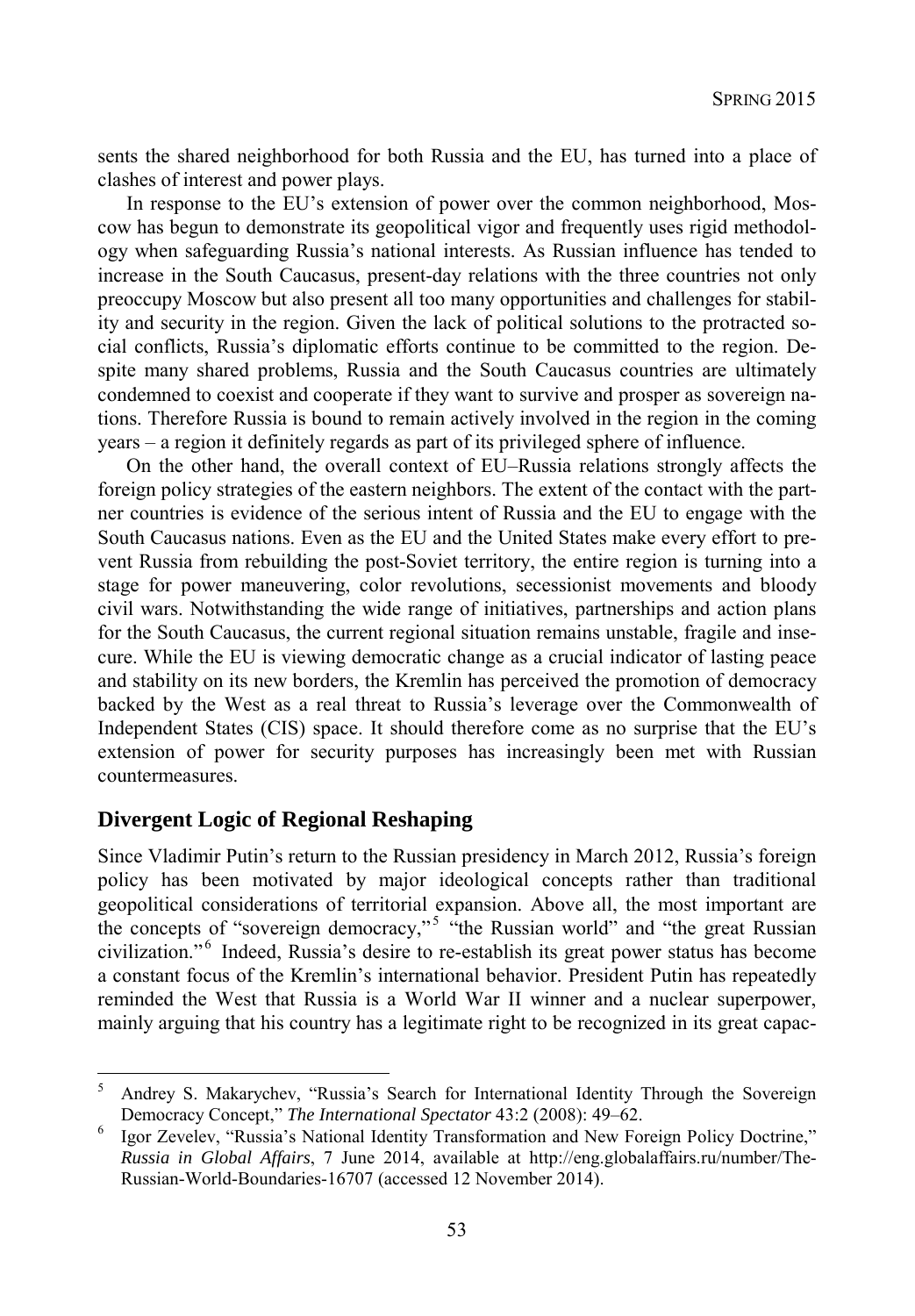sents the shared neighborhood for both Russia and the EU, has turned into a place of clashes of interest and power plays.

In response to the EU's extension of power over the common neighborhood, Moscow has begun to demonstrate its geopolitical vigor and frequently uses rigid methodology when safeguarding Russia's national interests. As Russian influence has tended to increase in the South Caucasus, present-day relations with the three countries not only preoccupy Moscow but also present all too many opportunities and challenges for stability and security in the region. Given the lack of political solutions to the protracted social conflicts, Russia's diplomatic efforts continue to be committed to the region. Despite many shared problems, Russia and the South Caucasus countries are ultimately condemned to coexist and cooperate if they want to survive and prosper as sovereign nations. Therefore Russia is bound to remain actively involved in the region in the coming years – a region it definitely regards as part of its privileged sphere of influence.

On the other hand, the overall context of EU–Russia relations strongly affects the foreign policy strategies of the eastern neighbors. The extent of the contact with the partner countries is evidence of the serious intent of Russia and the EU to engage with the South Caucasus nations. Even as the EU and the United States make every effort to prevent Russia from rebuilding the post-Soviet territory, the entire region is turning into a stage for power maneuvering, color revolutions, secessionist movements and bloody civil wars. Notwithstanding the wide range of initiatives, partnerships and action plans for the South Caucasus, the current regional situation remains unstable, fragile and insecure. While the EU is viewing democratic change as a crucial indicator of lasting peace and stability on its new borders, the Kremlin has perceived the promotion of democracy backed by the West as a real threat to Russia's leverage over the Commonwealth of Independent States (CIS) space. It should therefore come as no surprise that the EU's extension of power for security purposes has increasingly been met with Russian countermeasures.

## Divergent Logic of Regional Reshaping

Since Vladimir Putin's return to the Russian presidency in March 2012, Russia's foreign policy has been motivated by major ideological concepts rather than traditional geopolitical considerations of territorial expansion. Above all, the most important are the concepts of "sovereign democracy,"[5] "the Russian world" and "the great Russian civilization."[6] Indeed, Russia's desire to re-establish its great power status has become a constant focus of the Kremlin's international behavior. President Putin has repeatedly reminded the West that Russia is a World War II winner and a nuclear superpower, mainly arguing that his country has a legitimate right to be recognized in its great capac-

[5] Andrey S. Makarychev, "Russia's Search for International Identity Through the Sovereign Democracy Concept," *The International Spectator* 43:2 (2008): 49–62.

[6] Igor Zevelev, "Russia's National Identity Transformation and New Foreign Policy Doctrine," *Russia in Global Affairs*, 7 June 2014, available at http://eng.globalaffairs.ru/number/The-Russian-World-Boundaries-16707 (accessed 12 November 2014).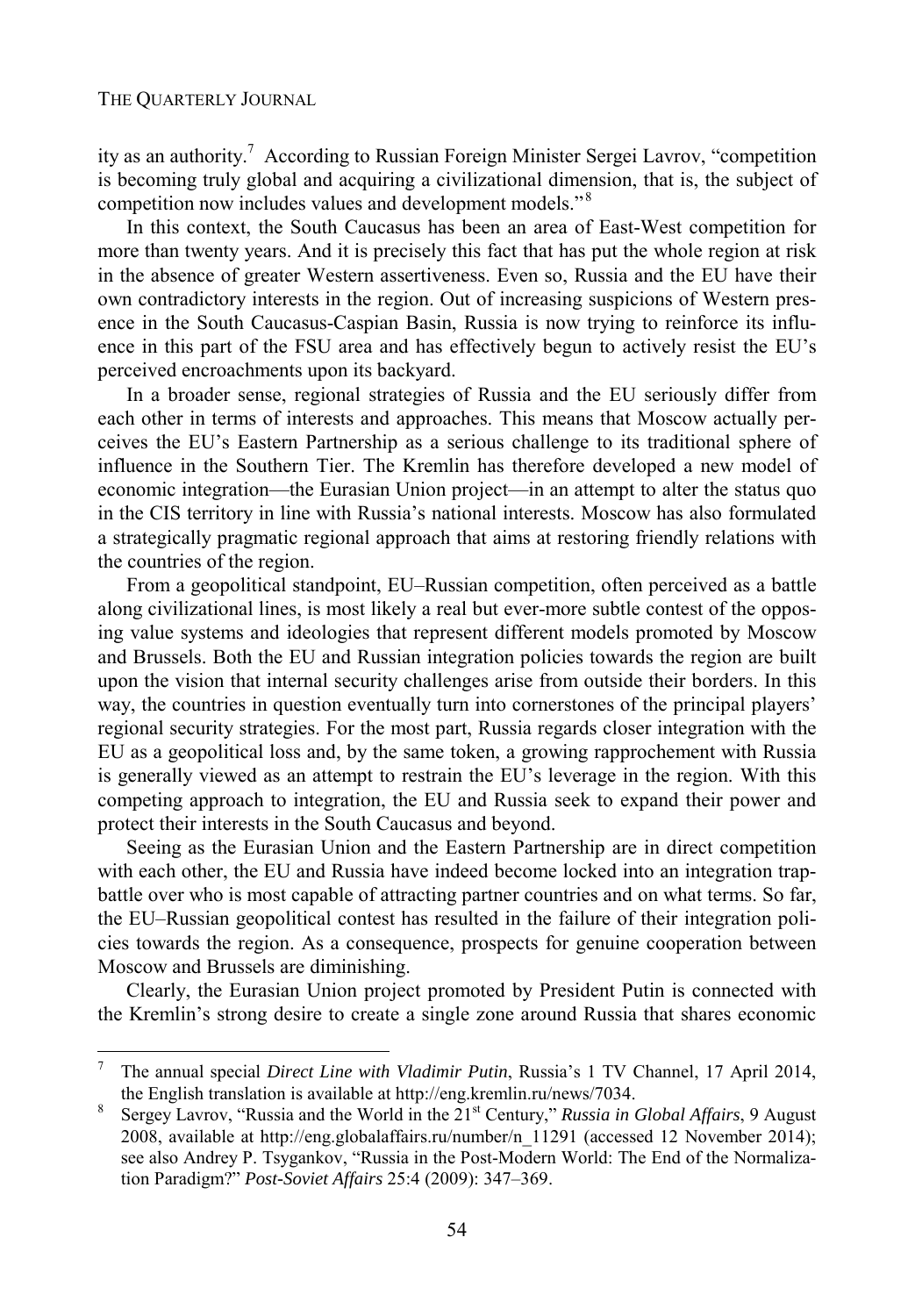ity as an authority.[7] According to Russian Foreign Minister Sergei Lavrov, "competition is becoming truly global and acquiring a civilizational dimension, that is, the subject of competition now includes values and development models."[8]

In this context, the South Caucasus has been an area of East-West competition for more than twenty years. And it is precisely this fact that has put the whole region at risk in the absence of greater Western assertiveness. Even so, Russia and the EU have their own contradictory interests in the region. Out of increasing suspicions of Western presence in the South Caucasus-Caspian Basin, Russia is now trying to reinforce its influence in this part of the FSU area and has effectively begun to actively resist the EU's perceived encroachments upon its backyard.

In a broader sense, regional strategies of Russia and the EU seriously differ from each other in terms of interests and approaches. This means that Moscow actually perceives the EU's Eastern Partnership as a serious challenge to its traditional sphere of influence in the Southern Tier. The Kremlin has therefore developed a new model of economic integration—the Eurasian Union project—in an attempt to alter the status quo in the CIS territory in line with Russia's national interests. Moscow has also formulated a strategically pragmatic regional approach that aims at restoring friendly relations with the countries of the region.

From a geopolitical standpoint, EU–Russian competition, often perceived as a battle along civilizational lines, is most likely a real but ever-more subtle contest of the opposing value systems and ideologies that represent different models promoted by Moscow and Brussels. Both the EU and Russian integration policies towards the region are built upon the vision that internal security challenges arise from outside their borders. In this way, the countries in question eventually turn into cornerstones of the principal players' regional security strategies. For the most part, Russia regards closer integration with the EU as a geopolitical loss and, by the same token, a growing rapprochement with Russia is generally viewed as an attempt to restrain the EU's leverage in the region. With this competing approach to integration, the EU and Russia seek to expand their power and protect their interests in the South Caucasus and beyond.

Seeing as the Eurasian Union and the Eastern Partnership are in direct competition with each other, the EU and Russia have indeed become locked into an integration trap-battle over who is most capable of attracting partner countries and on what terms. So far, the EU–Russian geopolitical contest has resulted in the failure of their integration policies towards the region. As a consequence, prospects for genuine cooperation between Moscow and Brussels are diminishing.

Clearly, the Eurasian Union project promoted by President Putin is connected with the Kremlin's strong desire to create a single zone around Russia that shares economic

---

[7] The annual special *Direct Line with Vladimir Putin*, Russia's 1 TV Channel, 17 April 2014, the English translation is available at http://eng.kremlin.ru/news/7034.

[8] Sergey Lavrov, "Russia and the World in the 21st Century," *Russia in Global Affairs*, 9 August 2008, available at http://eng.globalaffairs.ru/number/n_11291 (accessed 12 November 2014); see also Andrey P. Tsygankov, "Russia in the Post-Modern World: The End of the Normalization Paradigm?" *Post-Soviet Affairs* 25:4 (2009): 347–369.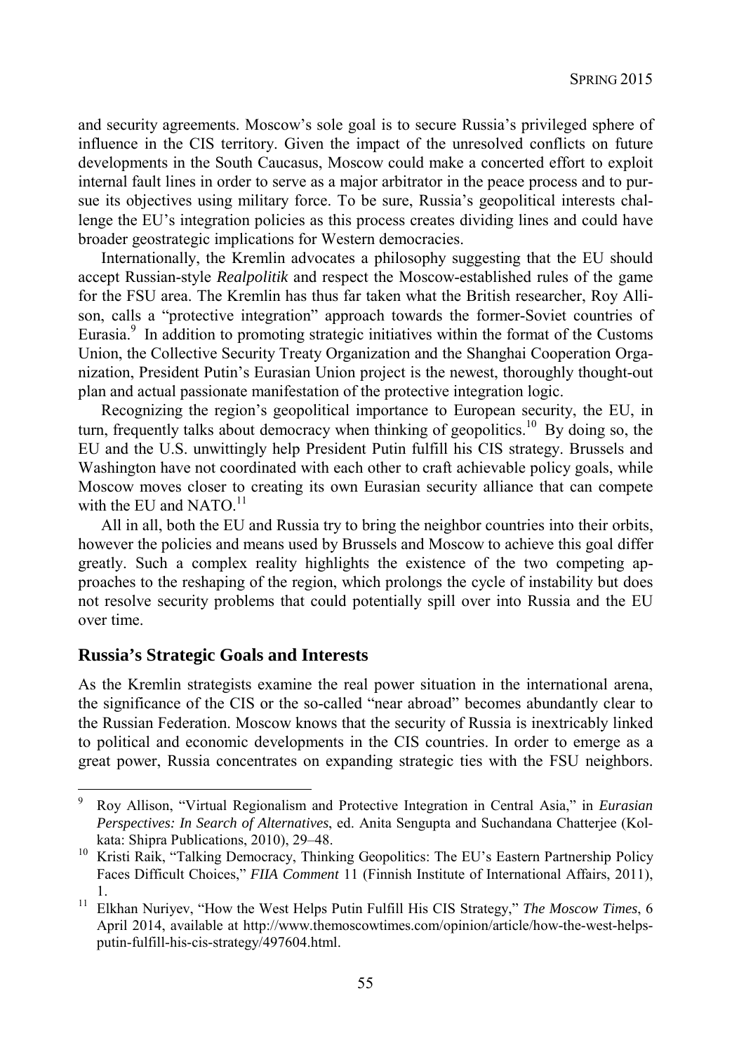and security agreements. Moscow's sole goal is to secure Russia's privileged sphere of influence in the CIS territory. Given the impact of the unresolved conflicts on future developments in the South Caucasus, Moscow could make a concerted effort to exploit internal fault lines in order to serve as a major arbitrator in the peace process and to pursue its objectives using military force. To be sure, Russia's geopolitical interests challenge the EU's integration policies as this process creates dividing lines and could have broader geostrategic implications for Western democracies.

Internationally, the Kremlin advocates a philosophy suggesting that the EU should accept Russian-style *Realpolitik* and respect the Moscow-established rules of the game for the FSU area. The Kremlin has thus far taken what the British researcher, Roy Allison, calls a "protective integration" approach towards the former-Soviet countries of Eurasia.[9] In addition to promoting strategic initiatives within the format of the Customs Union, the Collective Security Treaty Organization and the Shanghai Cooperation Organization, President Putin's Eurasian Union project is the newest, thoroughly thought-out plan and actual passionate manifestation of the protective integration logic.

Recognizing the region's geopolitical importance to European security, the EU, in turn, frequently talks about democracy when thinking of geopolitics.[10] By doing so, the EU and the U.S. unwittingly help President Putin fulfill his CIS strategy. Brussels and Washington have not coordinated with each other to craft achievable policy goals, while Moscow moves closer to creating its own Eurasian security alliance that can compete with the EU and NATO.[11]

All in all, both the EU and Russia try to bring the neighbor countries into their orbits, however the policies and means used by Brussels and Moscow to achieve this goal differ greatly. Such a complex reality highlights the existence of the two competing approaches to the reshaping of the region, which prolongs the cycle of instability but does not resolve security problems that could potentially spill over into Russia and the EU over time.

## Russia's Strategic Goals and Interests

As the Kremlin strategists examine the real power situation in the international arena, the significance of the CIS or the so-called "near abroad" becomes abundantly clear to the Russian Federation. Moscow knows that the security of Russia is inextricably linked to political and economic developments in the CIS countries. In order to emerge as a great power, Russia concentrates on expanding strategic ties with the FSU neighbors.

---

[9] Roy Allison, "Virtual Regionalism and Protective Integration in Central Asia," in *Eurasian Perspectives: In Search of Alternatives*, ed. Anita Sengupta and Suchandana Chatterjee (Kolkata: Shipra Publications, 2010), 29–48.

[10] Kristi Raik, "Talking Democracy, Thinking Geopolitics: The EU's Eastern Partnership Policy Faces Difficult Choices," *FIIA Comment* 11 (Finnish Institute of International Affairs, 2011), 1.

[11] Elkhan Nuriyev, "How the West Helps Putin Fulfill His CIS Strategy," *The Moscow Times*, 6 April 2014, available at http://www.themoscowtimes.com/opinion/article/how-the-west-helps-putin-fulfill-his-cis-strategy/497604.html.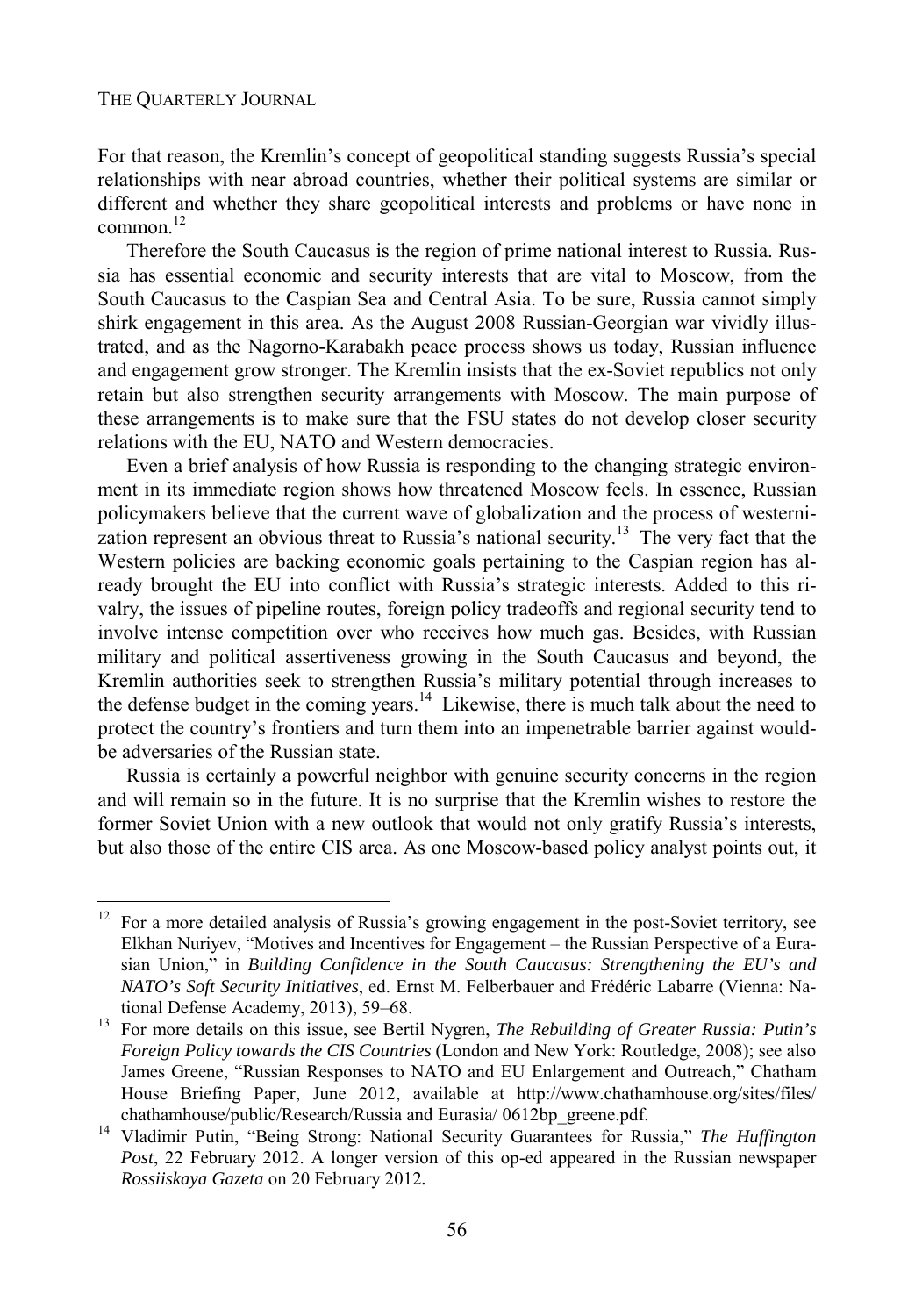For that reason, the Kremlin's concept of geopolitical standing suggests Russia's special relationships with near abroad countries, whether their political systems are similar or different and whether they share geopolitical interests and problems or have none in common.[12]

Therefore the South Caucasus is the region of prime national interest to Russia. Russia has essential economic and security interests that are vital to Moscow, from the South Caucasus to the Caspian Sea and Central Asia. To be sure, Russia cannot simply shirk engagement in this area. As the August 2008 Russian-Georgian war vividly illustrated, and as the Nagorno-Karabakh peace process shows us today, Russian influence and engagement grow stronger. The Kremlin insists that the ex-Soviet republics not only retain but also strengthen security arrangements with Moscow. The main purpose of these arrangements is to make sure that the FSU states do not develop closer security relations with the EU, NATO and Western democracies.

Even a brief analysis of how Russia is responding to the changing strategic environment in its immediate region shows how threatened Moscow feels. In essence, Russian policymakers believe that the current wave of globalization and the process of westernization represent an obvious threat to Russia's national security.[13] The very fact that the Western policies are backing economic goals pertaining to the Caspian region has already brought the EU into conflict with Russia's strategic interests. Added to this rivalry, the issues of pipeline routes, foreign policy tradeoffs and regional security tend to involve intense competition over who receives how much gas. Besides, with Russian military and political assertiveness growing in the South Caucasus and beyond, the Kremlin authorities seek to strengthen Russia's military potential through increases to the defense budget in the coming years.[14] Likewise, there is much talk about the need to protect the country's frontiers and turn them into an impenetrable barrier against would-be adversaries of the Russian state.

Russia is certainly a powerful neighbor with genuine security concerns in the region and will remain so in the future. It is no surprise that the Kremlin wishes to restore the former Soviet Union with a new outlook that would not only gratify Russia's interests, but also those of the entire CIS area. As one Moscow-based policy analyst points out, it

---

[12] For a more detailed analysis of Russia's growing engagement in the post-Soviet territory, see Elkhan Nuriyev, "Motives and Incentives for Engagement – the Russian Perspective of a Eurasian Union," in *Building Confidence in the South Caucasus: Strengthening the EU's and NATO's Soft Security Initiatives*, ed. Ernst M. Felberbauer and Frédéric Labarre (Vienna: National Defense Academy, 2013), 59–68.

[13] For more details on this issue, see Bertil Nygren, *The Rebuilding of Greater Russia: Putin's Foreign Policy towards the CIS Countries* (London and New York: Routledge, 2008); see also James Greene, "Russian Responses to NATO and EU Enlargement and Outreach," Chatham House Briefing Paper, June 2012, available at http://www.chathamhouse.org/sites/files/chathamhouse/public/Research/Russia and Eurasia/ 0612bp_greene.pdf.

[14] Vladimir Putin, "Being Strong: National Security Guarantees for Russia," *The Huffington Post*, 22 February 2012. A longer version of this op-ed appeared in the Russian newspaper *Rossiiskaya Gazeta* on 20 February 2012.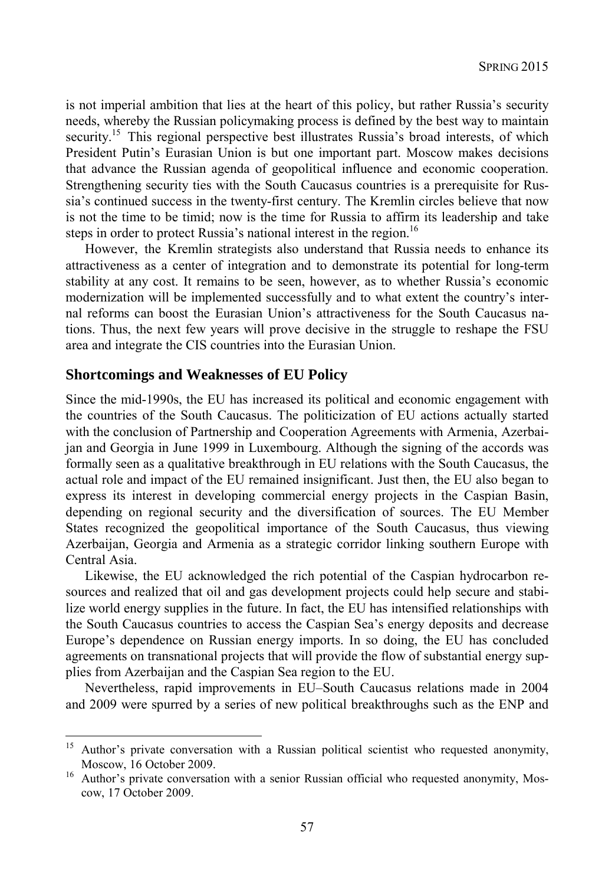is not imperial ambition that lies at the heart of this policy, but rather Russia's security needs, whereby the Russian policymaking process is defined by the best way to maintain security.[15] This regional perspective best illustrates Russia's broad interests, of which President Putin's Eurasian Union is but one important part. Moscow makes decisions that advance the Russian agenda of geopolitical influence and economic cooperation. Strengthening security ties with the South Caucasus countries is a prerequisite for Russia's continued success in the twenty-first century. The Kremlin circles believe that now is not the time to be timid; now is the time for Russia to affirm its leadership and take steps in order to protect Russia's national interest in the region.[16]

However, the Kremlin strategists also understand that Russia needs to enhance its attractiveness as a center of integration and to demonstrate its potential for long-term stability at any cost. It remains to be seen, however, as to whether Russia's economic modernization will be implemented successfully and to what extent the country's internal reforms can boost the Eurasian Union's attractiveness for the South Caucasus nations. Thus, the next few years will prove decisive in the struggle to reshape the FSU area and integrate the CIS countries into the Eurasian Union.

## Shortcomings and Weaknesses of EU Policy

Since the mid-1990s, the EU has increased its political and economic engagement with the countries of the South Caucasus. The politicization of EU actions actually started with the conclusion of Partnership and Cooperation Agreements with Armenia, Azerbaijan and Georgia in June 1999 in Luxembourg. Although the signing of the accords was formally seen as a qualitative breakthrough in EU relations with the South Caucasus, the actual role and impact of the EU remained insignificant. Just then, the EU also began to express its interest in developing commercial energy projects in the Caspian Basin, depending on regional security and the diversification of sources. The EU Member States recognized the geopolitical importance of the South Caucasus, thus viewing Azerbaijan, Georgia and Armenia as a strategic corridor linking southern Europe with Central Asia.

Likewise, the EU acknowledged the rich potential of the Caspian hydrocarbon resources and realized that oil and gas development projects could help secure and stabilize world energy supplies in the future. In fact, the EU has intensified relationships with the South Caucasus countries to access the Caspian Sea's energy deposits and decrease Europe's dependence on Russian energy imports. In so doing, the EU has concluded agreements on transnational projects that will provide the flow of substantial energy supplies from Azerbaijan and the Caspian Sea region to the EU.

Nevertheless, rapid improvements in EU–South Caucasus relations made in 2004 and 2009 were spurred by a series of new political breakthroughs such as the ENP and

[15] Author's private conversation with a Russian political scientist who requested anonymity, Moscow, 16 October 2009.

[16] Author's private conversation with a senior Russian official who requested anonymity, Moscow, 17 October 2009.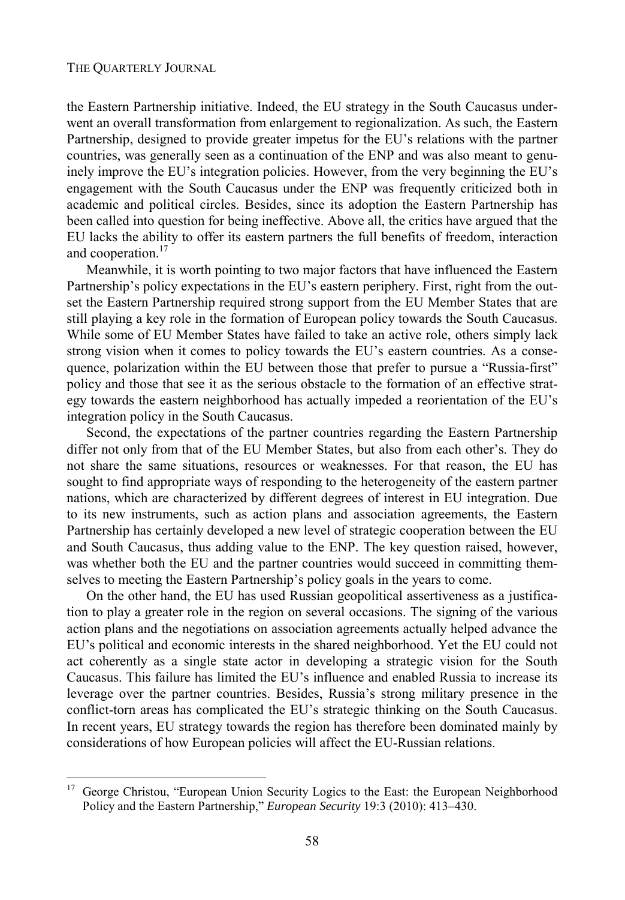the Eastern Partnership initiative. Indeed, the EU strategy in the South Caucasus underwent an overall transformation from enlargement to regionalization. As such, the Eastern Partnership, designed to provide greater impetus for the EU's relations with the partner countries, was generally seen as a continuation of the ENP and was also meant to genuinely improve the EU's integration policies. However, from the very beginning the EU's engagement with the South Caucasus under the ENP was frequently criticized both in academic and political circles. Besides, since its adoption the Eastern Partnership has been called into question for being ineffective. Above all, the critics have argued that the EU lacks the ability to offer its eastern partners the full benefits of freedom, interaction and cooperation.[17]

Meanwhile, it is worth pointing to two major factors that have influenced the Eastern Partnership's policy expectations in the EU's eastern periphery. First, right from the outset the Eastern Partnership required strong support from the EU Member States that are still playing a key role in the formation of European policy towards the South Caucasus. While some of EU Member States have failed to take an active role, others simply lack strong vision when it comes to policy towards the EU's eastern countries. As a consequence, polarization within the EU between those that prefer to pursue a "Russia-first" policy and those that see it as the serious obstacle to the formation of an effective strategy towards the eastern neighborhood has actually impeded a reorientation of the EU's integration policy in the South Caucasus.

Second, the expectations of the partner countries regarding the Eastern Partnership differ not only from that of the EU Member States, but also from each other's. They do not share the same situations, resources or weaknesses. For that reason, the EU has sought to find appropriate ways of responding to the heterogeneity of the eastern partner nations, which are characterized by different degrees of interest in EU integration. Due to its new instruments, such as action plans and association agreements, the Eastern Partnership has certainly developed a new level of strategic cooperation between the EU and South Caucasus, thus adding value to the ENP. The key question raised, however, was whether both the EU and the partner countries would succeed in committing themselves to meeting the Eastern Partnership's policy goals in the years to come.

On the other hand, the EU has used Russian geopolitical assertiveness as a justification to play a greater role in the region on several occasions. The signing of the various action plans and the negotiations on association agreements actually helped advance the EU's political and economic interests in the shared neighborhood. Yet the EU could not act coherently as a single state actor in developing a strategic vision for the South Caucasus. This failure has limited the EU's influence and enabled Russia to increase its leverage over the partner countries. Besides, Russia's strong military presence in the conflict-torn areas has complicated the EU's strategic thinking on the South Caucasus. In recent years, EU strategy towards the region has therefore been dominated mainly by considerations of how European policies will affect the EU-Russian relations.

---

[17] George Christou, "European Union Security Logics to the East: the European Neighborhood Policy and the Eastern Partnership," *European Security* 19:3 (2010): 413–430.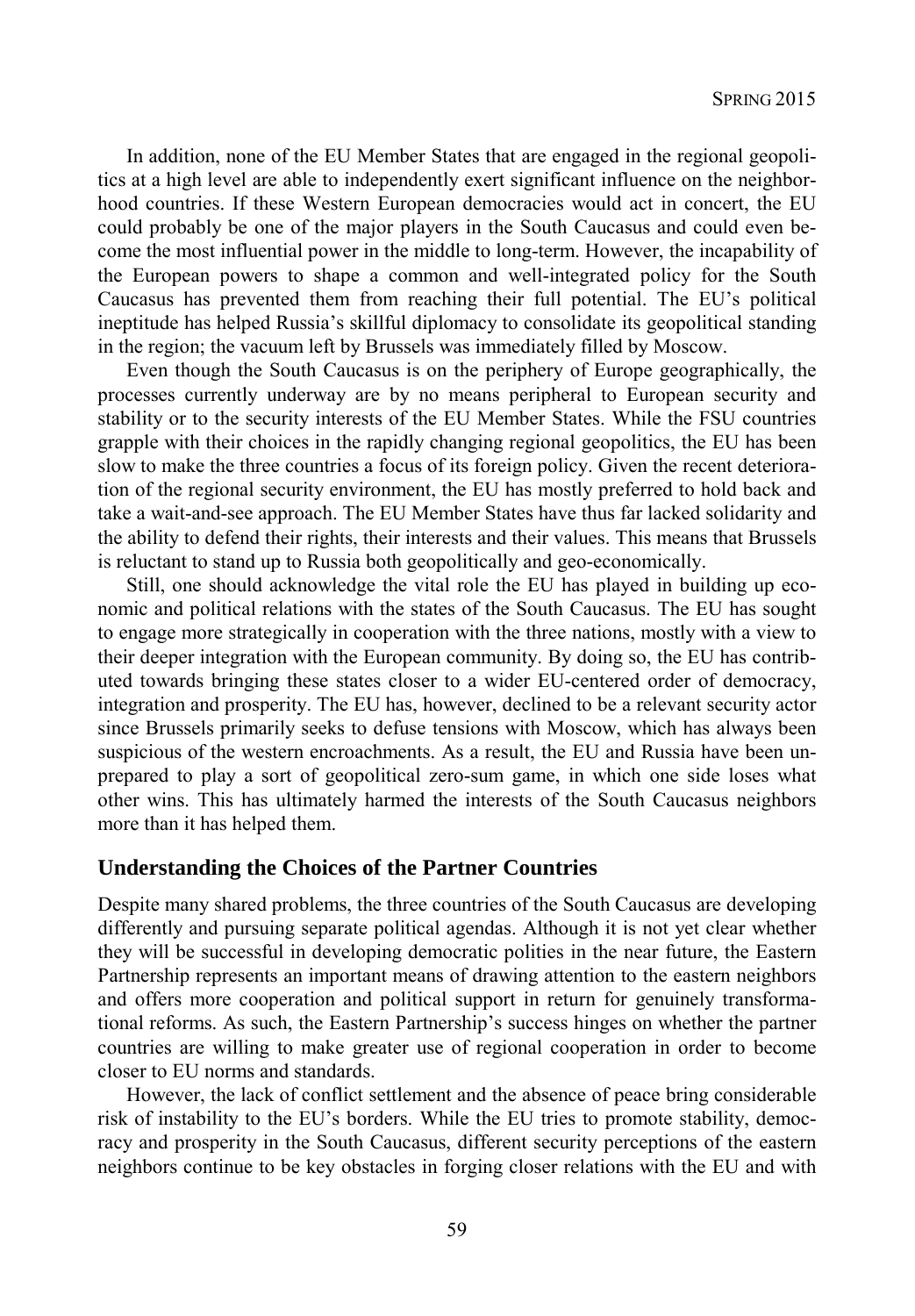In addition, none of the EU Member States that are engaged in the regional geopolitics at a high level are able to independently exert significant influence on the neighborhood countries. If these Western European democracies would act in concert, the EU could probably be one of the major players in the South Caucasus and could even become the most influential power in the middle to long-term. However, the incapability of the European powers to shape a common and well-integrated policy for the South Caucasus has prevented them from reaching their full potential. The EU's political ineptitude has helped Russia's skillful diplomacy to consolidate its geopolitical standing in the region; the vacuum left by Brussels was immediately filled by Moscow.

Even though the South Caucasus is on the periphery of Europe geographically, the processes currently underway are by no means peripheral to European security and stability or to the security interests of the EU Member States. While the FSU countries grapple with their choices in the rapidly changing regional geopolitics, the EU has been slow to make the three countries a focus of its foreign policy. Given the recent deterioration of the regional security environment, the EU has mostly preferred to hold back and take a wait-and-see approach. The EU Member States have thus far lacked solidarity and the ability to defend their rights, their interests and their values. This means that Brussels is reluctant to stand up to Russia both geopolitically and geo-economically.

Still, one should acknowledge the vital role the EU has played in building up economic and political relations with the states of the South Caucasus. The EU has sought to engage more strategically in cooperation with the three nations, mostly with a view to their deeper integration with the European community. By doing so, the EU has contributed towards bringing these states closer to a wider EU-centered order of democracy, integration and prosperity. The EU has, however, declined to be a relevant security actor since Brussels primarily seeks to defuse tensions with Moscow, which has always been suspicious of the western encroachments. As a result, the EU and Russia have been unprepared to play a sort of geopolitical zero-sum game, in which one side loses what other wins. This has ultimately harmed the interests of the South Caucasus neighbors more than it has helped them.

## Understanding the Choices of the Partner Countries

Despite many shared problems, the three countries of the South Caucasus are developing differently and pursuing separate political agendas. Although it is not yet clear whether they will be successful in developing democratic polities in the near future, the Eastern Partnership represents an important means of drawing attention to the eastern neighbors and offers more cooperation and political support in return for genuinely transformational reforms. As such, the Eastern Partnership's success hinges on whether the partner countries are willing to make greater use of regional cooperation in order to become closer to EU norms and standards.

However, the lack of conflict settlement and the absence of peace bring considerable risk of instability to the EU's borders. While the EU tries to promote stability, democracy and prosperity in the South Caucasus, different security perceptions of the eastern neighbors continue to be key obstacles in forging closer relations with the EU and with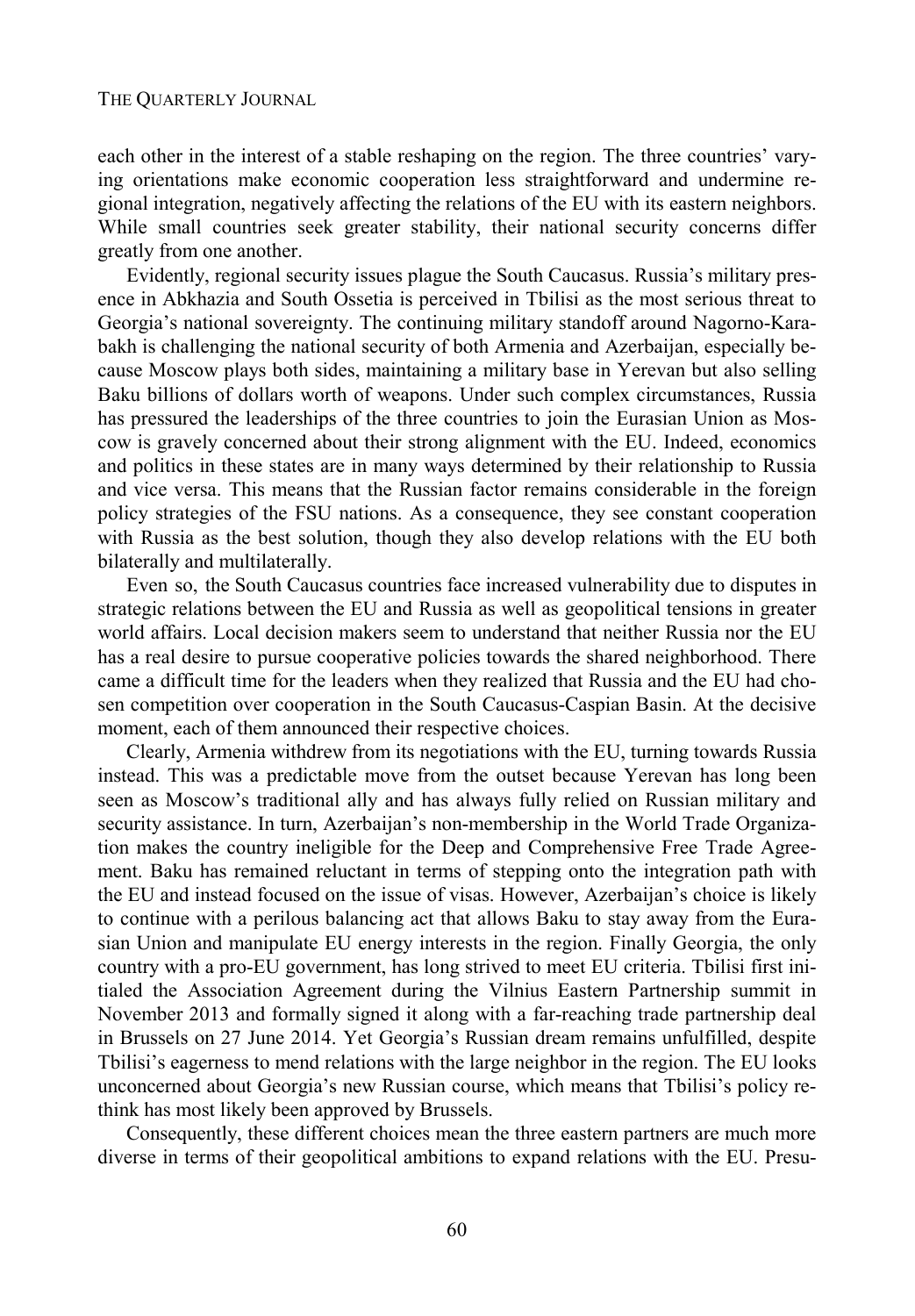each other in the interest of a stable reshaping on the region. The three countries' varying orientations make economic cooperation less straightforward and undermine regional integration, negatively affecting the relations of the EU with its eastern neighbors. While small countries seek greater stability, their national security concerns differ greatly from one another.

Evidently, regional security issues plague the South Caucasus. Russia's military presence in Abkhazia and South Ossetia is perceived in Tbilisi as the most serious threat to Georgia's national sovereignty. The continuing military standoff around Nagorno-Karabakh is challenging the national security of both Armenia and Azerbaijan, especially because Moscow plays both sides, maintaining a military base in Yerevan but also selling Baku billions of dollars worth of weapons. Under such complex circumstances, Russia has pressured the leaderships of the three countries to join the Eurasian Union as Moscow is gravely concerned about their strong alignment with the EU. Indeed, economics and politics in these states are in many ways determined by their relationship to Russia and vice versa. This means that the Russian factor remains considerable in the foreign policy strategies of the FSU nations. As a consequence, they see constant cooperation with Russia as the best solution, though they also develop relations with the EU both bilaterally and multilaterally.

Even so, the South Caucasus countries face increased vulnerability due to disputes in strategic relations between the EU and Russia as well as geopolitical tensions in greater world affairs. Local decision makers seem to understand that neither Russia nor the EU has a real desire to pursue cooperative policies towards the shared neighborhood. There came a difficult time for the leaders when they realized that Russia and the EU had chosen competition over cooperation in the South Caucasus-Caspian Basin. At the decisive moment, each of them announced their respective choices.

Clearly, Armenia withdrew from its negotiations with the EU, turning towards Russia instead. This was a predictable move from the outset because Yerevan has long been seen as Moscow's traditional ally and has always fully relied on Russian military and security assistance. In turn, Azerbaijan's non-membership in the World Trade Organization makes the country ineligible for the Deep and Comprehensive Free Trade Agreement. Baku has remained reluctant in terms of stepping onto the integration path with the EU and instead focused on the issue of visas. However, Azerbaijan's choice is likely to continue with a perilous balancing act that allows Baku to stay away from the Eurasian Union and manipulate EU energy interests in the region. Finally Georgia, the only country with a pro-EU government, has long strived to meet EU criteria. Tbilisi first initialed the Association Agreement during the Vilnius Eastern Partnership summit in November 2013 and formally signed it along with a far-reaching trade partnership deal in Brussels on 27 June 2014. Yet Georgia's Russian dream remains unfulfilled, despite Tbilisi's eagerness to mend relations with the large neighbor in the region. The EU looks unconcerned about Georgia's new Russian course, which means that Tbilisi's policy rethink has most likely been approved by Brussels.

Consequently, these different choices mean the three eastern partners are much more diverse in terms of their geopolitical ambitions to expand relations with the EU. Presu-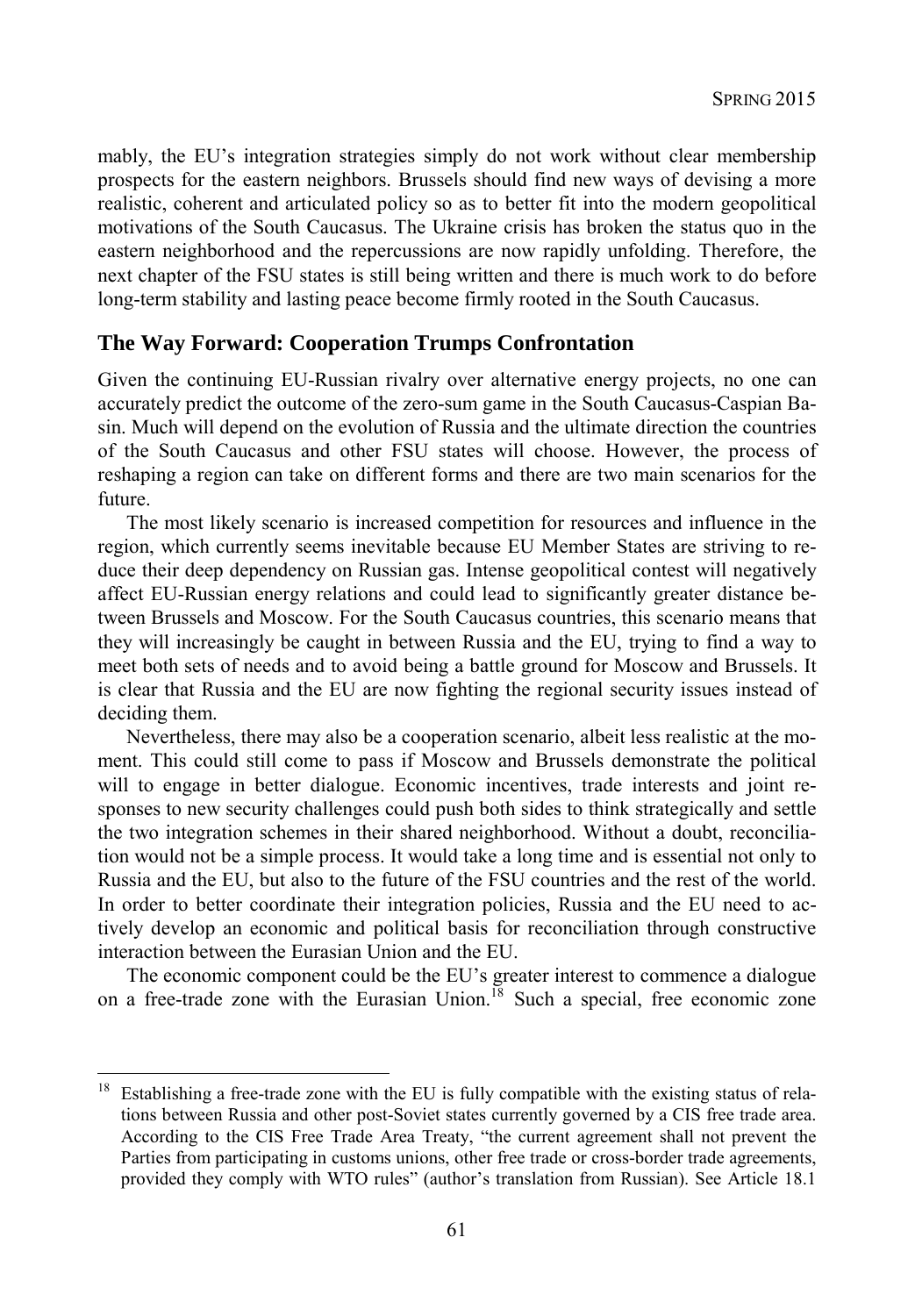mably, the EU's integration strategies simply do not work without clear membership prospects for the eastern neighbors. Brussels should find new ways of devising a more realistic, coherent and articulated policy so as to better fit into the modern geopolitical motivations of the South Caucasus. The Ukraine crisis has broken the status quo in the eastern neighborhood and the repercussions are now rapidly unfolding. Therefore, the next chapter of the FSU states is still being written and there is much work to do before long-term stability and lasting peace become firmly rooted in the South Caucasus.

## The Way Forward: Cooperation Trumps Confrontation

Given the continuing EU-Russian rivalry over alternative energy projects, no one can accurately predict the outcome of the zero-sum game in the South Caucasus-Caspian Basin. Much will depend on the evolution of Russia and the ultimate direction the countries of the South Caucasus and other FSU states will choose. However, the process of reshaping a region can take on different forms and there are two main scenarios for the future.

The most likely scenario is increased competition for resources and influence in the region, which currently seems inevitable because EU Member States are striving to reduce their deep dependency on Russian gas. Intense geopolitical contest will negatively affect EU-Russian energy relations and could lead to significantly greater distance between Brussels and Moscow. For the South Caucasus countries, this scenario means that they will increasingly be caught in between Russia and the EU, trying to find a way to meet both sets of needs and to avoid being a battle ground for Moscow and Brussels. It is clear that Russia and the EU are now fighting the regional security issues instead of deciding them.

Nevertheless, there may also be a cooperation scenario, albeit less realistic at the moment. This could still come to pass if Moscow and Brussels demonstrate the political will to engage in better dialogue. Economic incentives, trade interests and joint responses to new security challenges could push both sides to think strategically and settle the two integration schemes in their shared neighborhood. Without a doubt, reconciliation would not be a simple process. It would take a long time and is essential not only to Russia and the EU, but also to the future of the FSU countries and the rest of the world. In order to better coordinate their integration policies, Russia and the EU need to actively develop an economic and political basis for reconciliation through constructive interaction between the Eurasian Union and the EU.

The economic component could be the EU's greater interest to commence a dialogue on a free-trade zone with the Eurasian Union.[18] Such a special, free economic zone

---

[18] Establishing a free-trade zone with the EU is fully compatible with the existing status of relations between Russia and other post-Soviet states currently governed by a CIS free trade area. According to the CIS Free Trade Area Treaty, "the current agreement shall not prevent the Parties from participating in customs unions, other free trade or cross-border trade agreements, provided they comply with WTO rules" (author's translation from Russian). See Article 18.1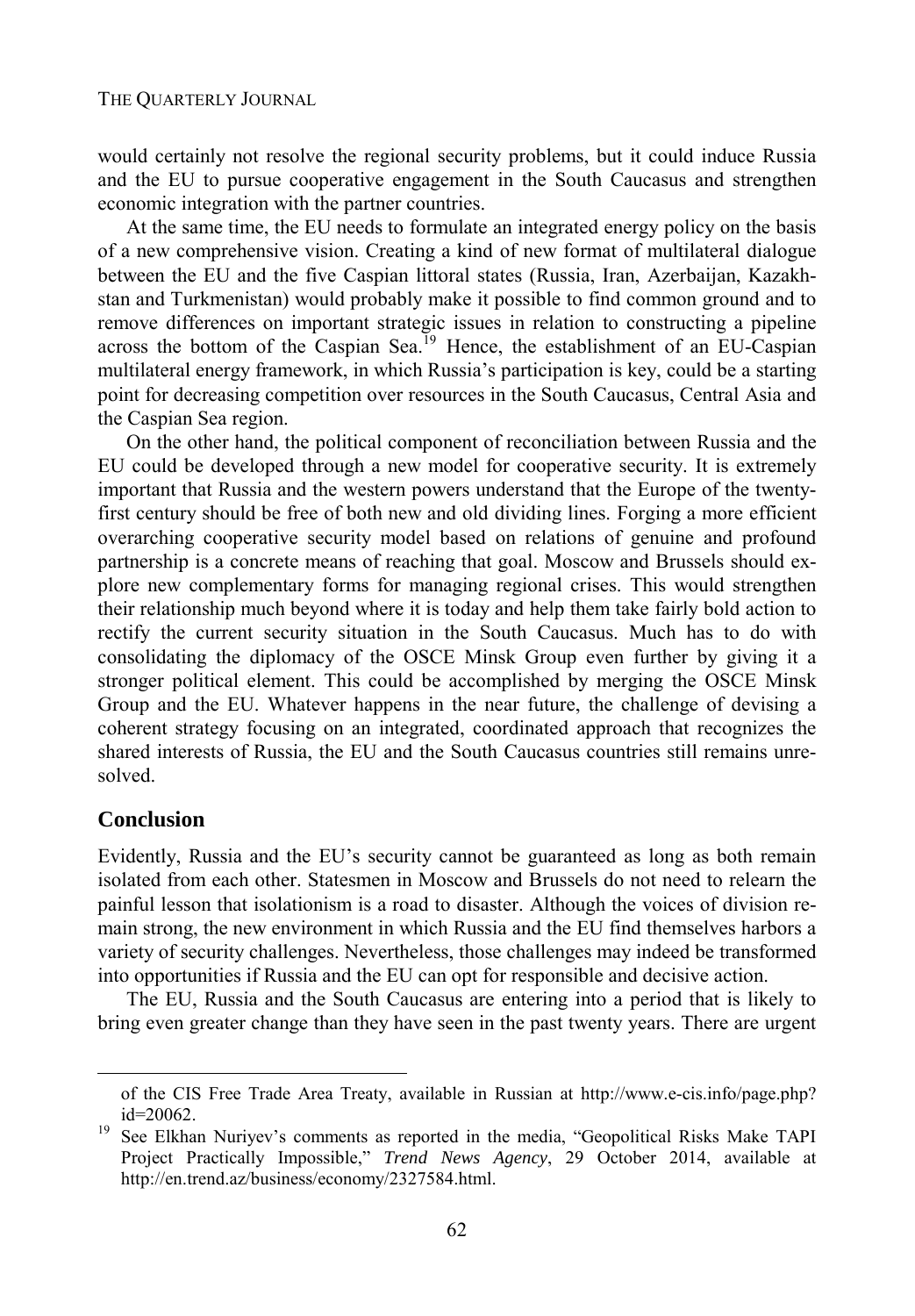would certainly not resolve the regional security problems, but it could induce Russia and the EU to pursue cooperative engagement in the South Caucasus and strengthen economic integration with the partner countries.

At the same time, the EU needs to formulate an integrated energy policy on the basis of a new comprehensive vision. Creating a kind of new format of multilateral dialogue between the EU and the five Caspian littoral states (Russia, Iran, Azerbaijan, Kazakhstan and Turkmenistan) would probably make it possible to find common ground and to remove differences on important strategic issues in relation to constructing a pipeline across the bottom of the Caspian Sea.[19] Hence, the establishment of an EU-Caspian multilateral energy framework, in which Russia's participation is key, could be a starting point for decreasing competition over resources in the South Caucasus, Central Asia and the Caspian Sea region.

On the other hand, the political component of reconciliation between Russia and the EU could be developed through a new model for cooperative security. It is extremely important that Russia and the western powers understand that the Europe of the twenty-first century should be free of both new and old dividing lines. Forging a more efficient overarching cooperative security model based on relations of genuine and profound partnership is a concrete means of reaching that goal. Moscow and Brussels should explore new complementary forms for managing regional crises. This would strengthen their relationship much beyond where it is today and help them take fairly bold action to rectify the current security situation in the South Caucasus. Much has to do with consolidating the diplomacy of the OSCE Minsk Group even further by giving it a stronger political element. This could be accomplished by merging the OSCE Minsk Group and the EU. Whatever happens in the near future, the challenge of devising a coherent strategy focusing on an integrated, coordinated approach that recognizes the shared interests of Russia, the EU and the South Caucasus countries still remains unresolved.

## Conclusion

Evidently, Russia and the EU's security cannot be guaranteed as long as both remain isolated from each other. Statesmen in Moscow and Brussels do not need to relearn the painful lesson that isolationism is a road to disaster. Although the voices of division remain strong, the new environment in which Russia and the EU find themselves harbors a variety of security challenges. Nevertheless, those challenges may indeed be transformed into opportunities if Russia and the EU can opt for responsible and decisive action.

The EU, Russia and the South Caucasus are entering into a period that is likely to bring even greater change than they have seen in the past twenty years. There are urgent

---

of the CIS Free Trade Area Treaty, available in Russian at http://www.e-cis.info/page.php?id=20062.

[19] See Elkhan Nuriyev's comments as reported in the media, "Geopolitical Risks Make TAPI Project Practically Impossible," *Trend News Agency*, 29 October 2014, available at http://en.trend.az/business/economy/2327584.html.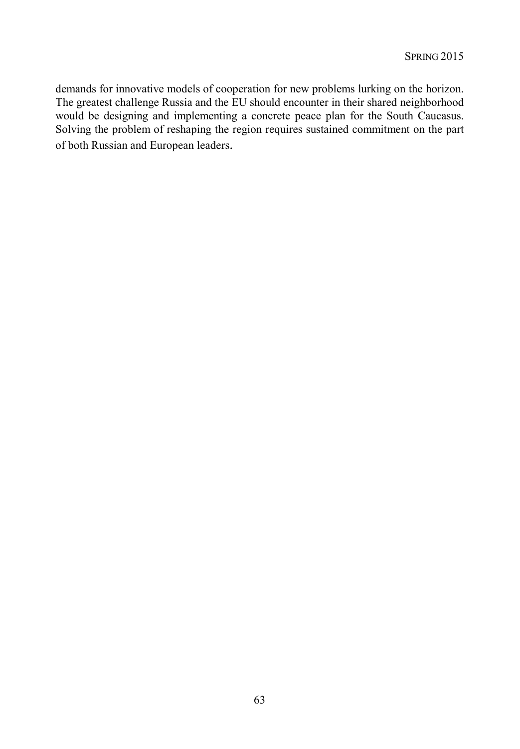demands for innovative models of cooperation for new problems lurking on the horizon. The greatest challenge Russia and the EU should encounter in their shared neighborhood would be designing and implementing a concrete peace plan for the South Caucasus. Solving the problem of reshaping the region requires sustained commitment on the part of both Russian and European leaders.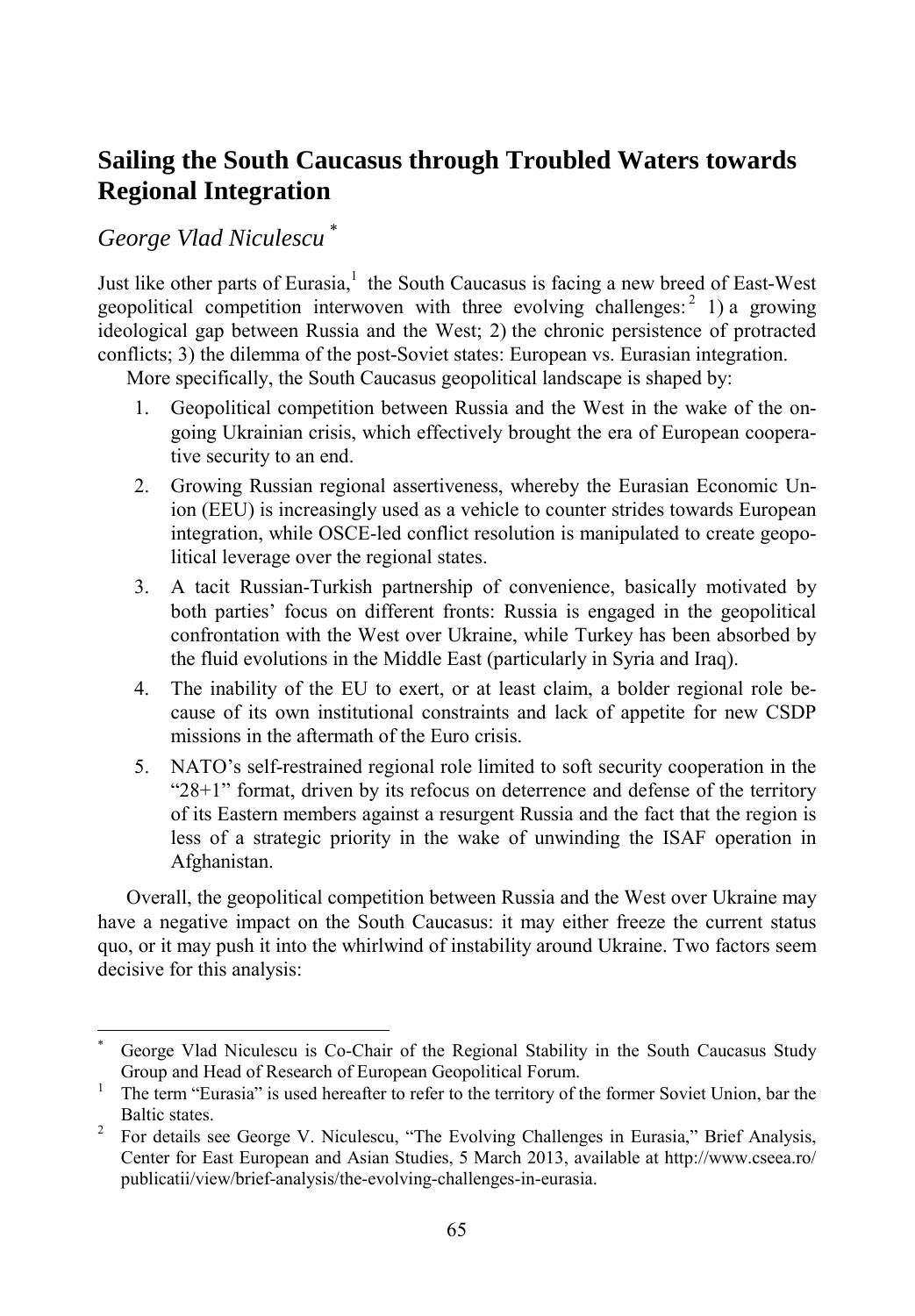## Sailing the South Caucasus through Troubled Waters towards Regional Integration

*George Vlad Niculescu* [*]

Just like other parts of Eurasia,[1] the South Caucasus is facing a new breed of East-West geopolitical competition interwoven with three evolving challenges:[2] 1) a growing ideological gap between Russia and the West; 2) the chronic persistence of protracted conflicts; 3) the dilemma of the post-Soviet states: European vs. Eurasian integration.

More specifically, the South Caucasus geopolitical landscape is shaped by:

1. Geopolitical competition between Russia and the West in the wake of the ongoing Ukrainian crisis, which effectively brought the era of European cooperative security to an end.
2. Growing Russian regional assertiveness, whereby the Eurasian Economic Union (EEU) is increasingly used as a vehicle to counter strides towards European integration, while OSCE-led conflict resolution is manipulated to create geopolitical leverage over the regional states.
3. A tacit Russian-Turkish partnership of convenience, basically motivated by both parties' focus on different fronts: Russia is engaged in the geopolitical confrontation with the West over Ukraine, while Turkey has been absorbed by the fluid evolutions in the Middle East (particularly in Syria and Iraq).
4. The inability of the EU to exert, or at least claim, a bolder regional role because of its own institutional constraints and lack of appetite for new CSDP missions in the aftermath of the Euro crisis.
5. NATO's self-restrained regional role limited to soft security cooperation in the "28+1" format, driven by its refocus on deterrence and defense of the territory of its Eastern members against a resurgent Russia and the fact that the region is less of a strategic priority in the wake of unwinding the ISAF operation in Afghanistan.

Overall, the geopolitical competition between Russia and the West over Ukraine may have a negative impact on the South Caucasus: it may either freeze the current status quo, or it may push it into the whirlwind of instability around Ukraine. Two factors seem decisive for this analysis:

---

[*] George Vlad Niculescu is Co-Chair of the Regional Stability in the South Caucasus Study Group and Head of Research of European Geopolitical Forum.

[1] The term "Eurasia" is used hereafter to refer to the territory of the former Soviet Union, bar the Baltic states.

[2] For details see George V. Niculescu, "The Evolving Challenges in Eurasia," Brief Analysis, Center for East European and Asian Studies, 5 March 2013, available at http://www.cseea.ro/publicatii/view/brief-analysis/the-evolving-challenges-in-eurasia.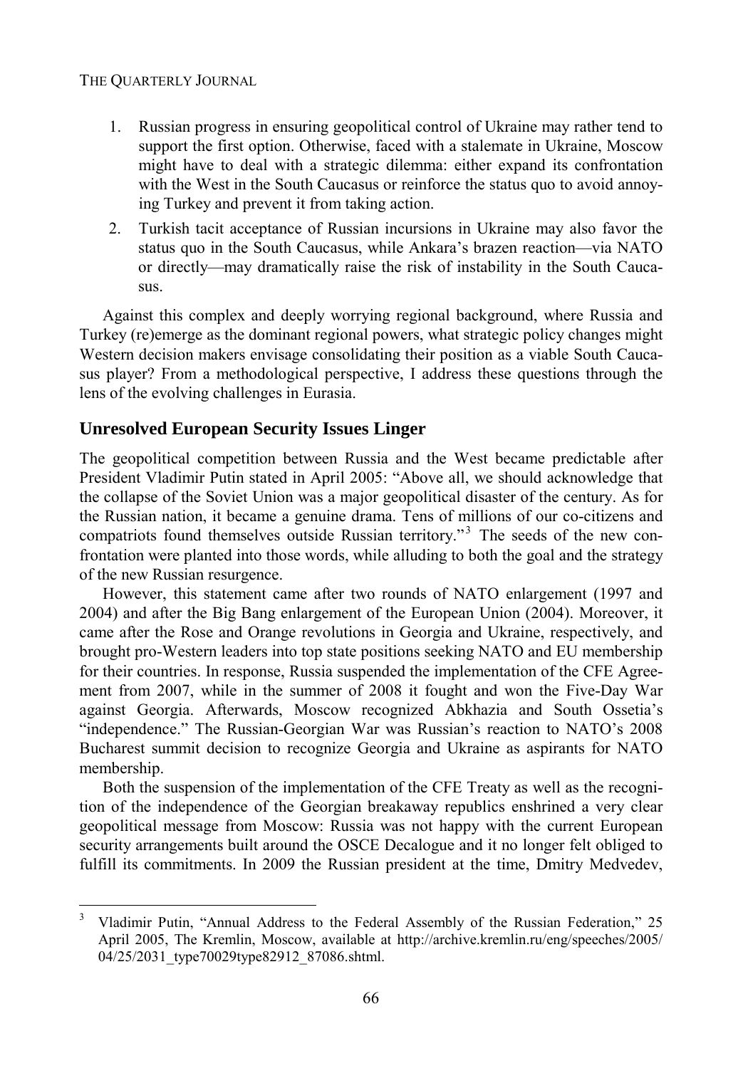1. Russian progress in ensuring geopolitical control of Ukraine may rather tend to support the first option. Otherwise, faced with a stalemate in Ukraine, Moscow might have to deal with a strategic dilemma: either expand its confrontation with the West in the South Caucasus or reinforce the status quo to avoid annoying Turkey and prevent it from taking action.
2. Turkish tacit acceptance of Russian incursions in Ukraine may also favor the status quo in the South Caucasus, while Ankara's brazen reaction—via NATO or directly—may dramatically raise the risk of instability in the South Caucasus.

Against this complex and deeply worrying regional background, where Russia and Turkey (re)emerge as the dominant regional powers, what strategic policy changes might Western decision makers envisage consolidating their position as a viable South Caucasus player? From a methodological perspective, I address these questions through the lens of the evolving challenges in Eurasia.

## Unresolved European Security Issues Linger

The geopolitical competition between Russia and the West became predictable after President Vladimir Putin stated in April 2005: "Above all, we should acknowledge that the collapse of the Soviet Union was a major geopolitical disaster of the century. As for the Russian nation, it became a genuine drama. Tens of millions of our co-citizens and compatriots found themselves outside Russian territory."[3] The seeds of the new confrontation were planted into those words, while alluding to both the goal and the strategy of the new Russian resurgence.

However, this statement came after two rounds of NATO enlargement (1997 and 2004) and after the Big Bang enlargement of the European Union (2004). Moreover, it came after the Rose and Orange revolutions in Georgia and Ukraine, respectively, and brought pro-Western leaders into top state positions seeking NATO and EU membership for their countries. In response, Russia suspended the implementation of the CFE Agreement from 2007, while in the summer of 2008 it fought and won the Five-Day War against Georgia. Afterwards, Moscow recognized Abkhazia and South Ossetia's "independence." The Russian-Georgian War was Russian's reaction to NATO's 2008 Bucharest summit decision to recognize Georgia and Ukraine as aspirants for NATO membership.

Both the suspension of the implementation of the CFE Treaty as well as the recognition of the independence of the Georgian breakaway republics enshrined a very clear geopolitical message from Moscow: Russia was not happy with the current European security arrangements built around the OSCE Decalogue and it no longer felt obliged to fulfill its commitments. In 2009 the Russian president at the time, Dmitry Medvedev,

---

[3] Vladimir Putin, "Annual Address to the Federal Assembly of the Russian Federation," 25 April 2005, The Kremlin, Moscow, available at http://archive.kremlin.ru/eng/speeches/2005/04/25/2031_type70029type82912_87086.shtml.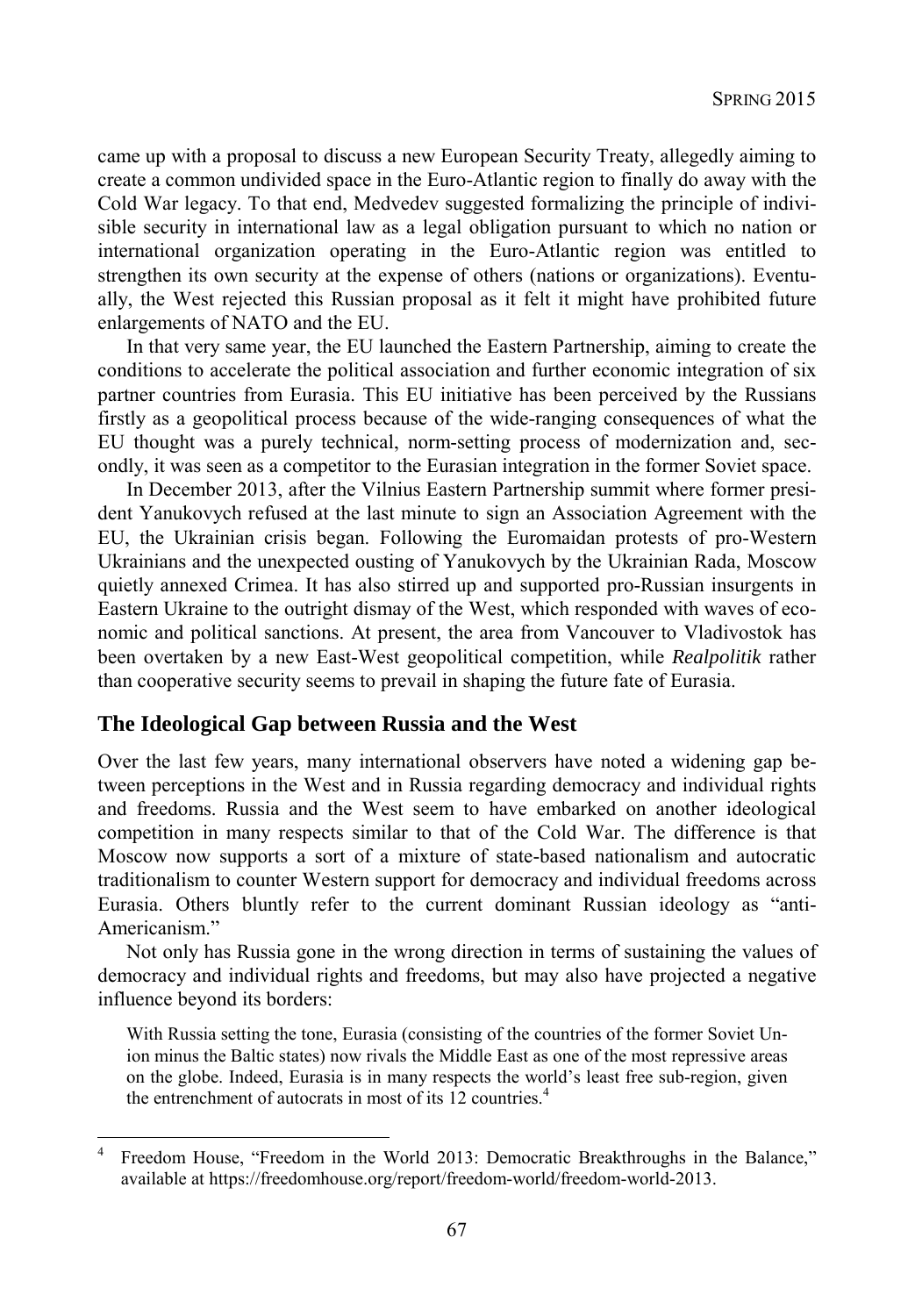came up with a proposal to discuss a new European Security Treaty, allegedly aiming to create a common undivided space in the Euro-Atlantic region to finally do away with the Cold War legacy. To that end, Medvedev suggested formalizing the principle of indivisible security in international law as a legal obligation pursuant to which no nation or international organization operating in the Euro-Atlantic region was entitled to strengthen its own security at the expense of others (nations or organizations). Eventually, the West rejected this Russian proposal as it felt it might have prohibited future enlargements of NATO and the EU.

In that very same year, the EU launched the Eastern Partnership, aiming to create the conditions to accelerate the political association and further economic integration of six partner countries from Eurasia. This EU initiative has been perceived by the Russians firstly as a geopolitical process because of the wide-ranging consequences of what the EU thought was a purely technical, norm-setting process of modernization and, secondly, it was seen as a competitor to the Eurasian integration in the former Soviet space.

In December 2013, after the Vilnius Eastern Partnership summit where former president Yanukovych refused at the last minute to sign an Association Agreement with the EU, the Ukrainian crisis began. Following the Euromaidan protests of pro-Western Ukrainians and the unexpected ousting of Yanukovych by the Ukrainian Rada, Moscow quietly annexed Crimea. It has also stirred up and supported pro-Russian insurgents in Eastern Ukraine to the outright dismay of the West, which responded with waves of economic and political sanctions. At present, the area from Vancouver to Vladivostok has been overtaken by a new East-West geopolitical competition, while *Realpolitik* rather than cooperative security seems to prevail in shaping the future fate of Eurasia.

## The Ideological Gap between Russia and the West

Over the last few years, many international observers have noted a widening gap between perceptions in the West and in Russia regarding democracy and individual rights and freedoms. Russia and the West seem to have embarked on another ideological competition in many respects similar to that of the Cold War. The difference is that Moscow now supports a sort of a mixture of state-based nationalism and autocratic traditionalism to counter Western support for democracy and individual freedoms across Eurasia. Others bluntly refer to the current dominant Russian ideology as "anti-Americanism."

Not only has Russia gone in the wrong direction in terms of sustaining the values of democracy and individual rights and freedoms, but may also have projected a negative influence beyond its borders:

> With Russia setting the tone, Eurasia (consisting of the countries of the former Soviet Union minus the Baltic states) now rivals the Middle East as one of the most repressive areas on the globe. Indeed, Eurasia is in many respects the world's least free sub-region, given the entrenchment of autocrats in most of its 12 countries.[4]

[4] Freedom House, "Freedom in the World 2013: Democratic Breakthroughs in the Balance," available at https://freedomhouse.org/report/freedom-world/freedom-world-2013.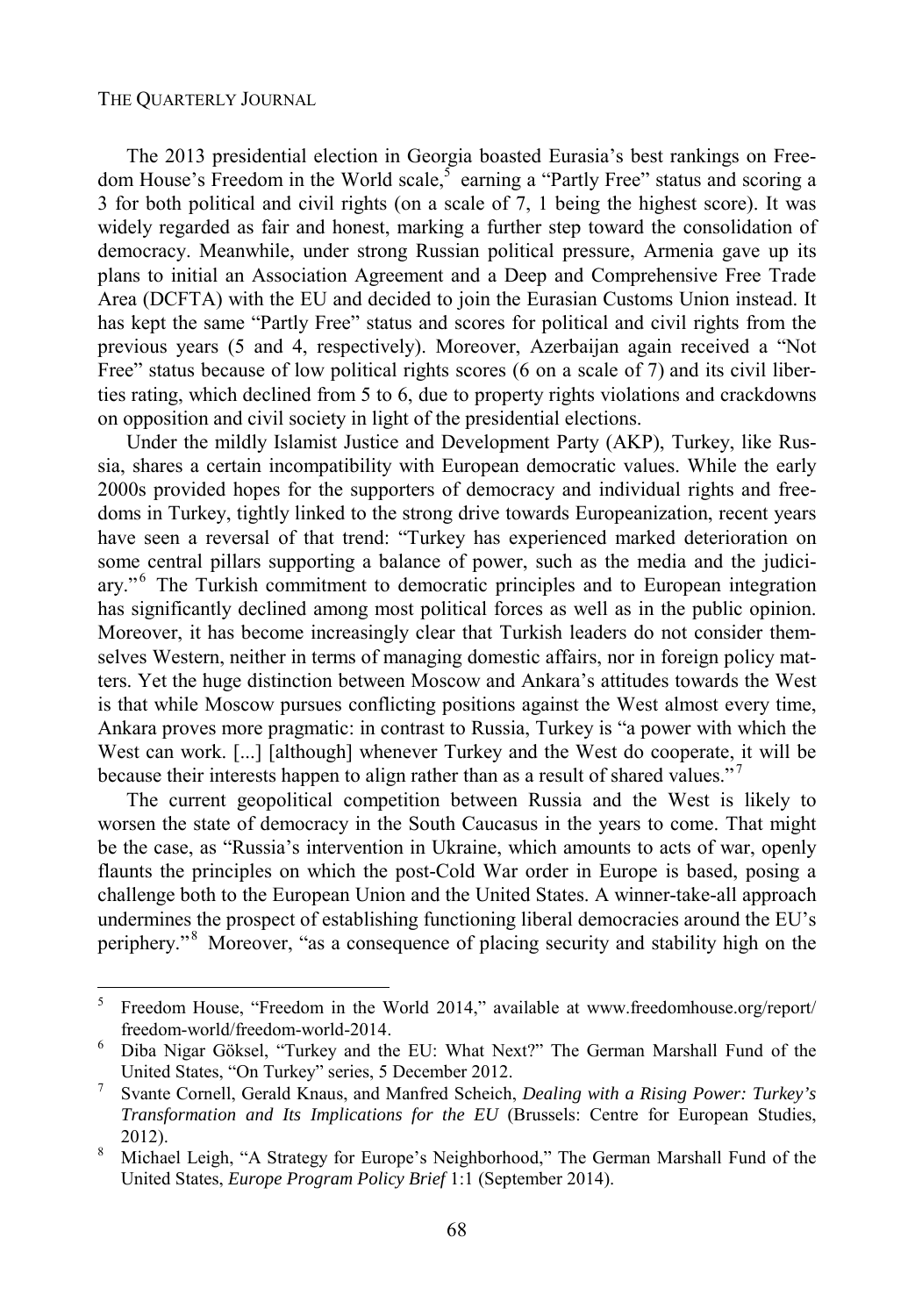The 2013 presidential election in Georgia boasted Eurasia's best rankings on Freedom House's Freedom in the World scale,[5] earning a "Partly Free" status and scoring a 3 for both political and civil rights (on a scale of 7, 1 being the highest score). It was widely regarded as fair and honest, marking a further step toward the consolidation of democracy. Meanwhile, under strong Russian political pressure, Armenia gave up its plans to initial an Association Agreement and a Deep and Comprehensive Free Trade Area (DCFTA) with the EU and decided to join the Eurasian Customs Union instead. It has kept the same "Partly Free" status and scores for political and civil rights from the previous years (5 and 4, respectively). Moreover, Azerbaijan again received a "Not Free" status because of low political rights scores (6 on a scale of 7) and its civil liberties rating, which declined from 5 to 6, due to property rights violations and crackdowns on opposition and civil society in light of the presidential elections.

Under the mildly Islamist Justice and Development Party (AKP), Turkey, like Russia, shares a certain incompatibility with European democratic values. While the early 2000s provided hopes for the supporters of democracy and individual rights and freedoms in Turkey, tightly linked to the strong drive towards Europeanization, recent years have seen a reversal of that trend: "Turkey has experienced marked deterioration on some central pillars supporting a balance of power, such as the media and the judiciary."[6] The Turkish commitment to democratic principles and to European integration has significantly declined among most political forces as well as in the public opinion. Moreover, it has become increasingly clear that Turkish leaders do not consider themselves Western, neither in terms of managing domestic affairs, nor in foreign policy matters. Yet the huge distinction between Moscow and Ankara's attitudes towards the West is that while Moscow pursues conflicting positions against the West almost every time, Ankara proves more pragmatic: in contrast to Russia, Turkey is "a power with which the West can work. [...] [although] whenever Turkey and the West do cooperate, it will be because their interests happen to align rather than as a result of shared values."[7]

The current geopolitical competition between Russia and the West is likely to worsen the state of democracy in the South Caucasus in the years to come. That might be the case, as "Russia's intervention in Ukraine, which amounts to acts of war, openly flaunts the principles on which the post-Cold War order in Europe is based, posing a challenge both to the European Union and the United States. A winner-take-all approach undermines the prospect of establishing functioning liberal democracies around the EU's periphery."[8] Moreover, "as a consequence of placing security and stability high on the

---

[5] Freedom House, "Freedom in the World 2014," available at www.freedomhouse.org/report/freedom-world/freedom-world-2014.

[6] Diba Nigar Göksel, "Turkey and the EU: What Next?" The German Marshall Fund of the United States, "On Turkey" series, 5 December 2012.

[7] Svante Cornell, Gerald Knaus, and Manfred Scheich, *Dealing with a Rising Power: Turkey's Transformation and Its Implications for the EU* (Brussels: Centre for European Studies, 2012).

[8] Michael Leigh, "A Strategy for Europe's Neighborhood," The German Marshall Fund of the United States, *Europe Program Policy Brief* 1:1 (September 2014).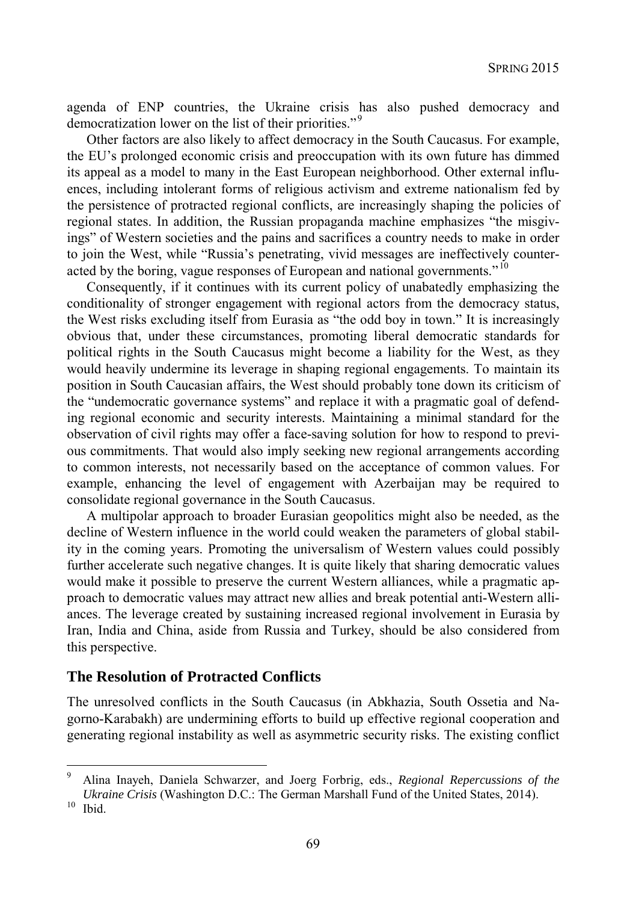agenda of ENP countries, the Ukraine crisis has also pushed democracy and democratization lower on the list of their priorities."[9]

Other factors are also likely to affect democracy in the South Caucasus. For example, the EU's prolonged economic crisis and preoccupation with its own future has dimmed its appeal as a model to many in the East European neighborhood. Other external influences, including intolerant forms of religious activism and extreme nationalism fed by the persistence of protracted regional conflicts, are increasingly shaping the policies of regional states. In addition, the Russian propaganda machine emphasizes "the misgivings" of Western societies and the pains and sacrifices a country needs to make in order to join the West, while "Russia's penetrating, vivid messages are ineffectively counteracted by the boring, vague responses of European and national governments."[10]

Consequently, if it continues with its current policy of unabatedly emphasizing the conditionality of stronger engagement with regional actors from the democracy status, the West risks excluding itself from Eurasia as "the odd boy in town." It is increasingly obvious that, under these circumstances, promoting liberal democratic standards for political rights in the South Caucasus might become a liability for the West, as they would heavily undermine its leverage in shaping regional engagements. To maintain its position in South Caucasian affairs, the West should probably tone down its criticism of the "undemocratic governance systems" and replace it with a pragmatic goal of defending regional economic and security interests. Maintaining a minimal standard for the observation of civil rights may offer a face-saving solution for how to respond to previous commitments. That would also imply seeking new regional arrangements according to common interests, not necessarily based on the acceptance of common values. For example, enhancing the level of engagement with Azerbaijan may be required to consolidate regional governance in the South Caucasus.

A multipolar approach to broader Eurasian geopolitics might also be needed, as the decline of Western influence in the world could weaken the parameters of global stability in the coming years. Promoting the universalism of Western values could possibly further accelerate such negative changes. It is quite likely that sharing democratic values would make it possible to preserve the current Western alliances, while a pragmatic approach to democratic values may attract new allies and break potential anti-Western alliances. The leverage created by sustaining increased regional involvement in Eurasia by Iran, India and China, aside from Russia and Turkey, should be also considered from this perspective.

## The Resolution of Protracted Conflicts

The unresolved conflicts in the South Caucasus (in Abkhazia, South Ossetia and Nagorno-Karabakh) are undermining efforts to build up effective regional cooperation and generating regional instability as well as asymmetric security risks. The existing conflict

---

[9] Alina Inayeh, Daniela Schwarzer, and Joerg Forbrig, eds., *Regional Repercussions of the Ukraine Crisis* (Washington D.C.: The German Marshall Fund of the United States, 2014).

[10] Ibid.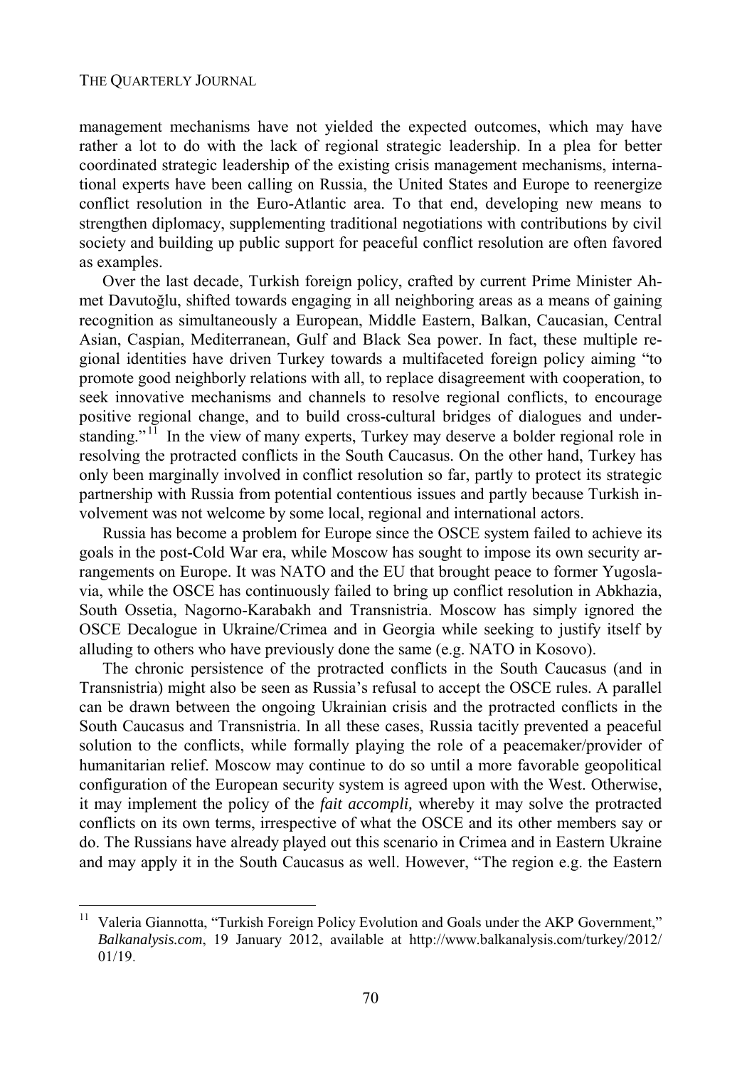management mechanisms have not yielded the expected outcomes, which may have rather a lot to do with the lack of regional strategic leadership. In a plea for better coordinated strategic leadership of the existing crisis management mechanisms, international experts have been calling on Russia, the United States and Europe to reenergize conflict resolution in the Euro-Atlantic area. To that end, developing new means to strengthen diplomacy, supplementing traditional negotiations with contributions by civil society and building up public support for peaceful conflict resolution are often favored as examples.

Over the last decade, Turkish foreign policy, crafted by current Prime Minister Ahmet Davutoğlu, shifted towards engaging in all neighboring areas as a means of gaining recognition as simultaneously a European, Middle Eastern, Balkan, Caucasian, Central Asian, Caspian, Mediterranean, Gulf and Black Sea power. In fact, these multiple regional identities have driven Turkey towards a multifaceted foreign policy aiming "to promote good neighborly relations with all, to replace disagreement with cooperation, to seek innovative mechanisms and channels to resolve regional conflicts, to encourage positive regional change, and to build cross-cultural bridges of dialogues and understanding."[11] In the view of many experts, Turkey may deserve a bolder regional role in resolving the protracted conflicts in the South Caucasus. On the other hand, Turkey has only been marginally involved in conflict resolution so far, partly to protect its strategic partnership with Russia from potential contentious issues and partly because Turkish involvement was not welcome by some local, regional and international actors.

Russia has become a problem for Europe since the OSCE system failed to achieve its goals in the post-Cold War era, while Moscow has sought to impose its own security arrangements on Europe. It was NATO and the EU that brought peace to former Yugoslavia, while the OSCE has continuously failed to bring up conflict resolution in Abkhazia, South Ossetia, Nagorno-Karabakh and Transnistria. Moscow has simply ignored the OSCE Decalogue in Ukraine/Crimea and in Georgia while seeking to justify itself by alluding to others who have previously done the same (e.g. NATO in Kosovo).

The chronic persistence of the protracted conflicts in the South Caucasus (and in Transnistria) might also be seen as Russia's refusal to accept the OSCE rules. A parallel can be drawn between the ongoing Ukrainian crisis and the protracted conflicts in the South Caucasus and Transnistria. In all these cases, Russia tacitly prevented a peaceful solution to the conflicts, while formally playing the role of a peacemaker/provider of humanitarian relief. Moscow may continue to do so until a more favorable geopolitical configuration of the European security system is agreed upon with the West. Otherwise, it may implement the policy of the *fait accompli,* whereby it may solve the protracted conflicts on its own terms, irrespective of what the OSCE and its other members say or do. The Russians have already played out this scenario in Crimea and in Eastern Ukraine and may apply it in the South Caucasus as well. However, "The region e.g. the Eastern

---

[11] Valeria Giannotta, "Turkish Foreign Policy Evolution and Goals under the AKP Government," *Balkanalysis.com*, 19 January 2012, available at http://www.balkanalysis.com/turkey/2012/01/19.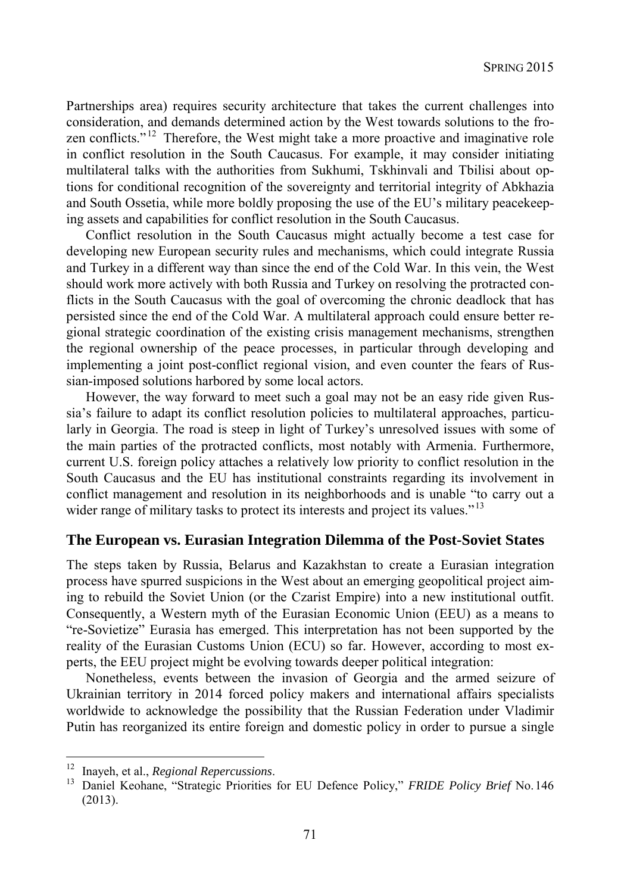Partnerships area) requires security architecture that takes the current challenges into consideration, and demands determined action by the West towards solutions to the frozen conflicts."[12] Therefore, the West might take a more proactive and imaginative role in conflict resolution in the South Caucasus. For example, it may consider initiating multilateral talks with the authorities from Sukhumi, Tskhinvali and Tbilisi about options for conditional recognition of the sovereignty and territorial integrity of Abkhazia and South Ossetia, while more boldly proposing the use of the EU's military peacekeeping assets and capabilities for conflict resolution in the South Caucasus.

Conflict resolution in the South Caucasus might actually become a test case for developing new European security rules and mechanisms, which could integrate Russia and Turkey in a different way than since the end of the Cold War. In this vein, the West should work more actively with both Russia and Turkey on resolving the protracted conflicts in the South Caucasus with the goal of overcoming the chronic deadlock that has persisted since the end of the Cold War. A multilateral approach could ensure better regional strategic coordination of the existing crisis management mechanisms, strengthen the regional ownership of the peace processes, in particular through developing and implementing a joint post-conflict regional vision, and even counter the fears of Russian-imposed solutions harbored by some local actors.

However, the way forward to meet such a goal may not be an easy ride given Russia's failure to adapt its conflict resolution policies to multilateral approaches, particularly in Georgia. The road is steep in light of Turkey's unresolved issues with some of the main parties of the protracted conflicts, most notably with Armenia. Furthermore, current U.S. foreign policy attaches a relatively low priority to conflict resolution in the South Caucasus and the EU has institutional constraints regarding its involvement in conflict management and resolution in its neighborhoods and is unable "to carry out a wider range of military tasks to protect its interests and project its values."[13]

## The European vs. Eurasian Integration Dilemma of the Post-Soviet States

The steps taken by Russia, Belarus and Kazakhstan to create a Eurasian integration process have spurred suspicions in the West about an emerging geopolitical project aiming to rebuild the Soviet Union (or the Czarist Empire) into a new institutional outfit. Consequently, a Western myth of the Eurasian Economic Union (EEU) as a means to "re-Sovietize" Eurasia has emerged. This interpretation has not been supported by the reality of the Eurasian Customs Union (ECU) so far. However, according to most experts, the EEU project might be evolving towards deeper political integration:

Nonetheless, events between the invasion of Georgia and the armed seizure of Ukrainian territory in 2014 forced policy makers and international affairs specialists worldwide to acknowledge the possibility that the Russian Federation under Vladimir Putin has reorganized its entire foreign and domestic policy in order to pursue a single

---

[12] Inayeh, et al., *Regional Repercussions*.

[13] Daniel Keohane, "Strategic Priorities for EU Defence Policy," *FRIDE Policy Brief* No. 146 (2013).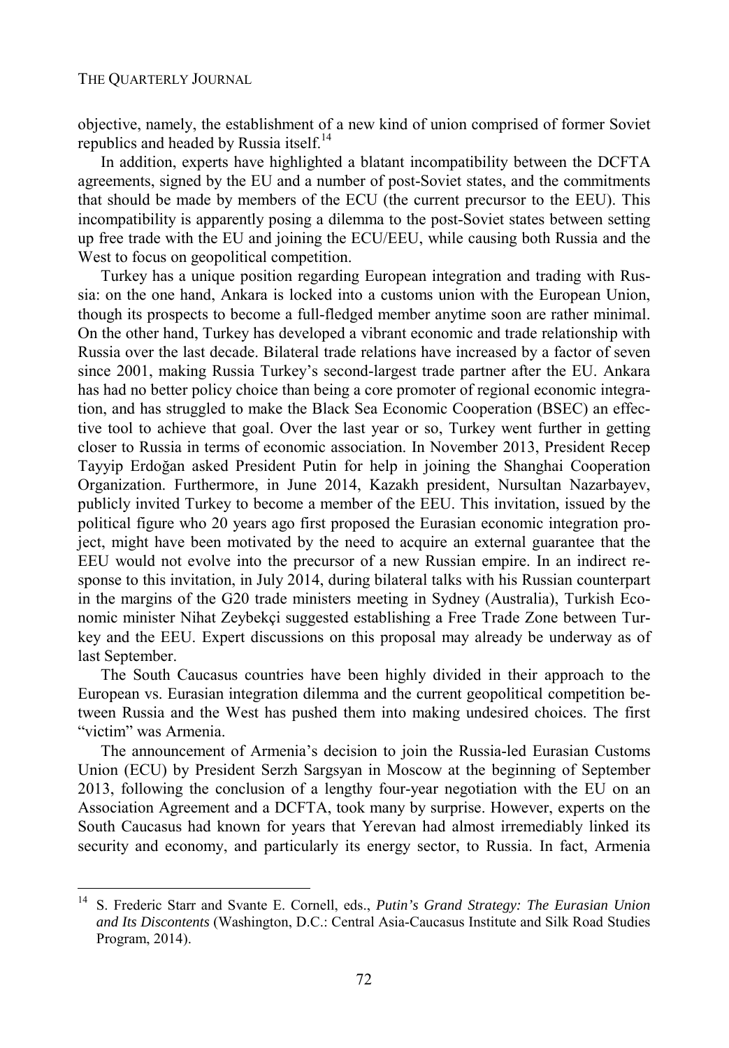objective, namely, the establishment of a new kind of union comprised of former Soviet republics and headed by Russia itself.[14]

In addition, experts have highlighted a blatant incompatibility between the DCFTA agreements, signed by the EU and a number of post-Soviet states, and the commitments that should be made by members of the ECU (the current precursor to the EEU). This incompatibility is apparently posing a dilemma to the post-Soviet states between setting up free trade with the EU and joining the ECU/EEU, while causing both Russia and the West to focus on geopolitical competition.

Turkey has a unique position regarding European integration and trading with Russia: on the one hand, Ankara is locked into a customs union with the European Union, though its prospects to become a full-fledged member anytime soon are rather minimal. On the other hand, Turkey has developed a vibrant economic and trade relationship with Russia over the last decade. Bilateral trade relations have increased by a factor of seven since 2001, making Russia Turkey's second-largest trade partner after the EU. Ankara has had no better policy choice than being a core promoter of regional economic integration, and has struggled to make the Black Sea Economic Cooperation (BSEC) an effective tool to achieve that goal. Over the last year or so, Turkey went further in getting closer to Russia in terms of economic association. In November 2013, President Recep Tayyip Erdoğan asked President Putin for help in joining the Shanghai Cooperation Organization. Furthermore, in June 2014, Kazakh president, Nursultan Nazarbayev, publicly invited Turkey to become a member of the EEU. This invitation, issued by the political figure who 20 years ago first proposed the Eurasian economic integration project, might have been motivated by the need to acquire an external guarantee that the EEU would not evolve into the precursor of a new Russian empire. In an indirect response to this invitation, in July 2014, during bilateral talks with his Russian counterpart in the margins of the G20 trade ministers meeting in Sydney (Australia), Turkish Economic minister Nihat Zeybekçi suggested establishing a Free Trade Zone between Turkey and the EEU. Expert discussions on this proposal may already be underway as of last September.

The South Caucasus countries have been highly divided in their approach to the European vs. Eurasian integration dilemma and the current geopolitical competition between Russia and the West has pushed them into making undesired choices. The first "victim" was Armenia.

The announcement of Armenia's decision to join the Russia-led Eurasian Customs Union (ECU) by President Serzh Sargsyan in Moscow at the beginning of September 2013, following the conclusion of a lengthy four-year negotiation with the EU on an Association Agreement and a DCFTA, took many by surprise. However, experts on the South Caucasus had known for years that Yerevan had almost irremediably linked its security and economy, and particularly its energy sector, to Russia. In fact, Armenia

[14] S. Frederic Starr and Svante E. Cornell, eds., *Putin's Grand Strategy: The Eurasian Union and Its Discontents* (Washington, D.C.: Central Asia-Caucasus Institute and Silk Road Studies Program, 2014).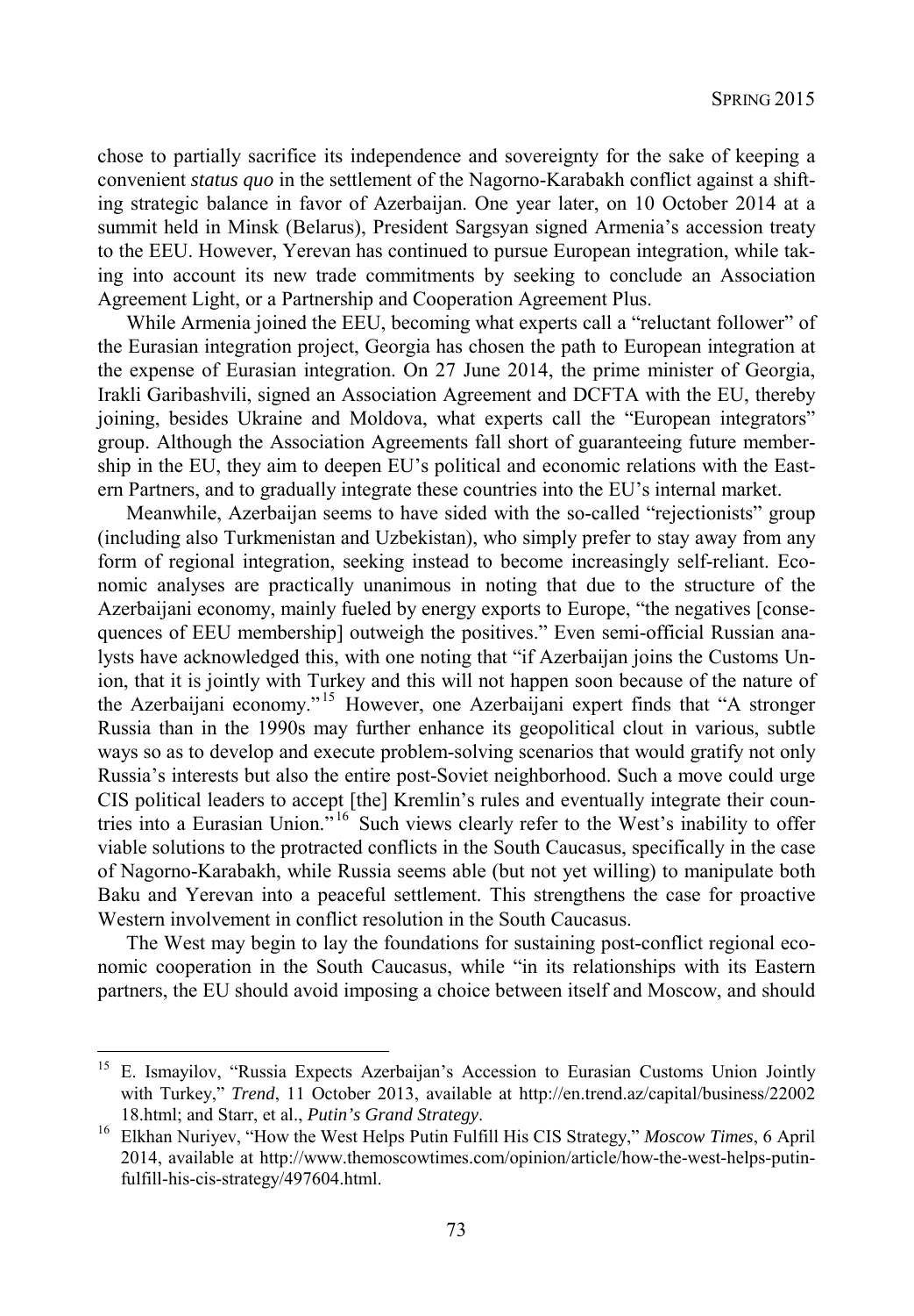chose to partially sacrifice its independence and sovereignty for the sake of keeping a convenient *status quo* in the settlement of the Nagorno-Karabakh conflict against a shifting strategic balance in favor of Azerbaijan. One year later, on 10 October 2014 at a summit held in Minsk (Belarus), President Sargsyan signed Armenia's accession treaty to the EEU. However, Yerevan has continued to pursue European integration, while taking into account its new trade commitments by seeking to conclude an Association Agreement Light, or a Partnership and Cooperation Agreement Plus.

While Armenia joined the EEU, becoming what experts call a "reluctant follower" of the Eurasian integration project, Georgia has chosen the path to European integration at the expense of Eurasian integration. On 27 June 2014, the prime minister of Georgia, Irakli Garibashvili, signed an Association Agreement and DCFTA with the EU, thereby joining, besides Ukraine and Moldova, what experts call the "European integrators" group. Although the Association Agreements fall short of guaranteeing future membership in the EU, they aim to deepen EU's political and economic relations with the Eastern Partners, and to gradually integrate these countries into the EU's internal market.

Meanwhile, Azerbaijan seems to have sided with the so-called "rejectionists" group (including also Turkmenistan and Uzbekistan), who simply prefer to stay away from any form of regional integration, seeking instead to become increasingly self-reliant. Economic analyses are practically unanimous in noting that due to the structure of the Azerbaijani economy, mainly fueled by energy exports to Europe, "the negatives [consequences of EEU membership] outweigh the positives." Even semi-official Russian analysts have acknowledged this, with one noting that "if Azerbaijan joins the Customs Union, that it is jointly with Turkey and this will not happen soon because of the nature of the Azerbaijani economy."[15] However, one Azerbaijani expert finds that "A stronger Russia than in the 1990s may further enhance its geopolitical clout in various, subtle ways so as to develop and execute problem-solving scenarios that would gratify not only Russia's interests but also the entire post-Soviet neighborhood. Such a move could urge CIS political leaders to accept [the] Kremlin's rules and eventually integrate their countries into a Eurasian Union."[16] Such views clearly refer to the West's inability to offer viable solutions to the protracted conflicts in the South Caucasus, specifically in the case of Nagorno-Karabakh, while Russia seems able (but not yet willing) to manipulate both Baku and Yerevan into a peaceful settlement. This strengthens the case for proactive Western involvement in conflict resolution in the South Caucasus.

The West may begin to lay the foundations for sustaining post-conflict regional economic cooperation in the South Caucasus, while "in its relationships with its Eastern partners, the EU should avoid imposing a choice between itself and Moscow, and should

---

[15] E. Ismayilov, "Russia Expects Azerbaijan's Accession to Eurasian Customs Union Jointly with Turkey," *Trend*, 11 October 2013, available at http://en.trend.az/capital/business/2200218.html; and Starr, et al., *Putin's Grand Strategy*.

[16] Elkhan Nuriyev, "How the West Helps Putin Fulfill His CIS Strategy," *Moscow Times*, 6 April 2014, available at http://www.themoscowtimes.com/opinion/article/how-the-west-helps-putin-fulfill-his-cis-strategy/497604.html.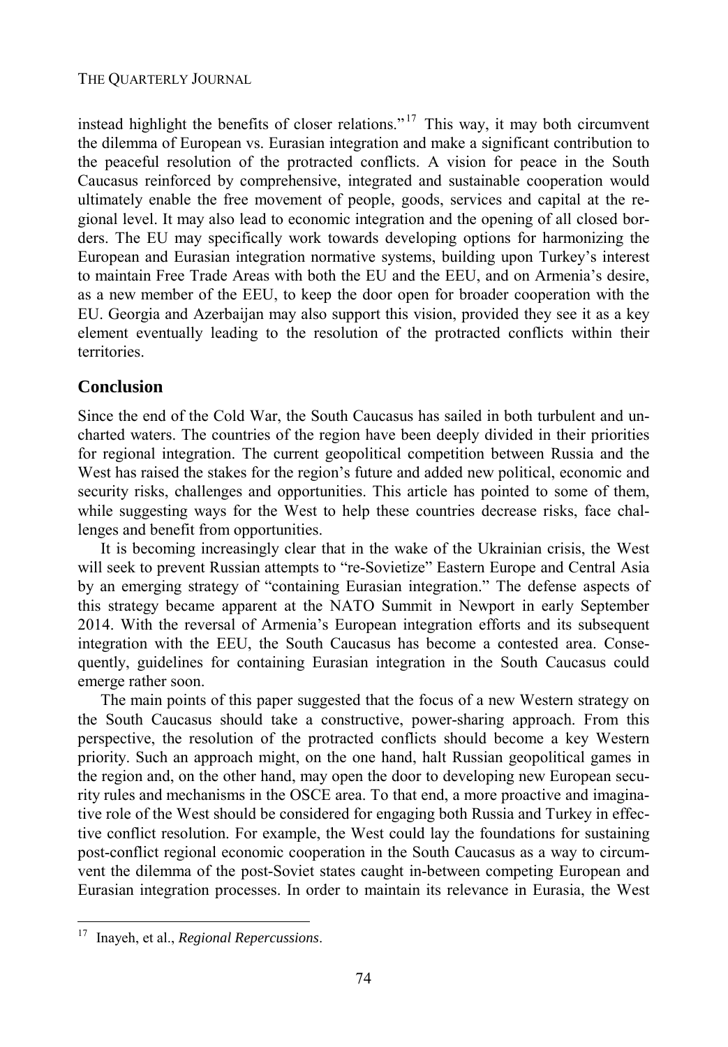instead highlight the benefits of closer relations."[17] This way, it may both circumvent the dilemma of European vs. Eurasian integration and make a significant contribution to the peaceful resolution of the protracted conflicts. A vision for peace in the South Caucasus reinforced by comprehensive, integrated and sustainable cooperation would ultimately enable the free movement of people, goods, services and capital at the regional level. It may also lead to economic integration and the opening of all closed borders. The EU may specifically work towards developing options for harmonizing the European and Eurasian integration normative systems, building upon Turkey's interest to maintain Free Trade Areas with both the EU and the EEU, and on Armenia's desire, as a new member of the EEU, to keep the door open for broader cooperation with the EU. Georgia and Azerbaijan may also support this vision, provided they see it as a key element eventually leading to the resolution of the protracted conflicts within their territories.

## Conclusion

Since the end of the Cold War, the South Caucasus has sailed in both turbulent and uncharted waters. The countries of the region have been deeply divided in their priorities for regional integration. The current geopolitical competition between Russia and the West has raised the stakes for the region's future and added new political, economic and security risks, challenges and opportunities. This article has pointed to some of them, while suggesting ways for the West to help these countries decrease risks, face challenges and benefit from opportunities.

It is becoming increasingly clear that in the wake of the Ukrainian crisis, the West will seek to prevent Russian attempts to "re-Sovietize" Eastern Europe and Central Asia by an emerging strategy of "containing Eurasian integration." The defense aspects of this strategy became apparent at the NATO Summit in Newport in early September 2014. With the reversal of Armenia's European integration efforts and its subsequent integration with the EEU, the South Caucasus has become a contested area. Consequently, guidelines for containing Eurasian integration in the South Caucasus could emerge rather soon.

The main points of this paper suggested that the focus of a new Western strategy on the South Caucasus should take a constructive, power-sharing approach. From this perspective, the resolution of the protracted conflicts should become a key Western priority. Such an approach might, on the one hand, halt Russian geopolitical games in the region and, on the other hand, may open the door to developing new European security rules and mechanisms in the OSCE area. To that end, a more proactive and imaginative role of the West should be considered for engaging both Russia and Turkey in effective conflict resolution. For example, the West could lay the foundations for sustaining post-conflict regional economic cooperation in the South Caucasus as a way to circumvent the dilemma of the post-Soviet states caught in-between competing European and Eurasian integration processes. In order to maintain its relevance in Eurasia, the West

---

[17] Inayeh, et al., *Regional Repercussions*.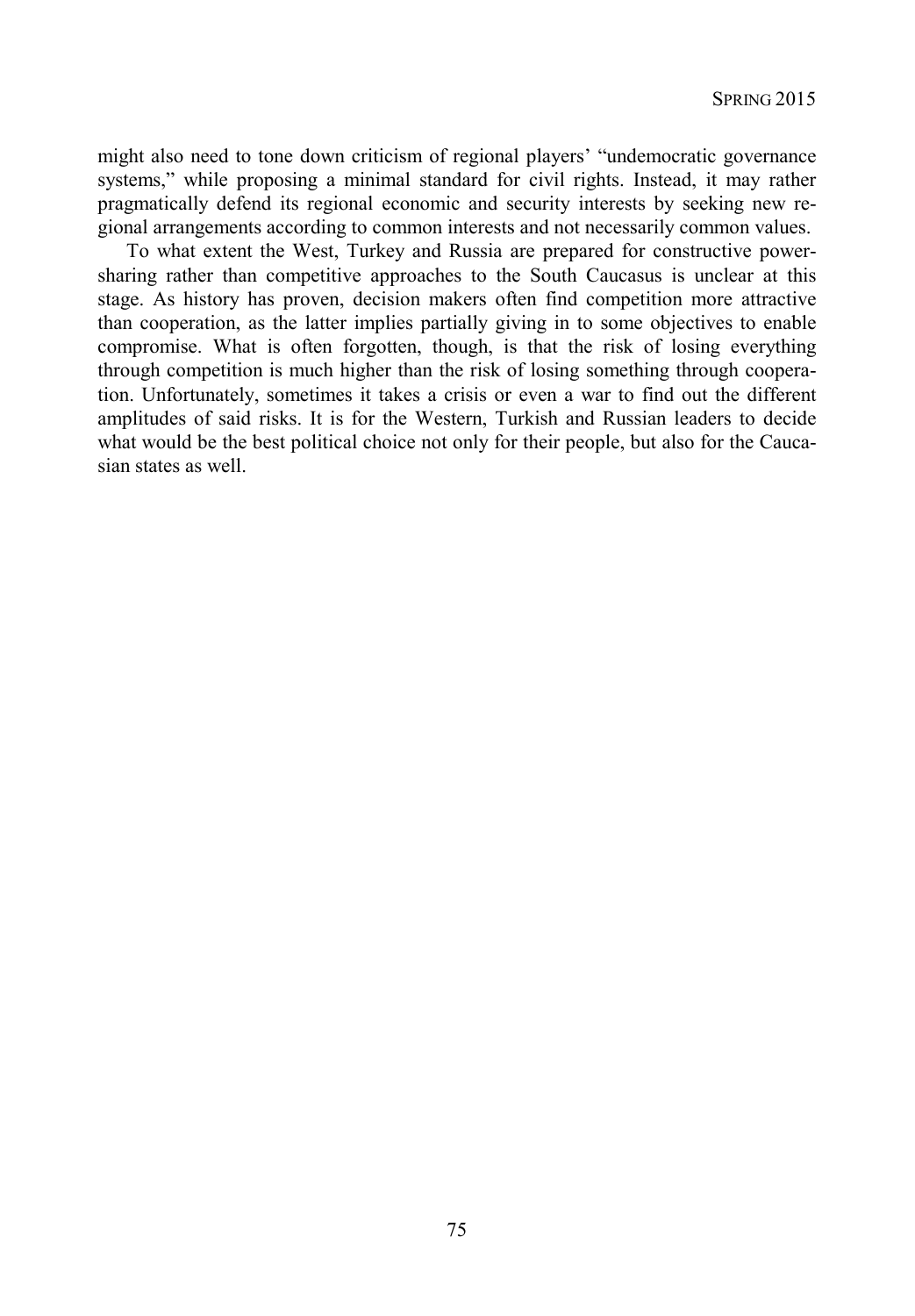might also need to tone down criticism of regional players' "undemocratic governance systems," while proposing a minimal standard for civil rights. Instead, it may rather pragmatically defend its regional economic and security interests by seeking new regional arrangements according to common interests and not necessarily common values.

To what extent the West, Turkey and Russia are prepared for constructive power-sharing rather than competitive approaches to the South Caucasus is unclear at this stage. As history has proven, decision makers often find competition more attractive than cooperation, as the latter implies partially giving in to some objectives to enable compromise. What is often forgotten, though, is that the risk of losing everything through competition is much higher than the risk of losing something through cooperation. Unfortunately, sometimes it takes a crisis or even a war to find out the different amplitudes of said risks. It is for the Western, Turkish and Russian leaders to decide what would be the best political choice not only for their people, but also for the Caucasian states as well.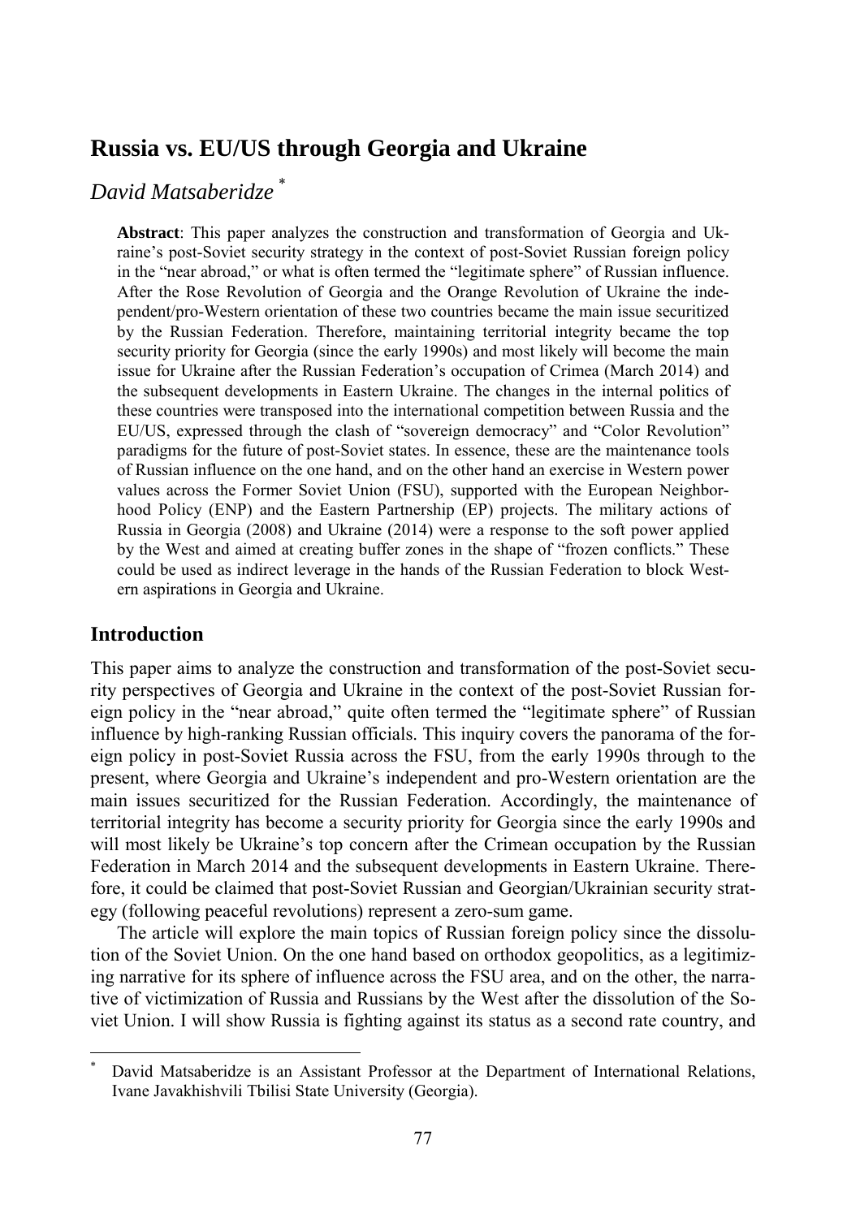# Russia vs. EU/US through Georgia and Ukraine

## *David Matsaberidze* [*]

**Abstract**: This paper analyzes the construction and transformation of Georgia and Ukraine's post-Soviet security strategy in the context of post-Soviet Russian foreign policy in the "near abroad," or what is often termed the "legitimate sphere" of Russian influence. After the Rose Revolution of Georgia and the Orange Revolution of Ukraine the independent/pro-Western orientation of these two countries became the main issue securitized by the Russian Federation. Therefore, maintaining territorial integrity became the top security priority for Georgia (since the early 1990s) and most likely will become the main issue for Ukraine after the Russian Federation's occupation of Crimea (March 2014) and the subsequent developments in Eastern Ukraine. The changes in the internal politics of these countries were transposed into the international competition between Russia and the EU/US, expressed through the clash of "sovereign democracy" and "Color Revolution" paradigms for the future of post-Soviet states. In essence, these are the maintenance tools of Russian influence on the one hand, and on the other hand an exercise in Western power values across the Former Soviet Union (FSU), supported with the European Neighborhood Policy (ENP) and the Eastern Partnership (EP) projects. The military actions of Russia in Georgia (2008) and Ukraine (2014) were a response to the soft power applied by the West and aimed at creating buffer zones in the shape of "frozen conflicts." These could be used as indirect leverage in the hands of the Russian Federation to block Western aspirations in Georgia and Ukraine.

## Introduction

This paper aims to analyze the construction and transformation of the post-Soviet security perspectives of Georgia and Ukraine in the context of the post-Soviet Russian foreign policy in the "near abroad," quite often termed the "legitimate sphere" of Russian influence by high-ranking Russian officials. This inquiry covers the panorama of the foreign policy in post-Soviet Russia across the FSU, from the early 1990s through to the present, where Georgia and Ukraine's independent and pro-Western orientation are the main issues securitized for the Russian Federation. Accordingly, the maintenance of territorial integrity has become a security priority for Georgia since the early 1990s and will most likely be Ukraine's top concern after the Crimean occupation by the Russian Federation in March 2014 and the subsequent developments in Eastern Ukraine. Therefore, it could be claimed that post-Soviet Russian and Georgian/Ukrainian security strategy (following peaceful revolutions) represent a zero-sum game.

The article will explore the main topics of Russian foreign policy since the dissolution of the Soviet Union. On the one hand based on orthodox geopolitics, as a legitimizing narrative for its sphere of influence across the FSU area, and on the other, the narrative of victimization of Russia and Russians by the West after the dissolution of the Soviet Union. I will show Russia is fighting against its status as a second rate country, and

[*] David Matsaberidze is an Assistant Professor at the Department of International Relations, Ivane Javakhishvili Tbilisi State University (Georgia).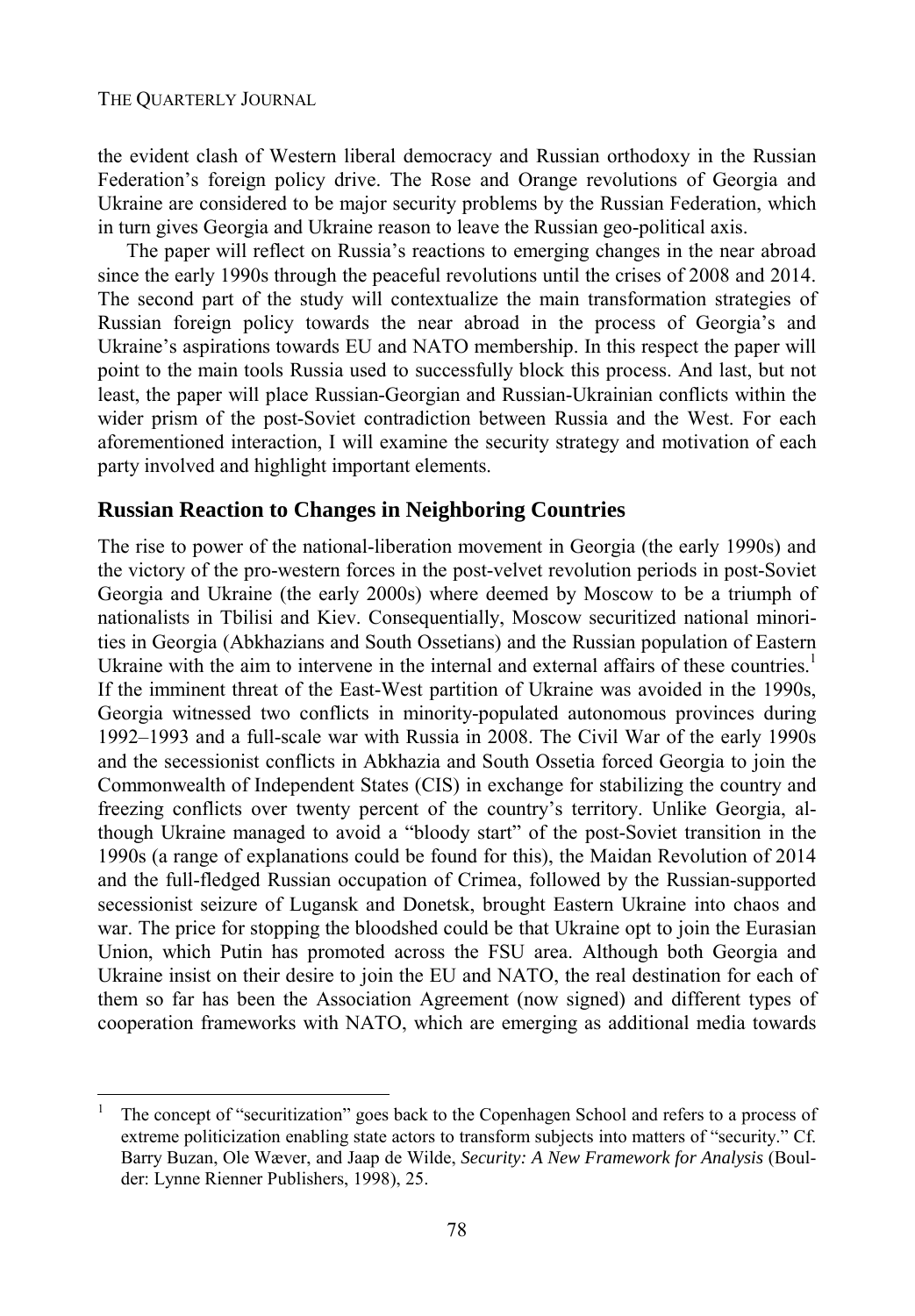the evident clash of Western liberal democracy and Russian orthodoxy in the Russian Federation's foreign policy drive. The Rose and Orange revolutions of Georgia and Ukraine are considered to be major security problems by the Russian Federation, which in turn gives Georgia and Ukraine reason to leave the Russian geo-political axis.

The paper will reflect on Russia's reactions to emerging changes in the near abroad since the early 1990s through the peaceful revolutions until the crises of 2008 and 2014. The second part of the study will contextualize the main transformation strategies of Russian foreign policy towards the near abroad in the process of Georgia's and Ukraine's aspirations towards EU and NATO membership. In this respect the paper will point to the main tools Russia used to successfully block this process. And last, but not least, the paper will place Russian-Georgian and Russian-Ukrainian conflicts within the wider prism of the post-Soviet contradiction between Russia and the West. For each aforementioned interaction, I will examine the security strategy and motivation of each party involved and highlight important elements.

## Russian Reaction to Changes in Neighboring Countries

The rise to power of the national-liberation movement in Georgia (the early 1990s) and the victory of the pro-western forces in the post-velvet revolution periods in post-Soviet Georgia and Ukraine (the early 2000s) where deemed by Moscow to be a triumph of nationalists in Tbilisi and Kiev. Consequentially, Moscow securitized national minorities in Georgia (Abkhazians and South Ossetians) and the Russian population of Eastern Ukraine with the aim to intervene in the internal and external affairs of these countries.[1] If the imminent threat of the East-West partition of Ukraine was avoided in the 1990s, Georgia witnessed two conflicts in minority-populated autonomous provinces during 1992–1993 and a full-scale war with Russia in 2008. The Civil War of the early 1990s and the secessionist conflicts in Abkhazia and South Ossetia forced Georgia to join the Commonwealth of Independent States (CIS) in exchange for stabilizing the country and freezing conflicts over twenty percent of the country's territory. Unlike Georgia, although Ukraine managed to avoid a "bloody start" of the post-Soviet transition in the 1990s (a range of explanations could be found for this), the Maidan Revolution of 2014 and the full-fledged Russian occupation of Crimea, followed by the Russian-supported secessionist seizure of Lugansk and Donetsk, brought Eastern Ukraine into chaos and war. The price for stopping the bloodshed could be that Ukraine opt to join the Eurasian Union, which Putin has promoted across the FSU area. Although both Georgia and Ukraine insist on their desire to join the EU and NATO, the real destination for each of them so far has been the Association Agreement (now signed) and different types of cooperation frameworks with NATO, which are emerging as additional media towards

---

[1] The concept of "securitization" goes back to the Copenhagen School and refers to a process of extreme politicization enabling state actors to transform subjects into matters of "security." Cf. Barry Buzan, Ole Wæver, and Jaap de Wilde, *Security: A New Framework for Analysis* (Boulder: Lynne Rienner Publishers, 1998), 25.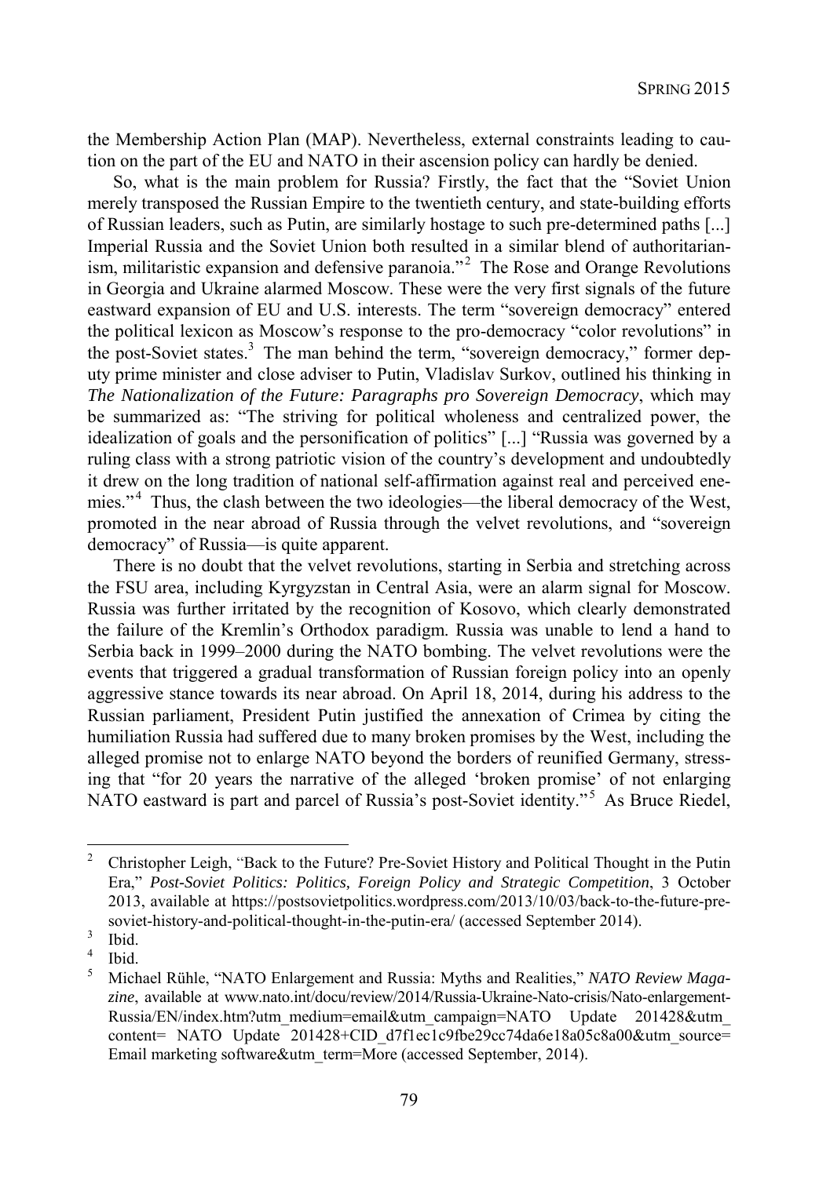the Membership Action Plan (MAP). Nevertheless, external constraints leading to caution on the part of the EU and NATO in their ascension policy can hardly be denied.

So, what is the main problem for Russia? Firstly, the fact that the "Soviet Union merely transposed the Russian Empire to the twentieth century, and state-building efforts of Russian leaders, such as Putin, are similarly hostage to such pre-determined paths [...] Imperial Russia and the Soviet Union both resulted in a similar blend of authoritarianism, militaristic expansion and defensive paranoia."[2] The Rose and Orange Revolutions in Georgia and Ukraine alarmed Moscow. These were the very first signals of the future eastward expansion of EU and U.S. interests. The term "sovereign democracy" entered the political lexicon as Moscow's response to the pro-democracy "color revolutions" in the post-Soviet states.[3] The man behind the term, "sovereign democracy," former deputy prime minister and close adviser to Putin, Vladislav Surkov, outlined his thinking in *The Nationalization of the Future: Paragraphs pro Sovereign Democracy*, which may be summarized as: "The striving for political wholeness and centralized power, the idealization of goals and the personification of politics" [...] "Russia was governed by a ruling class with a strong patriotic vision of the country's development and undoubtedly it drew on the long tradition of national self-affirmation against real and perceived enemies."[4] Thus, the clash between the two ideologies—the liberal democracy of the West, promoted in the near abroad of Russia through the velvet revolutions, and "sovereign democracy" of Russia—is quite apparent.

There is no doubt that the velvet revolutions, starting in Serbia and stretching across the FSU area, including Kyrgyzstan in Central Asia, were an alarm signal for Moscow. Russia was further irritated by the recognition of Kosovo, which clearly demonstrated the failure of the Kremlin's Orthodox paradigm. Russia was unable to lend a hand to Serbia back in 1999–2000 during the NATO bombing. The velvet revolutions were the events that triggered a gradual transformation of Russian foreign policy into an openly aggressive stance towards its near abroad. On April 18, 2014, during his address to the Russian parliament, President Putin justified the annexation of Crimea by citing the humiliation Russia had suffered due to many broken promises by the West, including the alleged promise not to enlarge NATO beyond the borders of reunified Germany, stressing that "for 20 years the narrative of the alleged 'broken promise' of not enlarging NATO eastward is part and parcel of Russia's post-Soviet identity."[5] As Bruce Riedel,

---

[2] Christopher Leigh, "Back to the Future? Pre-Soviet History and Political Thought in the Putin Era," *Post-Soviet Politics: Politics, Foreign Policy and Strategic Competition*, 3 October 2013, available at https://postsovietpolitics.wordpress.com/2013/10/03/back-to-the-future-pre-soviet-history-and-political-thought-in-the-putin-era/ (accessed September 2014).

[3] Ibid.

[4] Ibid.

[5] Michael Rühle, "NATO Enlargement and Russia: Myths and Realities," *NATO Review Magazine*, available at www.nato.int/docu/review/2014/Russia-Ukraine-Nato-crisis/Nato-enlargement-Russia/EN/index.htm?utm_medium=email&utm_campaign=NATO Update 201428&utm_content= NATO Update 201428+CID_d7f1ec1c9fbe29cc74da6e18a05c8a00&utm_source= Email marketing software&utm_term=More (accessed September, 2014).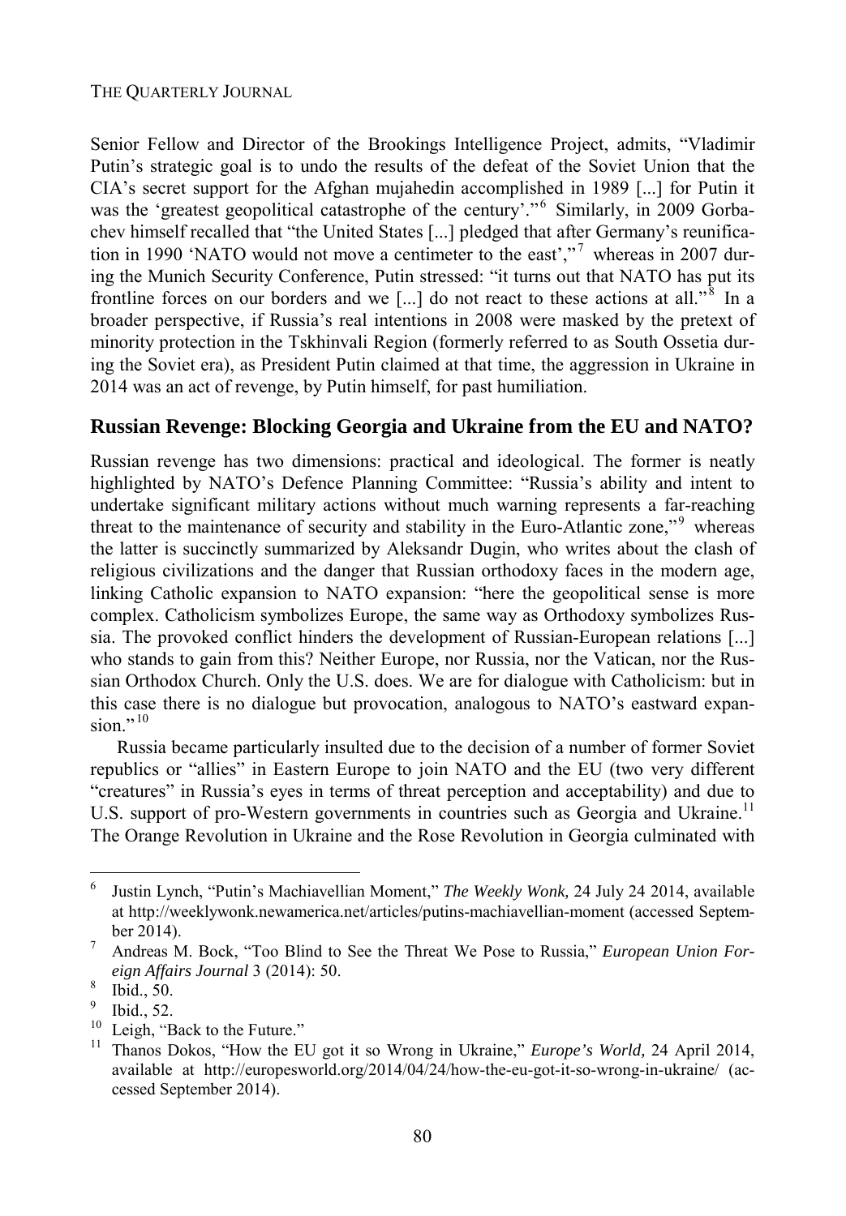Senior Fellow and Director of the Brookings Intelligence Project, admits, "Vladimir Putin's strategic goal is to undo the results of the defeat of the Soviet Union that the CIA's secret support for the Afghan mujahedin accomplished in 1989 [...] for Putin it was the 'greatest geopolitical catastrophe of the century'."[6] Similarly, in 2009 Gorbachev himself recalled that "the United States [...] pledged that after Germany's reunification in 1990 'NATO would not move a centimeter to the east'," [7] whereas in 2007 during the Munich Security Conference, Putin stressed: "it turns out that NATO has put its frontline forces on our borders and we [...] do not react to these actions at all."[8] In a broader perspective, if Russia's real intentions in 2008 were masked by the pretext of minority protection in the Tskhinvali Region (formerly referred to as South Ossetia during the Soviet era), as President Putin claimed at that time, the aggression in Ukraine in 2014 was an act of revenge, by Putin himself, for past humiliation.

## Russian Revenge: Blocking Georgia and Ukraine from the EU and NATO?

Russian revenge has two dimensions: practical and ideological. The former is neatly highlighted by NATO's Defence Planning Committee: "Russia's ability and intent to undertake significant military actions without much warning represents a far-reaching threat to the maintenance of security and stability in the Euro-Atlantic zone,"[9] whereas the latter is succinctly summarized by Aleksandr Dugin, who writes about the clash of religious civilizations and the danger that Russian orthodoxy faces in the modern age, linking Catholic expansion to NATO expansion: "here the geopolitical sense is more complex. Catholicism symbolizes Europe, the same way as Orthodoxy symbolizes Russia. The provoked conflict hinders the development of Russian-European relations [...] who stands to gain from this? Neither Europe, nor Russia, nor the Vatican, nor the Russian Orthodox Church. Only the U.S. does. We are for dialogue with Catholicism: but in this case there is no dialogue but provocation, analogous to NATO's eastward expansion."[10]

Russia became particularly insulted due to the decision of a number of former Soviet republics or "allies" in Eastern Europe to join NATO and the EU (two very different "creatures" in Russia's eyes in terms of threat perception and acceptability) and due to U.S. support of pro-Western governments in countries such as Georgia and Ukraine.[11] The Orange Revolution in Ukraine and the Rose Revolution in Georgia culminated with

---

[6] Justin Lynch, "Putin's Machiavellian Moment," *The Weekly Wonk,* 24 July 24 2014, available at http://weeklywonk.newamerica.net/articles/putins-machiavellian-moment (accessed September 2014).

[7] Andreas M. Bock, "Too Blind to See the Threat We Pose to Russia," *European Union Foreign Affairs Journal* 3 (2014): 50.

[8] Ibid., 50.

[9] Ibid., 52.

[10] Leigh, "Back to the Future."

[11] Thanos Dokos, "How the EU got it so Wrong in Ukraine," *Europe's World,* 24 April 2014, available at http://europesworld.org/2014/04/24/how-the-eu-got-it-so-wrong-in-ukraine/ (accessed September 2014).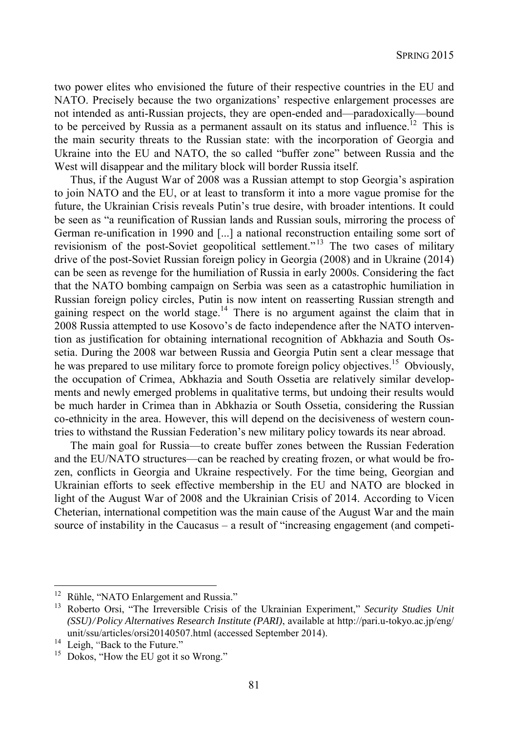two power elites who envisioned the future of their respective countries in the EU and NATO. Precisely because the two organizations' respective enlargement processes are not intended as anti-Russian projects, they are open-ended and—paradoxically—bound to be perceived by Russia as a permanent assault on its status and influence.[12] This is the main security threats to the Russian state: with the incorporation of Georgia and Ukraine into the EU and NATO, the so called "buffer zone" between Russia and the West will disappear and the military block will border Russia itself.

Thus, if the August War of 2008 was a Russian attempt to stop Georgia's aspiration to join NATO and the EU, or at least to transform it into a more vague promise for the future, the Ukrainian Crisis reveals Putin's true desire, with broader intentions. It could be seen as "a reunification of Russian lands and Russian souls, mirroring the process of German re-unification in 1990 and [...] a national reconstruction entailing some sort of revisionism of the post-Soviet geopolitical settlement."[13] The two cases of military drive of the post-Soviet Russian foreign policy in Georgia (2008) and in Ukraine (2014) can be seen as revenge for the humiliation of Russia in early 2000s. Considering the fact that the NATO bombing campaign on Serbia was seen as a catastrophic humiliation in Russian foreign policy circles, Putin is now intent on reasserting Russian strength and gaining respect on the world stage.[14] There is no argument against the claim that in 2008 Russia attempted to use Kosovo's de facto independence after the NATO intervention as justification for obtaining international recognition of Abkhazia and South Ossetia. During the 2008 war between Russia and Georgia Putin sent a clear message that he was prepared to use military force to promote foreign policy objectives.[15] Obviously, the occupation of Crimea, Abkhazia and South Ossetia are relatively similar developments and newly emerged problems in qualitative terms, but undoing their results would be much harder in Crimea than in Abkhazia or South Ossetia, considering the Russian co-ethnicity in the area. However, this will depend on the decisiveness of western countries to withstand the Russian Federation's new military policy towards its near abroad.

The main goal for Russia—to create buffer zones between the Russian Federation and the EU/NATO structures—can be reached by creating frozen, or what would be frozen, conflicts in Georgia and Ukraine respectively. For the time being, Georgian and Ukrainian efforts to seek effective membership in the EU and NATO are blocked in light of the August War of 2008 and the Ukrainian Crisis of 2014. According to Vicen Cheterian, international competition was the main cause of the August War and the main source of instability in the Caucasus – a result of "increasing engagement (and competi-

---

[12] Rühle, "NATO Enlargement and Russia."

[13] Roberto Orsi, "The Irreversible Crisis of the Ukrainian Experiment," *Security Studies Unit (SSU)/Policy Alternatives Research Institute (PARI)*, available at http://pari.u-tokyo.ac.jp/eng/unit/ssu/articles/orsi20140507.html (accessed September 2014).

[14] Leigh, "Back to the Future."

[15] Dokos, "How the EU got it so Wrong."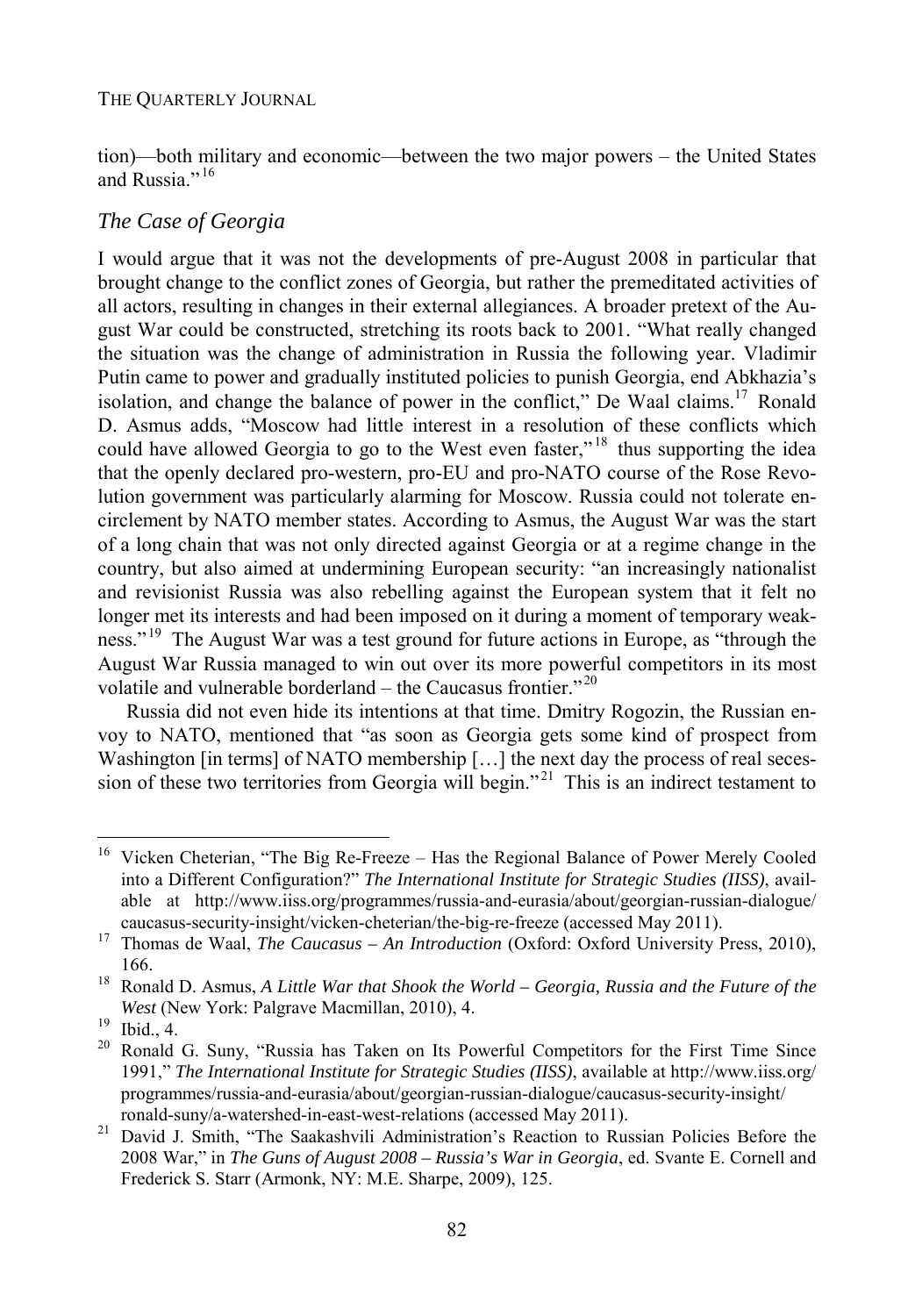tion)—both military and economic—between the two major powers – the United States and Russia."[16]

### *The Case of Georgia*

I would argue that it was not the developments of pre-August 2008 in particular that brought change to the conflict zones of Georgia, but rather the premeditated activities of all actors, resulting in changes in their external allegiances. A broader pretext of the August War could be constructed, stretching its roots back to 2001. "What really changed the situation was the change of administration in Russia the following year. Vladimir Putin came to power and gradually instituted policies to punish Georgia, end Abkhazia's isolation, and change the balance of power in the conflict," De Waal claims.[17] Ronald D. Asmus adds, "Moscow had little interest in a resolution of these conflicts which could have allowed Georgia to go to the West even faster,"[18] thus supporting the idea that the openly declared pro-western, pro-EU and pro-NATO course of the Rose Revolution government was particularly alarming for Moscow. Russia could not tolerate encirclement by NATO member states. According to Asmus, the August War was the start of a long chain that was not only directed against Georgia or at a regime change in the country, but also aimed at undermining European security: "an increasingly nationalist and revisionist Russia was also rebelling against the European system that it felt no longer met its interests and had been imposed on it during a moment of temporary weakness."[19] The August War was a test ground for future actions in Europe, as "through the August War Russia managed to win out over its more powerful competitors in its most volatile and vulnerable borderland – the Caucasus frontier."[20]

Russia did not even hide its intentions at that time. Dmitry Rogozin, the Russian envoy to NATO, mentioned that "as soon as Georgia gets some kind of prospect from Washington [in terms] of NATO membership […] the next day the process of real secession of these two territories from Georgia will begin."[21] This is an indirect testament to

---

[16] Vicken Cheterian, "The Big Re-Freeze – Has the Regional Balance of Power Merely Cooled into a Different Configuration?" *The International Institute for Strategic Studies (IISS)*, available at http://www.iiss.org/programmes/russia-and-eurasia/about/georgian-russian-dialogue/caucasus-security-insight/vicken-cheterian/the-big-re-freeze (accessed May 2011).

[17] Thomas de Waal, *The Caucasus – An Introduction* (Oxford: Oxford University Press, 2010), 166.

[18] Ronald D. Asmus, *A Little War that Shook the World – Georgia, Russia and the Future of the West* (New York: Palgrave Macmillan, 2010), 4.

[19] Ibid., 4.

[20] Ronald G. Suny, "Russia has Taken on Its Powerful Competitors for the First Time Since 1991," *The International Institute for Strategic Studies (IISS)*, available at http://www.iiss.org/programmes/russia-and-eurasia/about/georgian-russian-dialogue/caucasus-security-insight/ronald-suny/a-watershed-in-east-west-relations (accessed May 2011).

[21] David J. Smith, "The Saakashvili Administration's Reaction to Russian Policies Before the 2008 War," in *The Guns of August 2008 – Russia's War in Georgia*, ed. Svante E. Cornell and Frederick S. Starr (Armonk, NY: M.E. Sharpe, 2009), 125.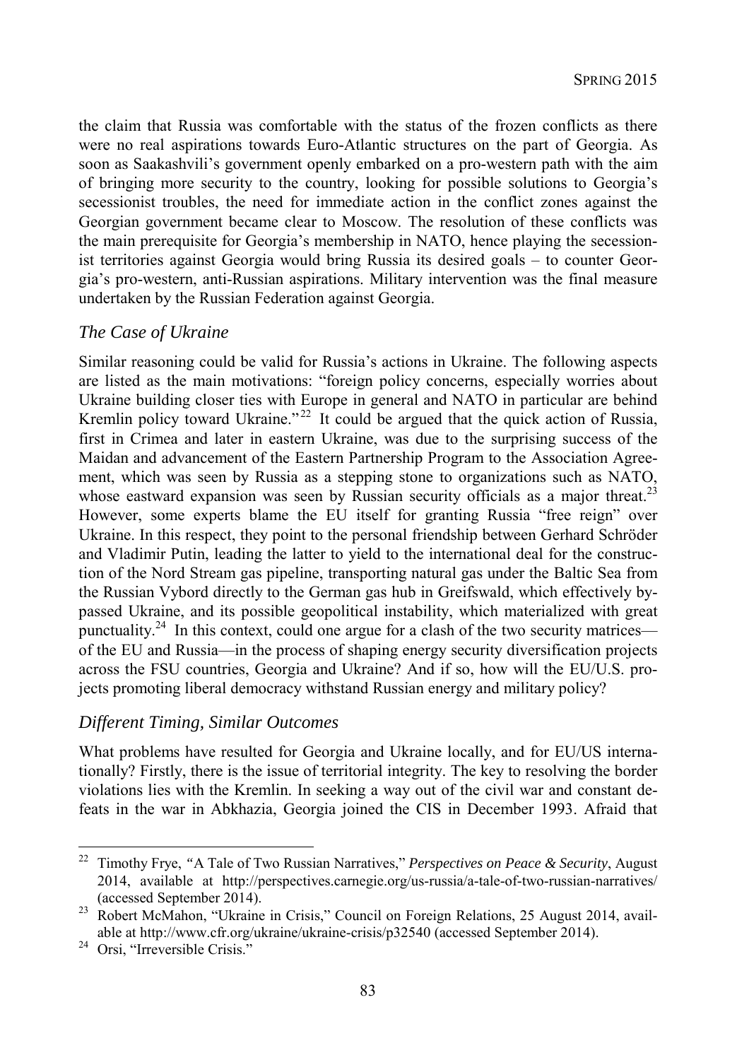the claim that Russia was comfortable with the status of the frozen conflicts as there were no real aspirations towards Euro-Atlantic structures on the part of Georgia. As soon as Saakashvili's government openly embarked on a pro-western path with the aim of bringing more security to the country, looking for possible solutions to Georgia's secessionist troubles, the need for immediate action in the conflict zones against the Georgian government became clear to Moscow. The resolution of these conflicts was the main prerequisite for Georgia's membership in NATO, hence playing the secessionist territories against Georgia would bring Russia its desired goals – to counter Georgia's pro-western, anti-Russian aspirations. Military intervention was the final measure undertaken by the Russian Federation against Georgia.

### *The Case of Ukraine*

Similar reasoning could be valid for Russia's actions in Ukraine. The following aspects are listed as the main motivations: "foreign policy concerns, especially worries about Ukraine building closer ties with Europe in general and NATO in particular are behind Kremlin policy toward Ukraine."[22] It could be argued that the quick action of Russia, first in Crimea and later in eastern Ukraine, was due to the surprising success of the Maidan and advancement of the Eastern Partnership Program to the Association Agreement, which was seen by Russia as a stepping stone to organizations such as NATO, whose eastward expansion was seen by Russian security officials as a major threat.[23] However, some experts blame the EU itself for granting Russia "free reign" over Ukraine. In this respect, they point to the personal friendship between Gerhard Schröder and Vladimir Putin, leading the latter to yield to the international deal for the construction of the Nord Stream gas pipeline, transporting natural gas under the Baltic Sea from the Russian Vybord directly to the German gas hub in Greifswald, which effectively bypassed Ukraine, and its possible geopolitical instability, which materialized with great punctuality.[24] In this context, could one argue for a clash of the two security matrices—of the EU and Russia—in the process of shaping energy security diversification projects across the FSU countries, Georgia and Ukraine? And if so, how will the EU/U.S. projects promoting liberal democracy withstand Russian energy and military policy?

### *Different Timing, Similar Outcomes*

What problems have resulted for Georgia and Ukraine locally, and for EU/US internationally? Firstly, there is the issue of territorial integrity. The key to resolving the border violations lies with the Kremlin. In seeking a way out of the civil war and constant defeats in the war in Abkhazia, Georgia joined the CIS in December 1993. Afraid that

---

[22] Timothy Frye, "A Tale of Two Russian Narratives," *Perspectives on Peace & Security*, August 2014, available at http://perspectives.carnegie.org/us-russia/a-tale-of-two-russian-narratives/ (accessed September 2014).

[23] Robert McMahon, "Ukraine in Crisis," Council on Foreign Relations, 25 August 2014, available at http://www.cfr.org/ukraine/ukraine-crisis/p32540 (accessed September 2014).

[24] Orsi, "Irreversible Crisis."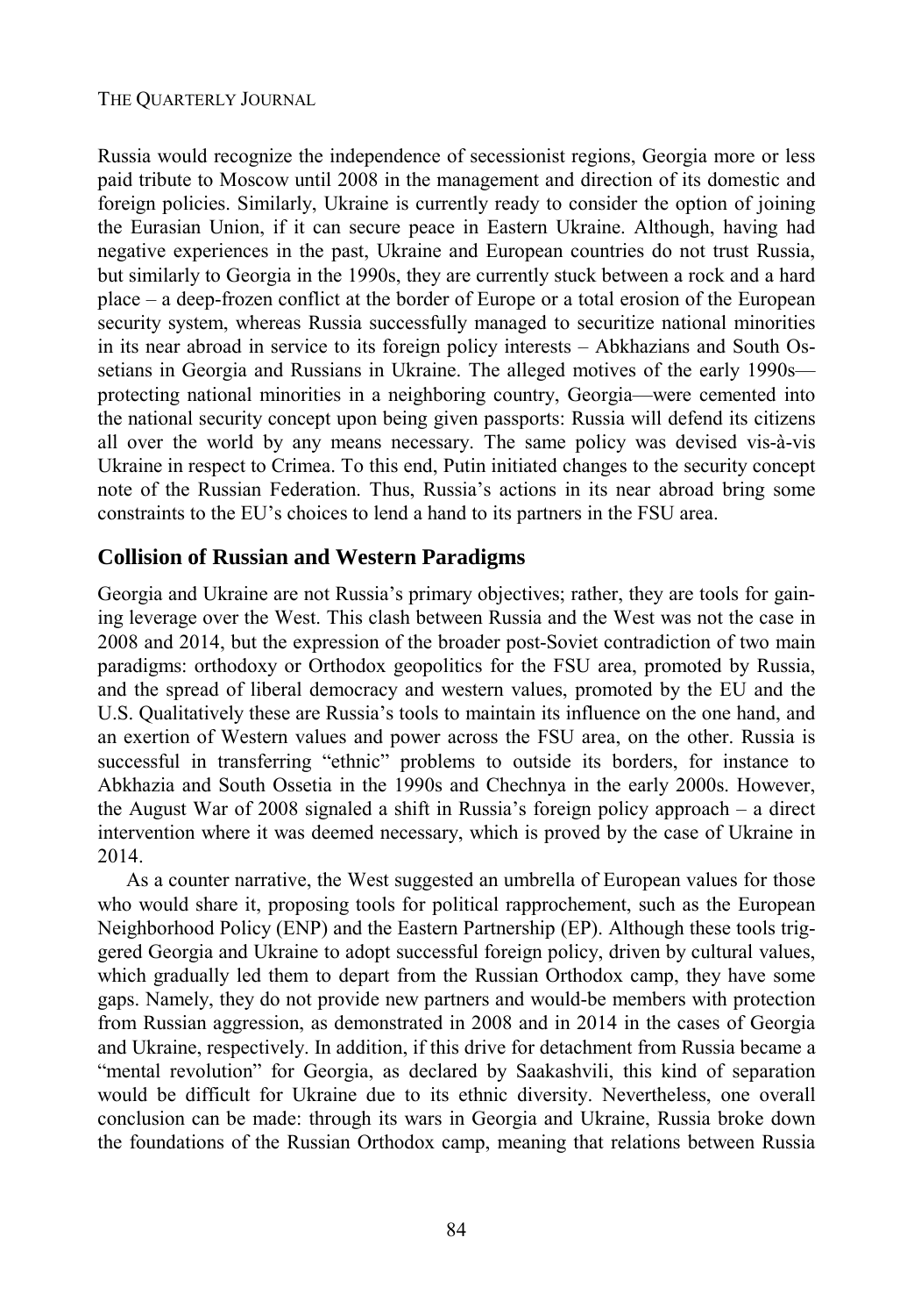Russia would recognize the independence of secessionist regions, Georgia more or less paid tribute to Moscow until 2008 in the management and direction of its domestic and foreign policies. Similarly, Ukraine is currently ready to consider the option of joining the Eurasian Union, if it can secure peace in Eastern Ukraine. Although, having had negative experiences in the past, Ukraine and European countries do not trust Russia, but similarly to Georgia in the 1990s, they are currently stuck between a rock and a hard place – a deep-frozen conflict at the border of Europe or a total erosion of the European security system, whereas Russia successfully managed to securitize national minorities in its near abroad in service to its foreign policy interests – Abkhazians and South Ossetians in Georgia and Russians in Ukraine. The alleged motives of the early 1990s—protecting national minorities in a neighboring country, Georgia—were cemented into the national security concept upon being given passports: Russia will defend its citizens all over the world by any means necessary. The same policy was devised vis-à-vis Ukraine in respect to Crimea. To this end, Putin initiated changes to the security concept note of the Russian Federation. Thus, Russia's actions in its near abroad bring some constraints to the EU's choices to lend a hand to its partners in the FSU area.

## Collision of Russian and Western Paradigms

Georgia and Ukraine are not Russia's primary objectives; rather, they are tools for gaining leverage over the West. This clash between Russia and the West was not the case in 2008 and 2014, but the expression of the broader post-Soviet contradiction of two main paradigms: orthodoxy or Orthodox geopolitics for the FSU area, promoted by Russia, and the spread of liberal democracy and western values, promoted by the EU and the U.S. Qualitatively these are Russia's tools to maintain its influence on the one hand, and an exertion of Western values and power across the FSU area, on the other. Russia is successful in transferring "ethnic" problems to outside its borders, for instance to Abkhazia and South Ossetia in the 1990s and Chechnya in the early 2000s. However, the August War of 2008 signaled a shift in Russia's foreign policy approach – a direct intervention where it was deemed necessary, which is proved by the case of Ukraine in 2014.

As a counter narrative, the West suggested an umbrella of European values for those who would share it, proposing tools for political rapprochement, such as the European Neighborhood Policy (ENP) and the Eastern Partnership (EP). Although these tools triggered Georgia and Ukraine to adopt successful foreign policy, driven by cultural values, which gradually led them to depart from the Russian Orthodox camp, they have some gaps. Namely, they do not provide new partners and would-be members with protection from Russian aggression, as demonstrated in 2008 and in 2014 in the cases of Georgia and Ukraine, respectively. In addition, if this drive for detachment from Russia became a "mental revolution" for Georgia, as declared by Saakashvili, this kind of separation would be difficult for Ukraine due to its ethnic diversity. Nevertheless, one overall conclusion can be made: through its wars in Georgia and Ukraine, Russia broke down the foundations of the Russian Orthodox camp, meaning that relations between Russia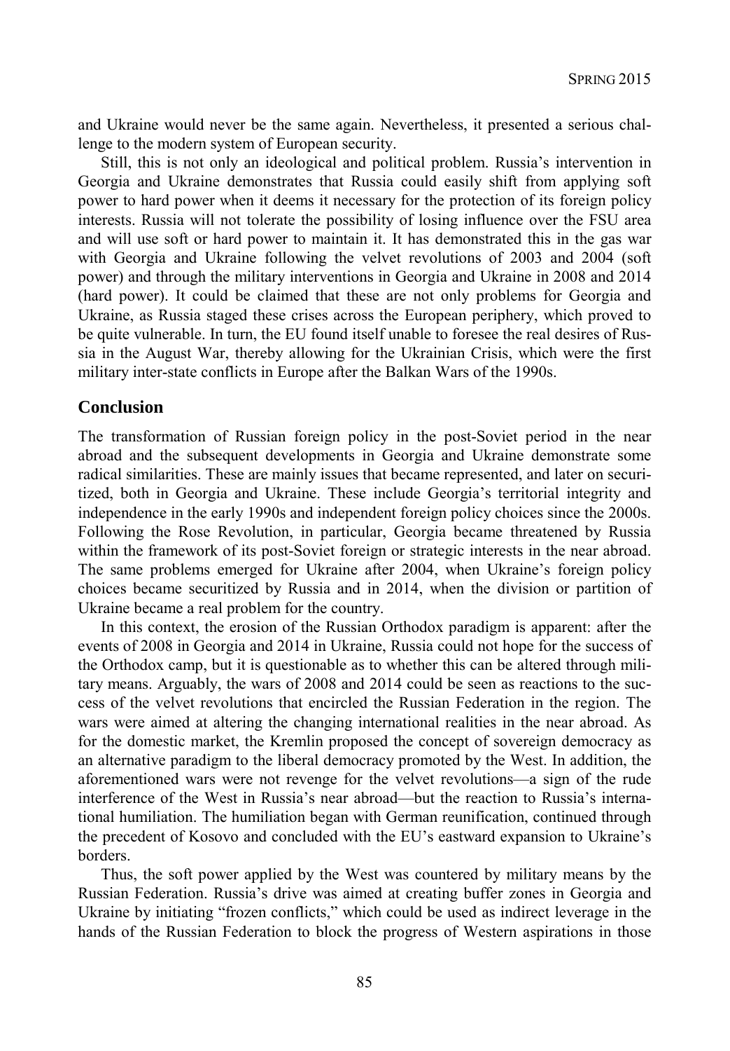and Ukraine would never be the same again. Nevertheless, it presented a serious challenge to the modern system of European security.

Still, this is not only an ideological and political problem. Russia's intervention in Georgia and Ukraine demonstrates that Russia could easily shift from applying soft power to hard power when it deems it necessary for the protection of its foreign policy interests. Russia will not tolerate the possibility of losing influence over the FSU area and will use soft or hard power to maintain it. It has demonstrated this in the gas war with Georgia and Ukraine following the velvet revolutions of 2003 and 2004 (soft power) and through the military interventions in Georgia and Ukraine in 2008 and 2014 (hard power). It could be claimed that these are not only problems for Georgia and Ukraine, as Russia staged these crises across the European periphery, which proved to be quite vulnerable. In turn, the EU found itself unable to foresee the real desires of Russia in the August War, thereby allowing for the Ukrainian Crisis, which were the first military inter-state conflicts in Europe after the Balkan Wars of the 1990s.

## Conclusion

The transformation of Russian foreign policy in the post-Soviet period in the near abroad and the subsequent developments in Georgia and Ukraine demonstrate some radical similarities. These are mainly issues that became represented, and later on securitized, both in Georgia and Ukraine. These include Georgia's territorial integrity and independence in the early 1990s and independent foreign policy choices since the 2000s. Following the Rose Revolution, in particular, Georgia became threatened by Russia within the framework of its post-Soviet foreign or strategic interests in the near abroad. The same problems emerged for Ukraine after 2004, when Ukraine's foreign policy choices became securitized by Russia and in 2014, when the division or partition of Ukraine became a real problem for the country.

In this context, the erosion of the Russian Orthodox paradigm is apparent: after the events of 2008 in Georgia and 2014 in Ukraine, Russia could not hope for the success of the Orthodox camp, but it is questionable as to whether this can be altered through military means. Arguably, the wars of 2008 and 2014 could be seen as reactions to the success of the velvet revolutions that encircled the Russian Federation in the region. The wars were aimed at altering the changing international realities in the near abroad. As for the domestic market, the Kremlin proposed the concept of sovereign democracy as an alternative paradigm to the liberal democracy promoted by the West. In addition, the aforementioned wars were not revenge for the velvet revolutions—a sign of the rude interference of the West in Russia's near abroad—but the reaction to Russia's international humiliation. The humiliation began with German reunification, continued through the precedent of Kosovo and concluded with the EU's eastward expansion to Ukraine's borders.

Thus, the soft power applied by the West was countered by military means by the Russian Federation. Russia's drive was aimed at creating buffer zones in Georgia and Ukraine by initiating "frozen conflicts," which could be used as indirect leverage in the hands of the Russian Federation to block the progress of Western aspirations in those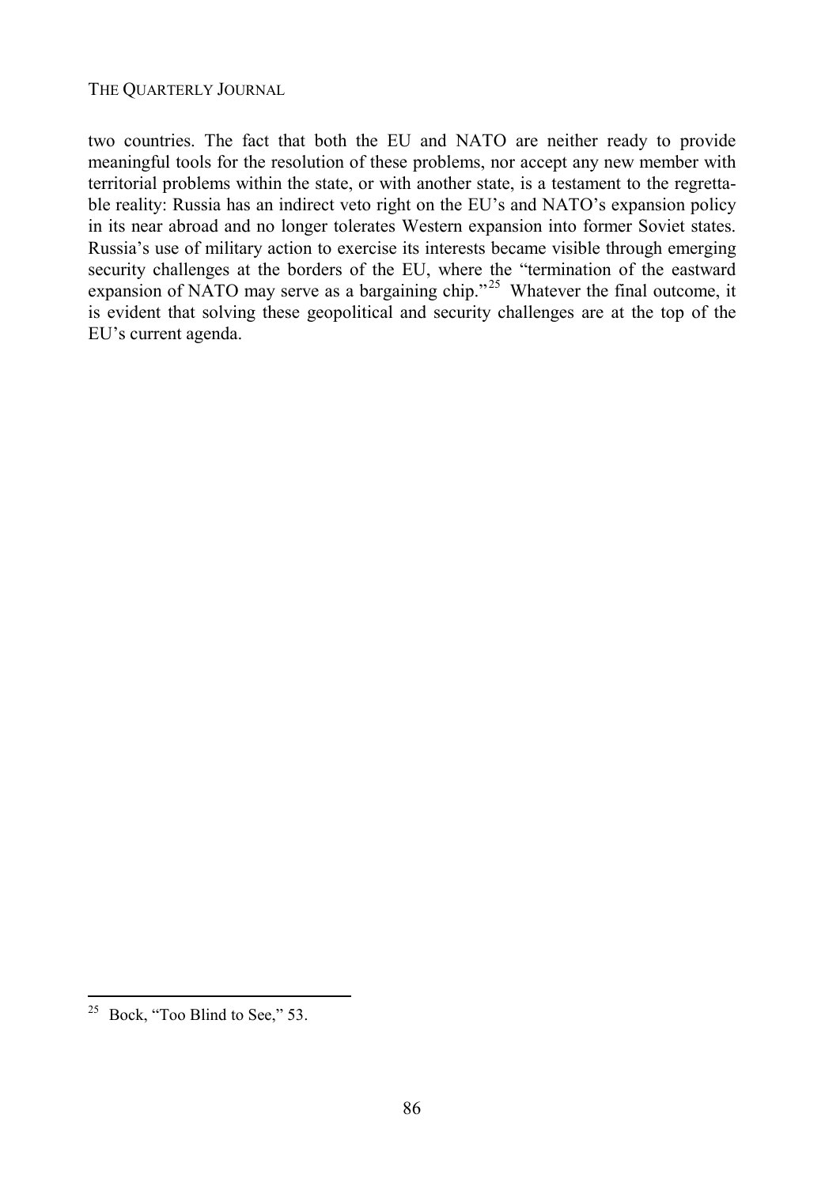two countries. The fact that both the EU and NATO are neither ready to provide meaningful tools for the resolution of these problems, nor accept any new member with territorial problems within the state, or with another state, is a testament to the regrettable reality: Russia has an indirect veto right on the EU's and NATO's expansion policy in its near abroad and no longer tolerates Western expansion into former Soviet states. Russia's use of military action to exercise its interests became visible through emerging security challenges at the borders of the EU, where the "termination of the eastward expansion of NATO may serve as a bargaining chip."[25] Whatever the final outcome, it is evident that solving these geopolitical and security challenges are at the top of the EU's current agenda.

---

[25] Bock, "Too Blind to See," 53.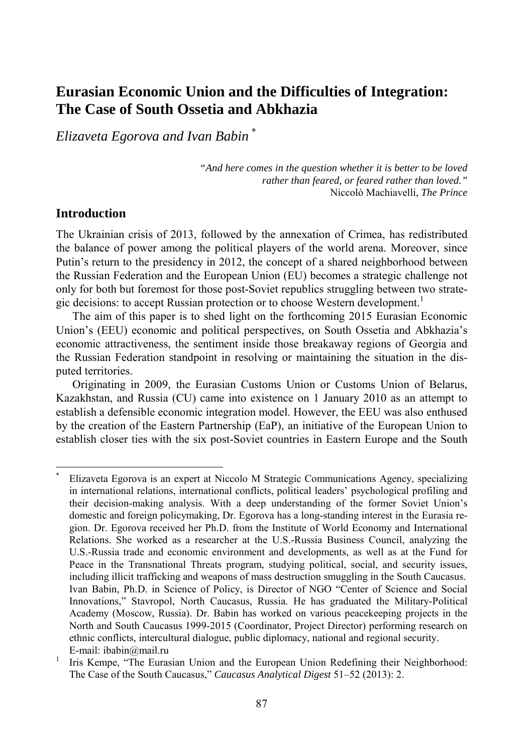# Eurasian Economic Union and the Difficulties of Integration: The Case of South Ossetia and Abkhazia

*Elizaveta Egorova and Ivan Babin* [*]

> *"And here comes in the question whether it is better to be loved rather than feared, or feared rather than loved."*
> Niccolò Machiavelli, *The Prince*

## Introduction

The Ukrainian crisis of 2013, followed by the annexation of Crimea, has redistributed the balance of power among the political players of the world arena. Moreover, since Putin's return to the presidency in 2012, the concept of a shared neighborhood between the Russian Federation and the European Union (EU) becomes a strategic challenge not only for both but foremost for those post-Soviet republics struggling between two strategic decisions: to accept Russian protection or to choose Western development.[1]

The aim of this paper is to shed light on the forthcoming 2015 Eurasian Economic Union's (EEU) economic and political perspectives, on South Ossetia and Abkhazia's economic attractiveness, the sentiment inside those breakaway regions of Georgia and the Russian Federation standpoint in resolving or maintaining the situation in the disputed territories.

Originating in 2009, the Eurasian Customs Union or Customs Union of Belarus, Kazakhstan, and Russia (CU) came into existence on 1 January 2010 as an attempt to establish a defensible economic integration model. However, the EEU was also enthused by the creation of the Eastern Partnership (EaP), an initiative of the European Union to establish closer ties with the six post-Soviet countries in Eastern Europe and the South

---

[*] Elizaveta Egorova is an expert at Niccolo M Strategic Communications Agency, specializing in international relations, international conflicts, political leaders' psychological profiling and their decision-making analysis. With a deep understanding of the former Soviet Union's domestic and foreign policymaking, Dr. Egorova has a long-standing interest in the Eurasia region. Dr. Egorova received her Ph.D. from the Institute of World Economy and International Relations. She worked as a researcher at the U.S.-Russia Business Council, analyzing the U.S.-Russia trade and economic environment and developments, as well as at the Fund for Peace in the Transnational Threats program, studying political, social, and security issues, including illicit trafficking and weapons of mass destruction smuggling in the South Caucasus. Ivan Babin, Ph.D. in Science of Policy, is Director of NGO "Center of Science and Social Innovations," Stavropol, North Caucasus, Russia. He has graduated the Military-Political Academy (Moscow, Russia). Dr. Babin has worked on various peacekeeping projects in the North and South Caucasus 1999-2015 (Coordinator, Project Director) performing research on ethnic conflicts, intercultural dialogue, public diplomacy, national and regional security. E-mail: ibabin@mail.ru

[1] Iris Kempe, "The Eurasian Union and the European Union Redefining their Neighborhood: The Case of the South Caucasus," *Caucasus Analytical Digest* 51–52 (2013): 2.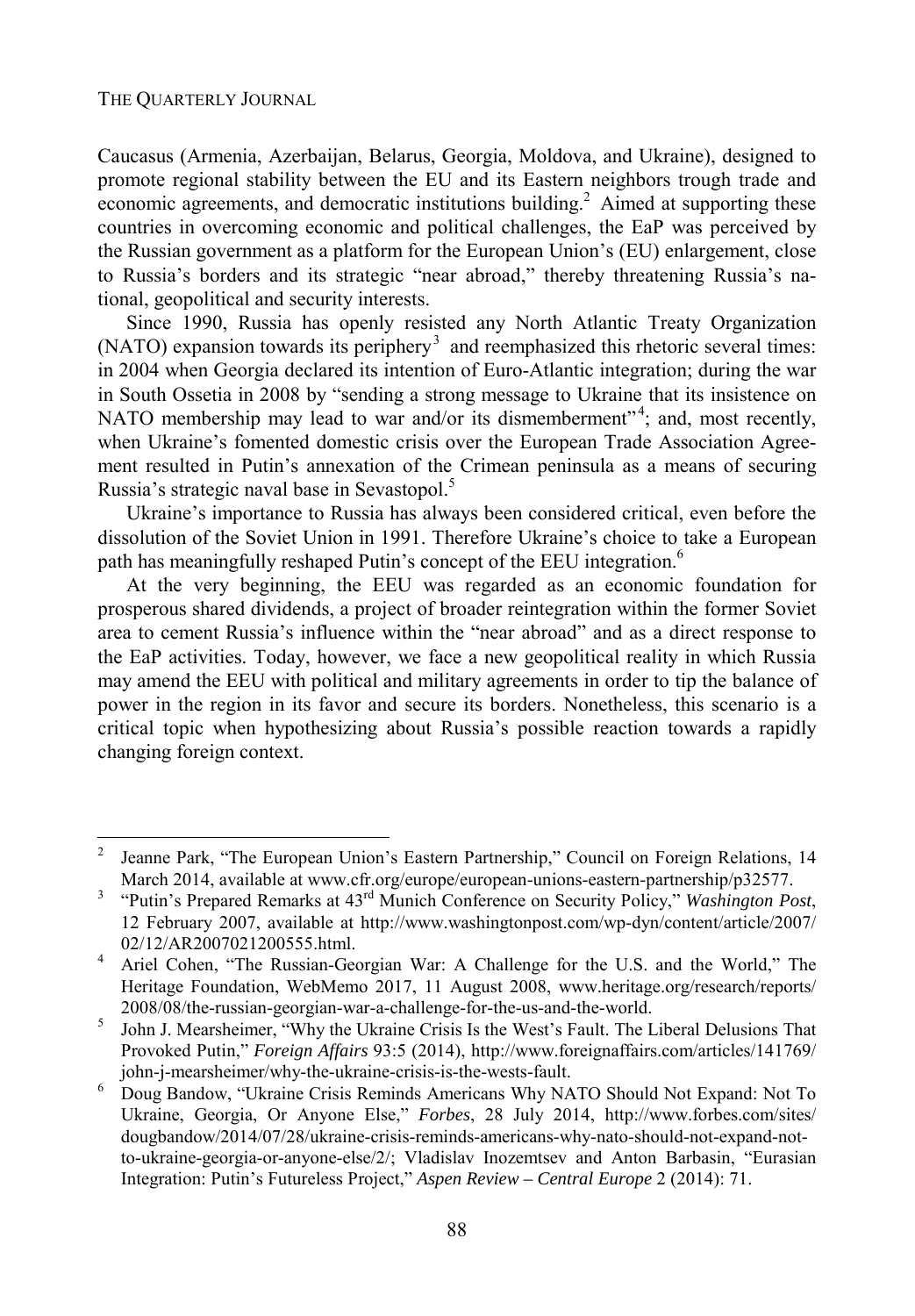Caucasus (Armenia, Azerbaijan, Belarus, Georgia, Moldova, and Ukraine), designed to promote regional stability between the EU and its Eastern neighbors trough trade and economic agreements, and democratic institutions building.[2] Aimed at supporting these countries in overcoming economic and political challenges, the EaP was perceived by the Russian government as a platform for the European Union's (EU) enlargement, close to Russia's borders and its strategic "near abroad," thereby threatening Russia's national, geopolitical and security interests.

Since 1990, Russia has openly resisted any North Atlantic Treaty Organization (NATO) expansion towards its periphery[3] and reemphasized this rhetoric several times: in 2004 when Georgia declared its intention of Euro-Atlantic integration; during the war in South Ossetia in 2008 by "sending a strong message to Ukraine that its insistence on NATO membership may lead to war and/or its dismemberment"[4]; and, most recently, when Ukraine's fomented domestic crisis over the European Trade Association Agreement resulted in Putin's annexation of the Crimean peninsula as a means of securing Russia's strategic naval base in Sevastopol.[5]

Ukraine's importance to Russia has always been considered critical, even before the dissolution of the Soviet Union in 1991. Therefore Ukraine's choice to take a European path has meaningfully reshaped Putin's concept of the EEU integration.[6]

At the very beginning, the EEU was regarded as an economic foundation for prosperous shared dividends, a project of broader reintegration within the former Soviet area to cement Russia's influence within the "near abroad" and as a direct response to the EaP activities. Today, however, we face a new geopolitical reality in which Russia may amend the EEU with political and military agreements in order to tip the balance of power in the region in its favor and secure its borders. Nonetheless, this scenario is a critical topic when hypothesizing about Russia's possible reaction towards a rapidly changing foreign context.

---

[2] Jeanne Park, "The European Union's Eastern Partnership," Council on Foreign Relations, 14 March 2014, available at www.cfr.org/europe/european-unions-eastern-partnership/p32577.

[3] "Putin's Prepared Remarks at 43rd Munich Conference on Security Policy," *Washington Post*, 12 February 2007, available at http://www.washingtonpost.com/wp-dyn/content/article/2007/02/12/AR2007021200555.html.

[4] Ariel Cohen, "The Russian-Georgian War: A Challenge for the U.S. and the World," The Heritage Foundation, WebMemo 2017, 11 August 2008, www.heritage.org/research/reports/2008/08/the-russian-georgian-war-a-challenge-for-the-us-and-the-world.

[5] John J. Mearsheimer, "Why the Ukraine Crisis Is the West's Fault. The Liberal Delusions That Provoked Putin," *Foreign Affairs* 93:5 (2014), http://www.foreignaffairs.com/articles/141769/john-j-mearsheimer/why-the-ukraine-crisis-is-the-wests-fault.

[6] Doug Bandow, "Ukraine Crisis Reminds Americans Why NATO Should Not Expand: Not To Ukraine, Georgia, Or Anyone Else," *Forbes*, 28 July 2014, http://www.forbes.com/sites/dougbandow/2014/07/28/ukraine-crisis-reminds-americans-why-nato-should-not-expand-not-to-ukraine-georgia-or-anyone-else/2/; Vladislav Inozemtsev and Anton Barbasin, "Eurasian Integration: Putin's Futureless Project," *Aspen Review – Central Europe* 2 (2014): 71.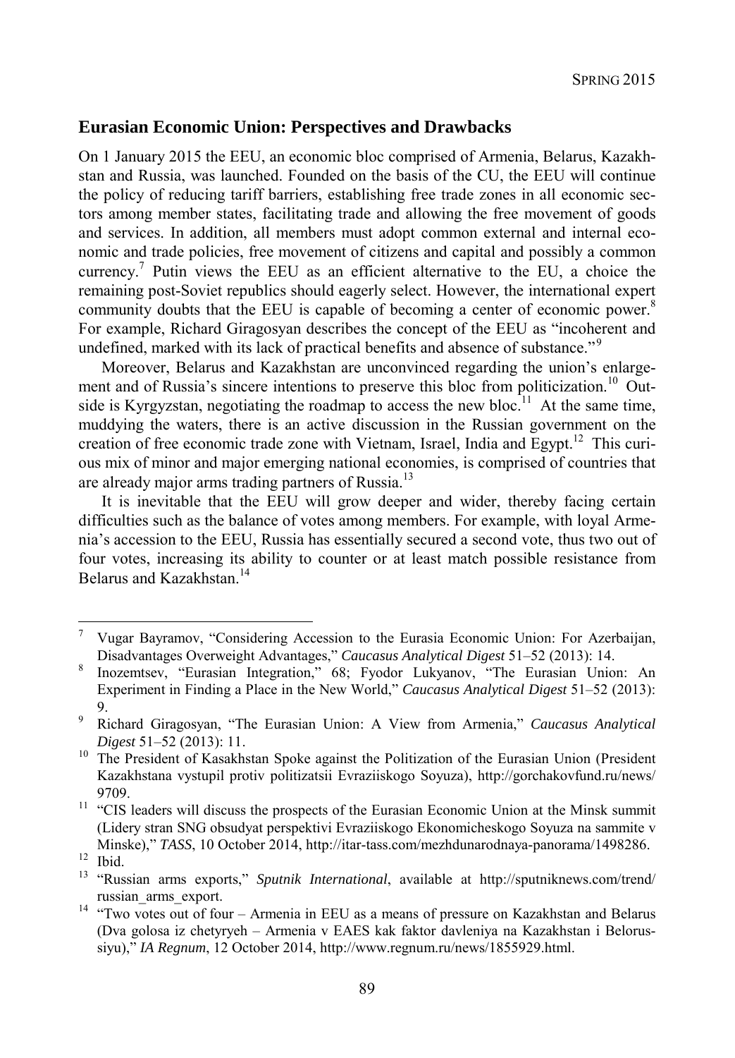## Eurasian Economic Union: Perspectives and Drawbacks

On 1 January 2015 the EEU, an economic bloc comprised of Armenia, Belarus, Kazakhstan and Russia, was launched. Founded on the basis of the CU, the EEU will continue the policy of reducing tariff barriers, establishing free trade zones in all economic sectors among member states, facilitating trade and allowing the free movement of goods and services. In addition, all members must adopt common external and internal economic and trade policies, free movement of citizens and capital and possibly a common currency.[7] Putin views the EEU as an efficient alternative to the EU, a choice the remaining post-Soviet republics should eagerly select. However, the international expert community doubts that the EEU is capable of becoming a center of economic power.[8] For example, Richard Giragosyan describes the concept of the EEU as "incoherent and undefined, marked with its lack of practical benefits and absence of substance."[9]

Moreover, Belarus and Kazakhstan are unconvinced regarding the union's enlargement and of Russia's sincere intentions to preserve this bloc from politicization.[10] Outside is Kyrgyzstan, negotiating the roadmap to access the new bloc.[11] At the same time, muddying the waters, there is an active discussion in the Russian government on the creation of free economic trade zone with Vietnam, Israel, India and Egypt.[12] This curious mix of minor and major emerging national economies, is comprised of countries that are already major arms trading partners of Russia.[13]

It is inevitable that the EEU will grow deeper and wider, thereby facing certain difficulties such as the balance of votes among members. For example, with loyal Armenia's accession to the EEU, Russia has essentially secured a second vote, thus two out of four votes, increasing its ability to counter or at least match possible resistance from Belarus and Kazakhstan.[14]

---

[7] Vugar Bayramov, "Considering Accession to the Eurasia Economic Union: For Azerbaijan, Disadvantages Overweight Advantages," *Caucasus Analytical Digest* 51–52 (2013): 14.

[8] Inozemtsev, "Eurasian Integration," 68; Fyodor Lukyanov, "The Eurasian Union: An Experiment in Finding a Place in the New World," *Caucasus Analytical Digest* 51–52 (2013): 9.

[9] Richard Giragosyan, "The Eurasian Union: A View from Armenia," *Caucasus Analytical Digest* 51–52 (2013): 11.

[10] The President of Kasakhstan Spoke against the Politization of the Eurasian Union (President Kazakhstana vystupil protiv politizatsii Evraziiskogo Soyuza), http://gorchakovfund.ru/news/9709.

[11] "CIS leaders will discuss the prospects of the Eurasian Economic Union at the Minsk summit (Lidery stran SNG obsudyat perspektivi Evraziiskogo Ekonomicheskogo Soyuza na sammite v Minske)," *TASS*, 10 October 2014, http://itar-tass.com/mezhdunarodnaya-panorama/1498286.

[12] Ibid.

[13] "Russian arms exports," *Sputnik International*, available at http://sputniknews.com/trend/russian_arms_export.

[14] "Two votes out of four – Armenia in EEU as a means of pressure on Kazakhstan and Belarus (Dva golosa iz chetyryeh – Armenia v EAES kak faktor davleniya na Kazakhstan i Belorussiyu)," *IA Regnum*, 12 October 2014, http://www.regnum.ru/news/1855929.html.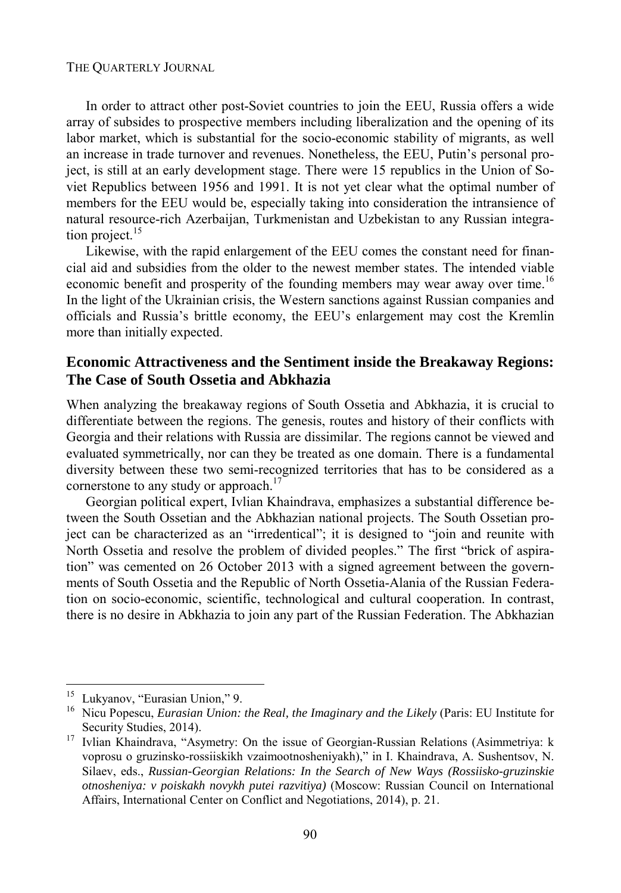In order to attract other post-Soviet countries to join the EEU, Russia offers a wide array of subsides to prospective members including liberalization and the opening of its labor market, which is substantial for the socio-economic stability of migrants, as well an increase in trade turnover and revenues. Nonetheless, the EEU, Putin's personal project, is still at an early development stage. There were 15 republics in the Union of Soviet Republics between 1956 and 1991. It is not yet clear what the optimal number of members for the EEU would be, especially taking into consideration the intransience of natural resource-rich Azerbaijan, Turkmenistan and Uzbekistan to any Russian integration project.[15]

Likewise, with the rapid enlargement of the EEU comes the constant need for financial aid and subsidies from the older to the newest member states. The intended viable economic benefit and prosperity of the founding members may wear away over time.[16] In the light of the Ukrainian crisis, the Western sanctions against Russian companies and officials and Russia's brittle economy, the EEU's enlargement may cost the Kremlin more than initially expected.

## Economic Attractiveness and the Sentiment inside the Breakaway Regions: The Case of South Ossetia and Abkhazia

When analyzing the breakaway regions of South Ossetia and Abkhazia, it is crucial to differentiate between the regions. The genesis, routes and history of their conflicts with Georgia and their relations with Russia are dissimilar. The regions cannot be viewed and evaluated symmetrically, nor can they be treated as one domain. There is a fundamental diversity between these two semi-recognized territories that has to be considered as a cornerstone to any study or approach.[17]

Georgian political expert, Ivlian Khaindrava, emphasizes a substantial difference between the South Ossetian and the Abkhazian national projects. The South Ossetian project can be characterized as an "irredentical"; it is designed to "join and reunite with North Ossetia and resolve the problem of divided peoples." The first "brick of aspiration" was cemented on 26 October 2013 with a signed agreement between the governments of South Ossetia and the Republic of North Ossetia-Alania of the Russian Federation on socio-economic, scientific, technological and cultural cooperation. In contrast, there is no desire in Abkhazia to join any part of the Russian Federation. The Abkhazian

---

[15] Lukyanov, "Eurasian Union," 9.

[16] Nicu Popescu, *Eurasian Union: the Real, the Imaginary and the Likely* (Paris: EU Institute for Security Studies, 2014).

[17] Ivlian Khaindrava, "Asymetry: On the issue of Georgian-Russian Relations (Asimmetriya: k voprosu o gruzinsko-rossiiskikh vzaimootnosheniyakh)," in I. Khaindrava, A. Sushentsov, N. Silaev, eds., *Russian-Georgian Relations: In the Search of New Ways (Rossiisko-gruzinskie otnosheniya: v poiskakh novykh putei razvitiya)* (Moscow: Russian Council on International Affairs, International Center on Conflict and Negotiations, 2014), p. 21.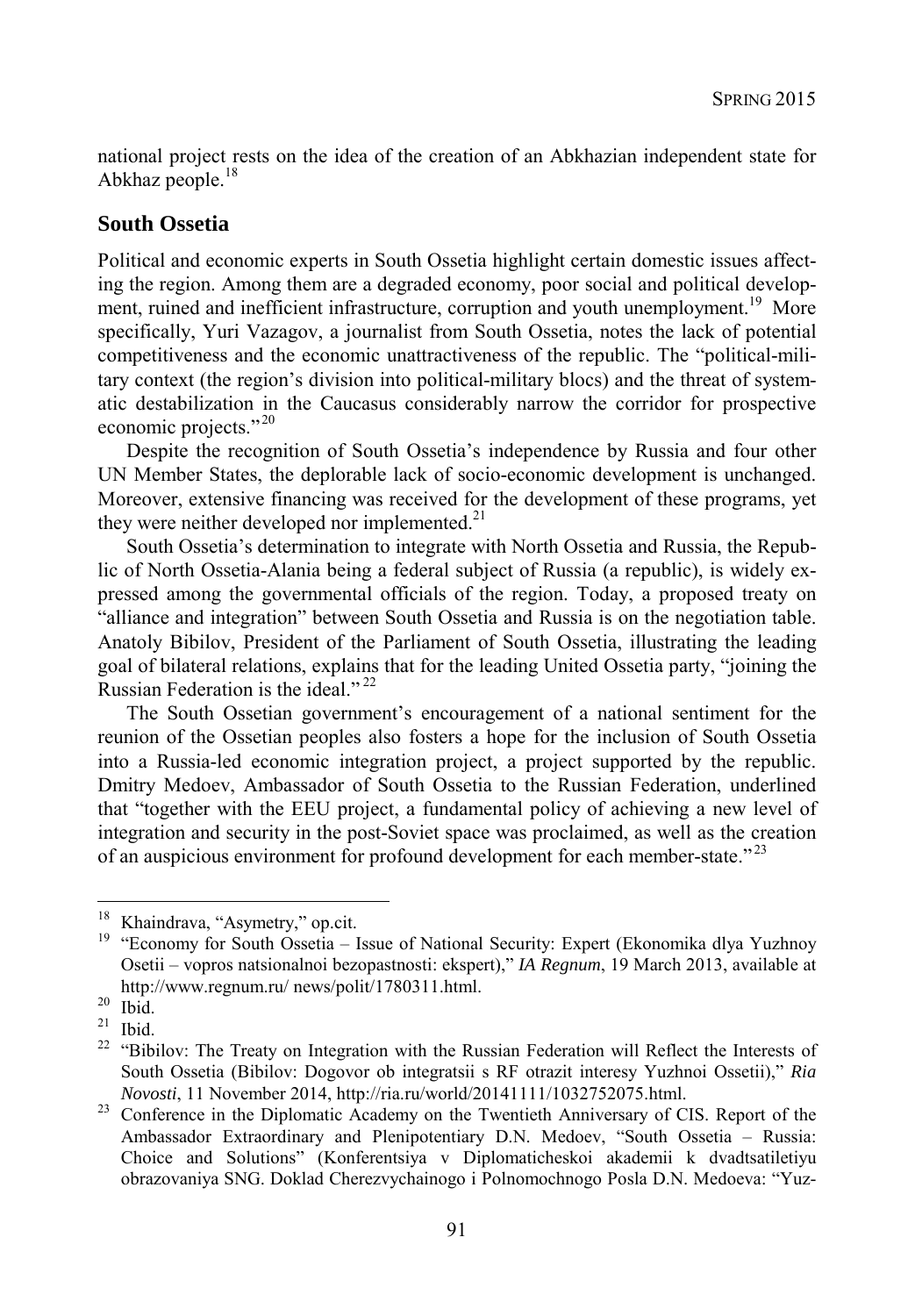national project rests on the idea of the creation of an Abkhazian independent state for Abkhaz people.[18]

## South Ossetia

Political and economic experts in South Ossetia highlight certain domestic issues affecting the region. Among them are a degraded economy, poor social and political development, ruined and inefficient infrastructure, corruption and youth unemployment.[19] More specifically, Yuri Vazagov, a journalist from South Ossetia, notes the lack of potential competitiveness and the economic unattractiveness of the republic. The "political-military context (the region's division into political-military blocs) and the threat of systematic destabilization in the Caucasus considerably narrow the corridor for prospective economic projects."[20]

Despite the recognition of South Ossetia's independence by Russia and four other UN Member States, the deplorable lack of socio-economic development is unchanged. Moreover, extensive financing was received for the development of these programs, yet they were neither developed nor implemented.[21]

South Ossetia's determination to integrate with North Ossetia and Russia, the Republic of North Ossetia-Alania being a federal subject of Russia (a republic), is widely expressed among the governmental officials of the region. Today, a proposed treaty on "alliance and integration" between South Ossetia and Russia is on the negotiation table. Anatoly Bibilov, President of the Parliament of South Ossetia, illustrating the leading goal of bilateral relations, explains that for the leading United Ossetia party, "joining the Russian Federation is the ideal."[22]

The South Ossetian government's encouragement of a national sentiment for the reunion of the Ossetian peoples also fosters a hope for the inclusion of South Ossetia into a Russia-led economic integration project, a project supported by the republic. Dmitry Medoev, Ambassador of South Ossetia to the Russian Federation, underlined that "together with the EEU project, a fundamental policy of achieving a new level of integration and security in the post-Soviet space was proclaimed, as well as the creation of an auspicious environment for profound development for each member-state."[23]

---

[18] Khaindrava, "Asymetry," op.cit.

[19] "Economy for South Ossetia – Issue of National Security: Expert (Ekonomika dlya Yuzhnoy Osetii – vopros natsionalnoi bezopastnosti: ekspert)," *IA Regnum*, 19 March 2013, available at http://www.regnum.ru/ news/polit/1780311.html.

[20] Ibid.

[21] Ibid.

[22] "Bibilov: The Treaty on Integration with the Russian Federation will Reflect the Interests of South Ossetia (Bibilov: Dogovor ob integratsii s RF otrazit interesy Yuzhnoi Ossetii)," *Ria Novosti*, 11 November 2014, http://ria.ru/world/20141111/1032752075.html.

[23] Conference in the Diplomatic Academy on the Twentieth Anniversary of CIS. Report of the Ambassador Extraordinary and Plenipotentiary D.N. Medoev, "South Ossetia – Russia: Choice and Solutions" (Konferentsiya v Diplomaticheskoi akademii k dvadtsatiletiyu obrazovaniya SNG. Doklad Cherezvychainogo i Polnomochnogo Posla D.N. Medoeva: "Yuz-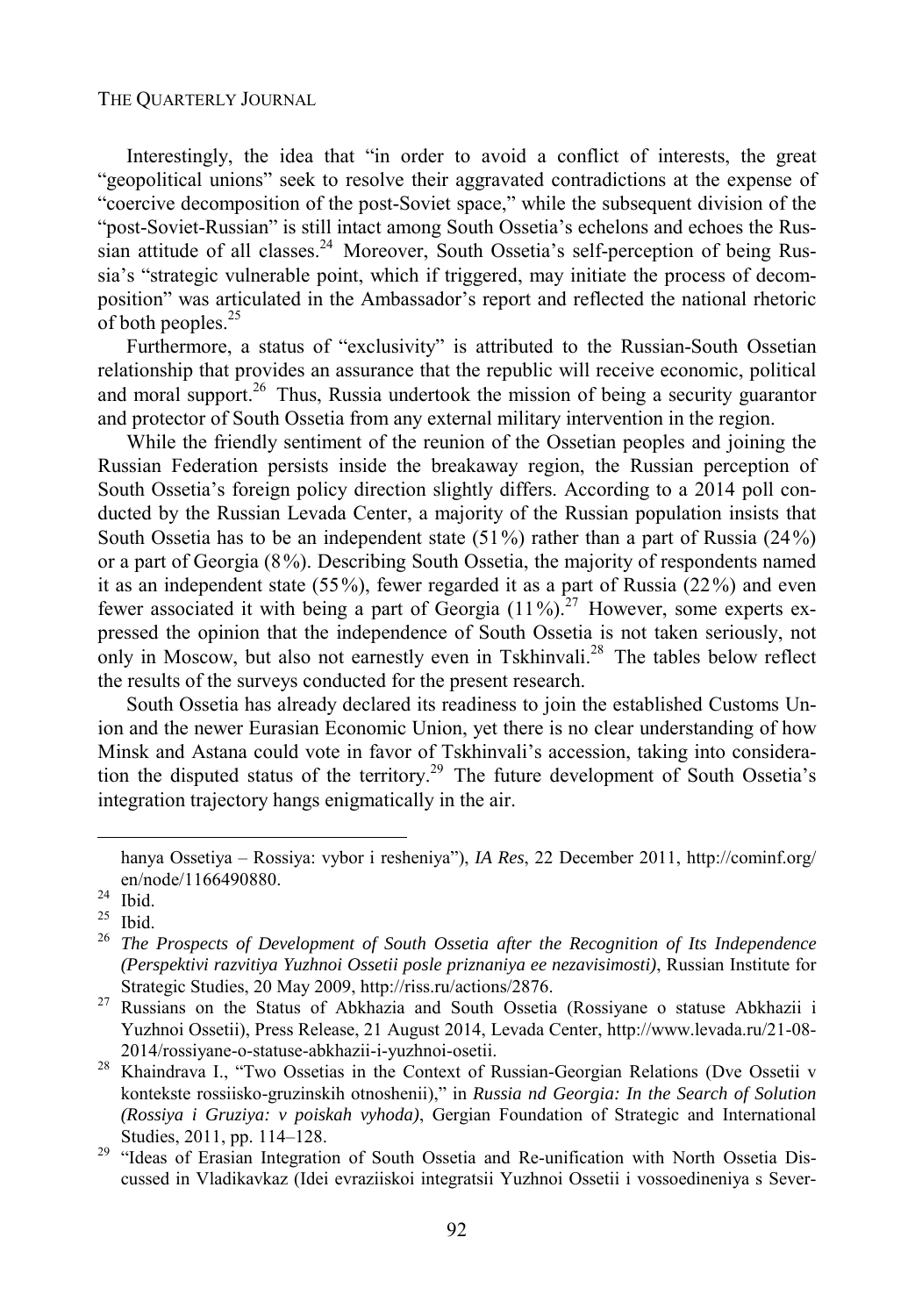Interestingly, the idea that "in order to avoid a conflict of interests, the great "geopolitical unions" seek to resolve their aggravated contradictions at the expense of "coercive decomposition of the post-Soviet space," while the subsequent division of the "post-Soviet-Russian" is still intact among South Ossetia's echelons and echoes the Russian attitude of all classes.[24] Moreover, South Ossetia's self-perception of being Russia's "strategic vulnerable point, which if triggered, may initiate the process of decomposition" was articulated in the Ambassador's report and reflected the national rhetoric of both peoples.[25]

Furthermore, a status of "exclusivity" is attributed to the Russian-South Ossetian relationship that provides an assurance that the republic will receive economic, political and moral support.[26] Thus, Russia undertook the mission of being a security guarantor and protector of South Ossetia from any external military intervention in the region.

While the friendly sentiment of the reunion of the Ossetian peoples and joining the Russian Federation persists inside the breakaway region, the Russian perception of South Ossetia's foreign policy direction slightly differs. According to a 2014 poll conducted by the Russian Levada Center, a majority of the Russian population insists that South Ossetia has to be an independent state (51%) rather than a part of Russia (24%) or a part of Georgia (8%). Describing South Ossetia, the majority of respondents named it as an independent state (55%), fewer regarded it as a part of Russia (22%) and even fewer associated it with being a part of Georgia (11%).[27] However, some experts expressed the opinion that the independence of South Ossetia is not taken seriously, not only in Moscow, but also not earnestly even in Tskhinvali.[28] The tables below reflect the results of the surveys conducted for the present research.

South Ossetia has already declared its readiness to join the established Customs Union and the newer Eurasian Economic Union, yet there is no clear understanding of how Minsk and Astana could vote in favor of Tskhinvali's accession, taking into consideration the disputed status of the territory.[29] The future development of South Ossetia's integration trajectory hangs enigmatically in the air.

---

hanya Ossetiya – Rossiya: vybor i resheniya"), *IA Res*, 22 December 2011, http://cominf.org/en/node/1166490880.

[24] Ibid.

[25] Ibid.

[26] *The Prospects of Development of South Ossetia after the Recognition of Its Independence (Perspektivi razvitiya Yuzhnoi Ossetii posle priznaniya ee nezavisimosti)*, Russian Institute for Strategic Studies, 20 May 2009, http://riss.ru/actions/2876.

[27] Russians on the Status of Abkhazia and South Ossetia (Rossiyane o statuse Abkhazii i Yuzhnoi Ossetii), Press Release, 21 August 2014, Levada Center, http://www.levada.ru/21-08-2014/rossiyane-o-statuse-abkhazii-i-yuzhnoi-osetii.

[28] Khaindrava I., "Two Ossetias in the Context of Russian-Georgian Relations (Dve Ossetii v kontekste rossiisko-gruzinskih otnoshenii)," in *Russia nd Georgia: In the Search of Solution (Rossiya i Gruziya: v poiskah vyhoda)*, Gergian Foundation of Strategic and International Studies, 2011, pp. 114–128.

[29] "Ideas of Erasian Integration of South Ossetia and Re-unification with North Ossetia Discussed in Vladikavkaz (Idei evraziiskoi integratsii Yuzhnoi Ossetii i vossoedineniya s Sever-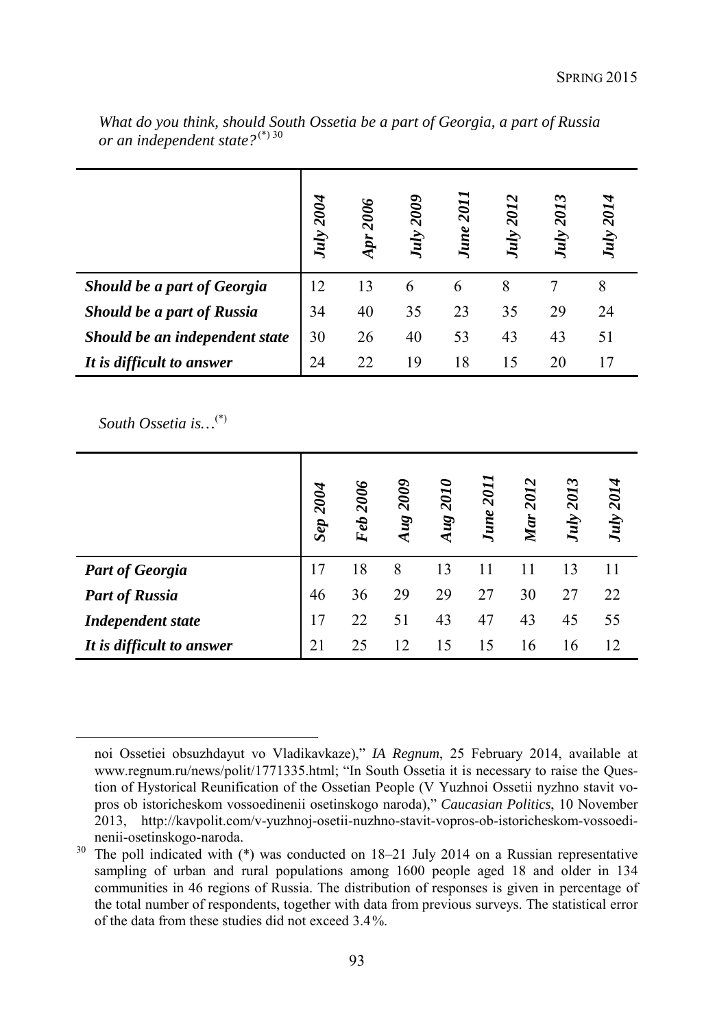*What do you think, should South Ossetia be a part of Georgia, a part of Russia or an independent state?*[(*) 30]

| | *July 2004* | *Apr 2006* | *July 2009* | *June 2011* | *July 2012* | *July 2013* | *July 2014* |
|---|---|---|---|---|---|---|---|
| ***Should be a part of Georgia*** | 12 | 13 | 6 | 6 | 8 | 7 | 8 |
| ***Should be a part of Russia*** | 34 | 40 | 35 | 23 | 35 | 29 | 24 |
| ***Should be an independent state*** | 30 | 26 | 40 | 53 | 43 | 43 | 51 |
| ***It is difficult to answer*** | 24 | 22 | 19 | 18 | 15 | 20 | 17 |

*South Ossetia is…*[(*)]

| | *Sep 2004* | *Feb 2006* | *Aug 2009* | *Aug 2010* | *June 2011* | *Mar 2012* | *July 2013* | *July 2014* |
|---|---|---|---|---|---|---|---|---|
| ***Part of Georgia*** | 17 | 18 | 8 | 13 | 11 | 11 | 13 | 11 |
| ***Part of Russia*** | 46 | 36 | 29 | 29 | 27 | 30 | 27 | 22 |
| ***Independent state*** | 17 | 22 | 51 | 43 | 47 | 43 | 45 | 55 |
| ***It is difficult to answer*** | 21 | 25 | 12 | 15 | 15 | 16 | 16 | 12 |

---

noi Ossetiei obsuzhdayut vo Vladikavkaze)," *IA Regnum*, 25 February 2014, available at www.regnum.ru/news/polit/1771335.html; "In South Ossetia it is necessary to raise the Question of Hystorical Reunification of the Ossetian People (V Yuzhnoi Ossetii nyzhno stavit vopros ob istoricheskom vossoedinenii osetinskogo naroda)," *Caucasian Politics*, 10 November 2013, http://kavpolit.com/v-yuzhnoj-osetii-nuzhno-stavit-vopros-ob-istoricheskom-vossoedinenii-osetinskogo-naroda.

[30] The poll indicated with (*) was conducted on 18–21 July 2014 on a Russian representative sampling of urban and rural populations among 1600 people aged 18 and older in 134 communities in 46 regions of Russia. The distribution of responses is given in percentage of the total number of respondents, together with data from previous surveys. The statistical error of the data from these studies did not exceed 3.4%.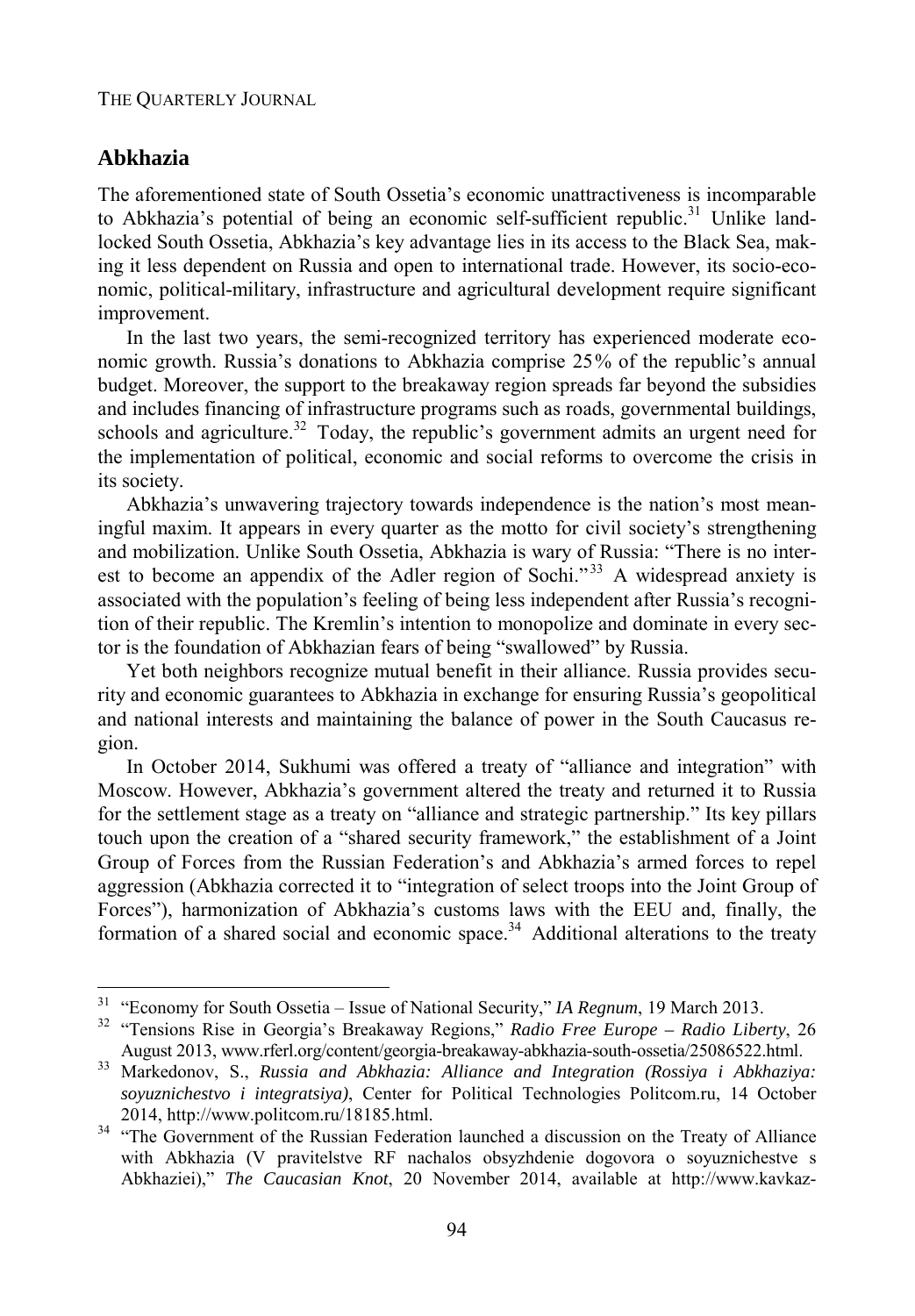## Abkhazia

The aforementioned state of South Ossetia's economic unattractiveness is incomparable to Abkhazia's potential of being an economic self-sufficient republic.[31] Unlike land-locked South Ossetia, Abkhazia's key advantage lies in its access to the Black Sea, making it less dependent on Russia and open to international trade. However, its socio-economic, political-military, infrastructure and agricultural development require significant improvement.

In the last two years, the semi-recognized territory has experienced moderate economic growth. Russia's donations to Abkhazia comprise 25% of the republic's annual budget. Moreover, the support to the breakaway region spreads far beyond the subsidies and includes financing of infrastructure programs such as roads, governmental buildings, schools and agriculture.[32] Today, the republic's government admits an urgent need for the implementation of political, economic and social reforms to overcome the crisis in its society.

Abkhazia's unwavering trajectory towards independence is the nation's most meaningful maxim. It appears in every quarter as the motto for civil society's strengthening and mobilization. Unlike South Ossetia, Abkhazia is wary of Russia: "There is no interest to become an appendix of the Adler region of Sochi."[33] A widespread anxiety is associated with the population's feeling of being less independent after Russia's recognition of their republic. The Kremlin's intention to monopolize and dominate in every sector is the foundation of Abkhazian fears of being "swallowed" by Russia.

Yet both neighbors recognize mutual benefit in their alliance. Russia provides security and economic guarantees to Abkhazia in exchange for ensuring Russia's geopolitical and national interests and maintaining the balance of power in the South Caucasus region.

In October 2014, Sukhumi was offered a treaty of "alliance and integration" with Moscow. However, Abkhazia's government altered the treaty and returned it to Russia for the settlement stage as a treaty on "alliance and strategic partnership." Its key pillars touch upon the creation of a "shared security framework," the establishment of a Joint Group of Forces from the Russian Federation's and Abkhazia's armed forces to repel aggression (Abkhazia corrected it to "integration of select troops into the Joint Group of Forces"), harmonization of Abkhazia's customs laws with the EEU and, finally, the formation of a shared social and economic space.[34] Additional alterations to the treaty

---

[31] "Economy for South Ossetia – Issue of National Security," *IA Regnum*, 19 March 2013.

[32] "Tensions Rise in Georgia's Breakaway Regions," *Radio Free Europe – Radio Liberty*, 26 August 2013, www.rferl.org/content/georgia-breakaway-abkhazia-south-ossetia/25086522.html.

[33] Markedonov, S., *Russia and Abkhazia: Alliance and Integration (Rossiya i Abkhaziya: soyuznichestvo i integratsiya)*, Center for Political Technologies Politcom.ru, 14 October 2014, http://www.politcom.ru/18185.html.

[34] "The Government of the Russian Federation launched a discussion on the Treaty of Alliance with Abkhazia (V pravitelstve RF nachalos obsyzhdenie dogovora o soyuznichestve s Abkhaziei)," *The Caucasian Knot*, 20 November 2014, available at http://www.kavkaz-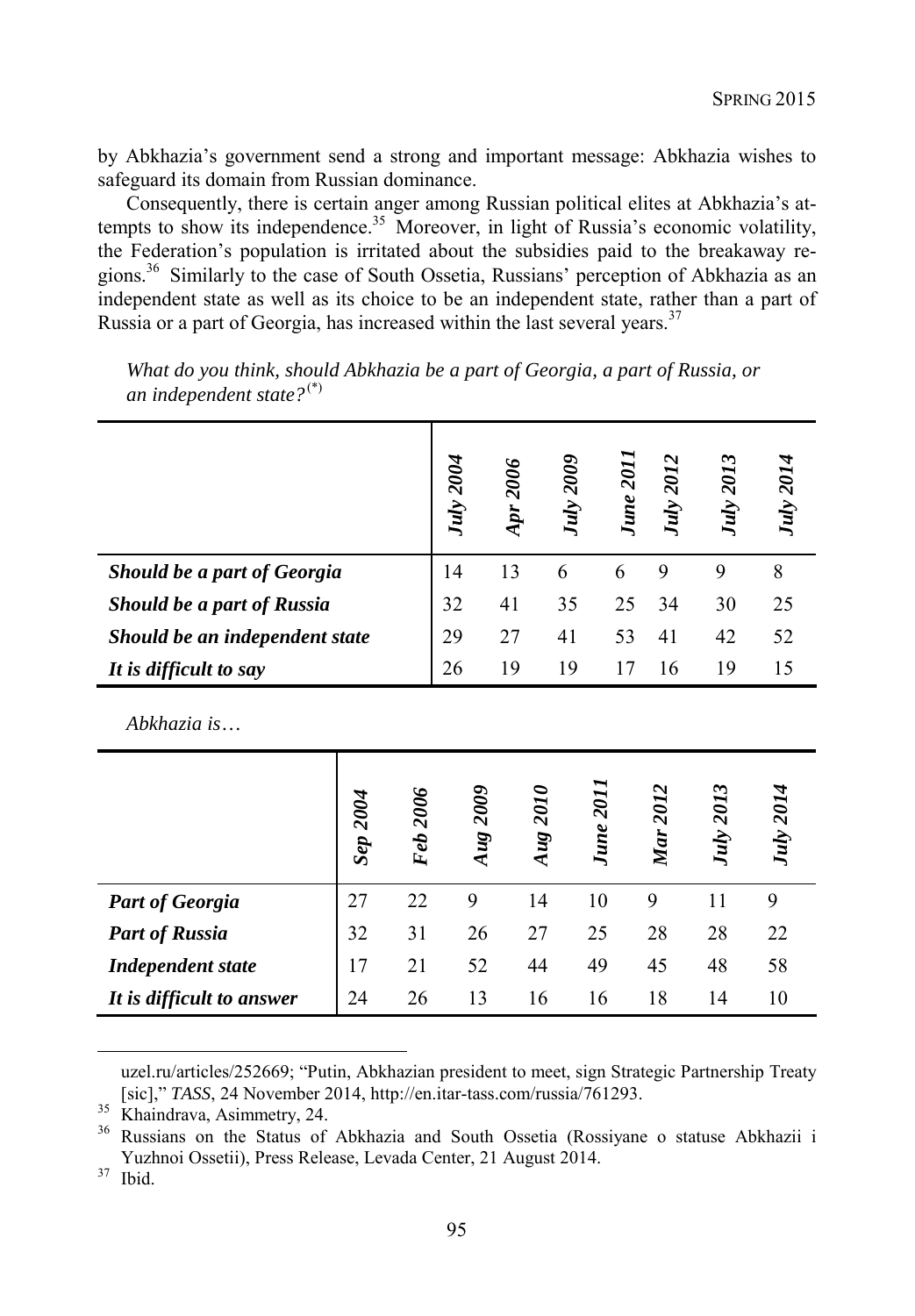by Abkhazia's government send a strong and important message: Abkhazia wishes to safeguard its domain from Russian dominance.

Consequently, there is certain anger among Russian political elites at Abkhazia's attempts to show its independence.[35] Moreover, in light of Russia's economic volatility, the Federation's population is irritated about the subsidies paid to the breakaway regions.[36] Similarly to the case of South Ossetia, Russians' perception of Abkhazia as an independent state as well as its choice to be an independent state, rather than a part of Russia or a part of Georgia, has increased within the last several years.[37]

*What do you think, should Abkhazia be a part of Georgia, a part of Russia, or an independent state?*[(*)]

| | *July 2004* | *Apr 2006* | *July 2009* | *June 2011* | *July 2012* | *July 2013* | *July 2014* |
|---|---|---|---|---|---|---|---|
| ***Should be a part of Georgia*** | 14 | 13 | 6 | 6 | 9 | 9 | 8 |
| ***Should be a part of Russia*** | 32 | 41 | 35 | 25 | 34 | 30 | 25 |
| ***Should be an independent state*** | 29 | 27 | 41 | 53 | 41 | 42 | 52 |
| ***It is difficult to say*** | 26 | 19 | 19 | 17 | 16 | 19 | 15 |

*Abkhazia is…*

| | *Sep 2004* | *Feb 2006* | *Aug 2009* | *Aug 2010* | *June 2011* | *Mar 2012* | *July 2013* | *July 2014* |
|---|---|---|---|---|---|---|---|---|
| ***Part of Georgia*** | 27 | 22 | 9 | 14 | 10 | 9 | 11 | 9 |
| ***Part of Russia*** | 32 | 31 | 26 | 27 | 25 | 28 | 28 | 22 |
| ***Independent state*** | 17 | 21 | 52 | 44 | 49 | 45 | 48 | 58 |
| ***It is difficult to answer*** | 24 | 26 | 13 | 16 | 16 | 18 | 14 | 10 |

uzel.ru/articles/252669; "Putin, Abkhazian president to meet, sign Strategic Partnership Treaty [sic]," *TASS*, 24 November 2014, http://en.itar-tass.com/russia/761293.

[35] Khaindrava, Asimmetry, 24.

[36] Russians on the Status of Abkhazia and South Ossetia (Rossiyane o statuse Abkhazii i Yuzhnoi Ossetii), Press Release, Levada Center, 21 August 2014.

[37] Ibid.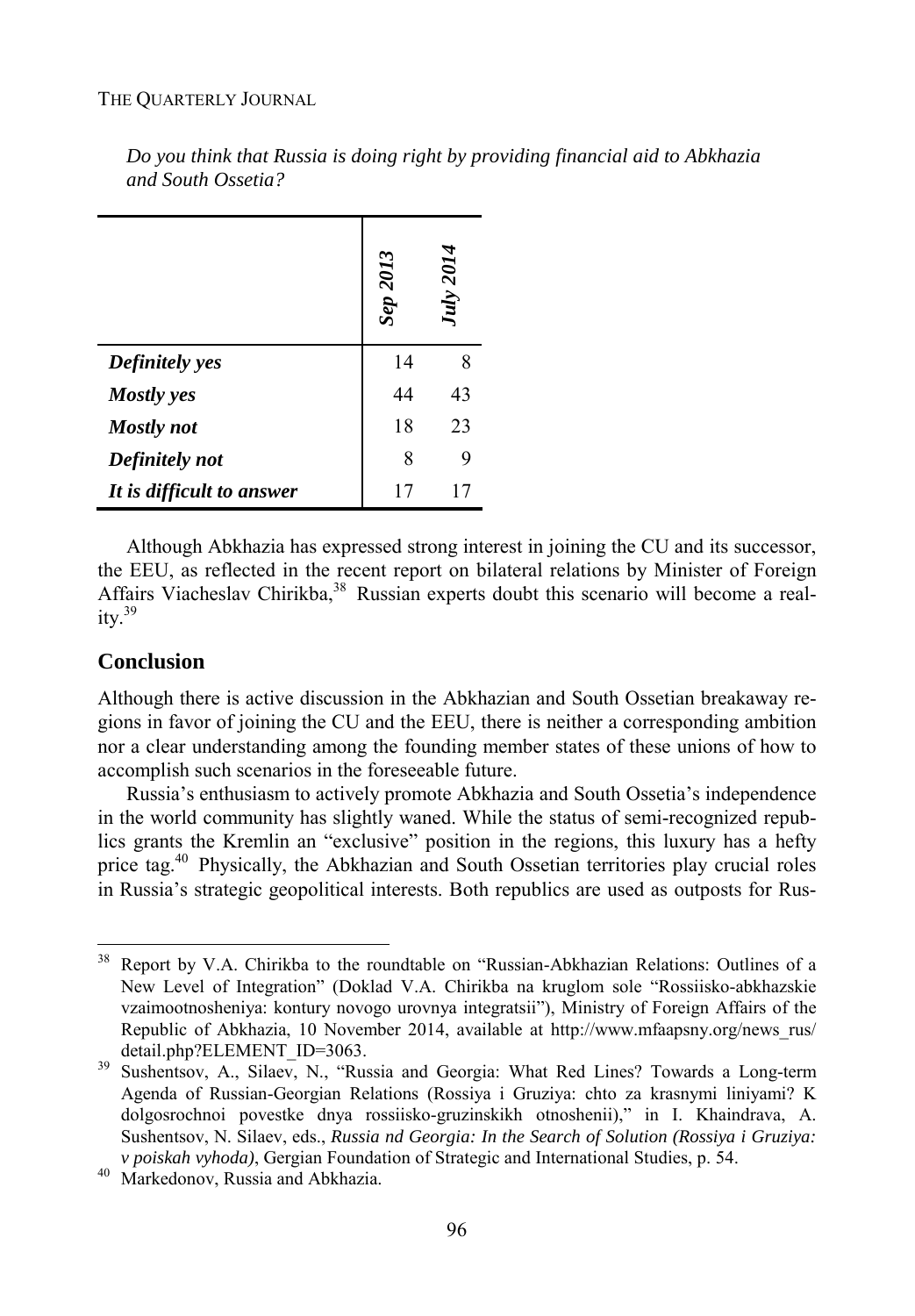*Do you think that Russia is doing right by providing financial aid to Abkhazia and South Ossetia?*

| | Sep 2013 | July 2014 |
|---|---|---|
| ***Definitely yes*** | 14 | 8 |
| ***Mostly yes*** | 44 | 43 |
| ***Mostly not*** | 18 | 23 |
| ***Definitely not*** | 8 | 9 |
| ***It is difficult to answer*** | 17 | 17 |

Although Abkhazia has expressed strong interest in joining the CU and its successor, the EEU, as reflected in the recent report on bilateral relations by Minister of Foreign Affairs Viacheslav Chirikba,[38] Russian experts doubt this scenario will become a reality.[39]

## Conclusion

Although there is active discussion in the Abkhazian and South Ossetian breakaway regions in favor of joining the CU and the EEU, there is neither a corresponding ambition nor a clear understanding among the founding member states of these unions of how to accomplish such scenarios in the foreseeable future.

Russia's enthusiasm to actively promote Abkhazia and South Ossetia's independence in the world community has slightly waned. While the status of semi-recognized republics grants the Kremlin an "exclusive" position in the regions, this luxury has a hefty price tag.[40] Physically, the Abkhazian and South Ossetian territories play crucial roles in Russia's strategic geopolitical interests. Both republics are used as outposts for Rus-

---

[38] Report by V.A. Chirikba to the roundtable on "Russian-Abkhazian Relations: Outlines of a New Level of Integration" (Doklad V.A. Chirikba na kruglom sole "Rossiisko-abkhazskie vzaimootnosheniya: kontury novogo urovnya integratsii"), Ministry of Foreign Affairs of the Republic of Abkhazia, 10 November 2014, available at http://www.mfaapsny.org/news_rus/detail.php?ELEMENT_ID=3063.

[39] Sushentsov, A., Silaev, N., "Russia and Georgia: What Red Lines? Towards a Long-term Agenda of Russian-Georgian Relations (Rossiya i Gruziya: chto za krasnymi liniyami? K dolgosrochnoi povestke dnya rossiisko-gruzinskikh otnoshenii)," in I. Khaindrava, A. Sushentsov, N. Silaev, eds., *Russia nd Georgia: In the Search of Solution (Rossiya i Gruziya: v poiskah vyhoda)*, Gergian Foundation of Strategic and International Studies, p. 54.

[40] Markedonov, Russia and Abkhazia.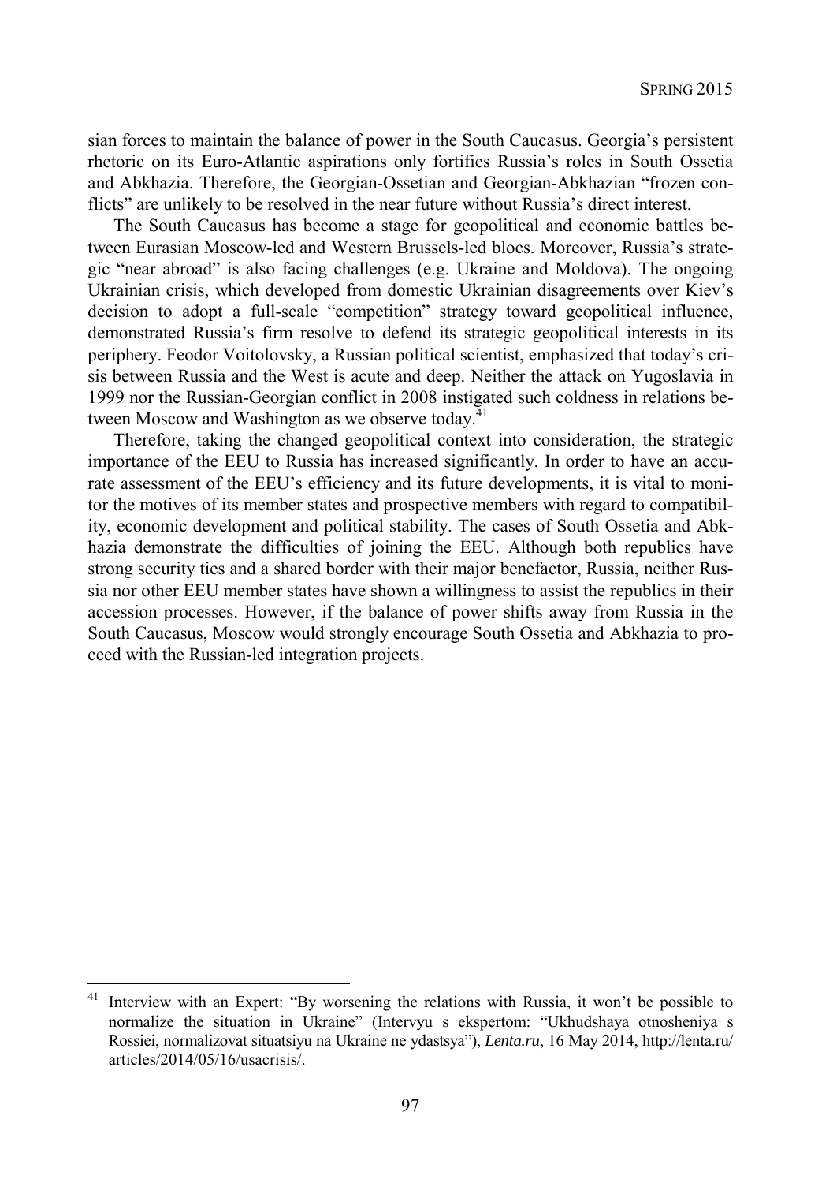sian forces to maintain the balance of power in the South Caucasus. Georgia's persistent rhetoric on its Euro-Atlantic aspirations only fortifies Russia's roles in South Ossetia and Abkhazia. Therefore, the Georgian-Ossetian and Georgian-Abkhazian "frozen conflicts" are unlikely to be resolved in the near future without Russia's direct interest.

The South Caucasus has become a stage for geopolitical and economic battles between Eurasian Moscow-led and Western Brussels-led blocs. Moreover, Russia's strategic "near abroad" is also facing challenges (e.g. Ukraine and Moldova). The ongoing Ukrainian crisis, which developed from domestic Ukrainian disagreements over Kiev's decision to adopt a full-scale "competition" strategy toward geopolitical influence, demonstrated Russia's firm resolve to defend its strategic geopolitical interests in its periphery. Feodor Voitolovsky, a Russian political scientist, emphasized that today's crisis between Russia and the West is acute and deep. Neither the attack on Yugoslavia in 1999 nor the Russian-Georgian conflict in 2008 instigated such coldness in relations between Moscow and Washington as we observe today.[41]

Therefore, taking the changed geopolitical context into consideration, the strategic importance of the EEU to Russia has increased significantly. In order to have an accurate assessment of the EEU's efficiency and its future developments, it is vital to monitor the motives of its member states and prospective members with regard to compatibility, economic development and political stability. The cases of South Ossetia and Abkhazia demonstrate the difficulties of joining the EEU. Although both republics have strong security ties and a shared border with their major benefactor, Russia, neither Russia nor other EEU member states have shown a willingness to assist the republics in their accession processes. However, if the balance of power shifts away from Russia in the South Caucasus, Moscow would strongly encourage South Ossetia and Abkhazia to proceed with the Russian-led integration projects.

---

[41] Interview with an Expert: "By worsening the relations with Russia, it won't be possible to normalize the situation in Ukraine" (Intervyu s ekspertom: "Ukhudshaya otnosheniya s Rossiei, normalizovat situatsiyu na Ukraine ne ydastsya"), *Lenta.ru*, 16 May 2014, http://lenta.ru/articles/2014/05/16/usacrisis/.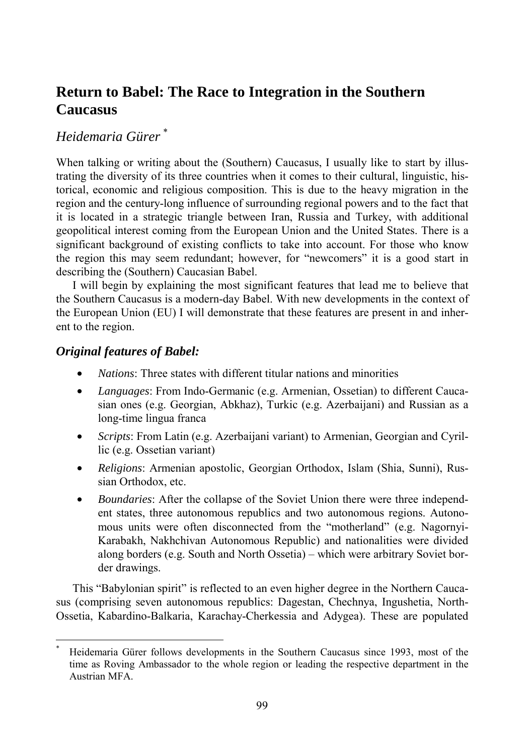# Return to Babel: The Race to Integration in the Southern Caucasus

## *Heidemaria Gürer* [*]

When talking or writing about the (Southern) Caucasus, I usually like to start by illustrating the diversity of its three countries when it comes to their cultural, linguistic, historical, economic and religious composition. This is due to the heavy migration in the region and the century-long influence of surrounding regional powers and to the fact that it is located in a strategic triangle between Iran, Russia and Turkey, with additional geopolitical interest coming from the European Union and the United States. There is a significant background of existing conflicts to take into account. For those who know the region this may seem redundant; however, for "newcomers" it is a good start in describing the (Southern) Caucasian Babel.

I will begin by explaining the most significant features that lead me to believe that the Southern Caucasus is a modern-day Babel. With new developments in the context of the European Union (EU) I will demonstrate that these features are present in and inherent to the region.

### *Original features of Babel:*

- *Nations*: Three states with different titular nations and minorities
- *Languages*: From Indo-Germanic (e.g. Armenian, Ossetian) to different Caucasian ones (e.g. Georgian, Abkhaz), Turkic (e.g. Azerbaijani) and Russian as a long-time lingua franca
- *Scripts*: From Latin (e.g. Azerbaijani variant) to Armenian, Georgian and Cyrillic (e.g. Ossetian variant)
- *Religions*: Armenian apostolic, Georgian Orthodox, Islam (Shia, Sunni), Russian Orthodox, etc.
- *Boundaries*: After the collapse of the Soviet Union there were three independent states, three autonomous republics and two autonomous regions. Autonomous units were often disconnected from the "motherland" (e.g. Nagornyi-Karabakh, Nakhchivan Autonomous Republic) and nationalities were divided along borders (e.g. South and North Ossetia) – which were arbitrary Soviet border drawings.

This "Babylonian spirit" is reflected to an even higher degree in the Northern Caucasus (comprising seven autonomous republics: Dagestan, Chechnya, Ingushetia, North-Ossetia, Kabardino-Balkaria, Karachay-Cherkessia and Adygea). These are populated

---

[*] Heidemaria Gürer follows developments in the Southern Caucasus since 1993, most of the time as Roving Ambassador to the whole region or leading the respective department in the Austrian MFA.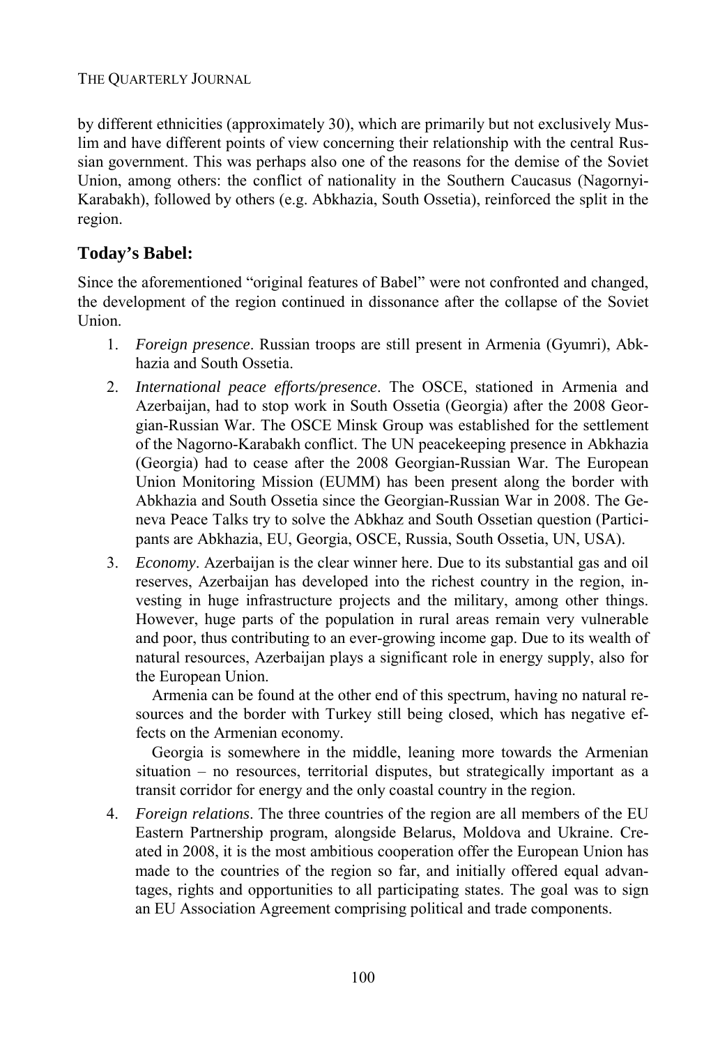by different ethnicities (approximately 30), which are primarily but not exclusively Muslim and have different points of view concerning their relationship with the central Russian government. This was perhaps also one of the reasons for the demise of the Soviet Union, among others: the conflict of nationality in the Southern Caucasus (Nagornyi-Karabakh), followed by others (e.g. Abkhazia, South Ossetia), reinforced the split in the region.

## Today's Babel:

Since the aforementioned "original features of Babel" were not confronted and changed, the development of the region continued in dissonance after the collapse of the Soviet Union.

1. *Foreign presence*. Russian troops are still present in Armenia (Gyumri), Abkhazia and South Ossetia.
2. *International peace efforts/presence*. The OSCE, stationed in Armenia and Azerbaijan, had to stop work in South Ossetia (Georgia) after the 2008 Georgian-Russian War. The OSCE Minsk Group was established for the settlement of the Nagorno-Karabakh conflict. The UN peacekeeping presence in Abkhazia (Georgia) had to cease after the 2008 Georgian-Russian War. The European Union Monitoring Mission (EUMM) has been present along the border with Abkhazia and South Ossetia since the Georgian-Russian War in 2008. The Geneva Peace Talks try to solve the Abkhaz and South Ossetian question (Participants are Abkhazia, EU, Georgia, OSCE, Russia, South Ossetia, UN, USA).
3. *Economy*. Azerbaijan is the clear winner here. Due to its substantial gas and oil reserves, Azerbaijan has developed into the richest country in the region, investing in huge infrastructure projects and the military, among other things. However, huge parts of the population in rural areas remain very vulnerable and poor, thus contributing to an ever-growing income gap. Due to its wealth of natural resources, Azerbaijan plays a significant role in energy supply, also for the European Union.

   Armenia can be found at the other end of this spectrum, having no natural resources and the border with Turkey still being closed, which has negative effects on the Armenian economy.

   Georgia is somewhere in the middle, leaning more towards the Armenian situation – no resources, territorial disputes, but strategically important as a transit corridor for energy and the only coastal country in the region.
4. *Foreign relations*. The three countries of the region are all members of the EU Eastern Partnership program, alongside Belarus, Moldova and Ukraine. Created in 2008, it is the most ambitious cooperation offer the European Union has made to the countries of the region so far, and initially offered equal advantages, rights and opportunities to all participating states. The goal was to sign an EU Association Agreement comprising political and trade components.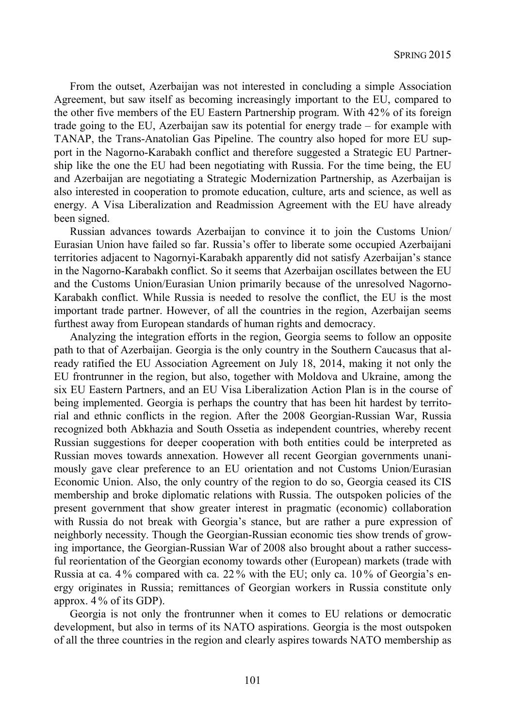From the outset, Azerbaijan was not interested in concluding a simple Association Agreement, but saw itself as becoming increasingly important to the EU, compared to the other five members of the EU Eastern Partnership program. With 42 % of its foreign trade going to the EU, Azerbaijan saw its potential for energy trade – for example with TANAP, the Trans-Anatolian Gas Pipeline. The country also hoped for more EU support in the Nagorno-Karabakh conflict and therefore suggested a Strategic EU Partnership like the one the EU had been negotiating with Russia. For the time being, the EU and Azerbaijan are negotiating a Strategic Modernization Partnership, as Azerbaijan is also interested in cooperation to promote education, culture, arts and science, as well as energy. A Visa Liberalization and Readmission Agreement with the EU have already been signed.

Russian advances towards Azerbaijan to convince it to join the Customs Union/ Eurasian Union have failed so far. Russia's offer to liberate some occupied Azerbaijani territories adjacent to Nagornyi-Karabakh apparently did not satisfy Azerbaijan's stance in the Nagorno-Karabakh conflict. So it seems that Azerbaijan oscillates between the EU and the Customs Union/Eurasian Union primarily because of the unresolved Nagorno-Karabakh conflict. While Russia is needed to resolve the conflict, the EU is the most important trade partner. However, of all the countries in the region, Azerbaijan seems furthest away from European standards of human rights and democracy.

Analyzing the integration efforts in the region, Georgia seems to follow an opposite path to that of Azerbaijan. Georgia is the only country in the Southern Caucasus that already ratified the EU Association Agreement on July 18, 2014, making it not only the EU frontrunner in the region, but also, together with Moldova and Ukraine, among the six EU Eastern Partners, and an EU Visa Liberalization Action Plan is in the course of being implemented. Georgia is perhaps the country that has been hit hardest by territorial and ethnic conflicts in the region. After the 2008 Georgian-Russian War, Russia recognized both Abkhazia and South Ossetia as independent countries, whereby recent Russian suggestions for deeper cooperation with both entities could be interpreted as Russian moves towards annexation. However all recent Georgian governments unanimously gave clear preference to an EU orientation and not Customs Union/Eurasian Economic Union. Also, the only country of the region to do so, Georgia ceased its CIS membership and broke diplomatic relations with Russia. The outspoken policies of the present government that show greater interest in pragmatic (economic) collaboration with Russia do not break with Georgia's stance, but are rather a pure expression of neighborly necessity. Though the Georgian-Russian economic ties show trends of growing importance, the Georgian-Russian War of 2008 also brought about a rather successful reorientation of the Georgian economy towards other (European) markets (trade with Russia at ca. 4 % compared with ca. 22 % with the EU; only ca. 10 % of Georgia's energy originates in Russia; remittances of Georgian workers in Russia constitute only approx. 4 % of its GDP).

Georgia is not only the frontrunner when it comes to EU relations or democratic development, but also in terms of its NATO aspirations. Georgia is the most outspoken of all the three countries in the region and clearly aspires towards NATO membership as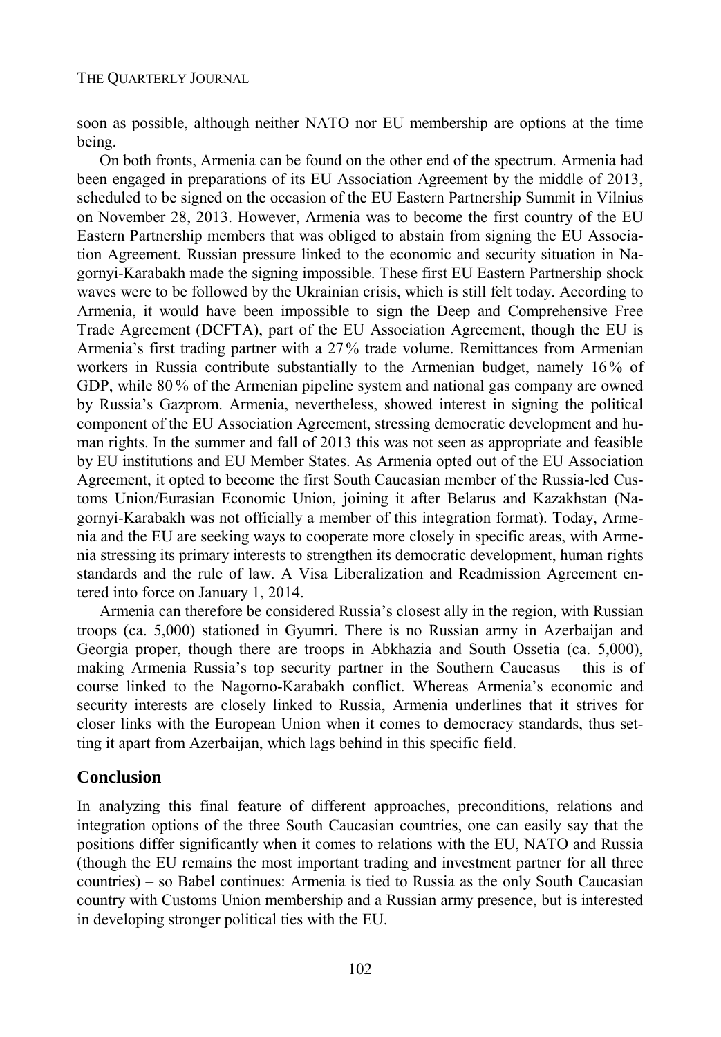soon as possible, although neither NATO nor EU membership are options at the time being.

On both fronts, Armenia can be found on the other end of the spectrum. Armenia had been engaged in preparations of its EU Association Agreement by the middle of 2013, scheduled to be signed on the occasion of the EU Eastern Partnership Summit in Vilnius on November 28, 2013. However, Armenia was to become the first country of the EU Eastern Partnership members that was obliged to abstain from signing the EU Association Agreement. Russian pressure linked to the economic and security situation in Nagornyi-Karabakh made the signing impossible. These first EU Eastern Partnership shock waves were to be followed by the Ukrainian crisis, which is still felt today. According to Armenia, it would have been impossible to sign the Deep and Comprehensive Free Trade Agreement (DCFTA), part of the EU Association Agreement, though the EU is Armenia's first trading partner with a 27 % trade volume. Remittances from Armenian workers in Russia contribute substantially to the Armenian budget, namely 16 % of GDP, while 80 % of the Armenian pipeline system and national gas company are owned by Russia's Gazprom. Armenia, nevertheless, showed interest in signing the political component of the EU Association Agreement, stressing democratic development and human rights. In the summer and fall of 2013 this was not seen as appropriate and feasible by EU institutions and EU Member States. As Armenia opted out of the EU Association Agreement, it opted to become the first South Caucasian member of the Russia-led Customs Union/Eurasian Economic Union, joining it after Belarus and Kazakhstan (Nagornyi-Karabakh was not officially a member of this integration format). Today, Armenia and the EU are seeking ways to cooperate more closely in specific areas, with Armenia stressing its primary interests to strengthen its democratic development, human rights standards and the rule of law. A Visa Liberalization and Readmission Agreement entered into force on January 1, 2014.

Armenia can therefore be considered Russia's closest ally in the region, with Russian troops (ca. 5,000) stationed in Gyumri. There is no Russian army in Azerbaijan and Georgia proper, though there are troops in Abkhazia and South Ossetia (ca. 5,000), making Armenia Russia's top security partner in the Southern Caucasus – this is of course linked to the Nagorno-Karabakh conflict. Whereas Armenia's economic and security interests are closely linked to Russia, Armenia underlines that it strives for closer links with the European Union when it comes to democracy standards, thus setting it apart from Azerbaijan, which lags behind in this specific field.

## Conclusion

In analyzing this final feature of different approaches, preconditions, relations and integration options of the three South Caucasian countries, one can easily say that the positions differ significantly when it comes to relations with the EU, NATO and Russia (though the EU remains the most important trading and investment partner for all three countries) – so Babel continues: Armenia is tied to Russia as the only South Caucasian country with Customs Union membership and a Russian army presence, but is interested in developing stronger political ties with the EU.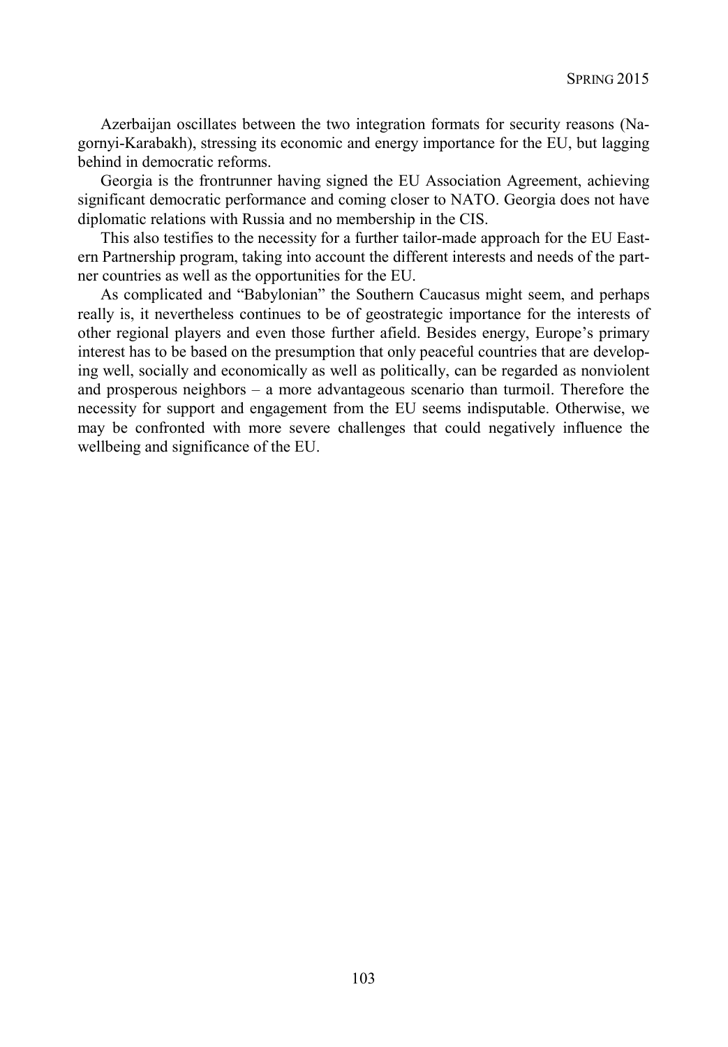Azerbaijan oscillates between the two integration formats for security reasons (Nagornyi-Karabakh), stressing its economic and energy importance for the EU, but lagging behind in democratic reforms.

Georgia is the frontrunner having signed the EU Association Agreement, achieving significant democratic performance and coming closer to NATO. Georgia does not have diplomatic relations with Russia and no membership in the CIS.

This also testifies to the necessity for a further tailor-made approach for the EU Eastern Partnership program, taking into account the different interests and needs of the partner countries as well as the opportunities for the EU.

As complicated and "Babylonian" the Southern Caucasus might seem, and perhaps really is, it nevertheless continues to be of geostrategic importance for the interests of other regional players and even those further afield. Besides energy, Europe's primary interest has to be based on the presumption that only peaceful countries that are developing well, socially and economically as well as politically, can be regarded as nonviolent and prosperous neighbors – a more advantageous scenario than turmoil. Therefore the necessity for support and engagement from the EU seems indisputable. Otherwise, we may be confronted with more severe challenges that could negatively influence the wellbeing and significance of the EU.